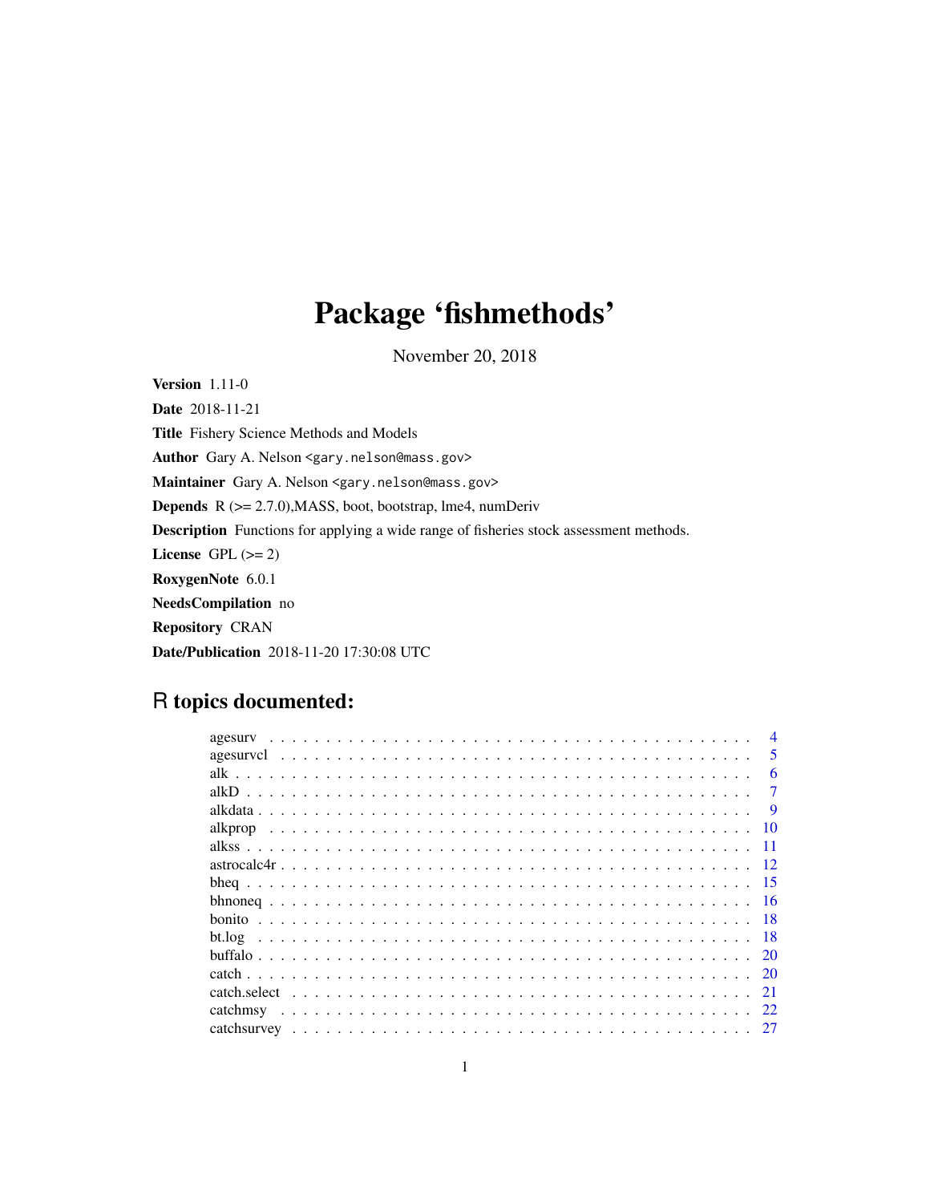# Package 'fishmethods'

November 20, 2018

**Version** 1.11-0

**Date** 2018-11-21

**Title** Fishery Science Methods and Models

**Author** Gary A. Nelson <gary.nelson@mass.gov>

**Maintainer** Gary A. Nelson <gary.nelson@mass.gov>

**Depends** R (>= 2.7.0),MASS, boot, bootstrap, lme4, numDeriv

**Description** Functions for applying a wide range of fisheries stock assessment methods.

**License** GPL (>= 2)

**RoxygenNote** 6.0.1

**NeedsCompilation** no

**Repository** CRAN

**Date/Publication** 2018-11-20 17:30:08 UTC

## R topics documented:

| | |
|---|---|
| agesurv | 4 |
| agesurvcl | 5 |
| alk | 6 |
| alkD | 7 |
| alkdata | 9 |
| alkprop | 10 |
| alkss | 11 |
| astrocalc4r | 12 |
| bheq | 15 |
| bhnoneq | 16 |
| bonito | 18 |
| bt.log | 18 |
| buffalo | 20 |
| catch | 20 |
| catch.select | 21 |
| catchmsy | 22 |
| catchsurvey | 27 |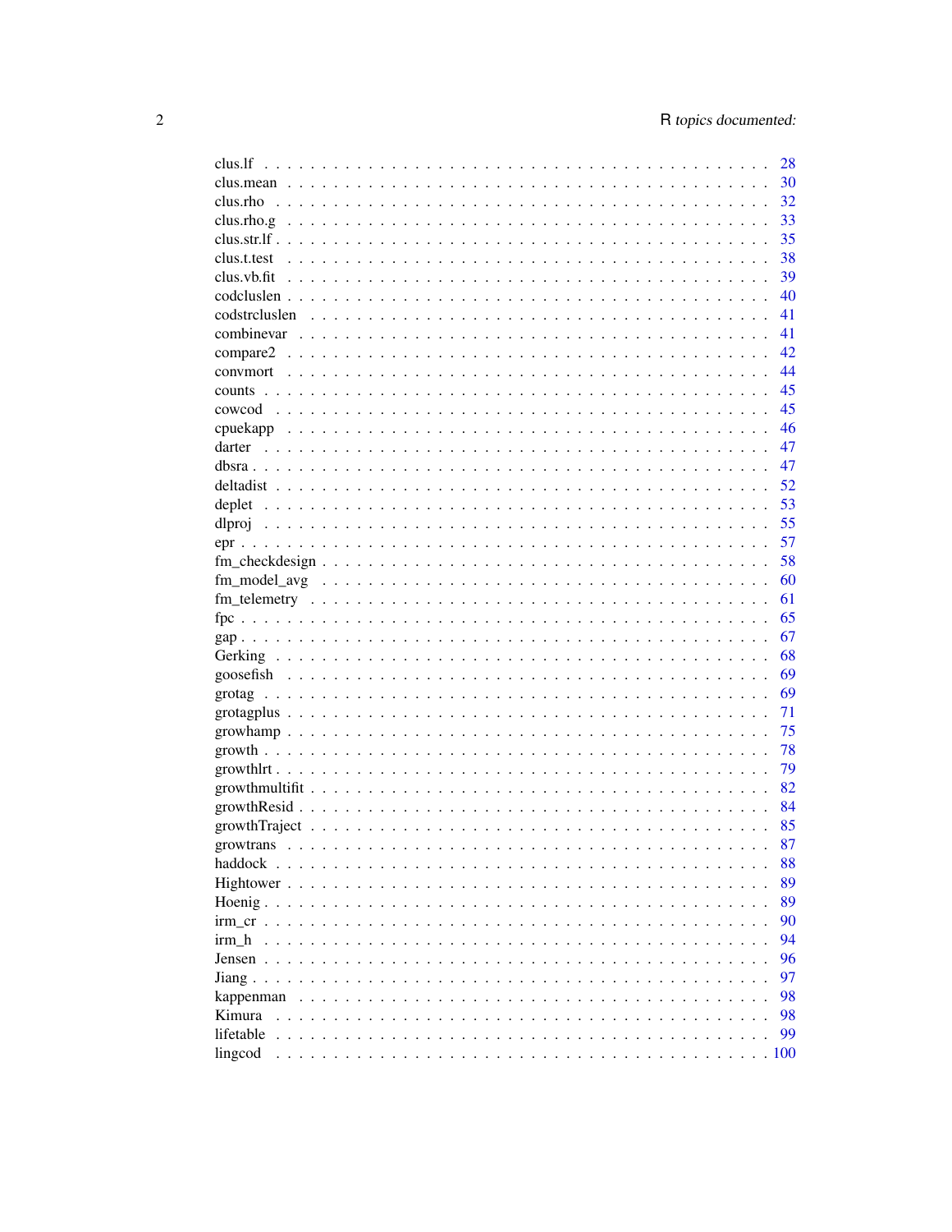clus.lf . . . . . . . . . . . . . . . . . . . . . . . . . . . . . . . . . . . . . . . . . . . 28
clus.mean . . . . . . . . . . . . . . . . . . . . . . . . . . . . . . . . . . . . . . . . . . 30
clus.rho . . . . . . . . . . . . . . . . . . . . . . . . . . . . . . . . . . . . . . . . . . . 32
clus.rho.g . . . . . . . . . . . . . . . . . . . . . . . . . . . . . . . . . . . . . . . . . . 33
clus.str.lf . . . . . . . . . . . . . . . . . . . . . . . . . . . . . . . . . . . . . . . . . . 35
clus.t.test . . . . . . . . . . . . . . . . . . . . . . . . . . . . . . . . . . . . . . . . . . 38
clus.vb.fit . . . . . . . . . . . . . . . . . . . . . . . . . . . . . . . . . . . . . . . . . . 39
codcluslen . . . . . . . . . . . . . . . . . . . . . . . . . . . . . . . . . . . . . . . . . . 40
codstrcluslen . . . . . . . . . . . . . . . . . . . . . . . . . . . . . . . . . . . . . . . . 41
combinevar . . . . . . . . . . . . . . . . . . . . . . . . . . . . . . . . . . . . . . . . . . 41
compare2 . . . . . . . . . . . . . . . . . . . . . . . . . . . . . . . . . . . . . . . . . . . 42
convmort . . . . . . . . . . . . . . . . . . . . . . . . . . . . . . . . . . . . . . . . . . . 44
counts . . . . . . . . . . . . . . . . . . . . . . . . . . . . . . . . . . . . . . . . . . . . 45
cowcod . . . . . . . . . . . . . . . . . . . . . . . . . . . . . . . . . . . . . . . . . . . . 45
cpuekapp . . . . . . . . . . . . . . . . . . . . . . . . . . . . . . . . . . . . . . . . . . . 46
darter . . . . . . . . . . . . . . . . . . . . . . . . . . . . . . . . . . . . . . . . . . . . 47
dbsra . . . . . . . . . . . . . . . . . . . . . . . . . . . . . . . . . . . . . . . . . . . . . 47
deltadist . . . . . . . . . . . . . . . . . . . . . . . . . . . . . . . . . . . . . . . . . . . 52
deplet . . . . . . . . . . . . . . . . . . . . . . . . . . . . . . . . . . . . . . . . . . . . 53
dlproj . . . . . . . . . . . . . . . . . . . . . . . . . . . . . . . . . . . . . . . . . . . . 55
epr . . . . . . . . . . . . . . . . . . . . . . . . . . . . . . . . . . . . . . . . . . . . . . 57
fm_checkdesign . . . . . . . . . . . . . . . . . . . . . . . . . . . . . . . . . . . . . . . 58
fm_model_avg . . . . . . . . . . . . . . . . . . . . . . . . . . . . . . . . . . . . . . . . 60
fm_telemetry . . . . . . . . . . . . . . . . . . . . . . . . . . . . . . . . . . . . . . . . 61
fpc . . . . . . . . . . . . . . . . . . . . . . . . . . . . . . . . . . . . . . . . . . . . . . 65
gap . . . . . . . . . . . . . . . . . . . . . . . . . . . . . . . . . . . . . . . . . . . . . . 67
Gerking . . . . . . . . . . . . . . . . . . . . . . . . . . . . . . . . . . . . . . . . . . . 68
goosefish . . . . . . . . . . . . . . . . . . . . . . . . . . . . . . . . . . . . . . . . . . 69
grotag . . . . . . . . . . . . . . . . . . . . . . . . . . . . . . . . . . . . . . . . . . . . 69
grotagplus . . . . . . . . . . . . . . . . . . . . . . . . . . . . . . . . . . . . . . . . . . 71
growhamp . . . . . . . . . . . . . . . . . . . . . . . . . . . . . . . . . . . . . . . . . . . 75
growth . . . . . . . . . . . . . . . . . . . . . . . . . . . . . . . . . . . . . . . . . . . . 78
growthlrt . . . . . . . . . . . . . . . . . . . . . . . . . . . . . . . . . . . . . . . . . . 79
growthmultifit . . . . . . . . . . . . . . . . . . . . . . . . . . . . . . . . . . . . . . . 82
growthResid . . . . . . . . . . . . . . . . . . . . . . . . . . . . . . . . . . . . . . . . . 84
growthTraject . . . . . . . . . . . . . . . . . . . . . . . . . . . . . . . . . . . . . . . . 85
growtrans . . . . . . . . . . . . . . . . . . . . . . . . . . . . . . . . . . . . . . . . . . 87
haddock . . . . . . . . . . . . . . . . . . . . . . . . . . . . . . . . . . . . . . . . . . . 88
Hightower . . . . . . . . . . . . . . . . . . . . . . . . . . . . . . . . . . . . . . . . . . 89
Hoenig . . . . . . . . . . . . . . . . . . . . . . . . . . . . . . . . . . . . . . . . . . . . 89
irm_cr . . . . . . . . . . . . . . . . . . . . . . . . . . . . . . . . . . . . . . . . . . . . 90
irm_h . . . . . . . . . . . . . . . . . . . . . . . . . . . . . . . . . . . . . . . . . . . . . 94
Jensen . . . . . . . . . . . . . . . . . . . . . . . . . . . . . . . . . . . . . . . . . . . . 96
Jiang . . . . . . . . . . . . . . . . . . . . . . . . . . . . . . . . . . . . . . . . . . . . . 97
kappenman . . . . . . . . . . . . . . . . . . . . . . . . . . . . . . . . . . . . . . . . . . 98
Kimura . . . . . . . . . . . . . . . . . . . . . . . . . . . . . . . . . . . . . . . . . . . . 98
lifetable . . . . . . . . . . . . . . . . . . . . . . . . . . . . . . . . . . . . . . . . . . . 99
lingcod . . . . . . . . . . . . . . . . . . . . . . . . . . . . . . . . . . . . . . . . . . . . 100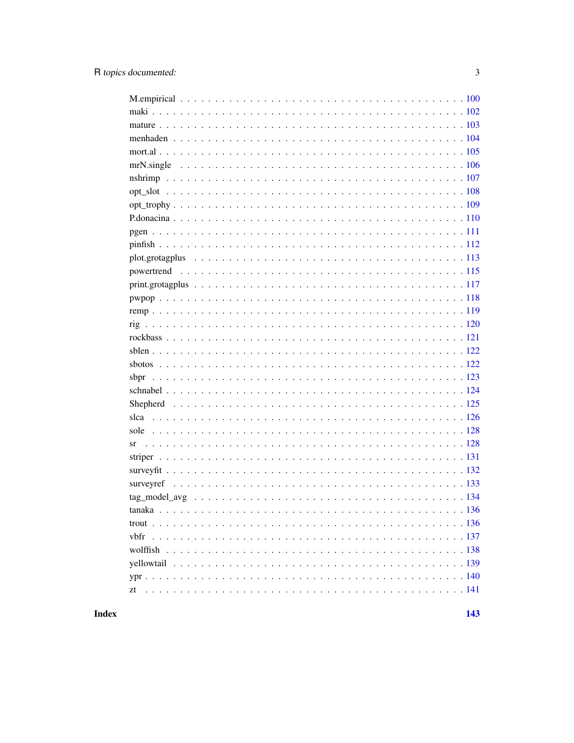M.empirical . . . . . . . . . . . . . . . . . . . . . . . . . . . . . . . . . . . . . . . 100
maki . . . . . . . . . . . . . . . . . . . . . . . . . . . . . . . . . . . . . . . . . . . 102
mature . . . . . . . . . . . . . . . . . . . . . . . . . . . . . . . . . . . . . . . . . . 103
menhaden . . . . . . . . . . . . . . . . . . . . . . . . . . . . . . . . . . . . . . . . 104
mort.al . . . . . . . . . . . . . . . . . . . . . . . . . . . . . . . . . . . . . . . . . . 105
mrN.single . . . . . . . . . . . . . . . . . . . . . . . . . . . . . . . . . . . . . . . 106
nshrimp . . . . . . . . . . . . . . . . . . . . . . . . . . . . . . . . . . . . . . . . . 107
opt_slot . . . . . . . . . . . . . . . . . . . . . . . . . . . . . . . . . . . . . . . . . 108
opt_trophy . . . . . . . . . . . . . . . . . . . . . . . . . . . . . . . . . . . . . . . . 109
P.donacina . . . . . . . . . . . . . . . . . . . . . . . . . . . . . . . . . . . . . . . . 110
pgen . . . . . . . . . . . . . . . . . . . . . . . . . . . . . . . . . . . . . . . . . . . 111
pinfish . . . . . . . . . . . . . . . . . . . . . . . . . . . . . . . . . . . . . . . . . . 112
plot.grotagplus . . . . . . . . . . . . . . . . . . . . . . . . . . . . . . . . . . . . . 113
powertrend . . . . . . . . . . . . . . . . . . . . . . . . . . . . . . . . . . . . . . . 115
print.grotagplus . . . . . . . . . . . . . . . . . . . . . . . . . . . . . . . . . . . . . 117
pwpop . . . . . . . . . . . . . . . . . . . . . . . . . . . . . . . . . . . . . . . . . . 118
remp . . . . . . . . . . . . . . . . . . . . . . . . . . . . . . . . . . . . . . . . . . . 119
rig . . . . . . . . . . . . . . . . . . . . . . . . . . . . . . . . . . . . . . . . . . . . 120
rockbass . . . . . . . . . . . . . . . . . . . . . . . . . . . . . . . . . . . . . . . . . 121
sblen . . . . . . . . . . . . . . . . . . . . . . . . . . . . . . . . . . . . . . . . . . . 122
sbotos . . . . . . . . . . . . . . . . . . . . . . . . . . . . . . . . . . . . . . . . . . 122
sbpr . . . . . . . . . . . . . . . . . . . . . . . . . . . . . . . . . . . . . . . . . . . 123
schnabel . . . . . . . . . . . . . . . . . . . . . . . . . . . . . . . . . . . . . . . . . 124
Shepherd . . . . . . . . . . . . . . . . . . . . . . . . . . . . . . . . . . . . . . . . 125
slca . . . . . . . . . . . . . . . . . . . . . . . . . . . . . . . . . . . . . . . . . . . . 126
sole . . . . . . . . . . . . . . . . . . . . . . . . . . . . . . . . . . . . . . . . . . . . 128
sr . . . . . . . . . . . . . . . . . . . . . . . . . . . . . . . . . . . . . . . . . . . . . 128
striper . . . . . . . . . . . . . . . . . . . . . . . . . . . . . . . . . . . . . . . . . . 131
surveyfit . . . . . . . . . . . . . . . . . . . . . . . . . . . . . . . . . . . . . . . . . 132
surveyref . . . . . . . . . . . . . . . . . . . . . . . . . . . . . . . . . . . . . . . . 133
tag_model_avg . . . . . . . . . . . . . . . . . . . . . . . . . . . . . . . . . . . . . 134
tanaka . . . . . . . . . . . . . . . . . . . . . . . . . . . . . . . . . . . . . . . . . . 136
trout . . . . . . . . . . . . . . . . . . . . . . . . . . . . . . . . . . . . . . . . . . . 136
vbfr . . . . . . . . . . . . . . . . . . . . . . . . . . . . . . . . . . . . . . . . . . . . 137
wolffish . . . . . . . . . . . . . . . . . . . . . . . . . . . . . . . . . . . . . . . . . 138
yellowtail . . . . . . . . . . . . . . . . . . . . . . . . . . . . . . . . . . . . . . . . 139
ypr . . . . . . . . . . . . . . . . . . . . . . . . . . . . . . . . . . . . . . . . . . . . 140
zt . . . . . . . . . . . . . . . . . . . . . . . . . . . . . . . . . . . . . . . . . . . . . 141

**Index** **143**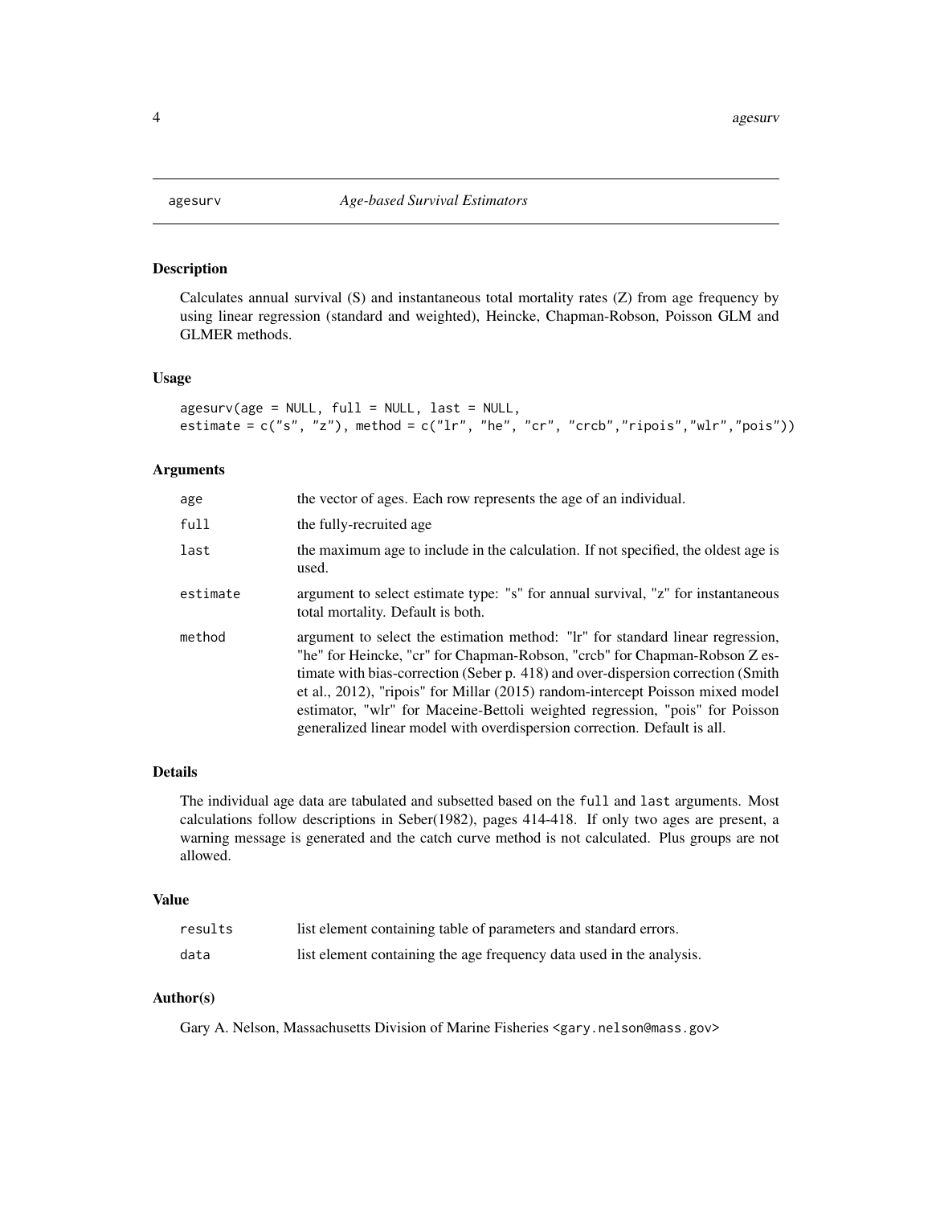# agesurv — *Age-based Survival Estimators*

## Description

Calculates annual survival (S) and instantaneous total mortality rates (Z) from age frequency by using linear regression (standard and weighted), Heincke, Chapman-Robson, Poisson GLM and GLMER methods.

## Usage

```
agesurv(age = NULL, full = NULL, last = NULL,
estimate = c("s", "z"), method = c("lr", "he", "cr", "crcb","ripois","wlr","pois"))
```

## Arguments

| | |
|---|---|
| `age` | the vector of ages. Each row represents the age of an individual. |
| `full` | the fully-recruited age |
| `last` | the maximum age to include in the calculation. If not specified, the oldest age is used. |
| `estimate` | argument to select estimate type: "s" for annual survival, "z" for instantaneous total mortality. Default is both. |
| `method` | argument to select the estimation method: "lr" for standard linear regression, "he" for Heincke, "cr" for Chapman-Robson, "crcb" for Chapman-Robson Z estimate with bias-correction (Seber p. 418) and over-dispersion correction (Smith et al., 2012), "ripois" for Millar (2015) random-intercept Poisson mixed model estimator, "wlr" for Maceine-Bettoli weighted regression, "pois" for Poisson generalized linear model with overdispersion correction. Default is all. |

## Details

The individual age data are tabulated and subsetted based on the `full` and `last` arguments. Most calculations follow descriptions in Seber(1982), pages 414-418. If only two ages are present, a warning message is generated and the catch curve method is not calculated. Plus groups are not allowed.

## Value

| | |
|---|---|
| `results` | list element containing table of parameters and standard errors. |
| `data` | list element containing the age frequency data used in the analysis. |

## Author(s)

Gary A. Nelson, Massachusetts Division of Marine Fisheries <gary.nelson@mass.gov>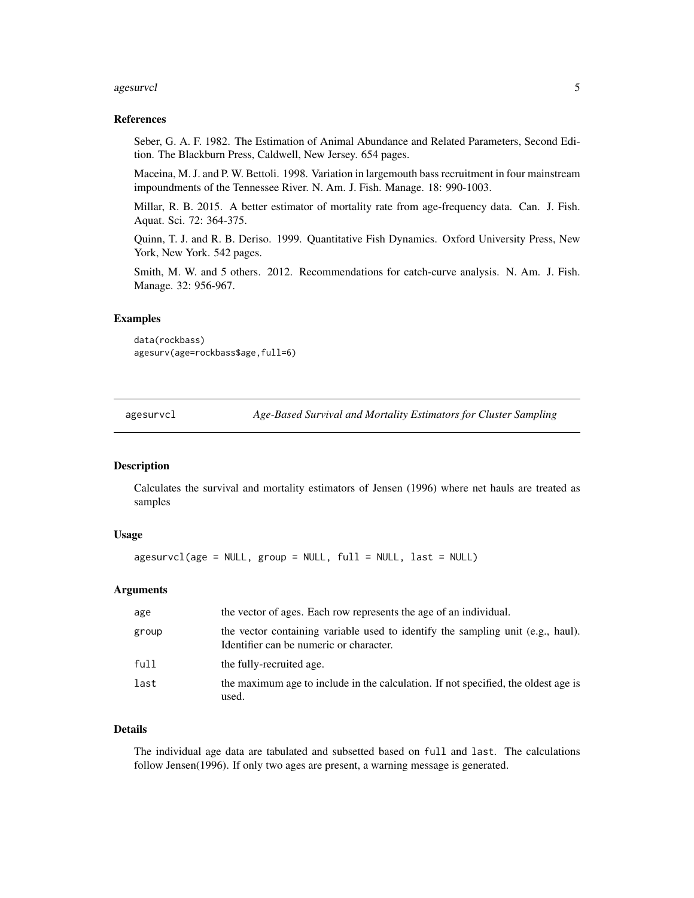### References

Seber, G. A. F. 1982. The Estimation of Animal Abundance and Related Parameters, Second Edition. The Blackburn Press, Caldwell, New Jersey. 654 pages.

Maceina, M. J. and P. W. Bettoli. 1998. Variation in largemouth bass recruitment in four mainstream impoundments of the Tennessee River. N. Am. J. Fish. Manage. 18: 990-1003.

Millar, R. B. 2015. A better estimator of mortality rate from age-frequency data. Can. J. Fish. Aquat. Sci. 72: 364-375.

Quinn, T. J. and R. B. Deriso. 1999. Quantitative Fish Dynamics. Oxford University Press, New York, New York. 542 pages.

Smith, M. W. and 5 others. 2012. Recommendations for catch-curve analysis. N. Am. J. Fish. Manage. 32: 956-967.

### Examples

```
data(rockbass)
agesurv(age=rockbass$age,full=6)
```

---

## agesurvcl — *Age-Based Survival and Mortality Estimators for Cluster Sampling*

### Description

Calculates the survival and mortality estimators of Jensen (1996) where net hauls are treated as samples

### Usage

```
agesurvcl(age = NULL, group = NULL, full = NULL, last = NULL)
```

### Arguments

| | |
|---|---|
| age | the vector of ages. Each row represents the age of an individual. |
| group | the vector containing variable used to identify the sampling unit (e.g., haul). Identifier can be numeric or character. |
| full | the fully-recruited age. |
| last | the maximum age to include in the calculation. If not specified, the oldest age is used. |

### Details

The individual age data are tabulated and subsetted based on full and last. The calculations follow Jensen(1996). If only two ages are present, a warning message is generated.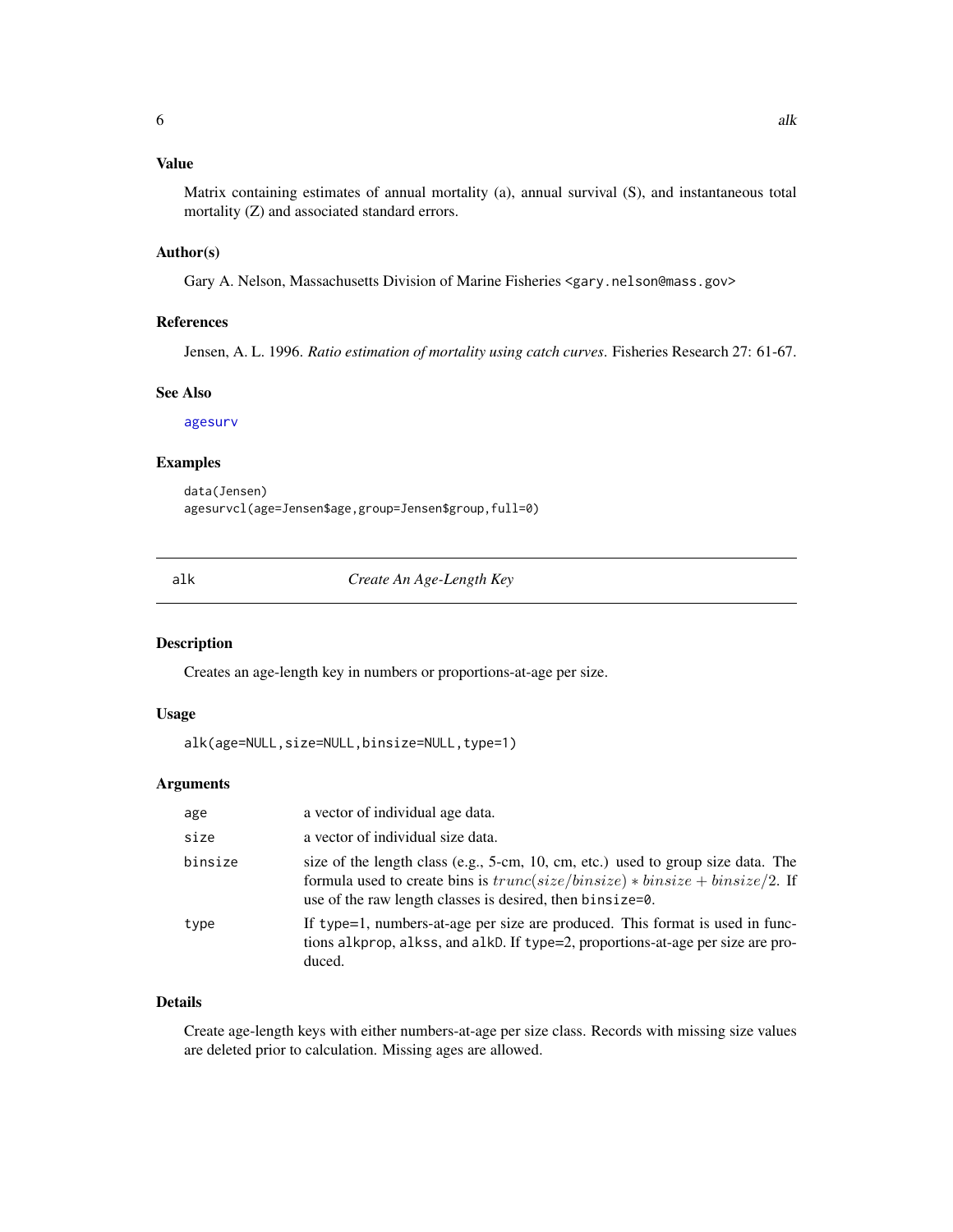### Value

Matrix containing estimates of annual mortality (a), annual survival (S), and instantaneous total mortality (Z) and associated standard errors.

### Author(s)

Gary A. Nelson, Massachusetts Division of Marine Fisheries <gary.nelson@mass.gov>

### References

Jensen, A. L. 1996. *Ratio estimation of mortality using catch curves*. Fisheries Research 27: 61-67.

### See Also

agesurv

### Examples

```
data(Jensen)
agesurvcl(age=Jensen$age,group=Jensen$group,full=0)
```

## alk — *Create An Age-Length Key*

### Description

Creates an age-length key in numbers or proportions-at-age per size.

### Usage

```
alk(age=NULL,size=NULL,binsize=NULL,type=1)
```

### Arguments

| | |
|---|---|
| age | a vector of individual age data. |
| size | a vector of individual size data. |
| binsize | size of the length class (e.g., 5-cm, 10, cm, etc.) used to group size data. The formula used to create bins is $trunc(size/binsize) * binsize + binsize/2$. If use of the raw length classes is desired, then `binsize=0`. |
| type | If `type=1`, numbers-at-age per size are produced. This format is used in functions `alkprop`, `alkss`, and `alkD`. If `type=2`, proportions-at-age per size are produced. |

### Details

Create age-length keys with either numbers-at-age per size class. Records with missing size values are deleted prior to calculation. Missing ages are allowed.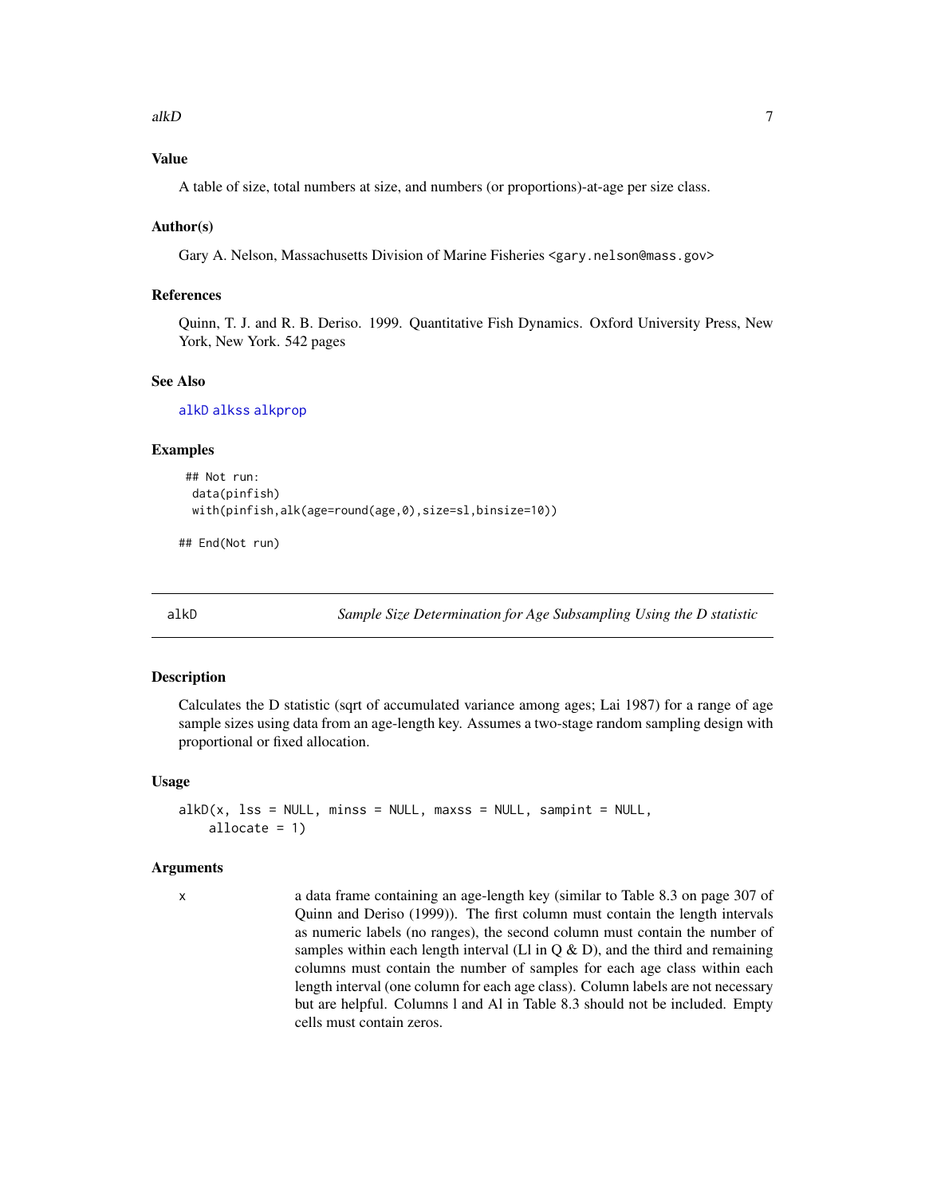### Value

A table of size, total numbers at size, and numbers (or proportions)-at-age per size class.

### Author(s)

Gary A. Nelson, Massachusetts Division of Marine Fisheries <gary.nelson@mass.gov>

### References

Quinn, T. J. and R. B. Deriso. 1999. Quantitative Fish Dynamics. Oxford University Press, New York, New York. 542 pages

### See Also

alkD alkss alkprop

### Examples

```
## Not run:
 data(pinfish)
 with(pinfish,alk(age=round(age,0),size=sl,binsize=10))

## End(Not run)
```

---

## alkD — *Sample Size Determination for Age Subsampling Using the D statistic*

### Description

Calculates the D statistic (sqrt of accumulated variance among ages; Lai 1987) for a range of age sample sizes using data from an age-length key. Assumes a two-stage random sampling design with proportional or fixed allocation.

### Usage

```
alkD(x, lss = NULL, minss = NULL, maxss = NULL, sampint = NULL,
    allocate = 1)
```

### Arguments

| | |
|---|---|
| x | a data frame containing an age-length key (similar to Table 8.3 on page 307 of Quinn and Deriso (1999)). The first column must contain the length intervals as numeric labels (no ranges), the second column must contain the number of samples within each length interval (Ll in Q & D), and the third and remaining columns must contain the number of samples for each age class within each length interval (one column for each age class). Column labels are not necessary but are helpful. Columns l and Al in Table 8.3 should not be included. Empty cells must contain zeros. |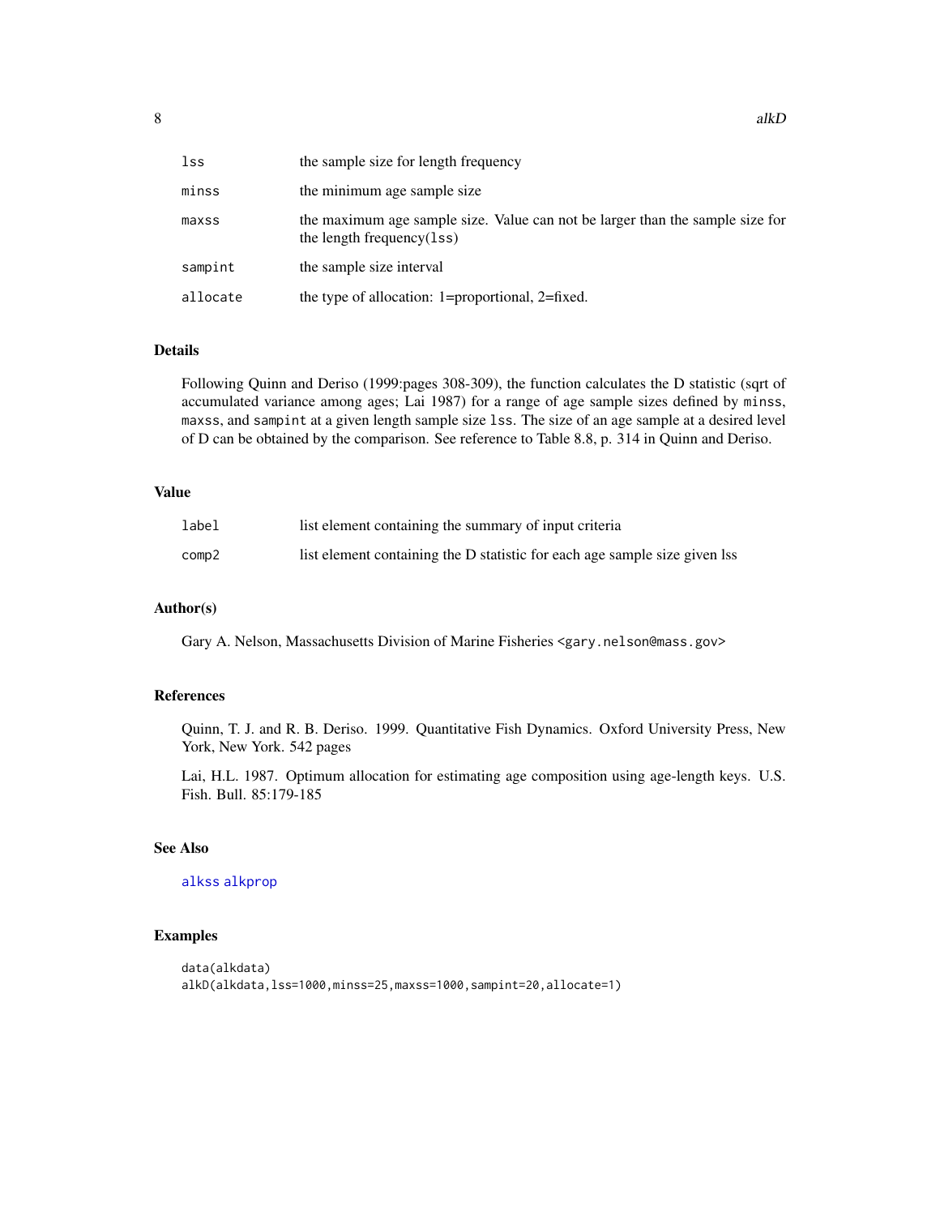| | |
|---|---|
| `lss` | the sample size for length frequency |
| `minss` | the minimum age sample size |
| `maxss` | the maximum age sample size. Value can not be larger than the sample size for the length frequency(`lss`) |
| `sampint` | the sample size interval |
| `allocate` | the type of allocation: 1=proportional, 2=fixed. |

## Details

Following Quinn and Deriso (1999:pages 308-309), the function calculates the D statistic (sqrt of accumulated variance among ages; Lai 1987) for a range of age sample sizes defined by `minss`, `maxss`, and `sampint` at a given length sample size `lss`. The size of an age sample at a desired level of D can be obtained by the comparison. See reference to Table 8.8, p. 314 in Quinn and Deriso.

## Value

| | |
|---|---|
| `label` | list element containing the summary of input criteria |
| `comp2` | list element containing the D statistic for each age sample size given lss |

## Author(s)

Gary A. Nelson, Massachusetts Division of Marine Fisheries <gary.nelson@mass.gov>

## References

Quinn, T. J. and R. B. Deriso. 1999. Quantitative Fish Dynamics. Oxford University Press, New York, New York. 542 pages

Lai, H.L. 1987. Optimum allocation for estimating age composition using age-length keys. U.S. Fish. Bull. 85:179-185

## See Also

`alkss` `alkprop`

## Examples

```
data(alkdata)
alkD(alkdata,lss=1000,minss=25,maxss=1000,sampint=20,allocate=1)
```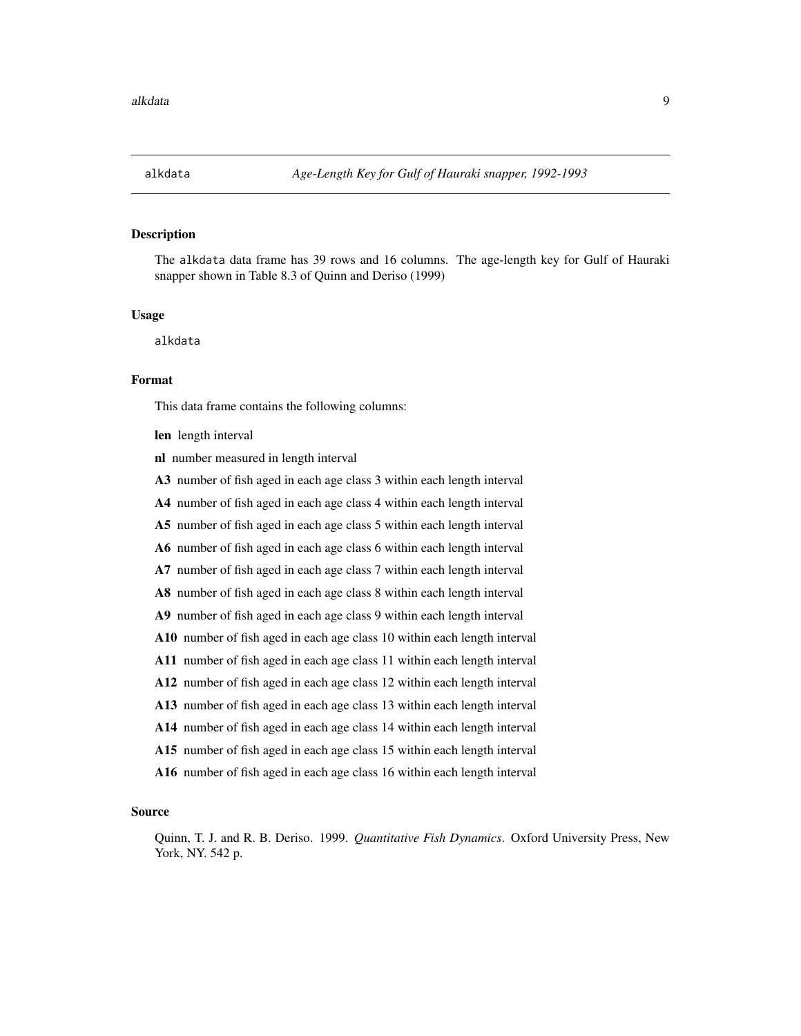alkdata *Age-Length Key for Gulf of Hauraki snapper, 1992-1993*

## Description

The alkdata data frame has 39 rows and 16 columns. The age-length key for Gulf of Hauraki snapper shown in Table 8.3 of Quinn and Deriso (1999)

## Usage

```
alkdata
```

## Format

This data frame contains the following columns:

**len** length interval

**nl** number measured in length interval

**A3** number of fish aged in each age class 3 within each length interval

**A4** number of fish aged in each age class 4 within each length interval

**A5** number of fish aged in each age class 5 within each length interval

**A6** number of fish aged in each age class 6 within each length interval

**A7** number of fish aged in each age class 7 within each length interval

**A8** number of fish aged in each age class 8 within each length interval

**A9** number of fish aged in each age class 9 within each length interval

**A10** number of fish aged in each age class 10 within each length interval

**A11** number of fish aged in each age class 11 within each length interval

**A12** number of fish aged in each age class 12 within each length interval

**A13** number of fish aged in each age class 13 within each length interval

**A14** number of fish aged in each age class 14 within each length interval

**A15** number of fish aged in each age class 15 within each length interval

**A16** number of fish aged in each age class 16 within each length interval

## Source

Quinn, T. J. and R. B. Deriso. 1999. *Quantitative Fish Dynamics*. Oxford University Press, New York, NY. 542 p.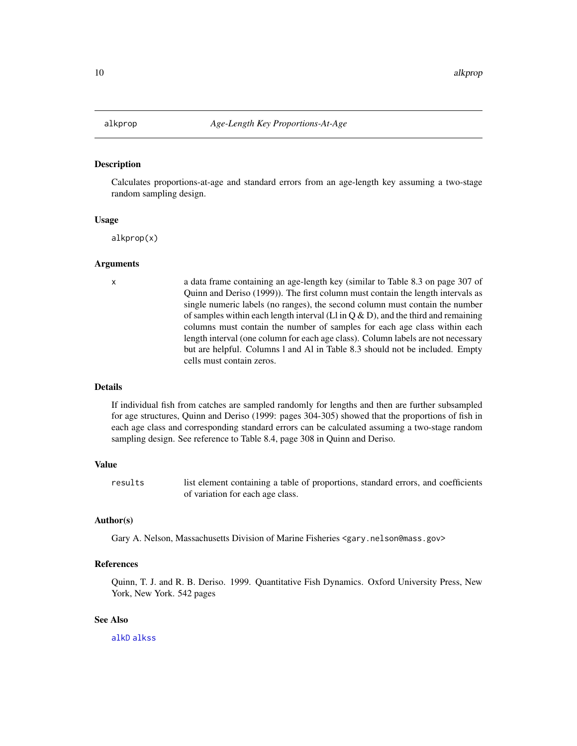# alkprop — *Age-Length Key Proportions-At-Age*

## Description

Calculates proportions-at-age and standard errors from an age-length key assuming a two-stage random sampling design.

## Usage

```
alkprop(x)
```

## Arguments

| | |
|---|---|
| `x` | a data frame containing an age-length key (similar to Table 8.3 on page 307 of Quinn and Deriso (1999)). The first column must contain the length intervals as single numeric labels (no ranges), the second column must contain the number of samples within each length interval (Ll in Q & D), and the third and remaining columns must contain the number of samples for each age class within each length interval (one column for each age class). Column labels are not necessary but are helpful. Columns l and Al in Table 8.3 should not be included. Empty cells must contain zeros. |

## Details

If individual fish from catches are sampled randomly for lengths and then are further subsampled for age structures, Quinn and Deriso (1999: pages 304-305) showed that the proportions of fish in each age class and corresponding standard errors can be calculated assuming a two-stage random sampling design. See reference to Table 8.4, page 308 in Quinn and Deriso.

## Value

| | |
|---|---|
| `results` | list element containing a table of proportions, standard errors, and coefficients of variation for each age class. |

## Author(s)

Gary A. Nelson, Massachusetts Division of Marine Fisheries <gary.nelson@mass.gov>

## References

Quinn, T. J. and R. B. Deriso. 1999. Quantitative Fish Dynamics. Oxford University Press, New York, New York. 542 pages

## See Also

`alkD` `alkss`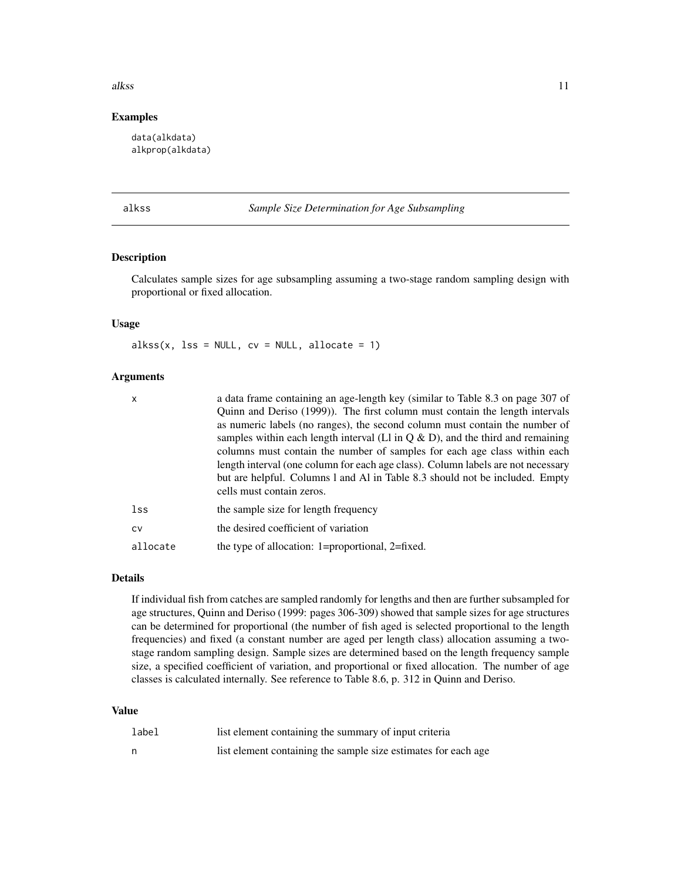### Examples

```
data(alkdata)
alkprop(alkdata)
```

---

## alkss — *Sample Size Determination for Age Subsampling*

### Description

Calculates sample sizes for age subsampling assuming a two-stage random sampling design with proportional or fixed allocation.

### Usage

```
alkss(x, lss = NULL, cv = NULL, allocate = 1)
```

### Arguments

| | |
|---|---|
| x | a data frame containing an age-length key (similar to Table 8.3 on page 307 of Quinn and Deriso (1999)). The first column must contain the length intervals as numeric labels (no ranges), the second column must contain the number of samples within each length interval (Ll in Q & D), and the third and remaining columns must contain the number of samples for each age class within each length interval (one column for each age class). Column labels are not necessary but are helpful. Columns l and Al in Table 8.3 should not be included. Empty cells must contain zeros. |
| lss | the sample size for length frequency |
| cv | the desired coefficient of variation |
| allocate | the type of allocation: 1=proportional, 2=fixed. |

### Details

If individual fish from catches are sampled randomly for lengths and then are further subsampled for age structures, Quinn and Deriso (1999: pages 306-309) showed that sample sizes for age structures can be determined for proportional (the number of fish aged is selected proportional to the length frequencies) and fixed (a constant number are aged per length class) allocation assuming a two-stage random sampling design. Sample sizes are determined based on the length frequency sample size, a specified coefficient of variation, and proportional or fixed allocation. The number of age classes is calculated internally. See reference to Table 8.6, p. 312 in Quinn and Deriso.

### Value

| | |
|---|---|
| label | list element containing the summary of input criteria |
| n | list element containing the sample size estimates for each age |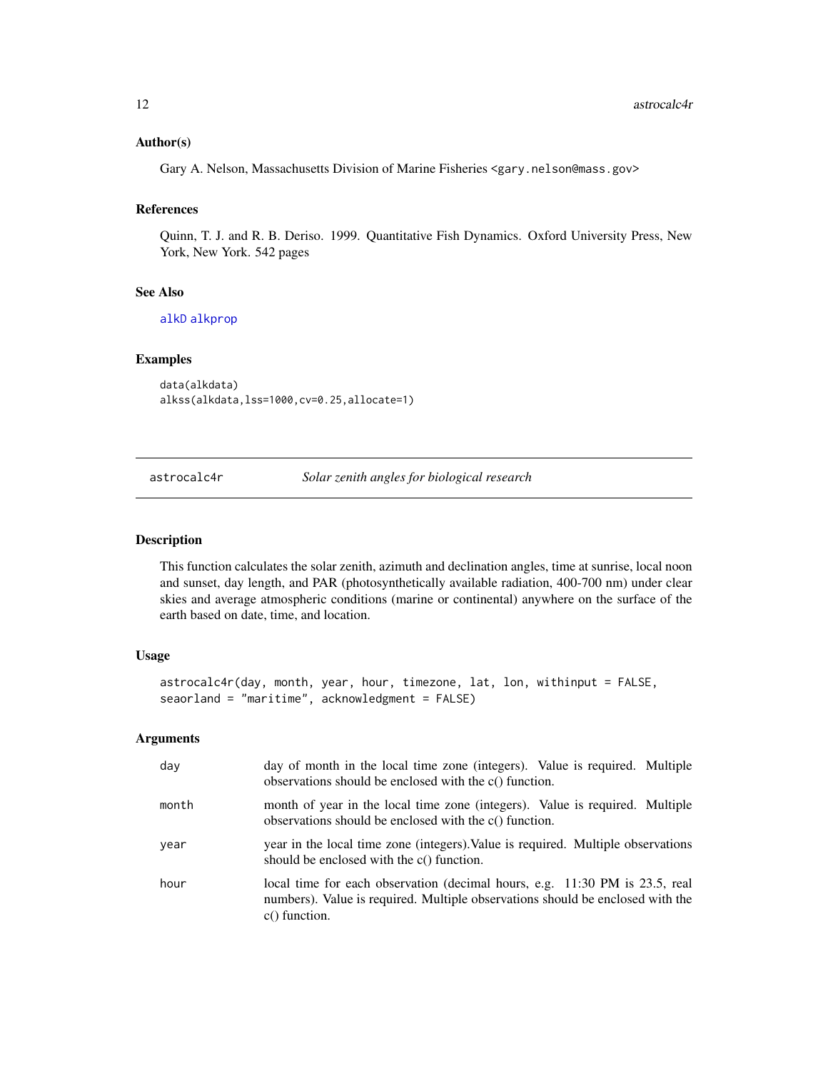### Author(s)

Gary A. Nelson, Massachusetts Division of Marine Fisheries <gary.nelson@mass.gov>

### References

Quinn, T. J. and R. B. Deriso. 1999. Quantitative Fish Dynamics. Oxford University Press, New York, New York. 542 pages

### See Also

alkD alkprop

### Examples

```
data(alkdata)
alkss(alkdata,lss=1000,cv=0.25,allocate=1)
```

---

## astrocalc4r — *Solar zenith angles for biological research*

---

### Description

This function calculates the solar zenith, azimuth and declination angles, time at sunrise, local noon and sunset, day length, and PAR (photosynthetically available radiation, 400-700 nm) under clear skies and average atmospheric conditions (marine or continental) anywhere on the surface of the earth based on date, time, and location.

### Usage

```
astrocalc4r(day, month, year, hour, timezone, lat, lon, withinput = FALSE,
seaorland = "maritime", acknowledgment = FALSE)
```

### Arguments

| | |
|---|---|
| day | day of month in the local time zone (integers). Value is required. Multiple observations should be enclosed with the c() function. |
| month | month of year in the local time zone (integers). Value is required. Multiple observations should be enclosed with the c() function. |
| year | year in the local time zone (integers).Value is required. Multiple observations should be enclosed with the c() function. |
| hour | local time for each observation (decimal hours, e.g. 11:30 PM is 23.5, real numbers). Value is required. Multiple observations should be enclosed with the c() function. |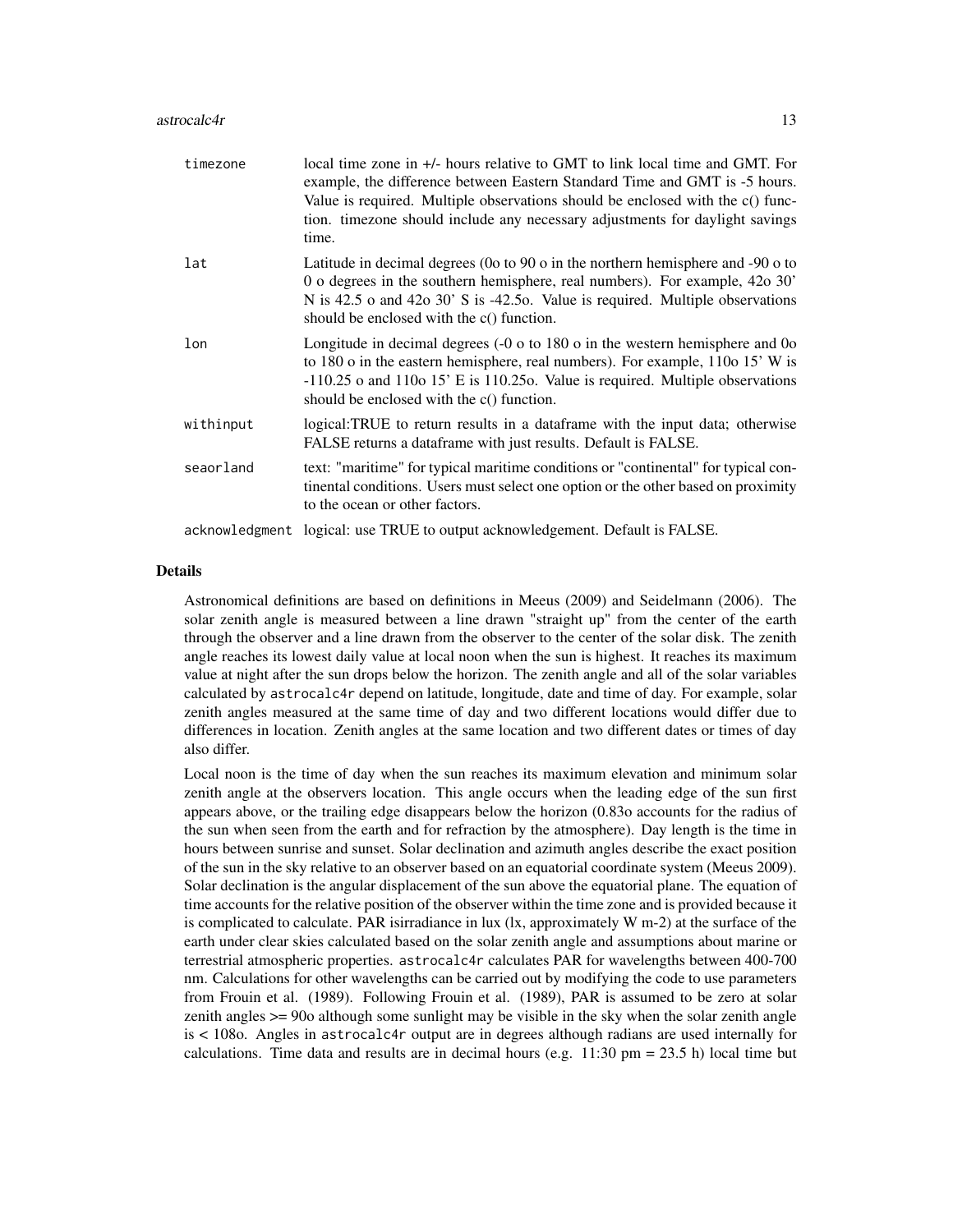| | |
|---|---|
| timezone | local time zone in +/- hours relative to GMT to link local time and GMT. For example, the difference between Eastern Standard Time and GMT is -5 hours. Value is required. Multiple observations should be enclosed with the c() function. timezone should include any necessary adjustments for daylight savings time. |
| lat | Latitude in decimal degrees (0o to 90 o in the northern hemisphere and -90 o to 0 o degrees in the southern hemisphere, real numbers). For example, 42o 30' N is 42.5 o and 42o 30' S is -42.5o. Value is required. Multiple observations should be enclosed with the c() function. |
| lon | Longitude in decimal degrees (-0 o to 180 o in the western hemisphere and 0o to 180 o in the eastern hemisphere, real numbers). For example, 110o 15' W is -110.25 o and 110o 15' E is 110.25o. Value is required. Multiple observations should be enclosed with the c() function. |
| withinput | logical:TRUE to return results in a dataframe with the input data; otherwise FALSE returns a dataframe with just results. Default is FALSE. |
| seaorland | text: "maritime" for typical maritime conditions or "continental" for typical continental conditions. Users must select one option or the other based on proximity to the ocean or other factors. |
| acknowledgment | logical: use TRUE to output acknowledgement. Default is FALSE. |

## Details

Astronomical definitions are based on definitions in Meeus (2009) and Seidelmann (2006). The solar zenith angle is measured between a line drawn "straight up" from the center of the earth through the observer and a line drawn from the observer to the center of the solar disk. The zenith angle reaches its lowest daily value at local noon when the sun is highest. It reaches its maximum value at night after the sun drops below the horizon. The zenith angle and all of the solar variables calculated by `astrocalc4r` depend on latitude, longitude, date and time of day. For example, solar zenith angles measured at the same time of day and two different locations would differ due to differences in location. Zenith angles at the same location and two different dates or times of day also differ.

Local noon is the time of day when the sun reaches its maximum elevation and minimum solar zenith angle at the observers location. This angle occurs when the leading edge of the sun first appears above, or the trailing edge disappears below the horizon (0.83o accounts for the radius of the sun when seen from the earth and for refraction by the atmosphere). Day length is the time in hours between sunrise and sunset. Solar declination and azimuth angles describe the exact position of the sun in the sky relative to an observer based on an equatorial coordinate system (Meeus 2009). Solar declination is the angular displacement of the sun above the equatorial plane. The equation of time accounts for the relative position of the observer within the time zone and is provided because it is complicated to calculate. PAR isirradiance in lux (lx, approximately W m-2) at the surface of the earth under clear skies calculated based on the solar zenith angle and assumptions about marine or terrestrial atmospheric properties. `astrocalc4r` calculates PAR for wavelengths between 400-700 nm. Calculations for other wavelengths can be carried out by modifying the code to use parameters from Frouin et al. (1989). Following Frouin et al. (1989), PAR is assumed to be zero at solar zenith angles >= 90o although some sunlight may be visible in the sky when the solar zenith angle is < 108o. Angles in `astrocalc4r` output are in degrees although radians are used internally for calculations. Time data and results are in decimal hours (e.g. 11:30 pm = 23.5 h) local time but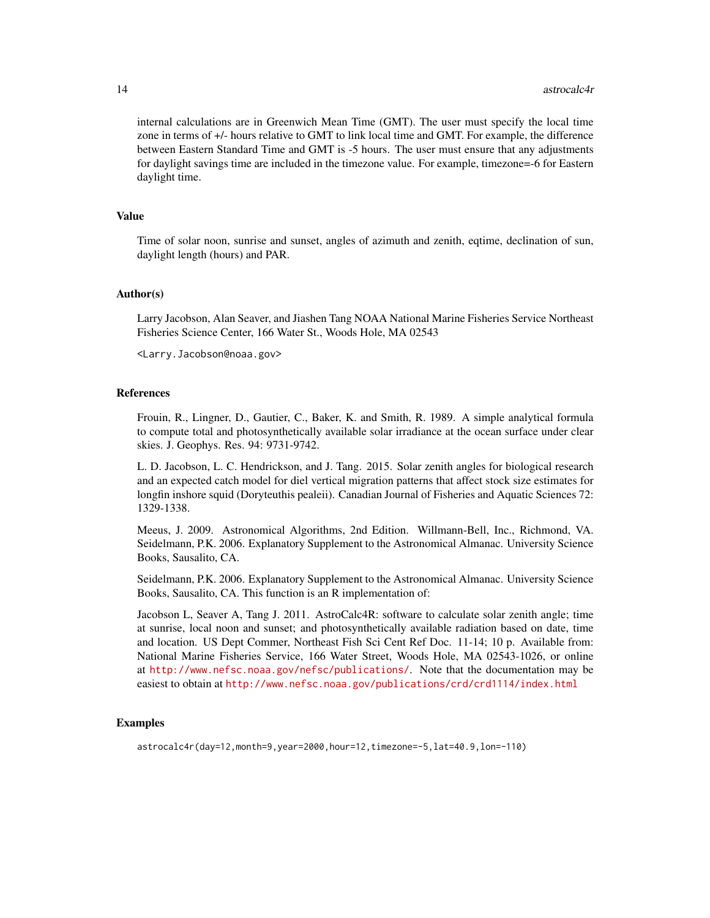internal calculations are in Greenwich Mean Time (GMT). The user must specify the local time zone in terms of +/- hours relative to GMT to link local time and GMT. For example, the difference between Eastern Standard Time and GMT is -5 hours. The user must ensure that any adjustments for daylight savings time are included in the timezone value. For example, timezone=-6 for Eastern daylight time.

## Value

Time of solar noon, sunrise and sunset, angles of azimuth and zenith, eqtime, declination of sun, daylight length (hours) and PAR.

## Author(s)

Larry Jacobson, Alan Seaver, and Jiashen Tang NOAA National Marine Fisheries Service Northeast Fisheries Science Center, 166 Water St., Woods Hole, MA 02543

<Larry.Jacobson@noaa.gov>

## References

Frouin, R., Lingner, D., Gautier, C., Baker, K. and Smith, R. 1989. A simple analytical formula to compute total and photosynthetically available solar irradiance at the ocean surface under clear skies. J. Geophys. Res. 94: 9731-9742.

L. D. Jacobson, L. C. Hendrickson, and J. Tang. 2015. Solar zenith angles for biological research and an expected catch model for diel vertical migration patterns that affect stock size estimates for longfin inshore squid (Doryteuthis pealeii). Canadian Journal of Fisheries and Aquatic Sciences 72: 1329-1338.

Meeus, J. 2009. Astronomical Algorithms, 2nd Edition. Willmann-Bell, Inc., Richmond, VA. Seidelmann, P.K. 2006. Explanatory Supplement to the Astronomical Almanac. University Science Books, Sausalito, CA.

Seidelmann, P.K. 2006. Explanatory Supplement to the Astronomical Almanac. University Science Books, Sausalito, CA. This function is an R implementation of:

Jacobson L, Seaver A, Tang J. 2011. AstroCalc4R: software to calculate solar zenith angle; time at sunrise, local noon and sunset; and photosynthetically available radiation based on date, time and location. US Dept Commer, Northeast Fish Sci Cent Ref Doc. 11-14; 10 p. Available from: National Marine Fisheries Service, 166 Water Street, Woods Hole, MA 02543-1026, or online at http://www.nefsc.noaa.gov/nefsc/publications/. Note that the documentation may be easiest to obtain at http://www.nefsc.noaa.gov/publications/crd/crd1114/index.html

## Examples

```
astrocalc4r(day=12,month=9,year=2000,hour=12,timezone=-5,lat=40.9,lon=-110)
```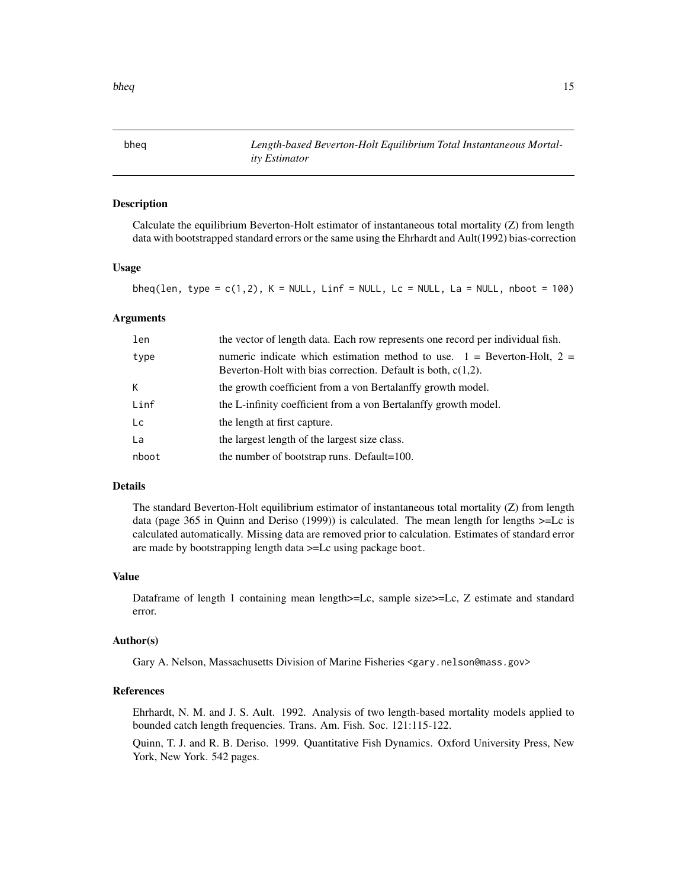## bheq — *Length-based Beverton-Holt Equilibrium Total Instantaneous Mortality Estimator*

### Description

Calculate the equilibrium Beverton-Holt estimator of instantaneous total mortality (Z) from length data with bootstrapped standard errors or the same using the Ehrhardt and Ault(1992) bias-correction

### Usage

```
bheq(len, type = c(1,2), K = NULL, Linf = NULL, Lc = NULL, La = NULL, nboot = 100)
```

### Arguments

| | |
|---|---|
| `len` | the vector of length data. Each row represents one record per individual fish. |
| `type` | numeric indicate which estimation method to use. 1 = Beverton-Holt, 2 = Beverton-Holt with bias correction. Default is both, c(1,2). |
| `K` | the growth coefficient from a von Bertalanffy growth model. |
| `Linf` | the L-infinity coefficient from a von Bertalanffy growth model. |
| `Lc` | the length at first capture. |
| `La` | the largest length of the largest size class. |
| `nboot` | the number of bootstrap runs. Default=100. |

### Details

The standard Beverton-Holt equilibrium estimator of instantaneous total mortality (Z) from length data (page 365 in Quinn and Deriso (1999)) is calculated. The mean length for lengths >=Lc is calculated automatically. Missing data are removed prior to calculation. Estimates of standard error are made by bootstrapping length data >=Lc using package `boot`.

### Value

Dataframe of length 1 containing mean length>=Lc, sample size>=Lc, Z estimate and standard error.

### Author(s)

Gary A. Nelson, Massachusetts Division of Marine Fisheries <gary.nelson@mass.gov>

### References

Ehrhardt, N. M. and J. S. Ault. 1992. Analysis of two length-based mortality models applied to bounded catch length frequencies. Trans. Am. Fish. Soc. 121:115-122.

Quinn, T. J. and R. B. Deriso. 1999. Quantitative Fish Dynamics. Oxford University Press, New York, New York. 542 pages.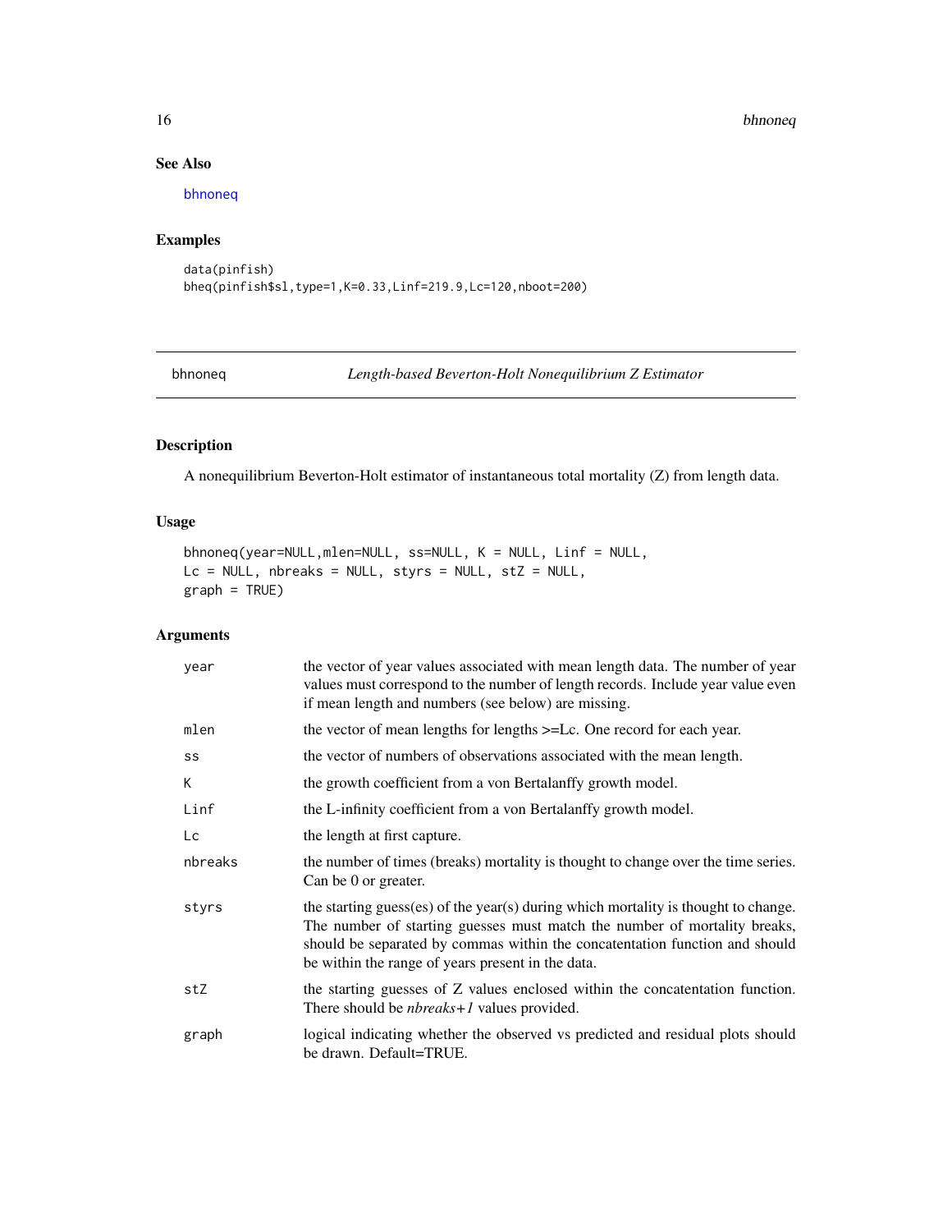## See Also

bhnoneq

## Examples

```
data(pinfish)
bheq(pinfish$sl,type=1,K=0.33,Linf=219.9,Lc=120,nboot=200)
```

---

# bhnoneq — *Length-based Beverton-Holt Nonequilibrium Z Estimator*

## Description

A nonequilibrium Beverton-Holt estimator of instantaneous total mortality (Z) from length data.

## Usage

```
bhnoneq(year=NULL,mlen=NULL, ss=NULL, K = NULL, Linf = NULL,
Lc = NULL, nbreaks = NULL, styrs = NULL, stZ = NULL,
graph = TRUE)
```

## Arguments

| | |
|---|---|
| `year` | the vector of year values associated with mean length data. The number of year values must correspond to the number of length records. Include year value even if mean length and numbers (see below) are missing. |
| `mlen` | the vector of mean lengths for lengths >=Lc. One record for each year. |
| `ss` | the vector of numbers of observations associated with the mean length. |
| `K` | the growth coefficient from a von Bertalanffy growth model. |
| `Linf` | the L-infinity coefficient from a von Bertalanffy growth model. |
| `Lc` | the length at first capture. |
| `nbreaks` | the number of times (breaks) mortality is thought to change over the time series. Can be 0 or greater. |
| `styrs` | the starting guess(es) of the year(s) during which mortality is thought to change. The number of starting guesses must match the number of mortality breaks, should be separated by commas within the concatentation function and should be within the range of years present in the data. |
| `stZ` | the starting guesses of Z values enclosed within the concatentation function. There should be *nbreaks+1* values provided. |
| `graph` | logical indicating whether the observed vs predicted and residual plots should be drawn. Default=TRUE. |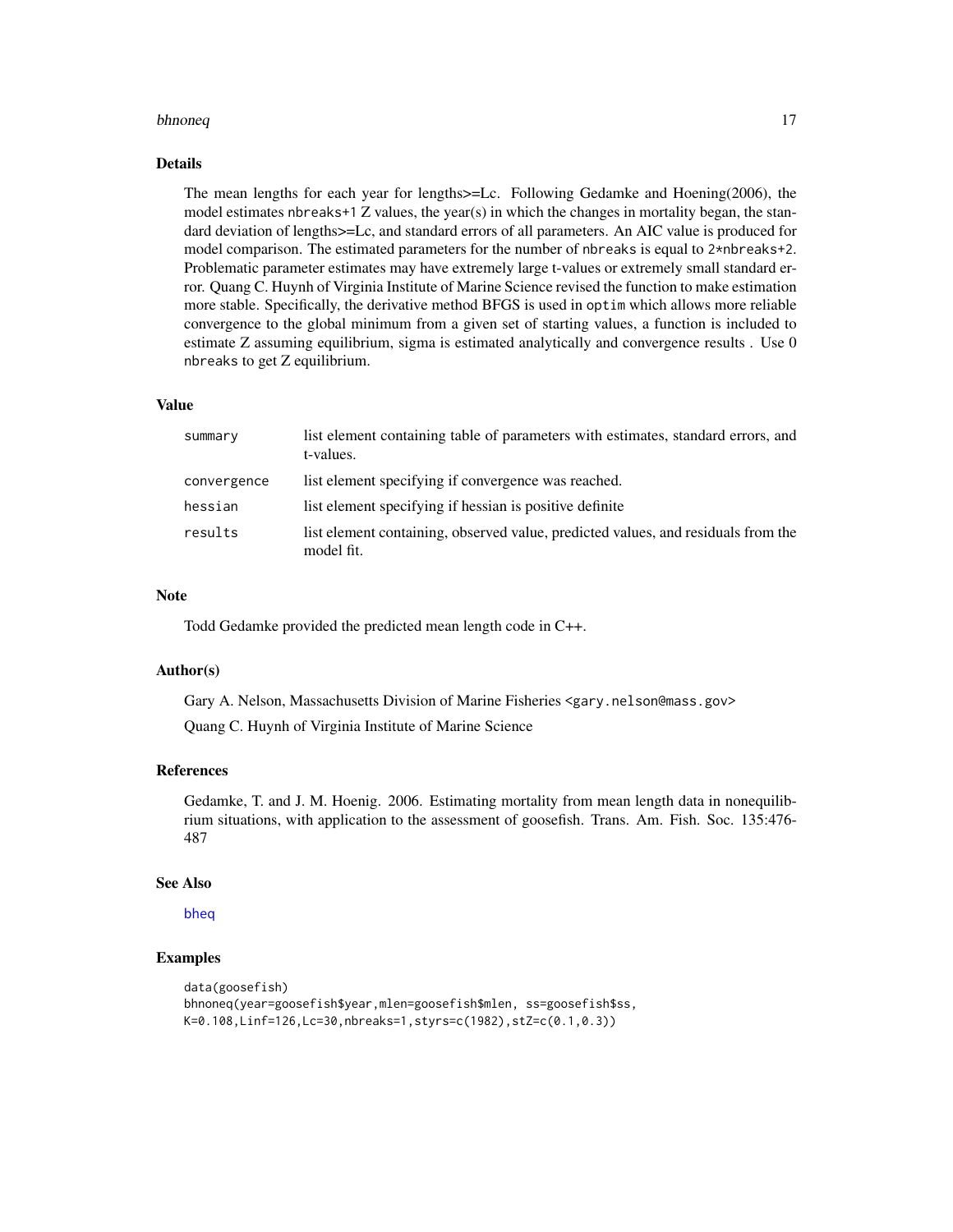## Details

The mean lengths for each year for lengths>=Lc. Following Gedamke and Hoening(2006), the model estimates `nbreaks+1` Z values, the year(s) in which the changes in mortality began, the standard deviation of lengths>=Lc, and standard errors of all parameters. An AIC value is produced for model comparison. The estimated parameters for the number of `nbreaks` is equal to `2*nbreaks+2`. Problematic parameter estimates may have extremely large t-values or extremely small standard error. Quang C. Huynh of Virginia Institute of Marine Science revised the function to make estimation more stable. Specifically, the derivative method BFGS is used in `optim` which allows more reliable convergence to the global minimum from a given set of starting values, a function is included to estimate Z assuming equilibrium, sigma is estimated analytically and convergence results . Use 0 `nbreaks` to get Z equilibrium.

## Value

| | |
|---|---|
| `summary` | list element containing table of parameters with estimates, standard errors, and t-values. |
| `convergence` | list element specifying if convergence was reached. |
| `hessian` | list element specifying if hessian is positive definite |
| `results` | list element containing, observed value, predicted values, and residuals from the model fit. |

## Note

Todd Gedamke provided the predicted mean length code in C++.

## Author(s)

Gary A. Nelson, Massachusetts Division of Marine Fisheries <gary.nelson@mass.gov>

Quang C. Huynh of Virginia Institute of Marine Science

## References

Gedamke, T. and J. M. Hoenig. 2006. Estimating mortality from mean length data in nonequilibrium situations, with application to the assessment of goosefish. Trans. Am. Fish. Soc. 135:476-487

## See Also

bheq

## Examples

```
data(goosefish)
bhnoneq(year=goosefish$year,mlen=goosefish$mlen, ss=goosefish$ss,
K=0.108,Linf=126,Lc=30,nbreaks=1,styrs=c(1982),stZ=c(0.1,0.3))
```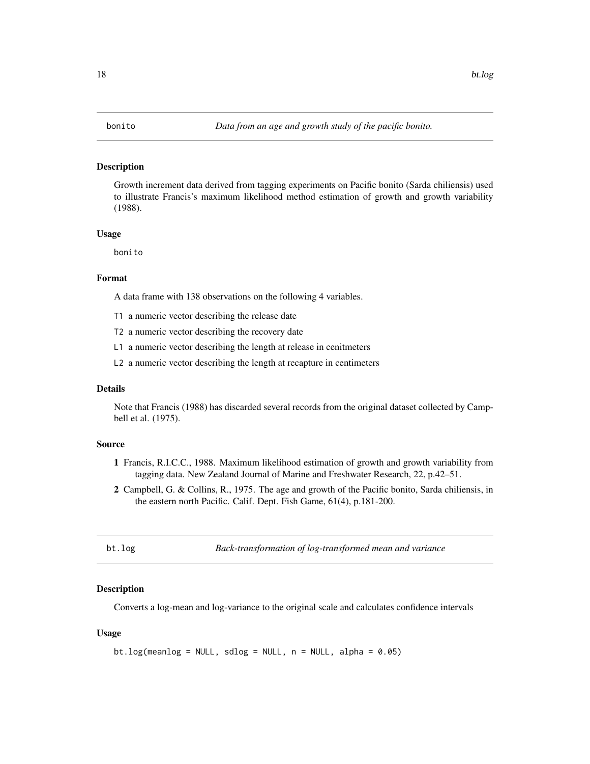## bonito — *Data from an age and growth study of the pacific bonito.*

### Description

Growth increment data derived from tagging experiments on Pacific bonito (Sarda chiliensis) used to illustrate Francis's maximum likelihood method estimation of growth and growth variability (1988).

### Usage

```
bonito
```

### Format

A data frame with 138 observations on the following 4 variables.

- `T1` a numeric vector describing the release date
- `T2` a numeric vector describing the recovery date
- `L1` a numeric vector describing the length at release in cenitmeters
- `L2` a numeric vector describing the length at recapture in centimeters

### Details

Note that Francis (1988) has discarded several records from the original dataset collected by Campbell et al. (1975).

### Source

1. Francis, R.I.C.C., 1988. Maximum likelihood estimation of growth and growth variability from tagging data. New Zealand Journal of Marine and Freshwater Research, 22, p.42–51.
2. Campbell, G. & Collins, R., 1975. The age and growth of the Pacific bonito, Sarda chiliensis, in the eastern north Pacific. Calif. Dept. Fish Game, 61(4), p.181-200.

## bt.log — *Back-transformation of log-transformed mean and variance*

### Description

Converts a log-mean and log-variance to the original scale and calculates confidence intervals

### Usage

```
bt.log(meanlog = NULL, sdlog = NULL, n = NULL, alpha = 0.05)
```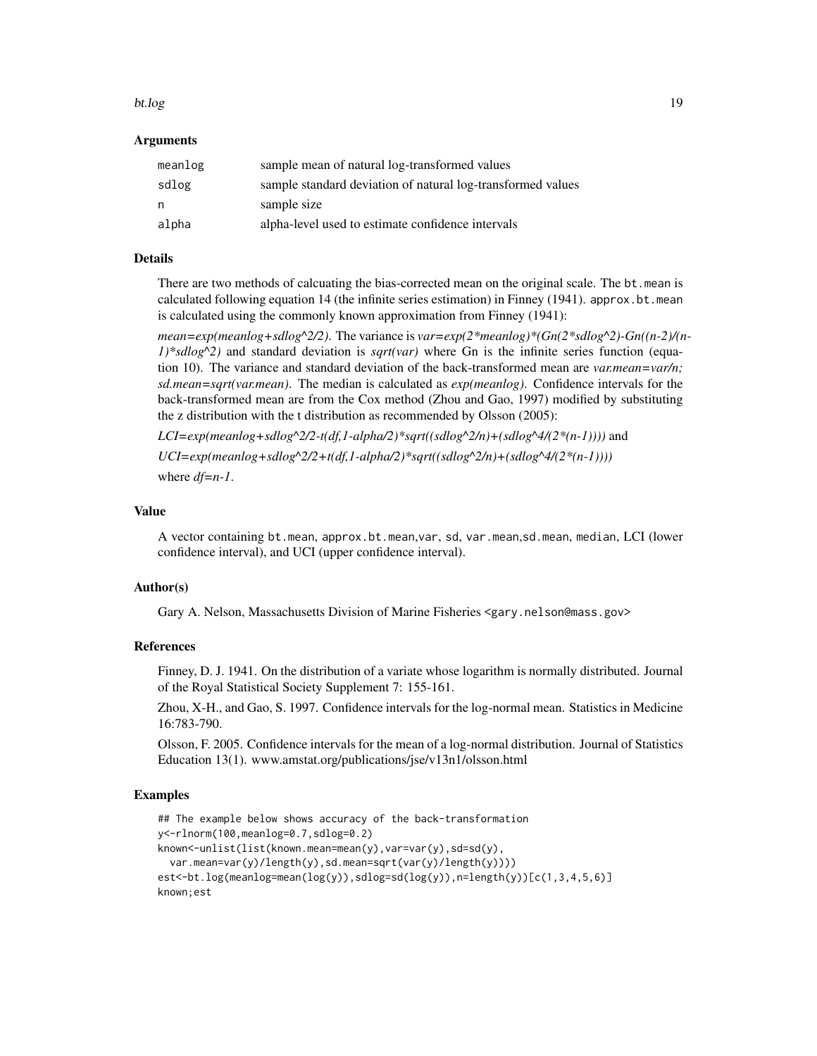### Arguments

| | |
|---|---|
| meanlog | sample mean of natural log-transformed values |
| sdlog | sample standard deviation of natural log-transformed values |
| n | sample size |
| alpha | alpha-level used to estimate confidence intervals |

### Details

There are two methods of calcuating the bias-corrected mean on the original scale. The `bt.mean` is calculated following equation 14 (the infinite series estimation) in Finney (1941). `approx.bt.mean` is calculated using the commonly known approximation from Finney (1941):

*mean=exp(meanlog+sdlog^2/2)*. The variance is *var=exp(2*meanlog)*(Gn(2*sdlog^2)-Gn((n-2)/(n-1)*sdlog^2)* and standard deviation is *sqrt(var)* where Gn is the infinite series function (equation 10). The variance and standard deviation of the back-transformed mean are *var.mean=var/n; sd.mean=sqrt(var.mean)*. The median is calculated as *exp(meanlog)*. Confidence intervals for the back-transformed mean are from the Cox method (Zhou and Gao, 1997) modified by substituting the z distribution with the t distribution as recommended by Olsson (2005):

*LCI=exp(meanlog+sdlog^2/2-t(df,1-alpha/2)*sqrt((sdlog^2/n)+(sdlog^4/(2*(n-1))))* and

*UCI=exp(meanlog+sdlog^2/2+t(df,1-alpha/2)*sqrt((sdlog^2/n)+(sdlog^4/(2*(n-1))))*

where *df=n-1*.

### Value

A vector containing `bt.mean`, `approx.bt.mean`,`var`, `sd`, `var.mean`,`sd.mean`, `median`, LCI (lower confidence interval), and UCI (upper confidence interval).

### Author(s)

Gary A. Nelson, Massachusetts Division of Marine Fisheries <gary.nelson@mass.gov>

### References

Finney, D. J. 1941. On the distribution of a variate whose logarithm is normally distributed. Journal of the Royal Statistical Society Supplement 7: 155-161.

Zhou, X-H., and Gao, S. 1997. Confidence intervals for the log-normal mean. Statistics in Medicine 16:783-790.

Olsson, F. 2005. Confidence intervals for the mean of a log-normal distribution. Journal of Statistics Education 13(1). www.amstat.org/publications/jse/v13n1/olsson.html

### Examples

```
## The example below shows accuracy of the back-transformation
y<-rlnorm(100,meanlog=0.7,sdlog=0.2)
known<-unlist(list(known.mean=mean(y),var=var(y),sd=sd(y),
  var.mean=var(y)/length(y),sd.mean=sqrt(var(y)/length(y))))
est<-bt.log(meanlog=mean(log(y)),sdlog=sd(log(y)),n=length(y))[c(1,3,4,5,6)]
known;est
```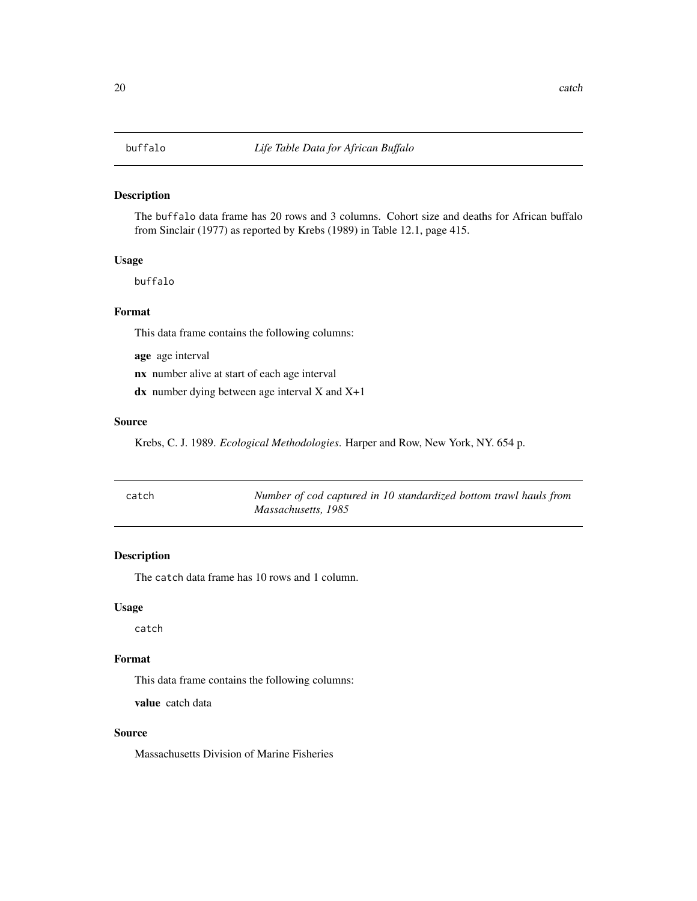## buffalo — *Life Table Data for African Buffalo*

### Description

The buffalo data frame has 20 rows and 3 columns. Cohort size and deaths for African buffalo from Sinclair (1977) as reported by Krebs (1989) in Table 12.1, page 415.

### Usage

```
buffalo
```

### Format

This data frame contains the following columns:

**age** age interval

**nx** number alive at start of each age interval

**dx** number dying between age interval X and X+1

### Source

Krebs, C. J. 1989. *Ecological Methodologies*. Harper and Row, New York, NY. 654 p.

## catch — *Number of cod captured in 10 standardized bottom trawl hauls from Massachusetts, 1985*

### Description

The catch data frame has 10 rows and 1 column.

### Usage

```
catch
```

### Format

This data frame contains the following columns:

**value** catch data

### Source

Massachusetts Division of Marine Fisheries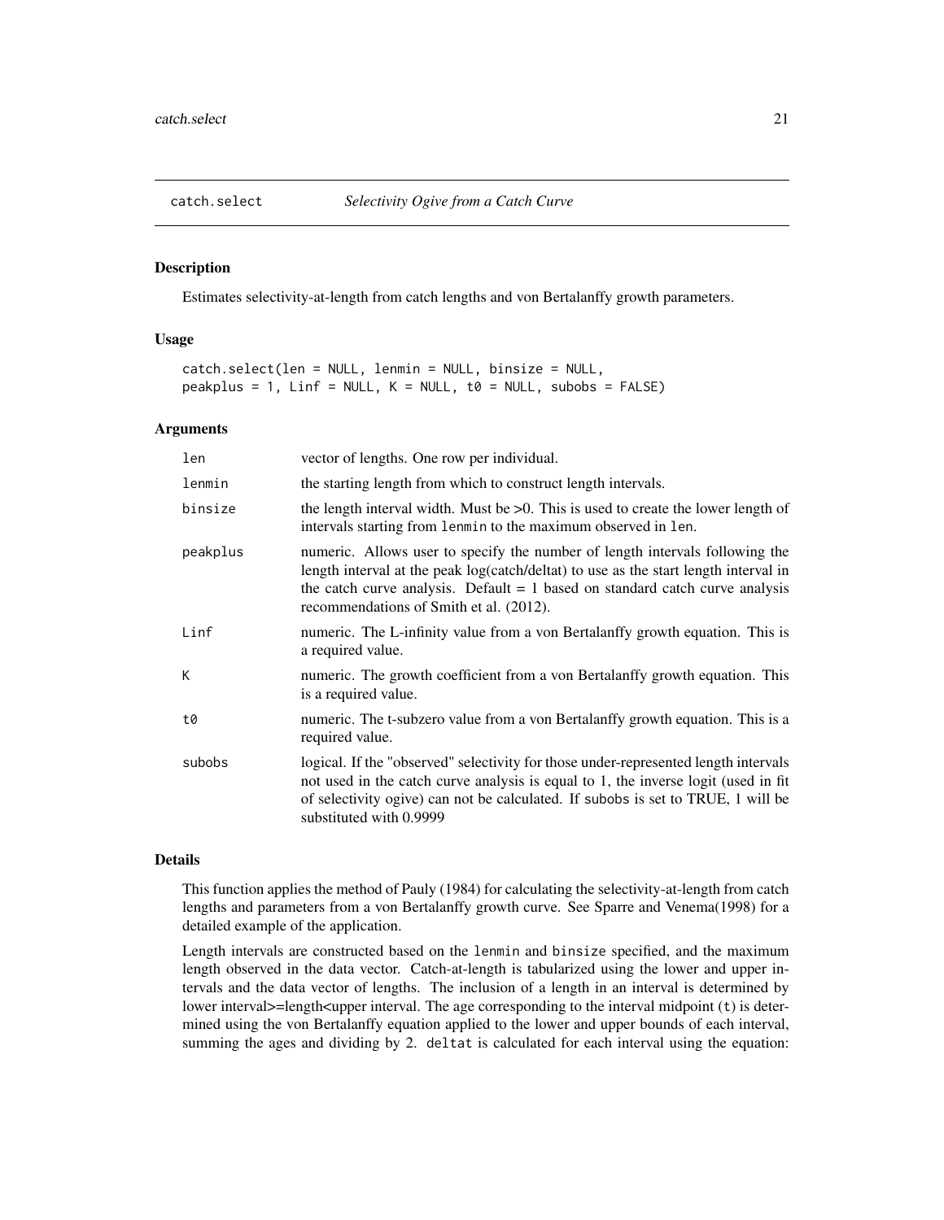## catch.select — *Selectivity Ogive from a Catch Curve*

### Description

Estimates selectivity-at-length from catch lengths and von Bertalanffy growth parameters.

### Usage

```
catch.select(len = NULL, lenmin = NULL, binsize = NULL,
peakplus = 1, Linf = NULL, K = NULL, t0 = NULL, subobs = FALSE)
```

### Arguments

| | |
|---|---|
| `len` | vector of lengths. One row per individual. |
| `lenmin` | the starting length from which to construct length intervals. |
| `binsize` | the length interval width. Must be >0. This is used to create the lower length of intervals starting from `lenmin` to the maximum observed in `len`. |
| `peakplus` | numeric. Allows user to specify the number of length intervals following the length interval at the peak log(catch/deltat) to use as the start length interval in the catch curve analysis. Default = 1 based on standard catch curve analysis recommendations of Smith et al. (2012). |
| `Linf` | numeric. The L-infinity value from a von Bertalanffy growth equation. This is a required value. |
| `K` | numeric. The growth coefficient from a von Bertalanffy growth equation. This is a required value. |
| `t0` | numeric. The t-subzero value from a von Bertalanffy growth equation. This is a required value. |
| `subobs` | logical. If the "observed" selectivity for those under-represented length intervals not used in the catch curve analysis is equal to 1, the inverse logit (used in fit of selectivity ogive) can not be calculated. If `subobs` is set to TRUE, 1 will be substituted with 0.9999 |

### Details

This function applies the method of Pauly (1984) for calculating the selectivity-at-length from catch lengths and parameters from a von Bertalanffy growth curve. See Sparre and Venema(1998) for a detailed example of the application.

Length intervals are constructed based on the `lenmin` and `binsize` specified, and the maximum length observed in the data vector. Catch-at-length is tabularized using the lower and upper intervals and the data vector of lengths. The inclusion of a length in an interval is determined by lower interval>=length<upper interval. The age corresponding to the interval midpoint (`t`) is determined using the von Bertalanffy equation applied to the lower and upper bounds of each interval, summing the ages and dividing by 2. `deltat` is calculated for each interval using the equation: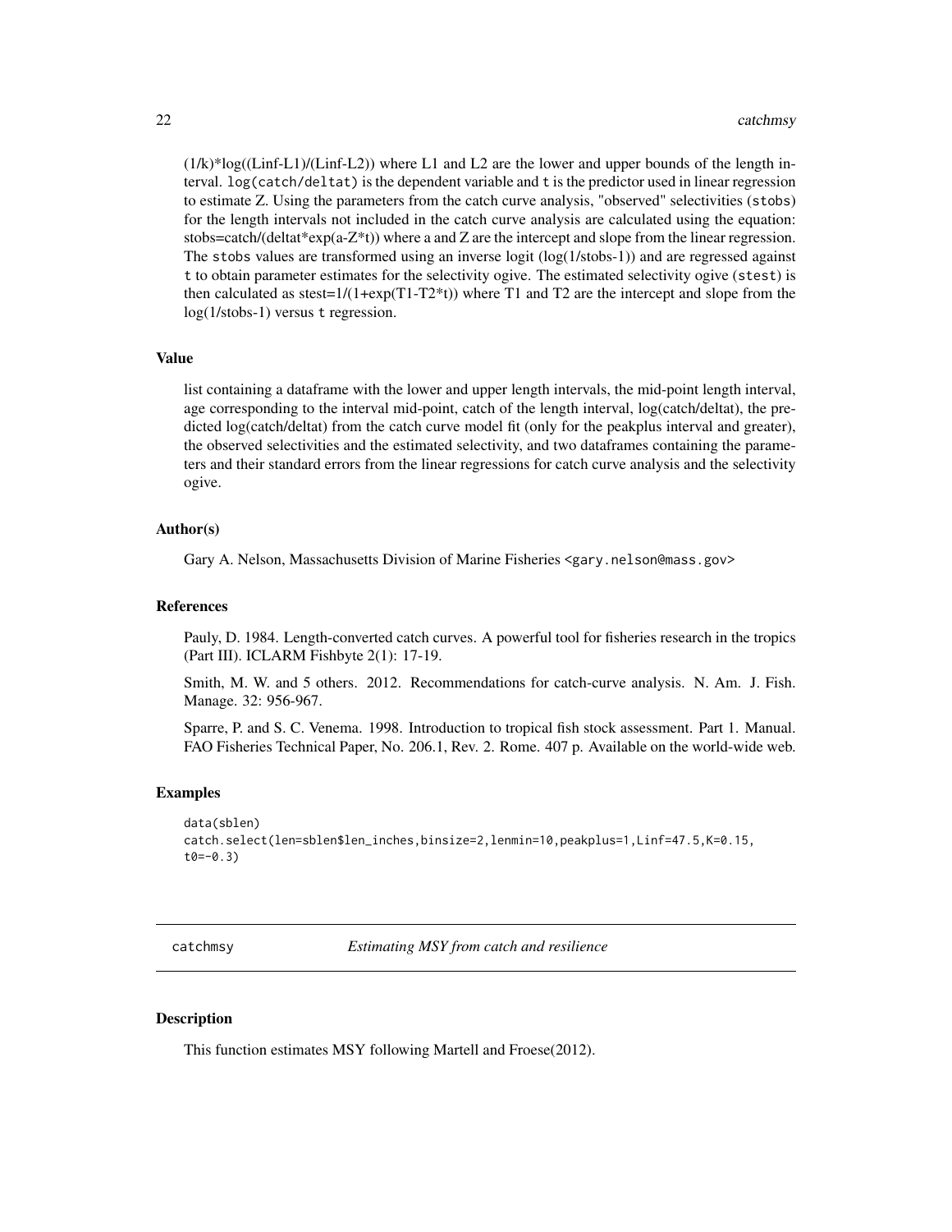$(1/k)*\log((Linf-L1)/(Linf-L2))$ where L1 and L2 are the lower and upper bounds of the length interval. `log(catch/deltat)` is the dependent variable and `t` is the predictor used in linear regression to estimate Z. Using the parameters from the catch curve analysis, "observed" selectivities (`stobs`) for the length intervals not included in the catch curve analysis are calculated using the equation: stobs=catch/(deltat*exp(a-Z*t)) where a and Z are the intercept and slope from the linear regression. The `stobs` values are transformed using an inverse logit (log(1/stobs-1)) and are regressed against `t` to obtain parameter estimates for the selectivity ogive. The estimated selectivity ogive (`stest`) is then calculated as stest=1/(1+exp(T1-T2*t)) where T1 and T2 are the intercept and slope from the log(1/stobs-1) versus `t` regression.

### Value

list containing a dataframe with the lower and upper length intervals, the mid-point length interval, age corresponding to the interval mid-point, catch of the length interval, log(catch/deltat), the predicted log(catch/deltat) from the catch curve model fit (only for the peakplus interval and greater), the observed selectivities and the estimated selectivity, and two dataframes containing the parameters and their standard errors from the linear regressions for catch curve analysis and the selectivity ogive.

### Author(s)

Gary A. Nelson, Massachusetts Division of Marine Fisheries <gary.nelson@mass.gov>

### References

Pauly, D. 1984. Length-converted catch curves. A powerful tool for fisheries research in the tropics (Part III). ICLARM Fishbyte 2(1): 17-19.

Smith, M. W. and 5 others. 2012. Recommendations for catch-curve analysis. N. Am. J. Fish. Manage. 32: 956-967.

Sparre, P. and S. C. Venema. 1998. Introduction to tropical fish stock assessment. Part 1. Manual. FAO Fisheries Technical Paper, No. 206.1, Rev. 2. Rome. 407 p. Available on the world-wide web.

### Examples

```
data(sblen)
catch.select(len=sblen$len_inches,binsize=2,lenmin=10,peakplus=1,Linf=47.5,K=0.15,
t0=-0.3)
```

---

## catchmsy — *Estimating MSY from catch and resilience*

### Description

This function estimates MSY following Martell and Froese(2012).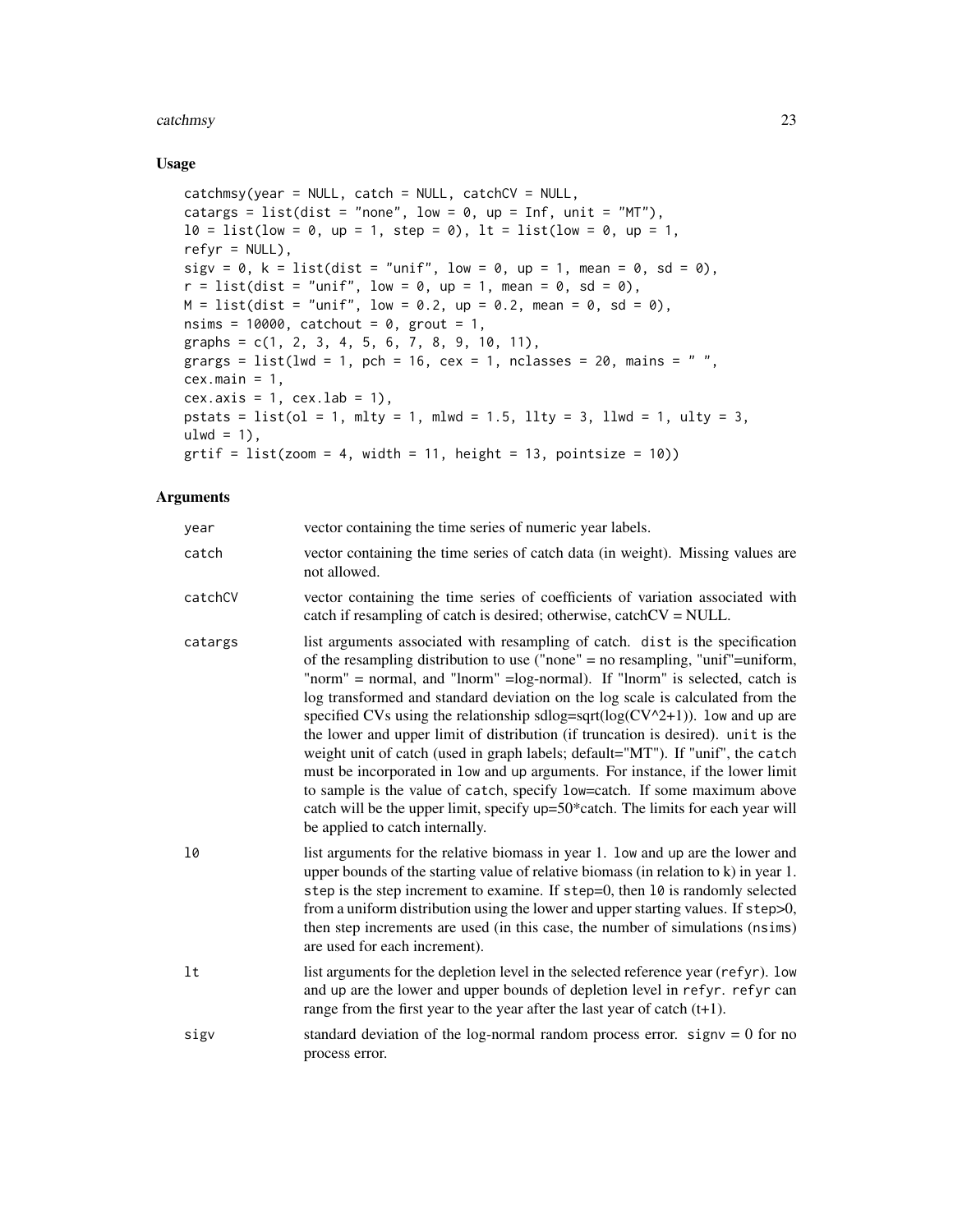## Usage

```
catchmsy(year = NULL, catch = NULL, catchCV = NULL,
catargs = list(dist = "none", low = 0, up = Inf, unit = "MT"),
l0 = list(low = 0, up = 1, step = 0), lt = list(low = 0, up = 1,
refyr = NULL),
sigv = 0, k = list(dist = "unif", low = 0, up = 1, mean = 0, sd = 0),
r = list(dist = "unif", low = 0, up = 1, mean = 0, sd = 0),
M = list(dist = "unif", low = 0.2, up = 0.2, mean = 0, sd = 0),
nsims = 10000, catchout = 0, grout = 1,
graphs = c(1, 2, 3, 4, 5, 6, 7, 8, 9, 10, 11),
grargs = list(lwd = 1, pch = 16, cex = 1, nclasses = 20, mains = " ",
cex.main = 1,
cex.axis = 1, cex.lab = 1),
pstats = list(ol = 1, mlty = 1, mlwd = 1.5, llty = 3, llwd = 1, ulty = 3,
ulwd = 1),
grtif = list(zoom = 4, width = 11, height = 13, pointsize = 10))
```

## Arguments

| | |
|---|---|
| year | vector containing the time series of numeric year labels. |
| catch | vector containing the time series of catch data (in weight). Missing values are not allowed. |
| catchCV | vector containing the time series of coefficients of variation associated with catch if resampling of catch is desired; otherwise, catchCV = NULL. |
| catargs | list arguments associated with resampling of catch. `dist` is the specification of the resampling distribution to use ("none" = no resampling, "unif"=uniform, "norm" = normal, and "lnorm" =log-normal). If "lnorm" is selected, catch is log transformed and standard deviation on the log scale is calculated from the specified CVs using the relationship sdlog=sqrt(log(CV^2+1)). `low` and `up` are the lower and upper limit of distribution (if truncation is desired). `unit` is the weight unit of catch (used in graph labels; default="MT"). If "unif", the `catch` must be incorporated in `low` and `up` arguments. For instance, if the lower limit to sample is the value of `catch`, specify low=catch. If some maximum above catch will be the upper limit, specify up=50*catch. The limits for each year will be applied to catch internally. |
| l0 | list arguments for the relative biomass in year 1. `low` and `up` are the lower and upper bounds of the starting value of relative biomass (in relation to k) in year 1. `step` is the step increment to examine. If step=0, then `l0` is randomly selected from a uniform distribution using the lower and upper starting values. If `step`>0, then step increments are used (in this case, the number of simulations (`nsims`) are used for each increment). |
| lt | list arguments for the depletion level in the selected reference year (`refyr`). `low` and `up` are the lower and upper bounds of depletion level in `refyr`. `refyr` can range from the first year to the year after the last year of catch (t+1). |
| sigv | standard deviation of the log-normal random process error. signv = 0 for no process error. |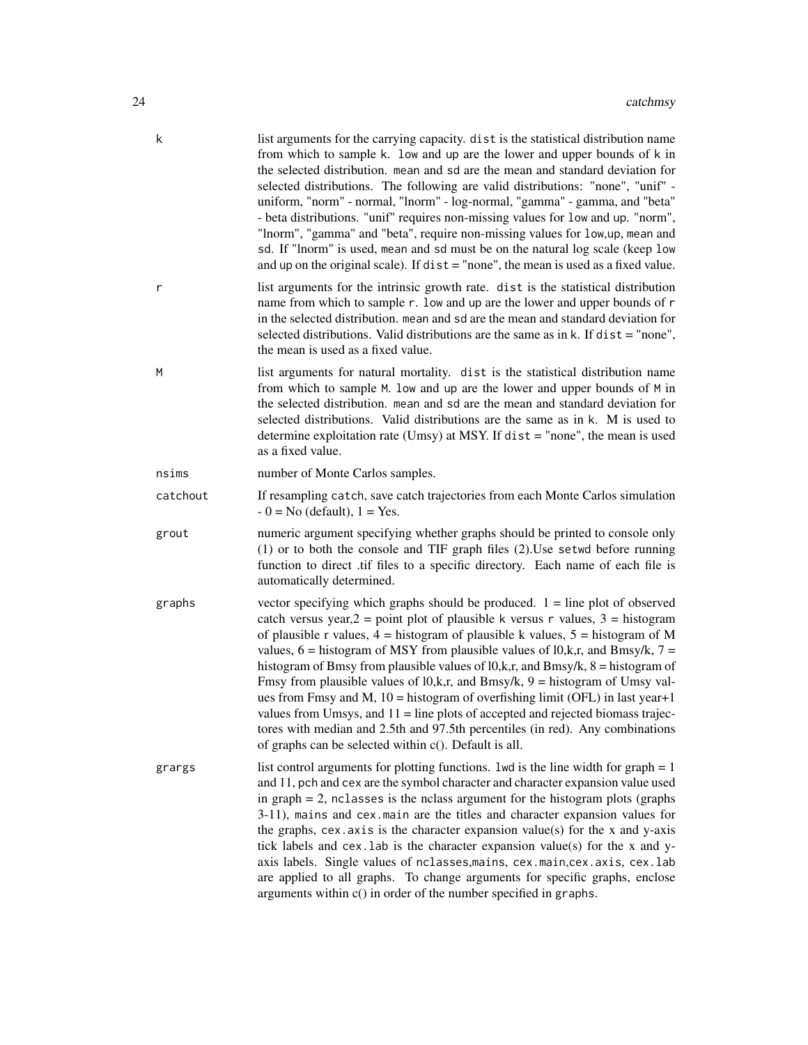k
: list arguments for the carrying capacity. `dist` is the statistical distribution name from which to sample `k`. `low` and `up` are the lower and upper bounds of `k` in the selected distribution. `mean` and `sd` are the mean and standard deviation for selected distributions. The following are valid distributions: "none", "unif" - uniform, "norm" - normal, "lnorm" - log-normal, "gamma" - gamma, and "beta" - beta distributions. "unif" requires non-missing values for `low` and `up`. "norm", "lnorm", "gamma" and "beta", require non-missing values for `low`,`up`, `mean` and `sd`. If "lnorm" is used, `mean` and `sd` must be on the natural log scale (keep `low` and `up` on the original scale). If `dist` = "none", the mean is used as a fixed value.

r
: list arguments for the intrinsic growth rate. `dist` is the statistical distribution name from which to sample `r`. `low` and `up` are the lower and upper bounds of `r` in the selected distribution. `mean` and `sd` are the mean and standard deviation for selected distributions. Valid distributions are the same as in `k`. If `dist` = "none", the mean is used as a fixed value.

M
: list arguments for natural mortality. `dist` is the statistical distribution name from which to sample `M`. `low` and `up` are the lower and upper bounds of `M` in the selected distribution. `mean` and `sd` are the mean and standard deviation for selected distributions. Valid distributions are the same as in `k`. M is used to determine exploitation rate (Umsy) at MSY. If `dist` = "none", the mean is used as a fixed value.

nsims
: number of Monte Carlos samples.

catchout
: If resampling `catch`, save catch trajectories from each Monte Carlos simulation - 0 = No (default), 1 = Yes.

grout
: numeric argument specifying whether graphs should be printed to console only (1) or to both the console and TIF graph files (2).Use `setwd` before running function to direct .tif files to a specific directory. Each name of each file is automatically determined.

graphs
: vector specifying which graphs should be produced. 1 = line plot of observed catch versus year,2 = point plot of plausible `k` versus `r` values, 3 = histogram of plausible r values, 4 = histogram of plausible k values, 5 = histogram of M values, 6 = histogram of MSY from plausible values of l0,k,r, and Bmsy/k, 7 = histogram of Bmsy from plausible values of l0,k,r, and Bmsy/k, 8 = histogram of Fmsy from plausible values of l0,k,r, and Bmsy/k, 9 = histogram of Umsy values from Fmsy and M, 10 = histogram of overfishing limit (OFL) in last year+1 values from Umsys, and 11 = line plots of accepted and rejected biomass trajectores with median and 2.5th and 97.5th percentiles (in red). Any combinations of graphs can be selected within c(). Default is all.

grargs
: list control arguments for plotting functions. `lwd` is the line width for graph = 1 and 11, `pch` and `cex` are the symbol character and character expansion value used in graph = 2, `nclasses` is the nclass argument for the histogram plots (graphs 3-11), `mains` and `cex.main` are the titles and character expansion values for the graphs, `cex.axis` is the character expansion value(s) for the x and y-axis tick labels and `cex.lab` is the character expansion value(s) for the x and y-axis labels. Single values of `nclasses`,`mains`, `cex.main`,`cex.axis`, `cex.lab` are applied to all graphs. To change arguments for specific graphs, enclose arguments within c() in order of the number specified in `graphs`.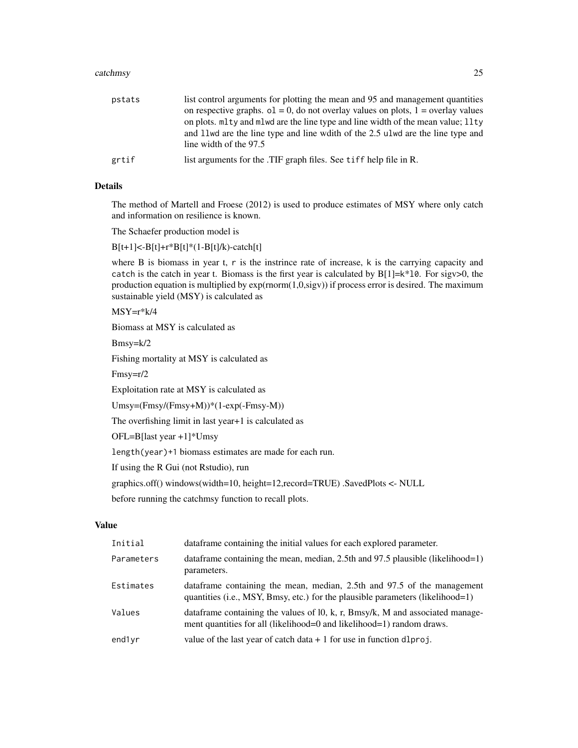| | |
|---|---|
| pstats | list control arguments for plotting the mean and 95 and management quantities on respective graphs. `ol` = 0, do not overlay values on plots, 1 = overlay values on plots. `mlty` and `mlwd` are the line type and line width of the mean value; `llty` and `llwd` are the line type and line wdith of the 2.5 `ulwd` are the line type and line width of the 97.5 |
| grtif | list arguments for the .TIF graph files. See `tiff` help file in R. |

## Details

The method of Martell and Froese (2012) is used to produce estimates of MSY where only catch and information on resilience is known.

The Schaefer production model is

B[t+1]<-B[t]+r*B[t]*(1-B[t]/k)-catch[t]

where B is biomass in year `t`, `r` is the instrince rate of increase, `k` is the carrying capacity and `catch` is the catch in year t. Biomass is the first year is calculated by B[1]=`k*l0`. For sigv>0, the production equation is multiplied by exp(rnorm(1,0,sigv)) if process error is desired. The maximum sustainable yield (MSY) is calculated as

MSY=r*k/4

Biomass at MSY is calculated as

Bmsy=k/2

Fishing mortality at MSY is calculated as

Fmsy=r/2

Exploitation rate at MSY is calculated as

Umsy=(Fmsy/(Fmsy+M))*(1-exp(-Fmsy-M))

The overfishing limit in last year+1 is calculated as

OFL=B[last year +1]*Umsy

`length(year)+1` biomass estimates are made for each run.

If using the R Gui (not Rstudio), run

graphics.off() windows(width=10, height=12,record=TRUE) .SavedPlots <- NULL

before running the catchmsy function to recall plots.

## Value

| | |
|---|---|
| Initial | dataframe containing the initial values for each explored parameter. |
| Parameters | dataframe containing the mean, median, 2.5th and 97.5 plausible (likelihood=1) parameters. |
| Estimates | dataframe containing the mean, median, 2.5th and 97.5 of the management quantities (i.e., MSY, Bmsy, etc.) for the plausible parameters (likelihood=1) |
| Values | dataframe containing the values of l0, k, r, Bmsy/k, M and associated management quantities for all (likelihood=0 and likelihood=1) random draws. |
| end1yr | value of the last year of catch data + 1 for use in function `dlproj`. |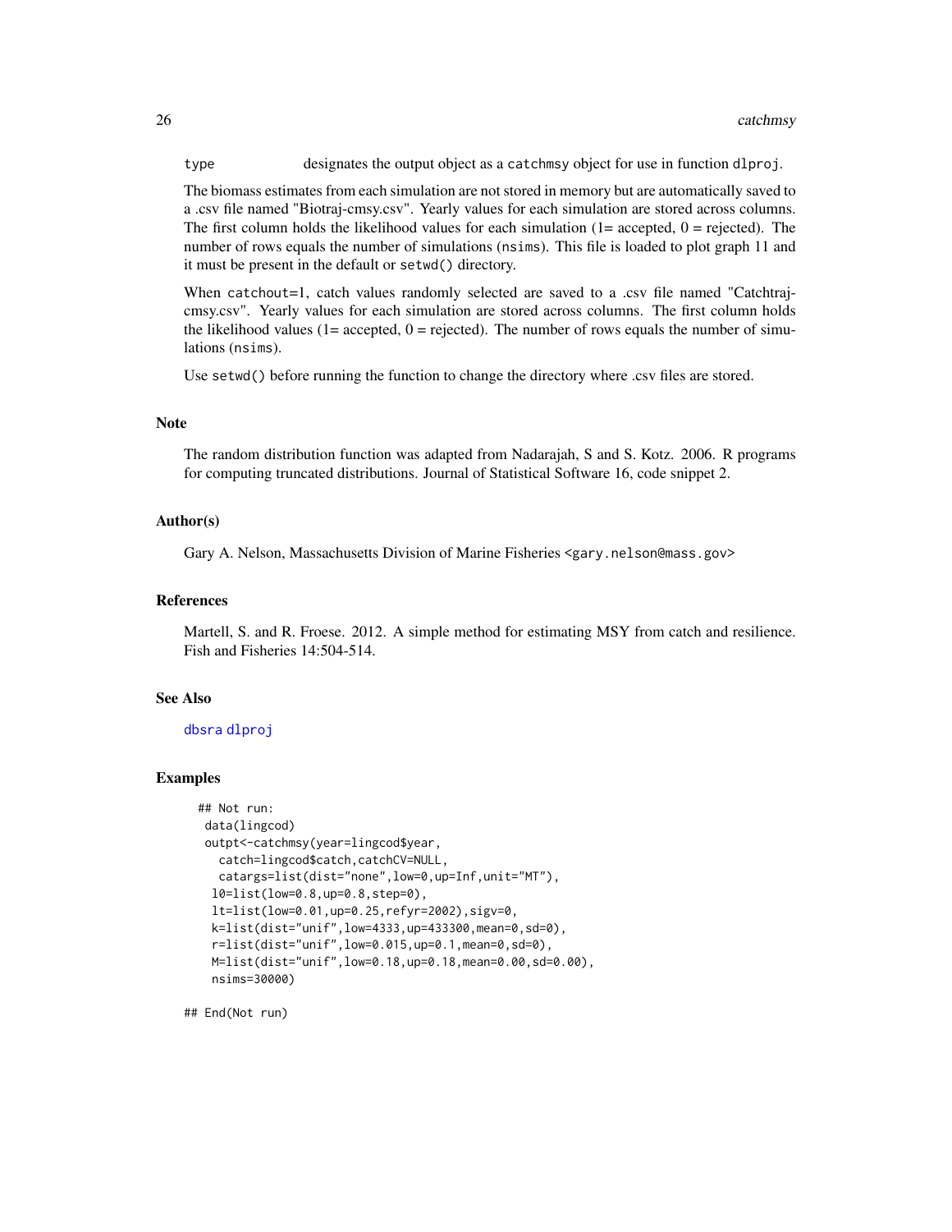type designates the output object as a catchmsy object for use in function dlproj.

The biomass estimates from each simulation are not stored in memory but are automatically saved to a .csv file named "Biotraj-cmsy.csv". Yearly values for each simulation are stored across columns. The first column holds the likelihood values for each simulation (1= accepted, 0 = rejected). The number of rows equals the number of simulations (nsims). This file is loaded to plot graph 11 and it must be present in the default or setwd() directory.

When catchout=1, catch values randomly selected are saved to a .csv file named "Catchtraj-cmsy.csv". Yearly values for each simulation are stored across columns. The first column holds the likelihood values (1= accepted, 0 = rejected). The number of rows equals the number of simulations (nsims).

Use setwd() before running the function to change the directory where .csv files are stored.

## Note

The random distribution function was adapted from Nadarajah, S and S. Kotz. 2006. R programs for computing truncated distributions. Journal of Statistical Software 16, code snippet 2.

## Author(s)

Gary A. Nelson, Massachusetts Division of Marine Fisheries <gary.nelson@mass.gov>

## References

Martell, S. and R. Froese. 2012. A simple method for estimating MSY from catch and resilience. Fish and Fisheries 14:504-514.

## See Also

dbsra dlproj

## Examples

```
## Not run:
 data(lingcod)
 outpt<-catchmsy(year=lingcod$year,
   catch=lingcod$catch,catchCV=NULL,
   catargs=list(dist="none",low=0,up=Inf,unit="MT"),
  l0=list(low=0.8,up=0.8,step=0),
  lt=list(low=0.01,up=0.25,refyr=2002),sigv=0,
  k=list(dist="unif",low=4333,up=433300,mean=0,sd=0),
  r=list(dist="unif",low=0.015,up=0.1,mean=0,sd=0),
  M=list(dist="unif",low=0.18,up=0.18,mean=0.00,sd=0.00),
  nsims=30000)

## End(Not run)
```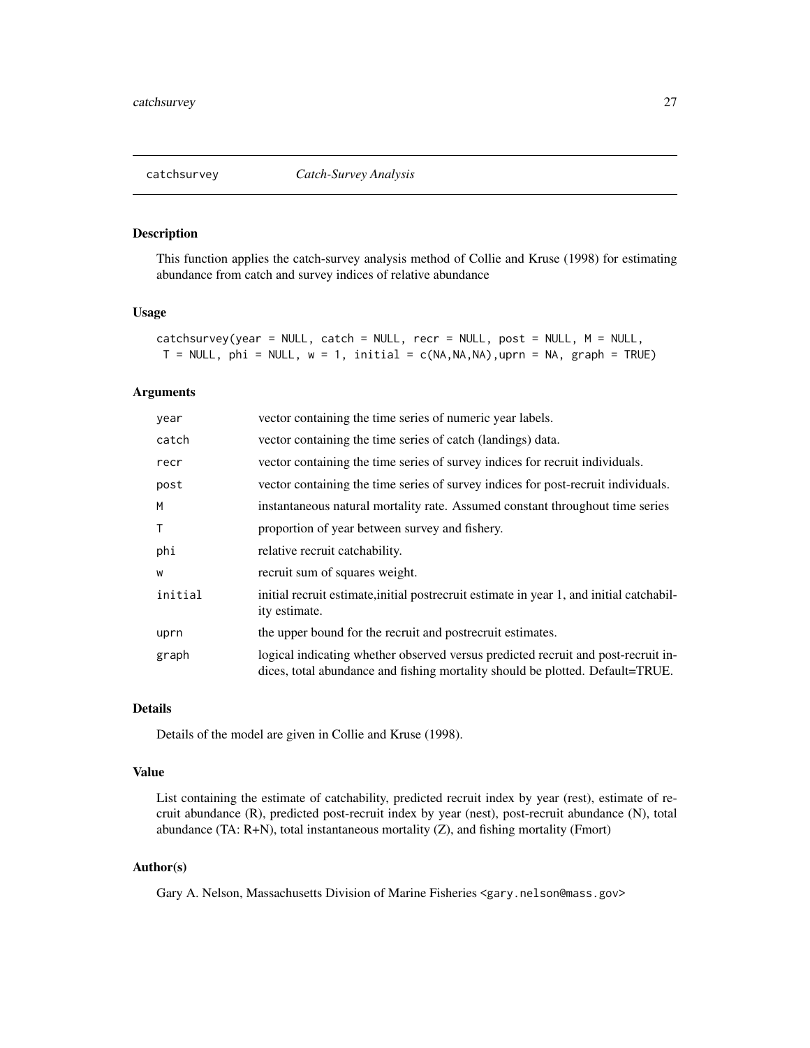# catchsurvey *Catch-Survey Analysis*

## Description

This function applies the catch-survey analysis method of Collie and Kruse (1998) for estimating abundance from catch and survey indices of relative abundance

## Usage

```
catchsurvey(year = NULL, catch = NULL, recr = NULL, post = NULL, M = NULL,
 T = NULL, phi = NULL, w = 1, initial = c(NA,NA,NA),uprn = NA, graph = TRUE)
```

## Arguments

| | |
|---|---|
| `year` | vector containing the time series of numeric year labels. |
| `catch` | vector containing the time series of catch (landings) data. |
| `recr` | vector containing the time series of survey indices for recruit individuals. |
| `post` | vector containing the time series of survey indices for post-recruit individuals. |
| `M` | instantaneous natural mortality rate. Assumed constant throughout time series |
| `T` | proportion of year between survey and fishery. |
| `phi` | relative recruit catchability. |
| `w` | recruit sum of squares weight. |
| `initial` | initial recruit estimate,initial postrecruit estimate in year 1, and initial catchability estimate. |
| `uprn` | the upper bound for the recruit and postrecruit estimates. |
| `graph` | logical indicating whether observed versus predicted recruit and post-recruit indices, total abundance and fishing mortality should be plotted. Default=TRUE. |

## Details

Details of the model are given in Collie and Kruse (1998).

## Value

List containing the estimate of catchability, predicted recruit index by year (rest), estimate of recruit abundance (R), predicted post-recruit index by year (nest), post-recruit abundance (N), total abundance (TA: R+N), total instantaneous mortality (Z), and fishing mortality (Fmort)

## Author(s)

Gary A. Nelson, Massachusetts Division of Marine Fisheries <gary.nelson@mass.gov>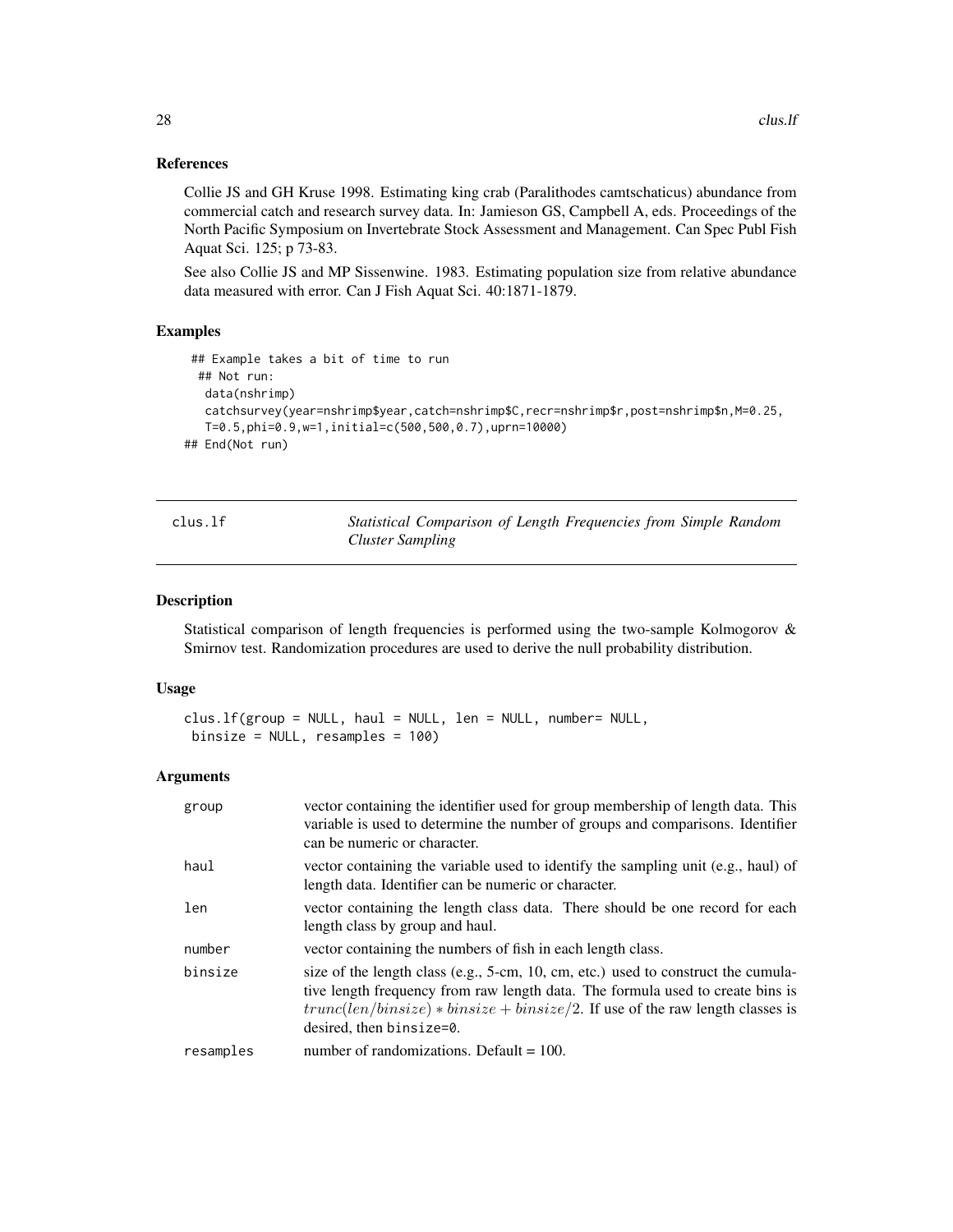## References

Collie JS and GH Kruse 1998. Estimating king crab (Paralithodes camtschaticus) abundance from commercial catch and research survey data. In: Jamieson GS, Campbell A, eds. Proceedings of the North Pacific Symposium on Invertebrate Stock Assessment and Management. Can Spec Publ Fish Aquat Sci. 125; p 73-83.

See also Collie JS and MP Sissenwine. 1983. Estimating population size from relative abundance data measured with error. Can J Fish Aquat Sci. 40:1871-1879.

## Examples

```
 ## Example takes a bit of time to run
  ## Not run:
   data(nshrimp)
   catchsurvey(year=nshrimp$year,catch=nshrimp$C,recr=nshrimp$r,post=nshrimp$n,M=0.25,
   T=0.5,phi=0.9,w=1,initial=c(500,500,0.7),uprn=10000)
## End(Not run)
```

---

# clus.lf — *Statistical Comparison of Length Frequencies from Simple Random Cluster Sampling*

## Description

Statistical comparison of length frequencies is performed using the two-sample Kolmogorov & Smirnov test. Randomization procedures are used to derive the null probability distribution.

## Usage

```
clus.lf(group = NULL, haul = NULL, len = NULL, number= NULL,
 binsize = NULL, resamples = 100)
```

## Arguments

| | |
|---|---|
| group | vector containing the identifier used for group membership of length data. This variable is used to determine the number of groups and comparisons. Identifier can be numeric or character. |
| haul | vector containing the variable used to identify the sampling unit (e.g., haul) of length data. Identifier can be numeric or character. |
| len | vector containing the length class data. There should be one record for each length class by group and haul. |
| number | vector containing the numbers of fish in each length class. |
| binsize | size of the length class (e.g., 5-cm, 10, cm, etc.) used to construct the cumulative length frequency from raw length data. The formula used to create bins is $trunc(len/binsize) * binsize + binsize/2$. If use of the raw length classes is desired, then binsize=0. |
| resamples | number of randomizations. Default = 100. |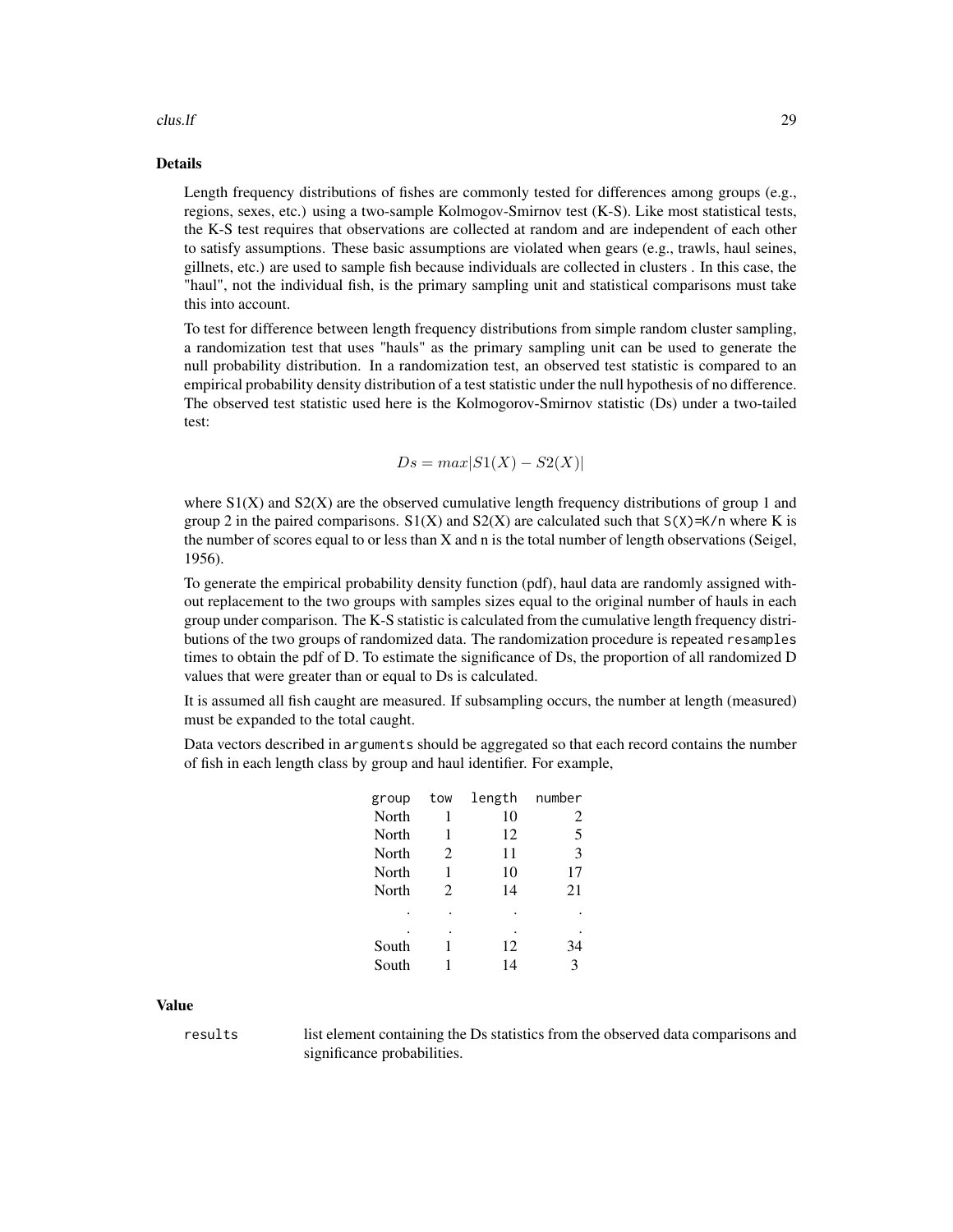## Details

Length frequency distributions of fishes are commonly tested for differences among groups (e.g., regions, sexes, etc.) using a two-sample Kolmogov-Smirnov test (K-S). Like most statistical tests, the K-S test requires that observations are collected at random and are independent of each other to satisfy assumptions. These basic assumptions are violated when gears (e.g., trawls, haul seines, gillnets, etc.) are used to sample fish because individuals are collected in clusters . In this case, the "haul", not the individual fish, is the primary sampling unit and statistical comparisons must take this into account.

To test for difference between length frequency distributions from simple random cluster sampling, a randomization test that uses "hauls" as the primary sampling unit can be used to generate the null probability distribution. In a randomization test, an observed test statistic is compared to an empirical probability density distribution of a test statistic under the null hypothesis of no difference. The observed test statistic used here is the Kolmogorov-Smirnov statistic (Ds) under a two-tailed test:

$$Ds = max|S1(X) - S2(X)|$$

where S1(X) and S2(X) are the observed cumulative length frequency distributions of group 1 and group 2 in the paired comparisons. S1(X) and S2(X) are calculated such that `S(X)=K/n` where K is the number of scores equal to or less than X and n is the total number of length observations (Seigel, 1956).

To generate the empirical probability density function (pdf), haul data are randomly assigned without replacement to the two groups with samples sizes equal to the original number of hauls in each group under comparison. The K-S statistic is calculated from the cumulative length frequency distributions of the two groups of randomized data. The randomization procedure is repeated `resamples` times to obtain the pdf of D. To estimate the significance of Ds, the proportion of all randomized D values that were greater than or equal to Ds is calculated.

It is assumed all fish caught are measured. If subsampling occurs, the number at length (measured) must be expanded to the total caught.

Data vectors described in `arguments` should be aggregated so that each record contains the number of fish in each length class by group and haul identifier. For example,

| group | tow | length | number |
|---|---|---|---|
| North | 1 | 10 | 2 |
| North | 1 | 12 | 5 |
| North | 2 | 11 | 3 |
| North | 1 | 10 | 17 |
| North | 2 | 14 | 21 |
| . | . | . | . |
| . | . | . | . |
| South | 1 | 12 | 34 |
| South | 1 | 14 | 3 |

## Value

`results` list element containing the Ds statistics from the observed data comparisons and significance probabilities.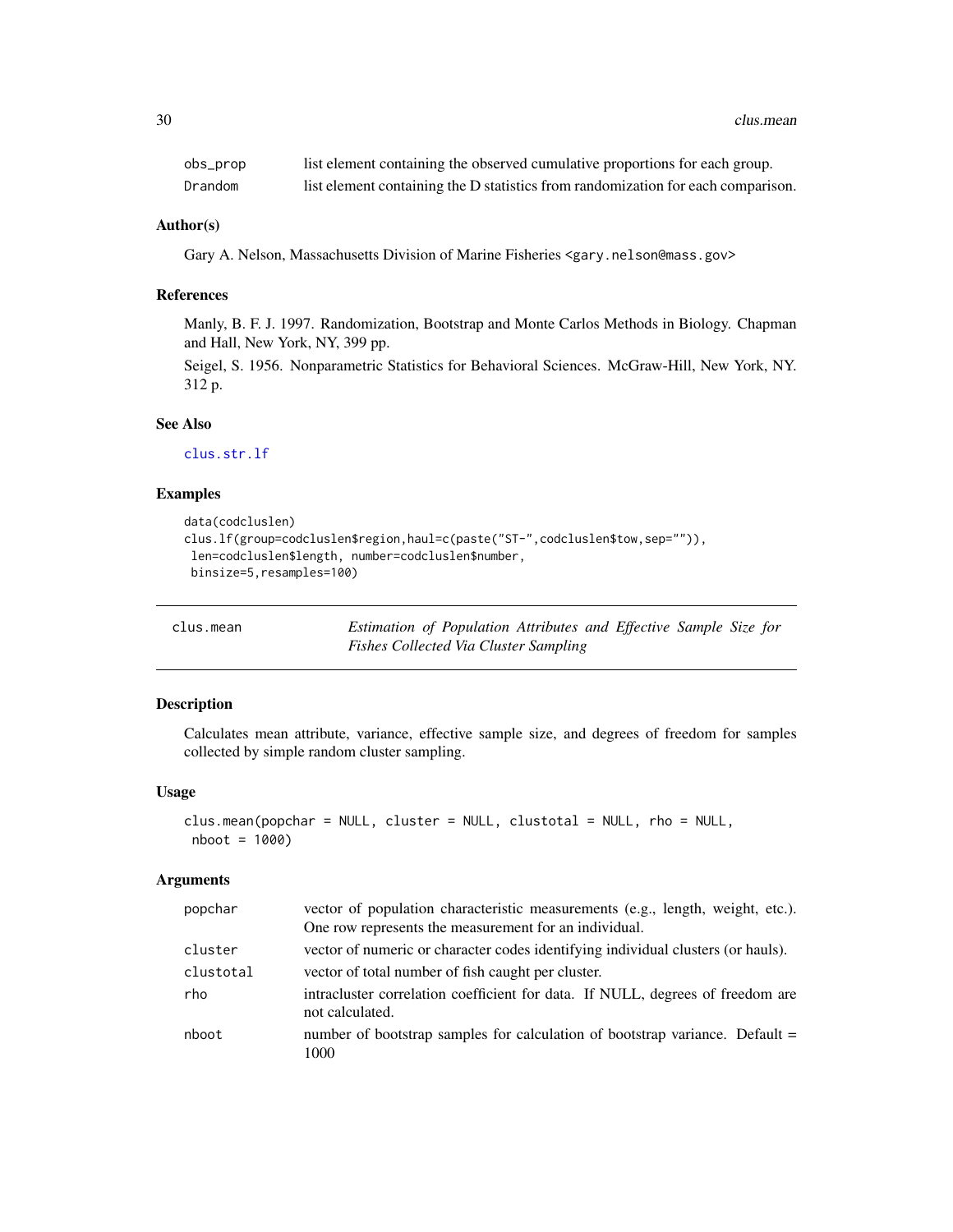| | |
|---|---|
| obs_prop | list element containing the observed cumulative proportions for each group. |
| Drandom | list element containing the D statistics from randomization for each comparison. |

### Author(s)

Gary A. Nelson, Massachusetts Division of Marine Fisheries <gary.nelson@mass.gov>

### References

Manly, B. F. J. 1997. Randomization, Bootstrap and Monte Carlos Methods in Biology. Chapman and Hall, New York, NY, 399 pp.

Seigel, S. 1956. Nonparametric Statistics for Behavioral Sciences. McGraw-Hill, New York, NY. 312 p.

### See Also

clus.str.lf

### Examples

```
data(codcluslen)
clus.lf(group=codcluslen$region,haul=c(paste("ST-",codcluslen$tow,sep="")),
 len=codcluslen$length, number=codcluslen$number,
 binsize=5,resamples=100)
```

---

## clus.mean — *Estimation of Population Attributes and Effective Sample Size for Fishes Collected Via Cluster Sampling*

### Description

Calculates mean attribute, variance, effective sample size, and degrees of freedom for samples collected by simple random cluster sampling.

### Usage

```
clus.mean(popchar = NULL, cluster = NULL, clustotal = NULL, rho = NULL,
 nboot = 1000)
```

### Arguments

| | |
|---|---|
| popchar | vector of population characteristic measurements (e.g., length, weight, etc.). One row represents the measurement for an individual. |
| cluster | vector of numeric or character codes identifying individual clusters (or hauls). |
| clustotal | vector of total number of fish caught per cluster. |
| rho | intracluster correlation coefficient for data. If NULL, degrees of freedom are not calculated. |
| nboot | number of bootstrap samples for calculation of bootstrap variance. Default = 1000 |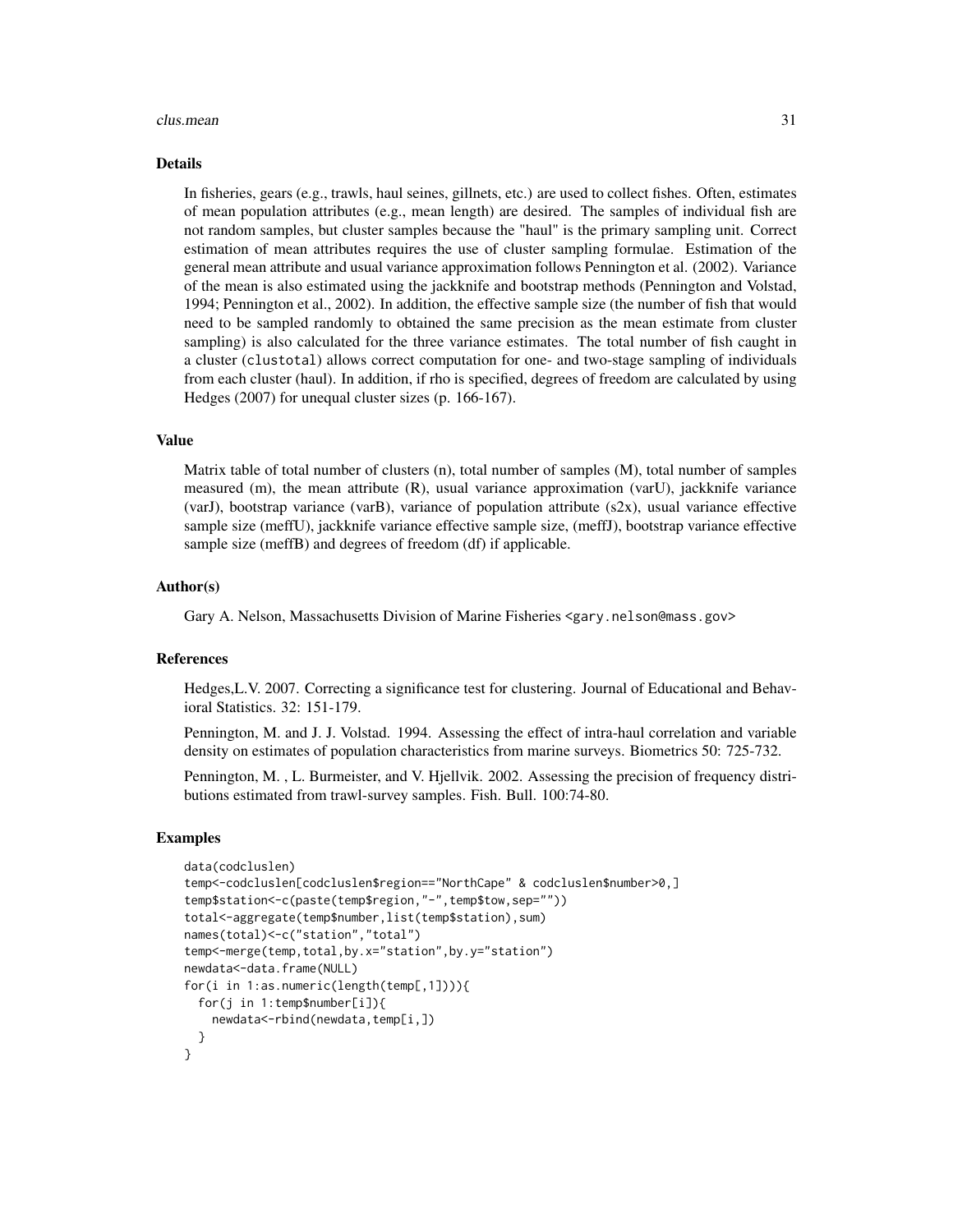## Details

In fisheries, gears (e.g., trawls, haul seines, gillnets, etc.) are used to collect fishes. Often, estimates of mean population attributes (e.g., mean length) are desired. The samples of individual fish are not random samples, but cluster samples because the "haul" is the primary sampling unit. Correct estimation of mean attributes requires the use of cluster sampling formulae. Estimation of the general mean attribute and usual variance approximation follows Pennington et al. (2002). Variance of the mean is also estimated using the jackknife and bootstrap methods (Pennington and Volstad, 1994; Pennington et al., 2002). In addition, the effective sample size (the number of fish that would need to be sampled randomly to obtained the same precision as the mean estimate from cluster sampling) is also calculated for the three variance estimates. The total number of fish caught in a cluster (`clustotal`) allows correct computation for one- and two-stage sampling of individuals from each cluster (haul). In addition, if rho is specified, degrees of freedom are calculated by using Hedges (2007) for unequal cluster sizes (p. 166-167).

## Value

Matrix table of total number of clusters (n), total number of samples (M), total number of samples measured (m), the mean attribute (R), usual variance approximation (varU), jackknife variance (varJ), bootstrap variance (varB), variance of population attribute (s2x), usual variance effective sample size (meffU), jackknife variance effective sample size, (meffJ), bootstrap variance effective sample size (meffB) and degrees of freedom (df) if applicable.

## Author(s)

Gary A. Nelson, Massachusetts Division of Marine Fisheries <gary.nelson@mass.gov>

## References

Hedges,L.V. 2007. Correcting a significance test for clustering. Journal of Educational and Behavioral Statistics. 32: 151-179.

Pennington, M. and J. J. Volstad. 1994. Assessing the effect of intra-haul correlation and variable density on estimates of population characteristics from marine surveys. Biometrics 50: 725-732.

Pennington, M. , L. Burmeister, and V. Hjellvik. 2002. Assessing the precision of frequency distributions estimated from trawl-survey samples. Fish. Bull. 100:74-80.

## Examples

```
data(codcluslen)
temp<-codcluslen[codcluslen$region=="NorthCape" & codcluslen$number>0,]
temp$station<-c(paste(temp$region,"-",temp$tow,sep=""))
total<-aggregate(temp$number,list(temp$station),sum)
names(total)<-c("station","total")
temp<-merge(temp,total,by.x="station",by.y="station")
newdata<-data.frame(NULL)
for(i in 1:as.numeric(length(temp[,1]))){
  for(j in 1:temp$number[i]){
    newdata<-rbind(newdata,temp[i,])
  }
}
```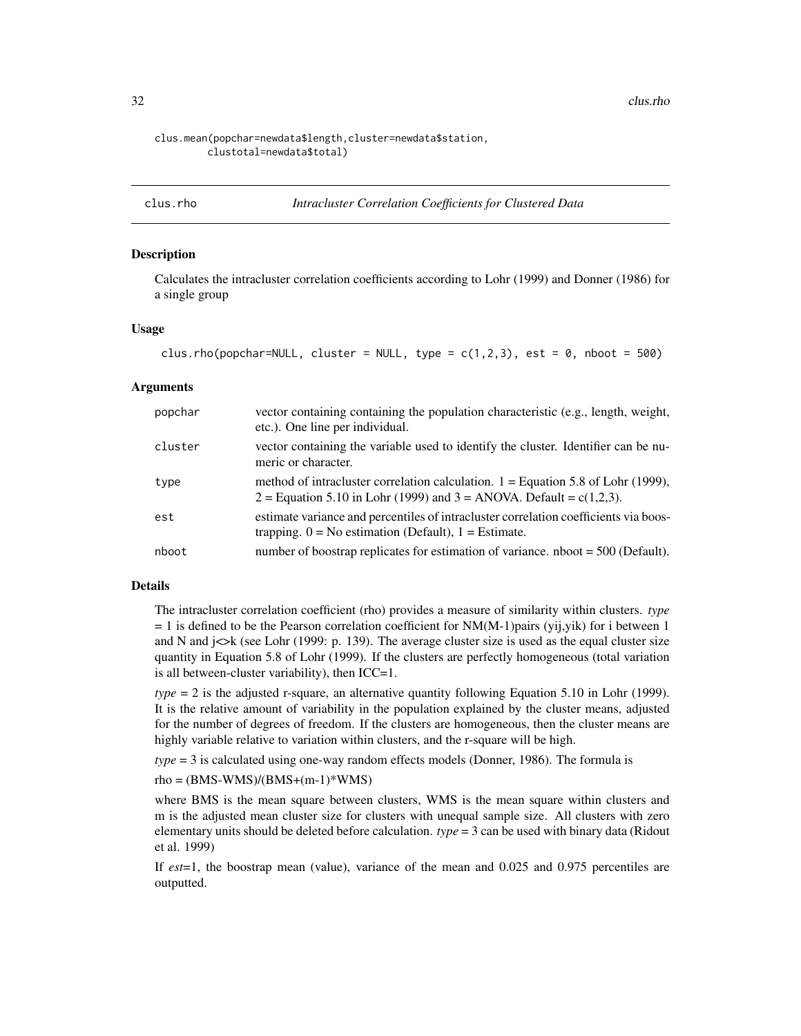```
clus.mean(popchar=newdata$length,cluster=newdata$station,
        clustotal=newdata$total)
```

---

## clus.rho — *Intracluster Correlation Coefficients for Clustered Data*

### Description

Calculates the intracluster correlation coefficients according to Lohr (1999) and Donner (1986) for a single group

### Usage

```
clus.rho(popchar=NULL, cluster = NULL, type = c(1,2,3), est = 0, nboot = 500)
```

### Arguments

| | |
|---|---|
| popchar | vector containing containing the population characteristic (e.g., length, weight, etc.). One line per individual. |
| cluster | vector containing the variable used to identify the cluster. Identifier can be numeric or character. |
| type | method of intracluster correlation calculation. 1 = Equation 5.8 of Lohr (1999), 2 = Equation 5.10 in Lohr (1999) and 3 = ANOVA. Default = c(1,2,3). |
| est | estimate variance and percentiles of intracluster correlation coefficients via boostrapping. 0 = No estimation (Default), 1 = Estimate. |
| nboot | number of boostrap replicates for estimation of variance. nboot = 500 (Default). |

### Details

The intracluster correlation coefficient (rho) provides a measure of similarity within clusters. *type* = 1 is defined to be the Pearson correlation coefficient for NM(M-1)pairs (yij,yik) for i between 1 and N and j<>k (see Lohr (1999: p. 139). The average cluster size is used as the equal cluster size quantity in Equation 5.8 of Lohr (1999). If the clusters are perfectly homogeneous (total variation is all between-cluster variability), then ICC=1.

*type* = 2 is the adjusted r-square, an alternative quantity following Equation 5.10 in Lohr (1999). It is the relative amount of variability in the population explained by the cluster means, adjusted for the number of degrees of freedom. If the clusters are homogeneous, then the cluster means are highly variable relative to variation within clusters, and the r-square will be high.

*type* = 3 is calculated using one-way random effects models (Donner, 1986). The formula is

rho = (BMS-WMS)/(BMS+(m-1)*WMS)

where BMS is the mean square between clusters, WMS is the mean square within clusters and m is the adjusted mean cluster size for clusters with unequal sample size. All clusters with zero elementary units should be deleted before calculation. *type* = 3 can be used with binary data (Ridout et al. 1999)

If *est*=1, the boostrap mean (value), variance of the mean and 0.025 and 0.975 percentiles are outputted.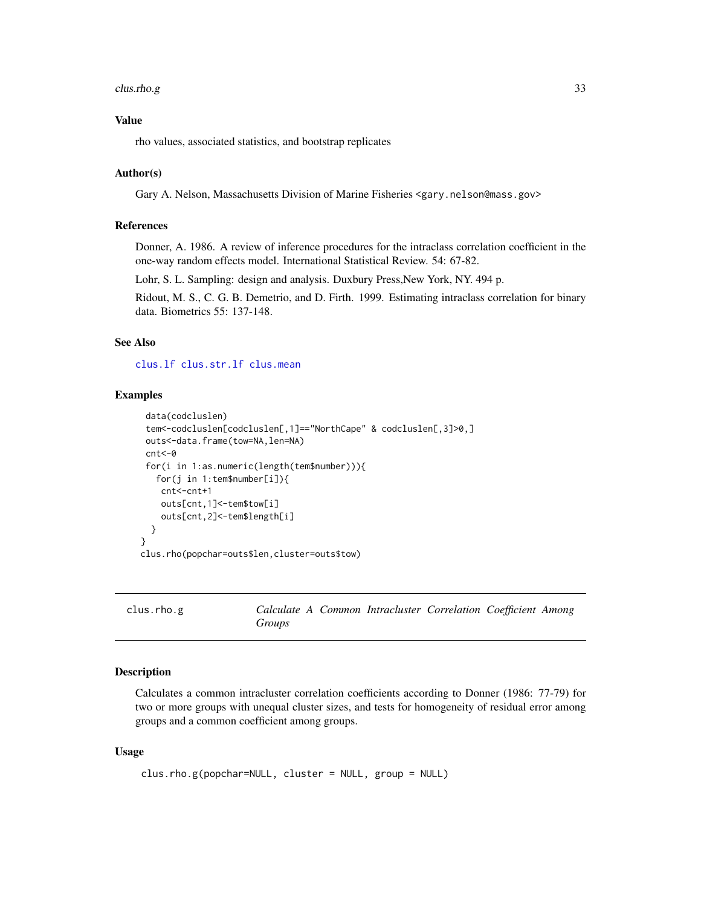## Value

rho values, associated statistics, and bootstrap replicates

## Author(s)

Gary A. Nelson, Massachusetts Division of Marine Fisheries <gary.nelson@mass.gov>

## References

Donner, A. 1986. A review of inference procedures for the intraclass correlation coefficient in the one-way random effects model. International Statistical Review. 54: 67-82.

Lohr, S. L. Sampling: design and analysis. Duxbury Press,New York, NY. 494 p.

Ridout, M. S., C. G. B. Demetrio, and D. Firth. 1999. Estimating intraclass correlation for binary data. Biometrics 55: 137-148.

## See Also

clus.lf clus.str.lf clus.mean

## Examples

```
data(codcluslen)
tem<-codcluslen[codcluslen[,1]=="NorthCape" & codcluslen[,3]>0,]
outs<-data.frame(tow=NA,len=NA)
cnt<-0
for(i in 1:as.numeric(length(tem$number))){
  for(j in 1:tem$number[i]){
   cnt<-cnt+1
   outs[cnt,1]<-tem$tow[i]
   outs[cnt,2]<-tem$length[i]
  }
}
clus.rho(popchar=outs$len,cluster=outs$tow)
```

---

# clus.rho.g — *Calculate A Common Intracluster Correlation Coefficient Among Groups*

## Description

Calculates a common intracluster correlation coefficients according to Donner (1986: 77-79) for two or more groups with unequal cluster sizes, and tests for homogeneity of residual error among groups and a common coefficient among groups.

## Usage

```
clus.rho.g(popchar=NULL, cluster = NULL, group = NULL)
```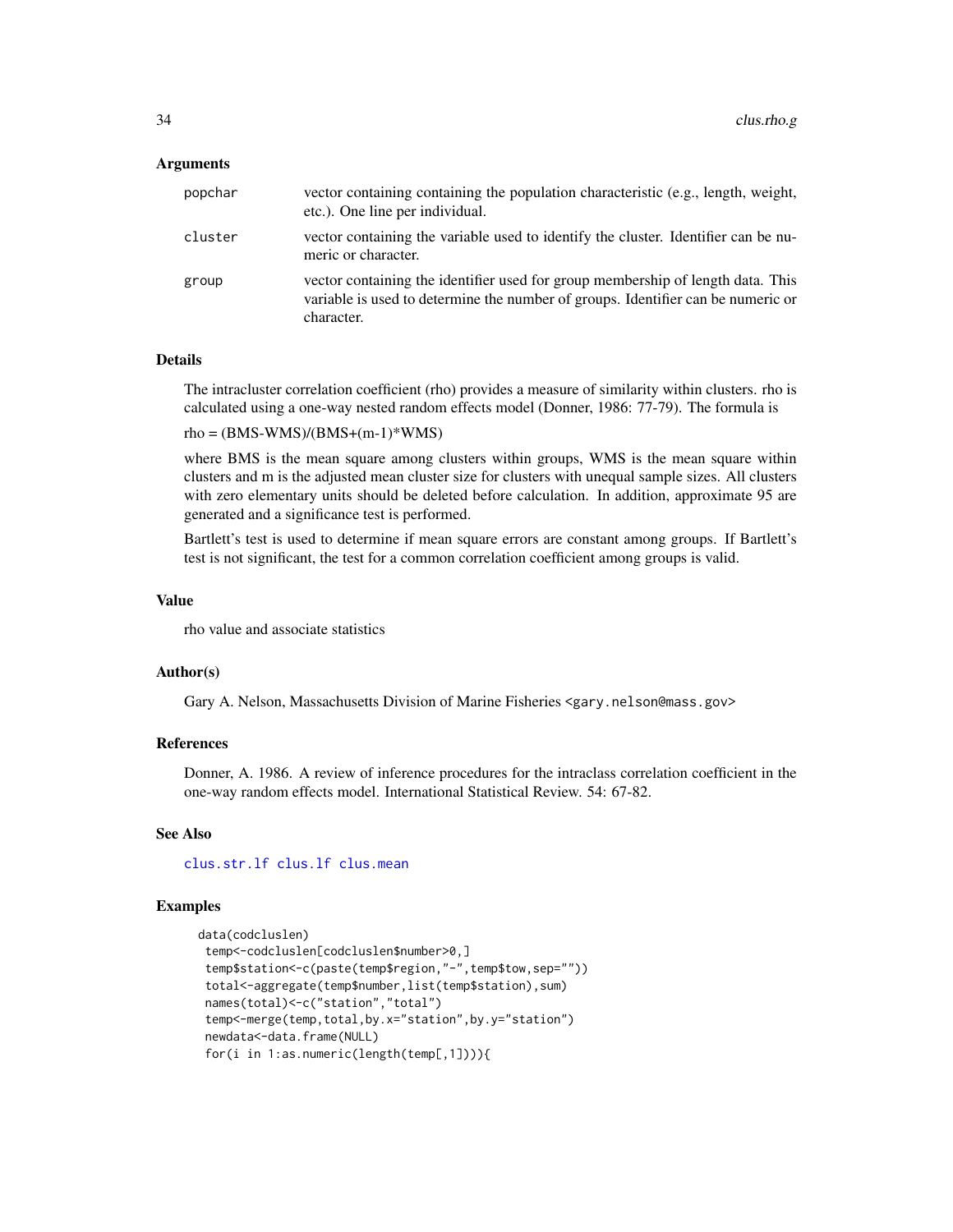## Arguments

| | |
|---|---|
| popchar | vector containing containing the population characteristic (e.g., length, weight, etc.). One line per individual. |
| cluster | vector containing the variable used to identify the cluster. Identifier can be numeric or character. |
| group | vector containing the identifier used for group membership of length data. This variable is used to determine the number of groups. Identifier can be numeric or character. |

## Details

The intracluster correlation coefficient (rho) provides a measure of similarity within clusters. rho is calculated using a one-way nested random effects model (Donner, 1986: 77-79). The formula is

rho = (BMS-WMS)/(BMS+(m-1)*WMS)

where BMS is the mean square among clusters within groups, WMS is the mean square within clusters and m is the adjusted mean cluster size for clusters with unequal sample sizes. All clusters with zero elementary units should be deleted before calculation. In addition, approximate 95 are generated and a significance test is performed.

Bartlett's test is used to determine if mean square errors are constant among groups. If Bartlett's test is not significant, the test for a common correlation coefficient among groups is valid.

## Value

rho value and associate statistics

## Author(s)

Gary A. Nelson, Massachusetts Division of Marine Fisheries <gary.nelson@mass.gov>

## References

Donner, A. 1986. A review of inference procedures for the intraclass correlation coefficient in the one-way random effects model. International Statistical Review. 54: 67-82.

## See Also

clus.str.lf clus.lf clus.mean

## Examples

```
data(codcluslen)
 temp<-codcluslen[codcluslen$number>0,]
 temp$station<-c(paste(temp$region,"-",temp$tow,sep=""))
 total<-aggregate(temp$number,list(temp$station),sum)
 names(total)<-c("station","total")
 temp<-merge(temp,total,by.x="station",by.y="station")
 newdata<-data.frame(NULL)
 for(i in 1:as.numeric(length(temp[,1]))){
```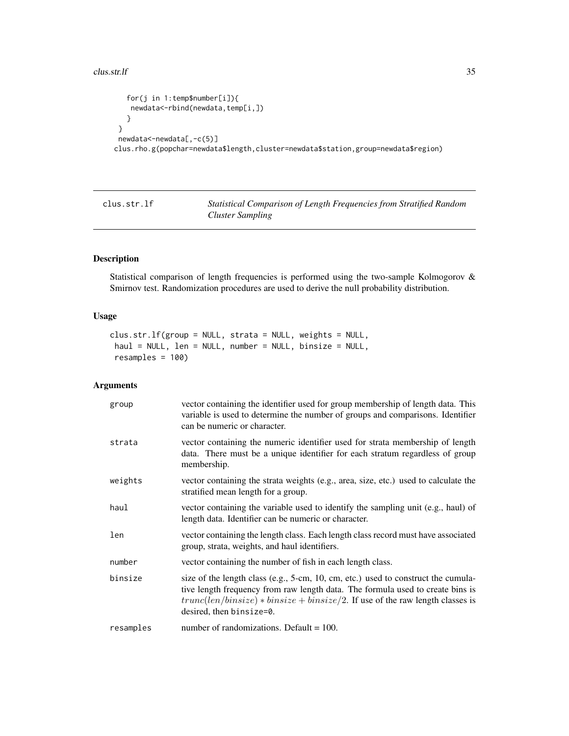```
    for(j in 1:temp$number[i]){
     newdata<-rbind(newdata,temp[i,])
    }
  }
 newdata<-newdata[,-c(5)]
clus.rho.g(popchar=newdata$length,cluster=newdata$station,group=newdata$region)
```

---

## clus.str.lf — *Statistical Comparison of Length Frequencies from Stratified Random Cluster Sampling*

---

### Description

Statistical comparison of length frequencies is performed using the two-sample Kolmogorov & Smirnov test. Randomization procedures are used to derive the null probability distribution.

### Usage

```
clus.str.lf(group = NULL, strata = NULL, weights = NULL,
 haul = NULL, len = NULL, number = NULL, binsize = NULL,
 resamples = 100)
```

### Arguments

| | |
|---|---|
| `group` | vector containing the identifier used for group membership of length data. This variable is used to determine the number of groups and comparisons. Identifier can be numeric or character. |
| `strata` | vector containing the numeric identifier used for strata membership of length data. There must be a unique identifier for each stratum regardless of group membership. |
| `weights` | vector containing the strata weights (e.g., area, size, etc.) used to calculate the stratified mean length for a group. |
| `haul` | vector containing the variable used to identify the sampling unit (e.g., haul) of length data. Identifier can be numeric or character. |
| `len` | vector containing the length class. Each length class record must have associated group, strata, weights, and haul identifiers. |
| `number` | vector containing the number of fish in each length class. |
| `binsize` | size of the length class (e.g., 5-cm, 10, cm, etc.) used to construct the cumulative length frequency from raw length data. The formula used to create bins is $trunc(len/binsize) * binsize + binsize/2$. If use of the raw length classes is desired, then `binsize=0`. |
| `resamples` | number of randomizations. Default = 100. |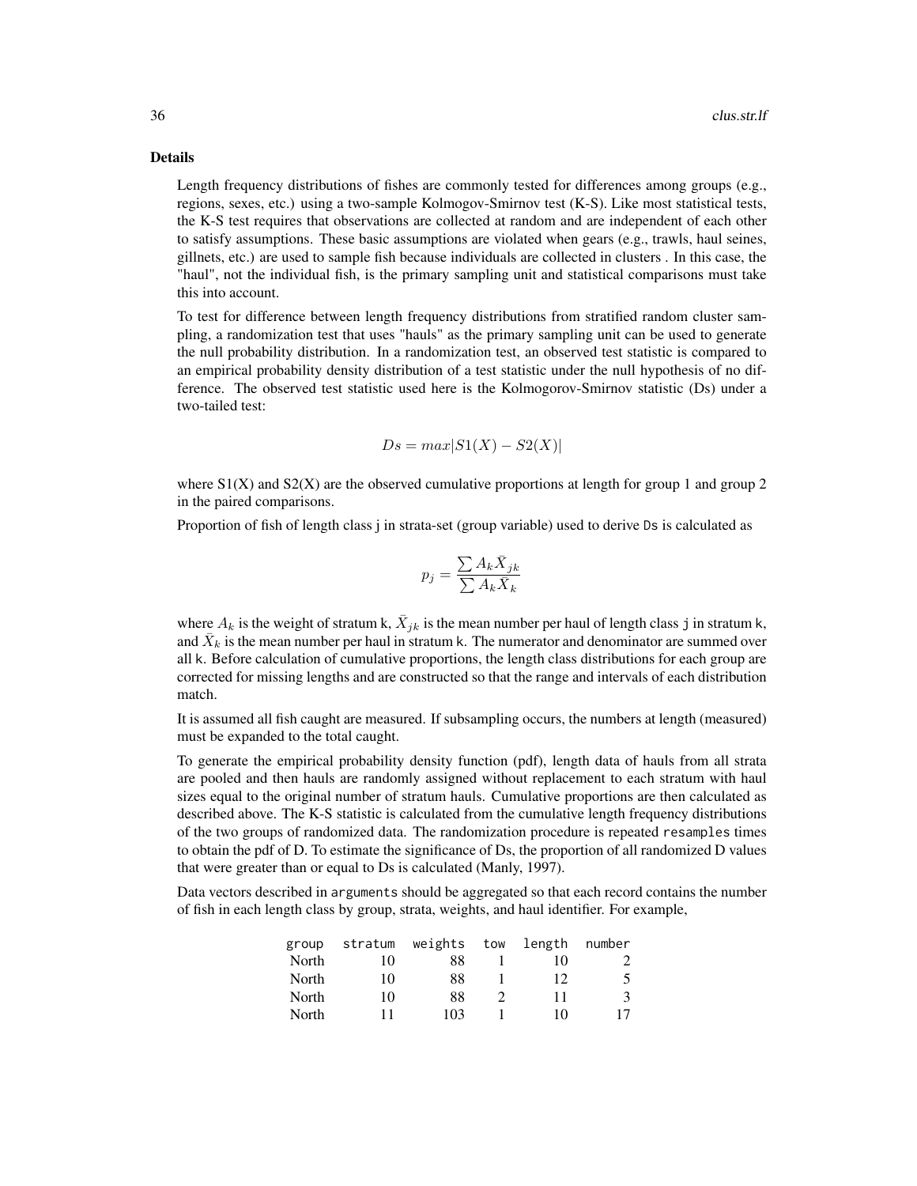## Details

Length frequency distributions of fishes are commonly tested for differences among groups (e.g., regions, sexes, etc.) using a two-sample Kolmogov-Smirnov test (K-S). Like most statistical tests, the K-S test requires that observations are collected at random and are independent of each other to satisfy assumptions. These basic assumptions are violated when gears (e.g., trawls, haul seines, gillnets, etc.) are used to sample fish because individuals are collected in clusters . In this case, the "haul", not the individual fish, is the primary sampling unit and statistical comparisons must take this into account.

To test for difference between length frequency distributions from stratified random cluster sampling, a randomization test that uses "hauls" as the primary sampling unit can be used to generate the null probability distribution. In a randomization test, an observed test statistic is compared to an empirical probability density distribution of a test statistic under the null hypothesis of no difference. The observed test statistic used here is the Kolmogorov-Smirnov statistic (Ds) under a two-tailed test:

$$Ds = max|S1(X) - S2(X)|$$

where S1(X) and S2(X) are the observed cumulative proportions at length for group 1 and group 2 in the paired comparisons.

Proportion of fish of length class j in strata-set (group variable) used to derive `Ds` is calculated as

$$p_j = \frac{\sum A_k \bar{X}_{jk}}{\sum A_k \bar{X}_k}$$

where $A_k$ is the weight of stratum k, $\bar{X}_{jk}$ is the mean number per haul of length class `j` in stratum k, and $\bar{X}_k$ is the mean number per haul in stratum k. The numerator and denominator are summed over all k. Before calculation of cumulative proportions, the length class distributions for each group are corrected for missing lengths and are constructed so that the range and intervals of each distribution match.

It is assumed all fish caught are measured. If subsampling occurs, the numbers at length (measured) must be expanded to the total caught.

To generate the empirical probability density function (pdf), length data of hauls from all strata are pooled and then hauls are randomly assigned without replacement to each stratum with haul sizes equal to the original number of stratum hauls. Cumulative proportions are then calculated as described above. The K-S statistic is calculated from the cumulative length frequency distributions of the two groups of randomized data. The randomization procedure is repeated `resamples` times to obtain the pdf of D. To estimate the significance of Ds, the proportion of all randomized D values that were greater than or equal to Ds is calculated (Manly, 1997).

Data vectors described in `arguments` should be aggregated so that each record contains the number of fish in each length class by group, strata, weights, and haul identifier. For example,

| group | stratum | weights | tow | length | number |
|---|---|---|---|---|---|
| North | 10 | 88 | 1 | 10 | 2 |
| North | 10 | 88 | 1 | 12 | 5 |
| North | 10 | 88 | 2 | 11 | 3 |
| North | 11 | 103 | 1 | 10 | 17 |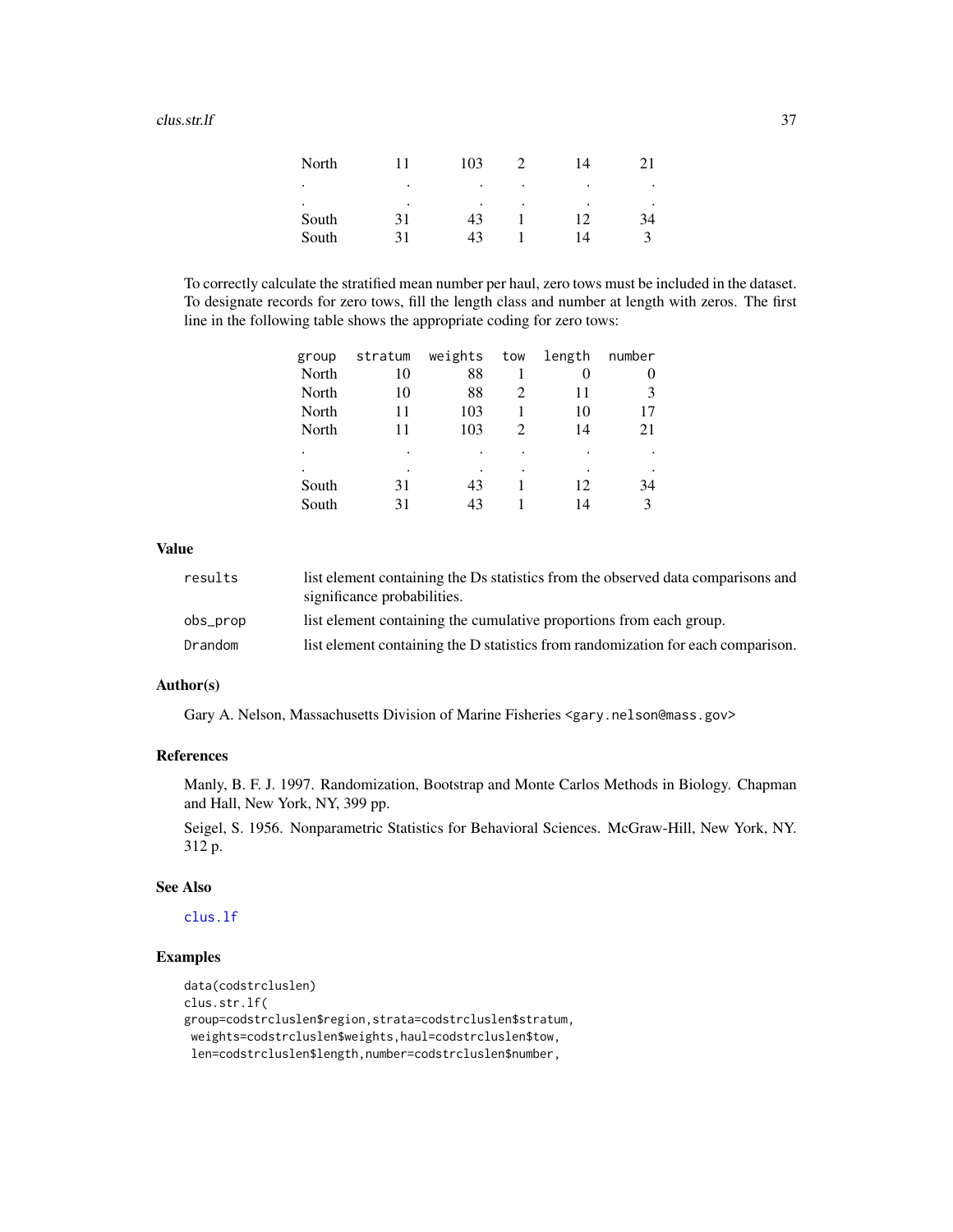| | | | | | |
|---|---|---|---|---|---|
| North | 11 | 103 | 2 | 14 | 21 |
| . | . | . | . | . | . |
| . | . | . | . | . | . |
| South | 31 | 43 | 1 | 12 | 34 |
| South | 31 | 43 | 1 | 14 | 3 |

To correctly calculate the stratified mean number per haul, zero tows must be included in the dataset. To designate records for zero tows, fill the length class and number at length with zeros. The first line in the following table shows the appropriate coding for zero tows:

| group | stratum | weights | tow | length | number |
|---|---|---|---|---|---|
| North | 10 | 88 | 1 | 0 | 0 |
| North | 10 | 88 | 2 | 11 | 3 |
| North | 11 | 103 | 1 | 10 | 17 |
| North | 11 | 103 | 2 | 14 | 21 |
| . | . | . | . | . | . |
| . | . | . | . | . | . |
| South | 31 | 43 | 1 | 12 | 34 |
| South | 31 | 43 | 1 | 14 | 3 |

## Value

`results` list element containing the Ds statistics from the observed data comparisons and significance probabilities.

`obs_prop` list element containing the cumulative proportions from each group.

`Drandom` list element containing the D statistics from randomization for each comparison.

## Author(s)

Gary A. Nelson, Massachusetts Division of Marine Fisheries <gary.nelson@mass.gov>

## References

Manly, B. F. J. 1997. Randomization, Bootstrap and Monte Carlos Methods in Biology. Chapman and Hall, New York, NY, 399 pp.

Seigel, S. 1956. Nonparametric Statistics for Behavioral Sciences. McGraw-Hill, New York, NY. 312 p.

## See Also

`clus.lf`

## Examples

```
data(codstrcluslen)
clus.str.lf(
group=codstrcluslen$region,strata=codstrcluslen$stratum,
 weights=codstrcluslen$weights,haul=codstrcluslen$tow,
 len=codstrcluslen$length,number=codstrcluslen$number,
```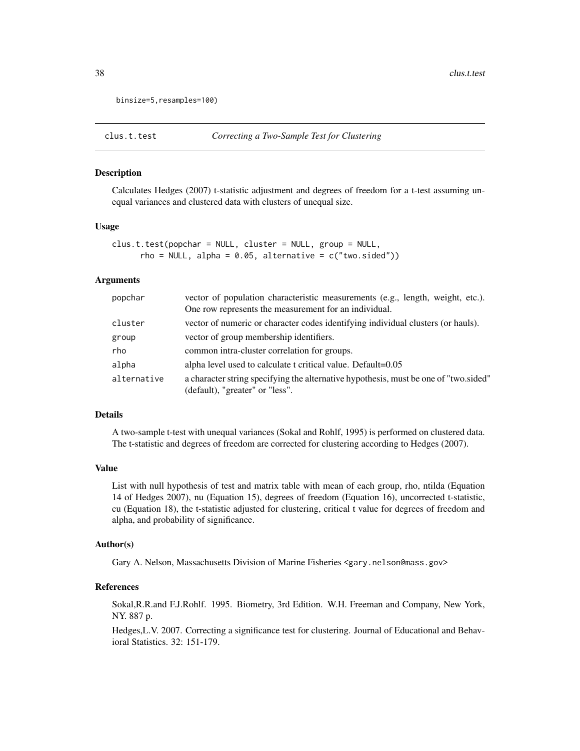```
binsize=5,resamples=100)
```

---

clus.t.test    *Correcting a Two-Sample Test for Clustering*

---

## Description

Calculates Hedges (2007) t-statistic adjustment and degrees of freedom for a t-test assuming unequal variances and clustered data with clusters of unequal size.

## Usage

```
clus.t.test(popchar = NULL, cluster = NULL, group = NULL,
      rho = NULL, alpha = 0.05, alternative = c("two.sided"))
```

## Arguments

| | |
|---|---|
| popchar | vector of population characteristic measurements (e.g., length, weight, etc.). One row represents the measurement for an individual. |
| cluster | vector of numeric or character codes identifying individual clusters (or hauls). |
| group | vector of group membership identifiers. |
| rho | common intra-cluster correlation for groups. |
| alpha | alpha level used to calculate t critical value. Default=0.05 |
| alternative | a character string specifying the alternative hypothesis, must be one of "two.sided" (default), "greater" or "less". |

## Details

A two-sample t-test with unequal variances (Sokal and Rohlf, 1995) is performed on clustered data. The t-statistic and degrees of freedom are corrected for clustering according to Hedges (2007).

## Value

List with null hypothesis of test and matrix table with mean of each group, rho, ntilda (Equation 14 of Hedges 2007), nu (Equation 15), degrees of freedom (Equation 16), uncorrected t-statistic, cu (Equation 18), the t-statistic adjusted for clustering, critical t value for degrees of freedom and alpha, and probability of significance.

## Author(s)

Gary A. Nelson, Massachusetts Division of Marine Fisheries <gary.nelson@mass.gov>

## References

Sokal,R.R.and F.J.Rohlf. 1995. Biometry, 3rd Edition. W.H. Freeman and Company, New York, NY. 887 p.

Hedges,L.V. 2007. Correcting a significance test for clustering. Journal of Educational and Behavioral Statistics. 32: 151-179.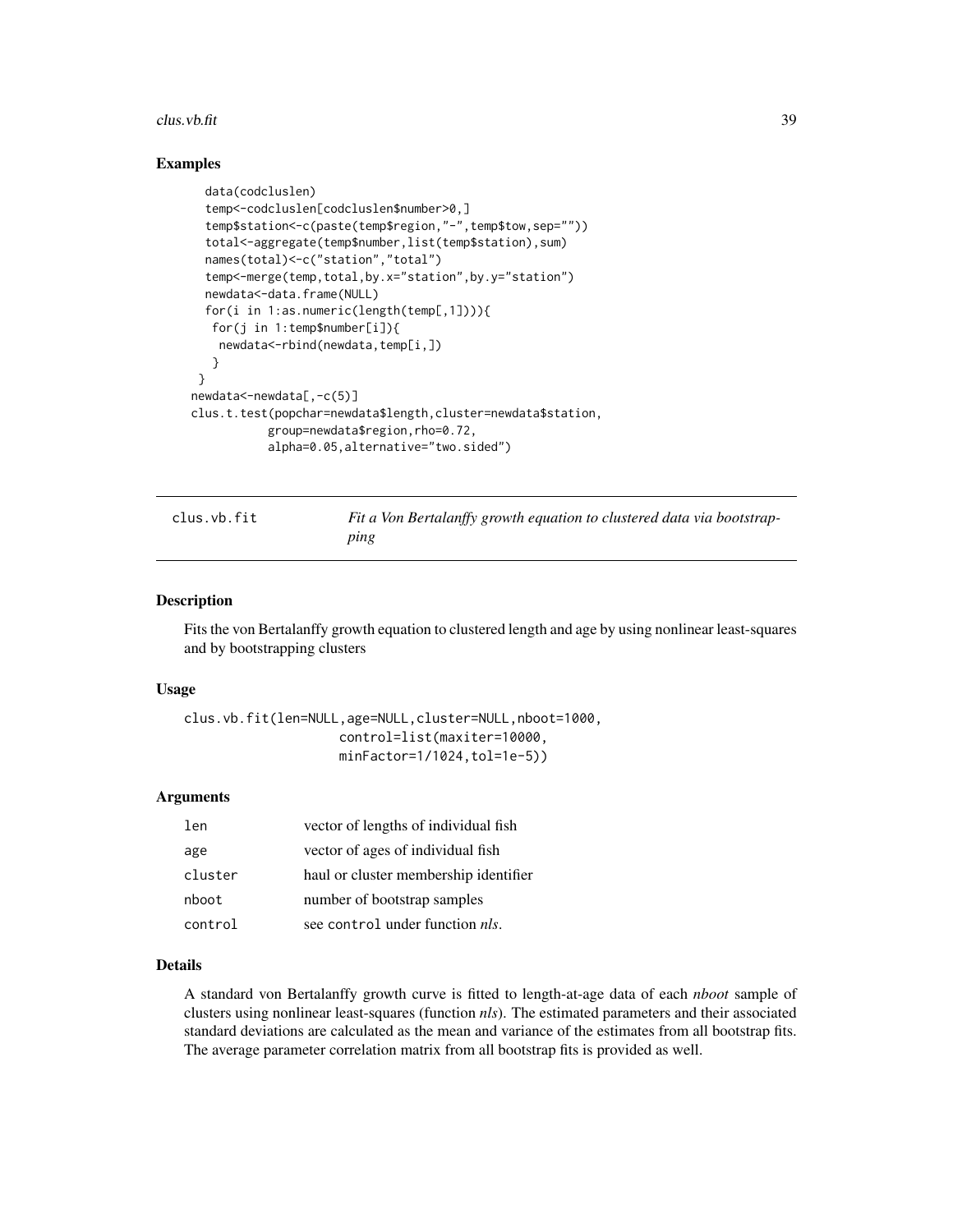### Examples

```
data(codcluslen)
temp<-codcluslen[codcluslen$number>0,]
temp$station<-c(paste(temp$region,"-",temp$tow,sep=""))
total<-aggregate(temp$number,list(temp$station),sum)
names(total)<-c("station","total")
temp<-merge(temp,total,by.x="station",by.y="station")
newdata<-data.frame(NULL)
for(i in 1:as.numeric(length(temp[,1]))){
 for(j in 1:temp$number[i]){
  newdata<-rbind(newdata,temp[i,])
 }
}
newdata<-newdata[,-c(5)]
clus.t.test(popchar=newdata$length,cluster=newdata$station,
          group=newdata$region,rho=0.72,
          alpha=0.05,alternative="two.sided")
```

## clus.vb.fit — *Fit a Von Bertalanffy growth equation to clustered data via bootstrapping*

### Description

Fits the von Bertalanffy growth equation to clustered length and age by using nonlinear least-squares and by bootstrapping clusters

### Usage

```
clus.vb.fit(len=NULL,age=NULL,cluster=NULL,nboot=1000,
                    control=list(maxiter=10000,
                    minFactor=1/1024,tol=1e-5))
```

### Arguments

| | |
|---|---|
| `len` | vector of lengths of individual fish |
| `age` | vector of ages of individual fish |
| `cluster` | haul or cluster membership identifier |
| `nboot` | number of bootstrap samples |
| `control` | see `control` under function *nls*. |

### Details

A standard von Bertalanffy growth curve is fitted to length-at-age data of each *nboot* sample of clusters using nonlinear least-squares (function *nls*). The estimated parameters and their associated standard deviations are calculated as the mean and variance of the estimates from all bootstrap fits. The average parameter correlation matrix from all bootstrap fits is provided as well.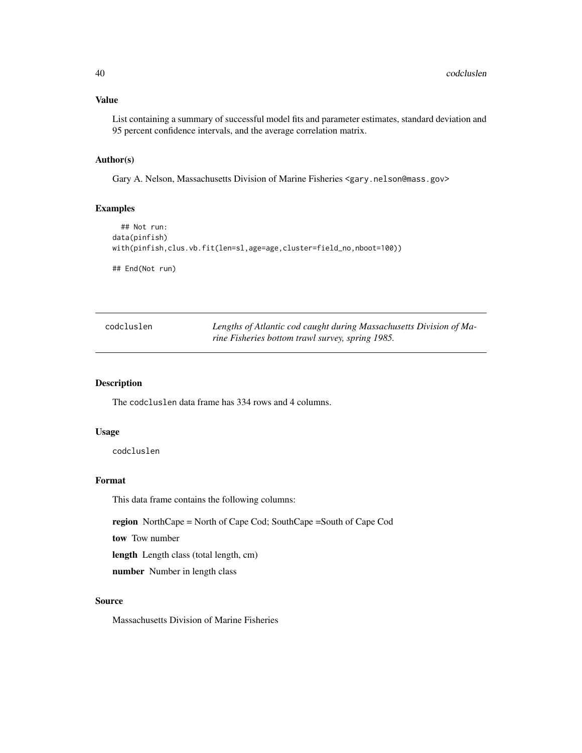### Value

List containing a summary of successful model fits and parameter estimates, standard deviation and 95 percent confidence intervals, and the average correlation matrix.

### Author(s)

Gary A. Nelson, Massachusetts Division of Marine Fisheries <gary.nelson@mass.gov>

### Examples

```
  ## Not run:
data(pinfish)
with(pinfish,clus.vb.fit(len=sl,age=age,cluster=field_no,nboot=100))

## End(Not run)
```

---

## codcluslen — *Lengths of Atlantic cod caught during Massachusetts Division of Marine Fisheries bottom trawl survey, spring 1985.*

---

### Description

The codcluslen data frame has 334 rows and 4 columns.

### Usage

```
codcluslen
```

### Format

This data frame contains the following columns:

**region** NorthCape = North of Cape Cod; SouthCape =South of Cape Cod

**tow** Tow number

**length** Length class (total length, cm)

**number** Number in length class

### Source

Massachusetts Division of Marine Fisheries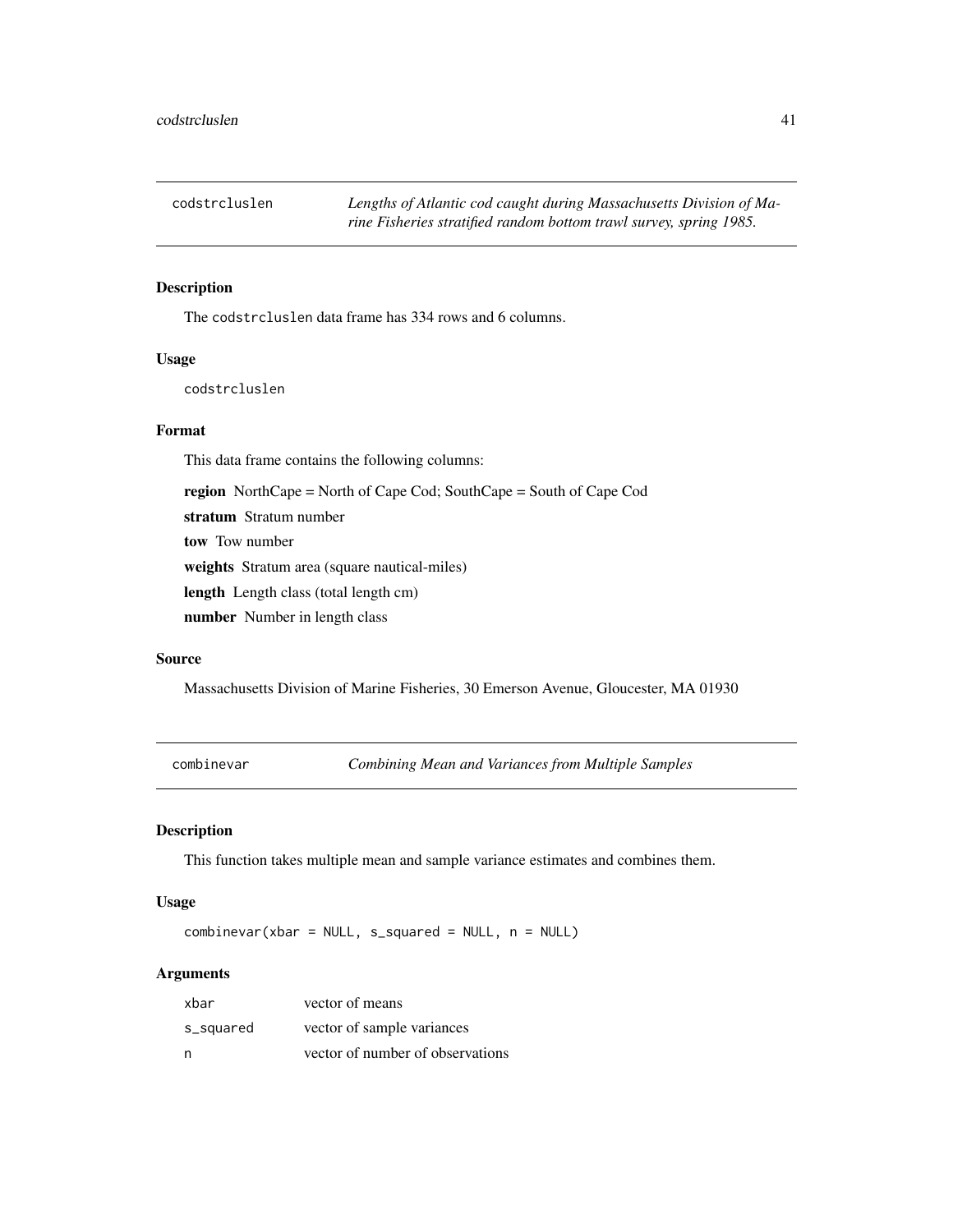## codstrcluslen *Lengths of Atlantic cod caught during Massachusetts Division of Marine Fisheries stratified random bottom trawl survey, spring 1985.*

### Description

The `codstrcluslen` data frame has 334 rows and 6 columns.

### Usage

```
codstrcluslen
```

### Format

This data frame contains the following columns:

**region** NorthCape = North of Cape Cod; SouthCape = South of Cape Cod

**stratum** Stratum number

**tow** Tow number

**weights** Stratum area (square nautical-miles)

**length** Length class (total length cm)

**number** Number in length class

### Source

Massachusetts Division of Marine Fisheries, 30 Emerson Avenue, Gloucester, MA 01930

## combinevar *Combining Mean and Variances from Multiple Samples*

### Description

This function takes multiple mean and sample variance estimates and combines them.

### Usage

```
combinevar(xbar = NULL, s_squared = NULL, n = NULL)
```

### Arguments

| | |
|---|---|
| `xbar` | vector of means |
| `s_squared` | vector of sample variances |
| `n` | vector of number of observations |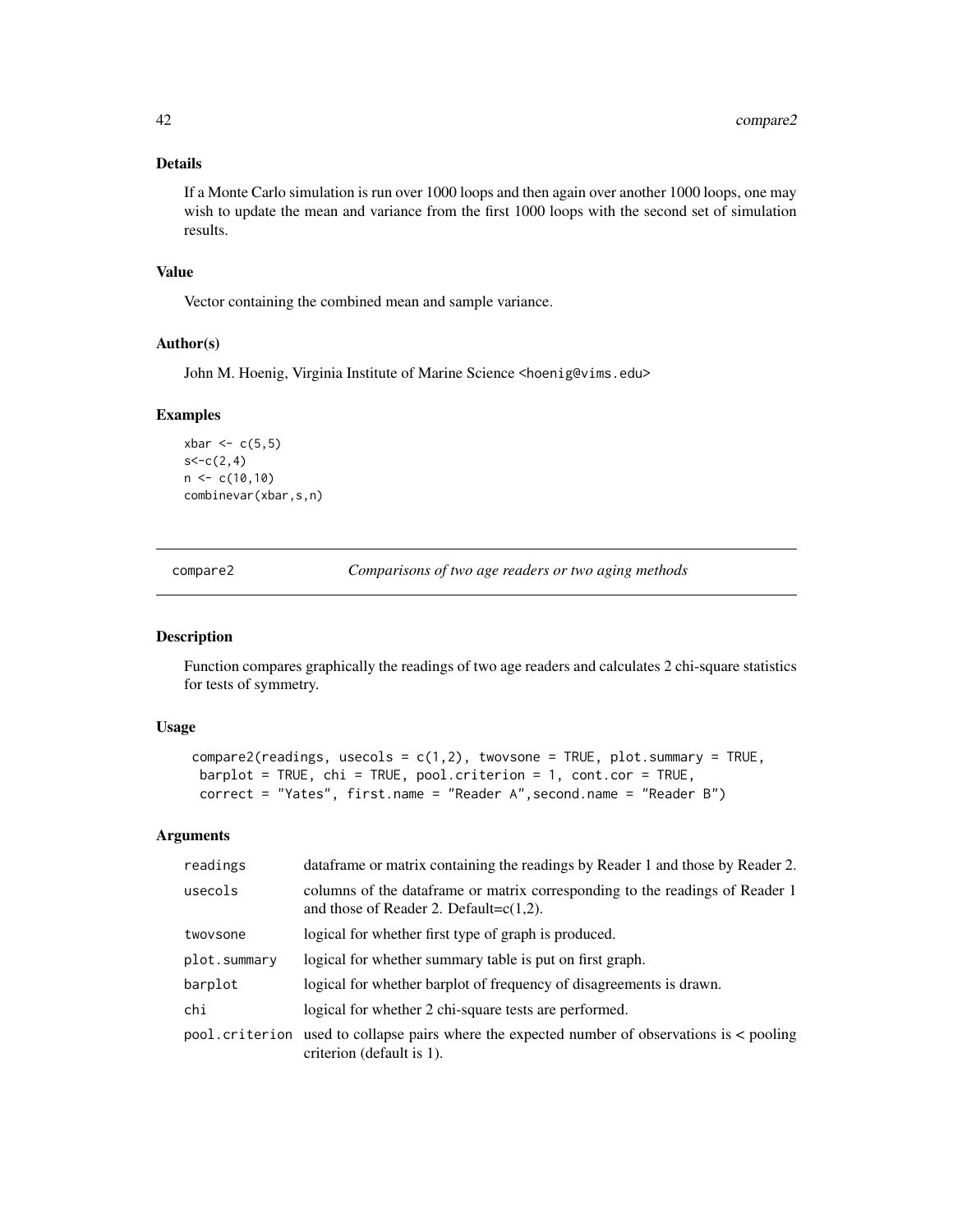### Details

If a Monte Carlo simulation is run over 1000 loops and then again over another 1000 loops, one may wish to update the mean and variance from the first 1000 loops with the second set of simulation results.

### Value

Vector containing the combined mean and sample variance.

### Author(s)

John M. Hoenig, Virginia Institute of Marine Science <hoenig@vims.edu>

### Examples

```
xbar <- c(5,5)
s<-c(2,4)
n <- c(10,10)
combinevar(xbar,s,n)
```

---

## compare2 — *Comparisons of two age readers or two aging methods*

---

### Description

Function compares graphically the readings of two age readers and calculates 2 chi-square statistics for tests of symmetry.

### Usage

```
compare2(readings, usecols = c(1,2), twovsone = TRUE, plot.summary = TRUE,
 barplot = TRUE, chi = TRUE, pool.criterion = 1, cont.cor = TRUE,
 correct = "Yates", first.name = "Reader A",second.name = "Reader B")
```

### Arguments

| | |
|---|---|
| readings | dataframe or matrix containing the readings by Reader 1 and those by Reader 2. |
| usecols | columns of the dataframe or matrix corresponding to the readings of Reader 1 and those of Reader 2. Default=c(1,2). |
| twovsone | logical for whether first type of graph is produced. |
| plot.summary | logical for whether summary table is put on first graph. |
| barplot | logical for whether barplot of frequency of disagreements is drawn. |
| chi | logical for whether 2 chi-square tests are performed. |
| pool.criterion | used to collapse pairs where the expected number of observations is < pooling criterion (default is 1). |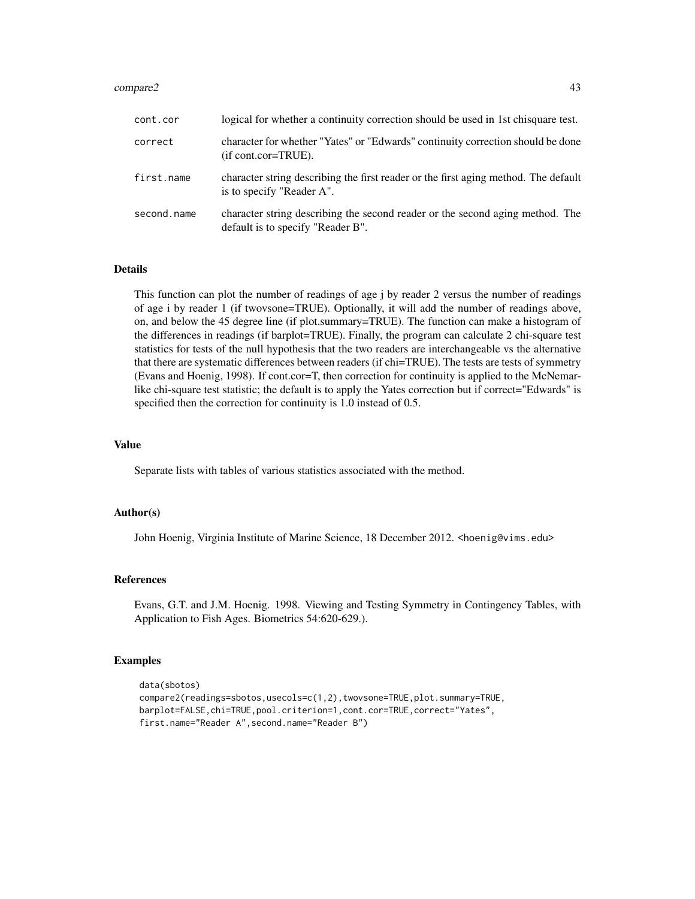| | |
|---|---|
| `cont.cor` | logical for whether a continuity correction should be used in 1st chisquare test. |
| `correct` | character for whether "Yates" or "Edwards" continuity correction should be done (if cont.cor=TRUE). |
| `first.name` | character string describing the first reader or the first aging method. The default is to specify "Reader A". |
| `second.name` | character string describing the second reader or the second aging method. The default is to specify "Reader B". |

## Details

This function can plot the number of readings of age j by reader 2 versus the number of readings of age i by reader 1 (if twovsone=TRUE). Optionally, it will add the number of readings above, on, and below the 45 degree line (if plot.summary=TRUE). The function can make a histogram of the differences in readings (if barplot=TRUE). Finally, the program can calculate 2 chi-square test statistics for tests of the null hypothesis that the two readers are interchangeable vs the alternative that there are systematic differences between readers (if chi=TRUE). The tests are tests of symmetry (Evans and Hoenig, 1998). If cont.cor=T, then correction for continuity is applied to the McNemar-like chi-square test statistic; the default is to apply the Yates correction but if correct="Edwards" is specified then the correction for continuity is 1.0 instead of 0.5.

## Value

Separate lists with tables of various statistics associated with the method.

## Author(s)

John Hoenig, Virginia Institute of Marine Science, 18 December 2012. <hoenig@vims.edu>

## References

Evans, G.T. and J.M. Hoenig. 1998. Viewing and Testing Symmetry in Contingency Tables, with Application to Fish Ages. Biometrics 54:620-629.).

## Examples

```
data(sbotos)
compare2(readings=sbotos,usecols=c(1,2),twovsone=TRUE,plot.summary=TRUE,
barplot=FALSE,chi=TRUE,pool.criterion=1,cont.cor=TRUE,correct="Yates",
first.name="Reader A",second.name="Reader B")
```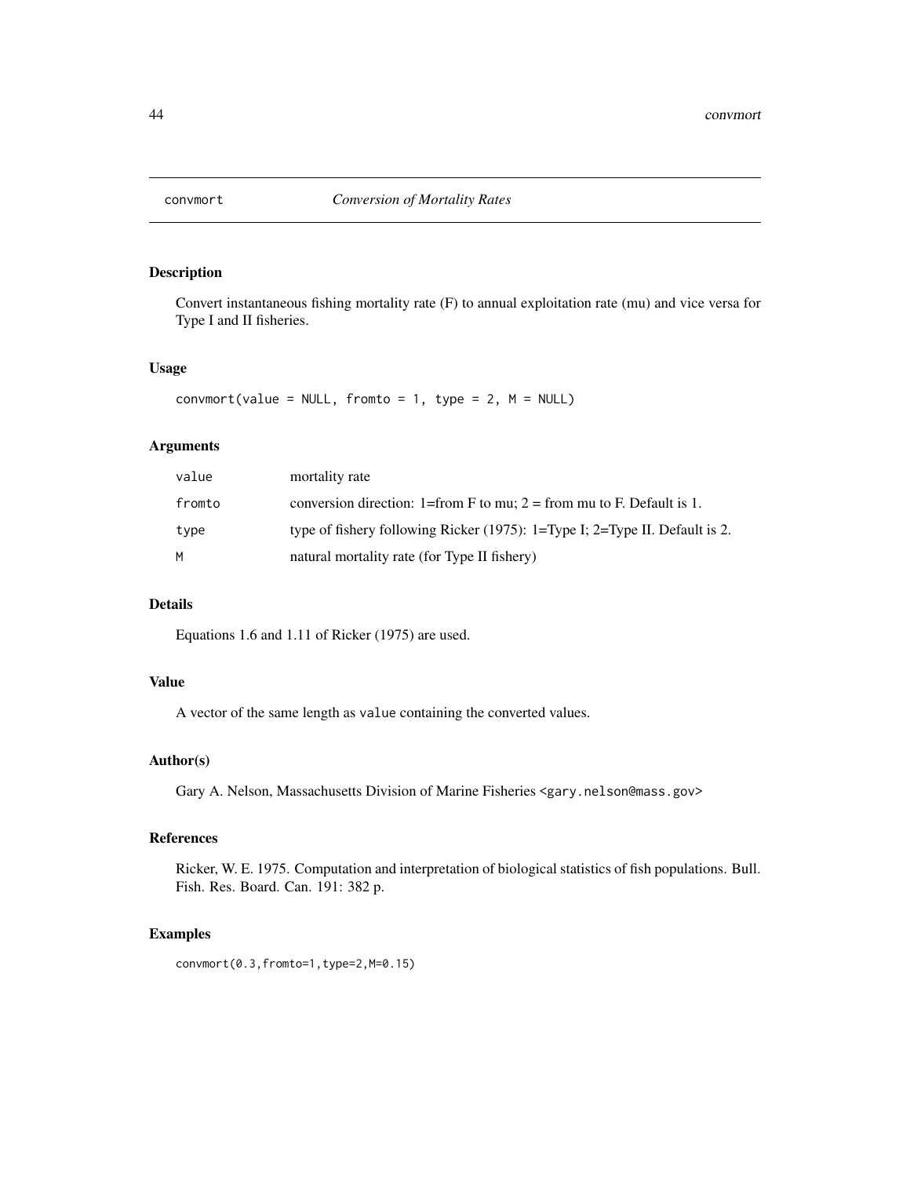# convmort — *Conversion of Mortality Rates*

## Description

Convert instantaneous fishing mortality rate (F) to annual exploitation rate (mu) and vice versa for Type I and II fisheries.

## Usage

```
convmort(value = NULL, fromto = 1, type = 2, M = NULL)
```

## Arguments

| | |
|---|---|
| `value` | mortality rate |
| `fromto` | conversion direction: 1=from F to mu; 2 = from mu to F. Default is 1. |
| `type` | type of fishery following Ricker (1975): 1=Type I; 2=Type II. Default is 2. |
| `M` | natural mortality rate (for Type II fishery) |

## Details

Equations 1.6 and 1.11 of Ricker (1975) are used.

## Value

A vector of the same length as `value` containing the converted values.

## Author(s)

Gary A. Nelson, Massachusetts Division of Marine Fisheries <gary.nelson@mass.gov>

## References

Ricker, W. E. 1975. Computation and interpretation of biological statistics of fish populations. Bull. Fish. Res. Board. Can. 191: 382 p.

## Examples

```
convmort(0.3,fromto=1,type=2,M=0.15)
```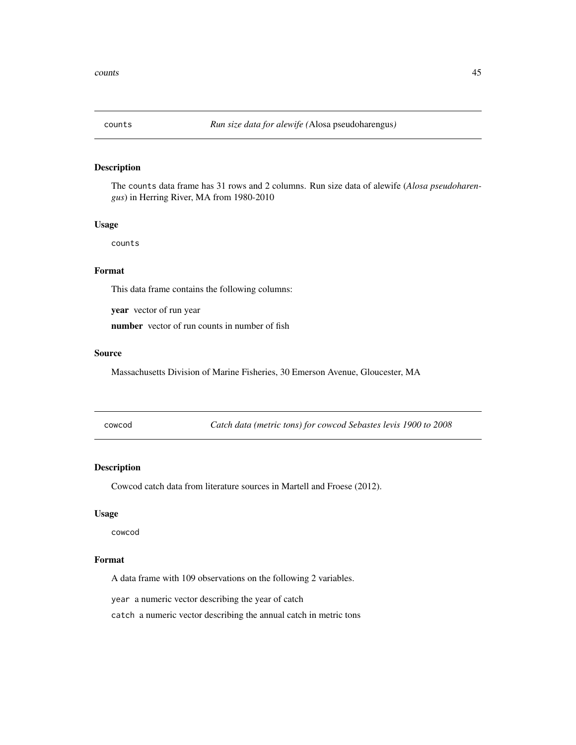## counts *Run size data for alewife (*Alosa pseudoharengus*)*

### Description

The `counts` data frame has 31 rows and 2 columns. Run size data of alewife (*Alosa pseudoharengus*) in Herring River, MA from 1980-2010

### Usage

```
counts
```

### Format

This data frame contains the following columns:

**year** vector of run year

**number** vector of run counts in number of fish

### Source

Massachusetts Division of Marine Fisheries, 30 Emerson Avenue, Gloucester, MA

## cowcod *Catch data (metric tons) for cowcod Sebastes levis 1900 to 2008*

### Description

Cowcod catch data from literature sources in Martell and Froese (2012).

### Usage

```
cowcod
```

### Format

A data frame with 109 observations on the following 2 variables.

`year` a numeric vector describing the year of catch

`catch` a numeric vector describing the annual catch in metric tons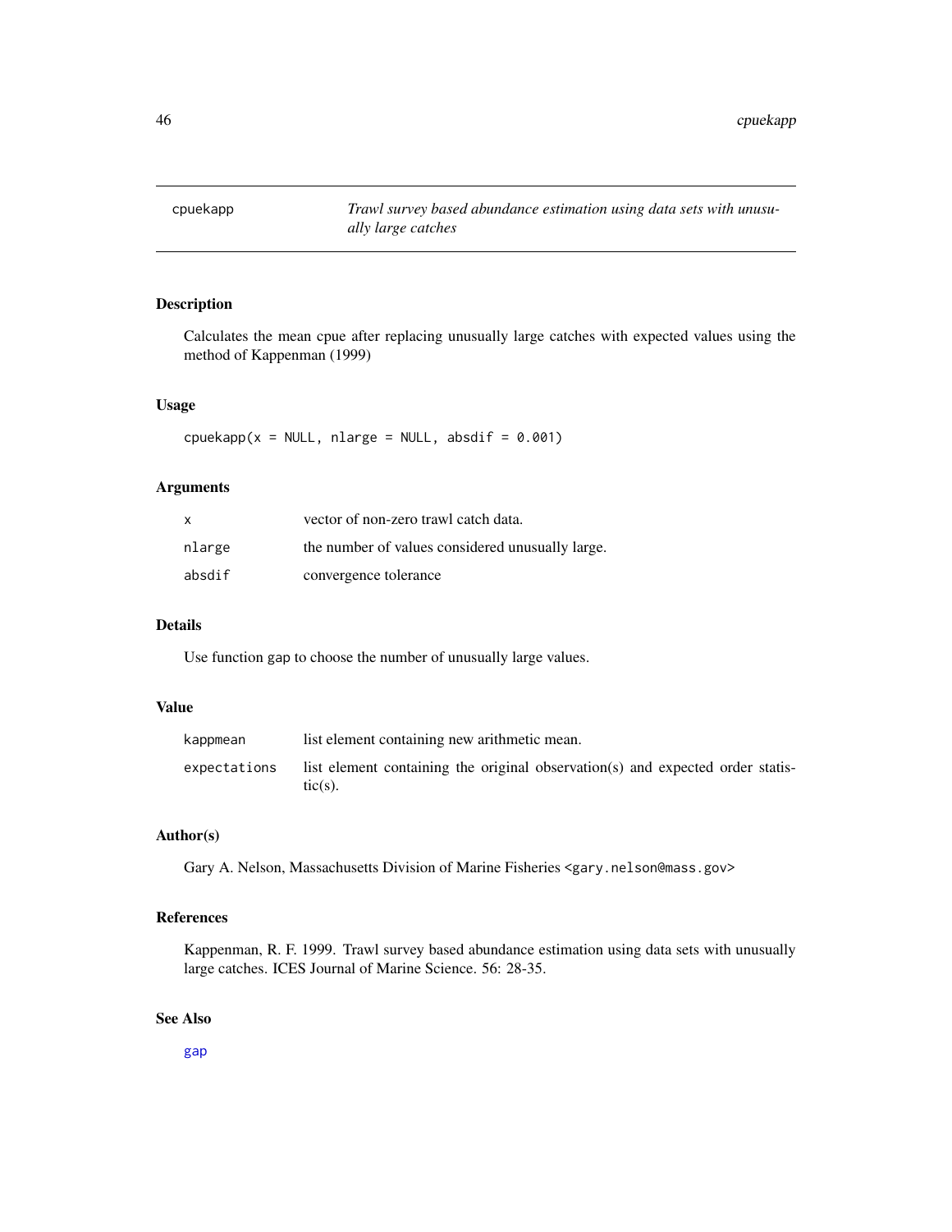# cpuekapp — *Trawl survey based abundance estimation using data sets with unusually large catches*

## Description

Calculates the mean cpue after replacing unusually large catches with expected values using the method of Kappenman (1999)

## Usage

```
cpuekapp(x = NULL, nlarge = NULL, absdif = 0.001)
```

## Arguments

| | |
|---|---|
| x | vector of non-zero trawl catch data. |
| nlarge | the number of values considered unusually large. |
| absdif | convergence tolerance |

## Details

Use function gap to choose the number of unusually large values.

## Value

| | |
|---|---|
| kappmean | list element containing new arithmetic mean. |
| expectations | list element containing the original observation(s) and expected order statistic(s). |

## Author(s)

Gary A. Nelson, Massachusetts Division of Marine Fisheries <gary.nelson@mass.gov>

## References

Kappenman, R. F. 1999. Trawl survey based abundance estimation using data sets with unusually large catches. ICES Journal of Marine Science. 56: 28-35.

## See Also

gap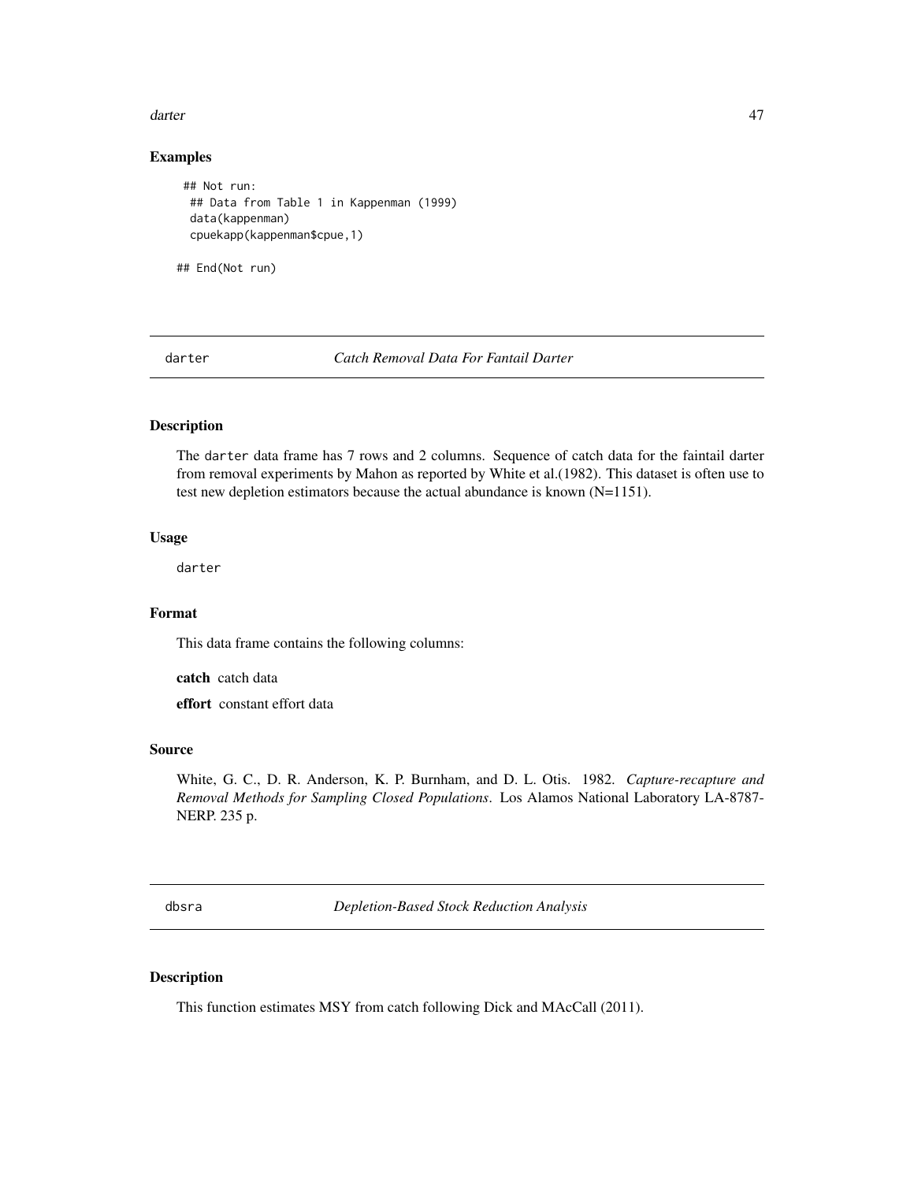### Examples

```
## Not run:
 ## Data from Table 1 in Kappenman (1999)
 data(kappenman)
 cpuekapp(kappenman$cpue,1)

## End(Not run)
```

---

## darter — *Catch Removal Data For Fantail Darter*

### Description

The darter data frame has 7 rows and 2 columns. Sequence of catch data for the faintail darter from removal experiments by Mahon as reported by White et al.(1982). This dataset is often use to test new depletion estimators because the actual abundance is known (N=1151).

### Usage

darter

### Format

This data frame contains the following columns:

**catch** catch data

**effort** constant effort data

### Source

White, G. C., D. R. Anderson, K. P. Burnham, and D. L. Otis. 1982. *Capture-recapture and Removal Methods for Sampling Closed Populations*. Los Alamos National Laboratory LA-8787-NERP. 235 p.

---

## dbsra — *Depletion-Based Stock Reduction Analysis*

### Description

This function estimates MSY from catch following Dick and MAcCall (2011).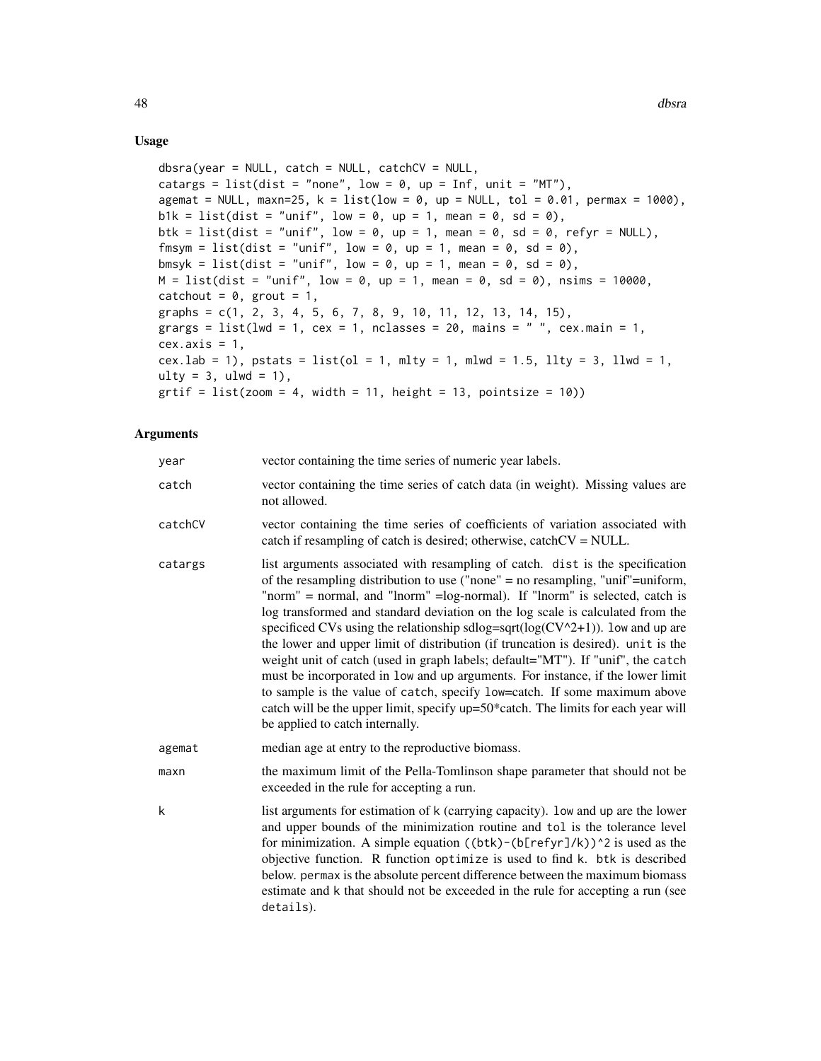## Usage

```
dbsra(year = NULL, catch = NULL, catchCV = NULL,
catargs = list(dist = "none", low = 0, up = Inf, unit = "MT"),
agemat = NULL, maxn=25, k = list(low = 0, up = NULL, tol = 0.01, permax = 1000),
b1k = list(dist = "unif", low = 0, up = 1, mean = 0, sd = 0),
btk = list(dist = "unif", low = 0, up = 1, mean = 0, sd = 0, refyr = NULL),
fmsym = list(dist = "unif", low = 0, up = 1, mean = 0, sd = 0),
bmsyk = list(dist = "unif", low = 0, up = 1, mean = 0, sd = 0),
M = list(dist = "unif", low = 0, up = 1, mean = 0, sd = 0), nsims = 10000,
catchout = 0, grout = 1,
graphs = c(1, 2, 3, 4, 5, 6, 7, 8, 9, 10, 11, 12, 13, 14, 15),
grargs = list(lwd = 1, cex = 1, nclasses = 20, mains = " ", cex.main = 1,
cex.axis = 1,
cex.lab = 1), pstats = list(ol = 1, mlty = 1, mlwd = 1.5, llty = 3, llwd = 1,
ulty = 3, ulwd = 1),
grtif = list(zoom = 4, width = 11, height = 13, pointsize = 10))
```

## Arguments

| | |
|---|---|
| year | vector containing the time series of numeric year labels. |
| catch | vector containing the time series of catch data (in weight). Missing values are not allowed. |
| catchCV | vector containing the time series of coefficients of variation associated with catch if resampling of catch is desired; otherwise, catchCV = NULL. |
| catargs | list arguments associated with resampling of catch. dist is the specification of the resampling distribution to use ("none" = no resampling, "unif"=uniform, "norm" = normal, and "lnorm" =log-normal). If "lnorm" is selected, catch is log transformed and standard deviation on the log scale is calculated from the specificed CVs using the relationship sdlog=sqrt(log(CV^2+1)). low and up are the lower and upper limit of distribution (if truncation is desired). unit is the weight unit of catch (used in graph labels; default="MT"). If "unif", the catch must be incorporated in low and up arguments. For instance, if the lower limit to sample is the value of catch, specify low=catch. If some maximum above catch will be the upper limit, specify up=50*catch. The limits for each year will be applied to catch internally. |
| agemat | median age at entry to the reproductive biomass. |
| maxn | the maximum limit of the Pella-Tomlinson shape parameter that should not be exceeded in the rule for accepting a run. |
| k | list arguments for estimation of k (carrying capacity). low and up are the lower and upper bounds of the minimization routine and tol is the tolerance level for minimization. A simple equation ((btk)-(b[refyr]/k))^2 is used as the objective function. R function optimize is used to find k. btk is described below. permax is the absolute percent difference between the maximum biomass estimate and k that should not be exceeded in the rule for accepting a run (see details). |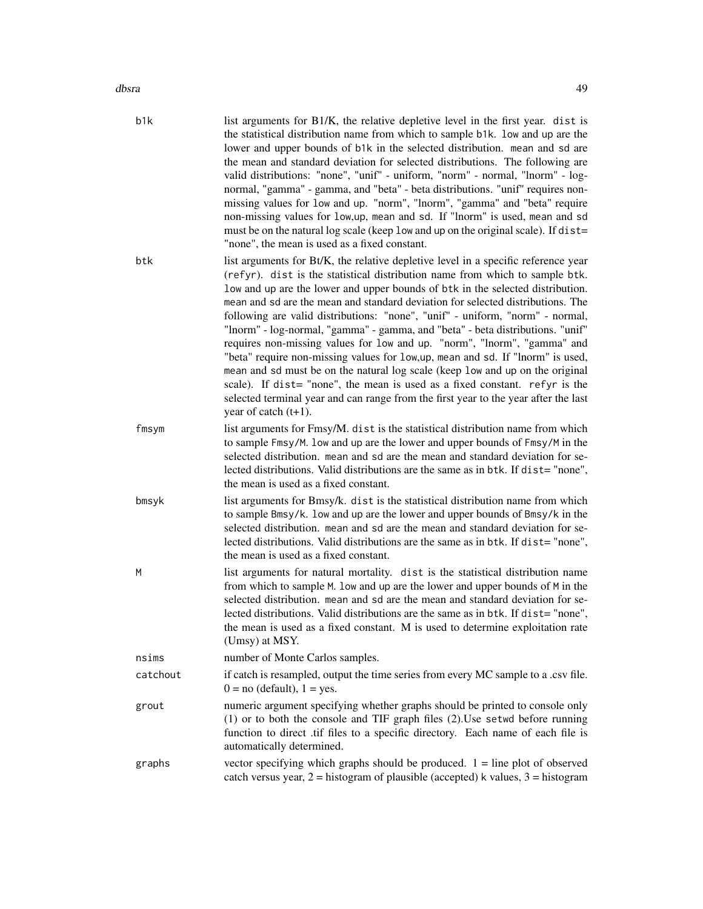| | |
|---|---|
| b1k | list arguments for B1/K, the relative depletive level in the first year. dist is the statistical distribution name from which to sample b1k. low and up are the lower and upper bounds of b1k in the selected distribution. mean and sd are the mean and standard deviation for selected distributions. The following are valid distributions: "none", "unif" - uniform, "norm" - normal, "lnorm" - log-normal, "gamma" - gamma, and "beta" - beta distributions. "unif" requires non-missing values for low and up. "norm", "lnorm", "gamma" and "beta" require non-missing values for low,up, mean and sd. If "lnorm" is used, mean and sd must be on the natural log scale (keep low and up on the original scale). If dist= "none", the mean is used as a fixed constant. |
| btk | list arguments for Bt/K, the relative depletive level in a specific reference year (refyr). dist is the statistical distribution name from which to sample btk. low and up are the lower and upper bounds of btk in the selected distribution. mean and sd are the mean and standard deviation for selected distributions. The following are valid distributions: "none", "unif" - uniform, "norm" - normal, "lnorm" - log-normal, "gamma" - gamma, and "beta" - beta distributions. "unif" requires non-missing values for low and up. "norm", "lnorm", "gamma" and "beta" require non-missing values for low,up, mean and sd. If "lnorm" is used, mean and sd must be on the natural log scale (keep low and up on the original scale). If dist= "none", the mean is used as a fixed constant. refyr is the selected terminal year and can range from the first year to the year after the last year of catch (t+1). |
| fmsym | list arguments for Fmsy/M. dist is the statistical distribution name from which to sample Fmsy/M. low and up are the lower and upper bounds of Fmsy/M in the selected distribution. mean and sd are the mean and standard deviation for selected distributions. Valid distributions are the same as in btk. If dist= "none", the mean is used as a fixed constant. |
| bmsyk | list arguments for Bmsy/k. dist is the statistical distribution name from which to sample Bmsy/k. low and up are the lower and upper bounds of Bmsy/k in the selected distribution. mean and sd are the mean and standard deviation for selected distributions. Valid distributions are the same as in btk. If dist= "none", the mean is used as a fixed constant. |
| M | list arguments for natural mortality. dist is the statistical distribution name from which to sample M. low and up are the lower and upper bounds of M in the selected distribution. mean and sd are the mean and standard deviation for selected distributions. Valid distributions are the same as in btk. If dist= "none", the mean is used as a fixed constant. M is used to determine exploitation rate (Umsy) at MSY. |
| nsims | number of Monte Carlos samples. |
| catchout | if catch is resampled, output the time series from every MC sample to a .csv file. 0 = no (default), 1 = yes. |
| grout | numeric argument specifying whether graphs should be printed to console only (1) or to both the console and TIF graph files (2).Use setwd before running function to direct .tif files to a specific directory. Each name of each file is automatically determined. |
| graphs | vector specifying which graphs should be produced. 1 = line plot of observed catch versus year, 2 = histogram of plausible (accepted) k values, 3 = histogram |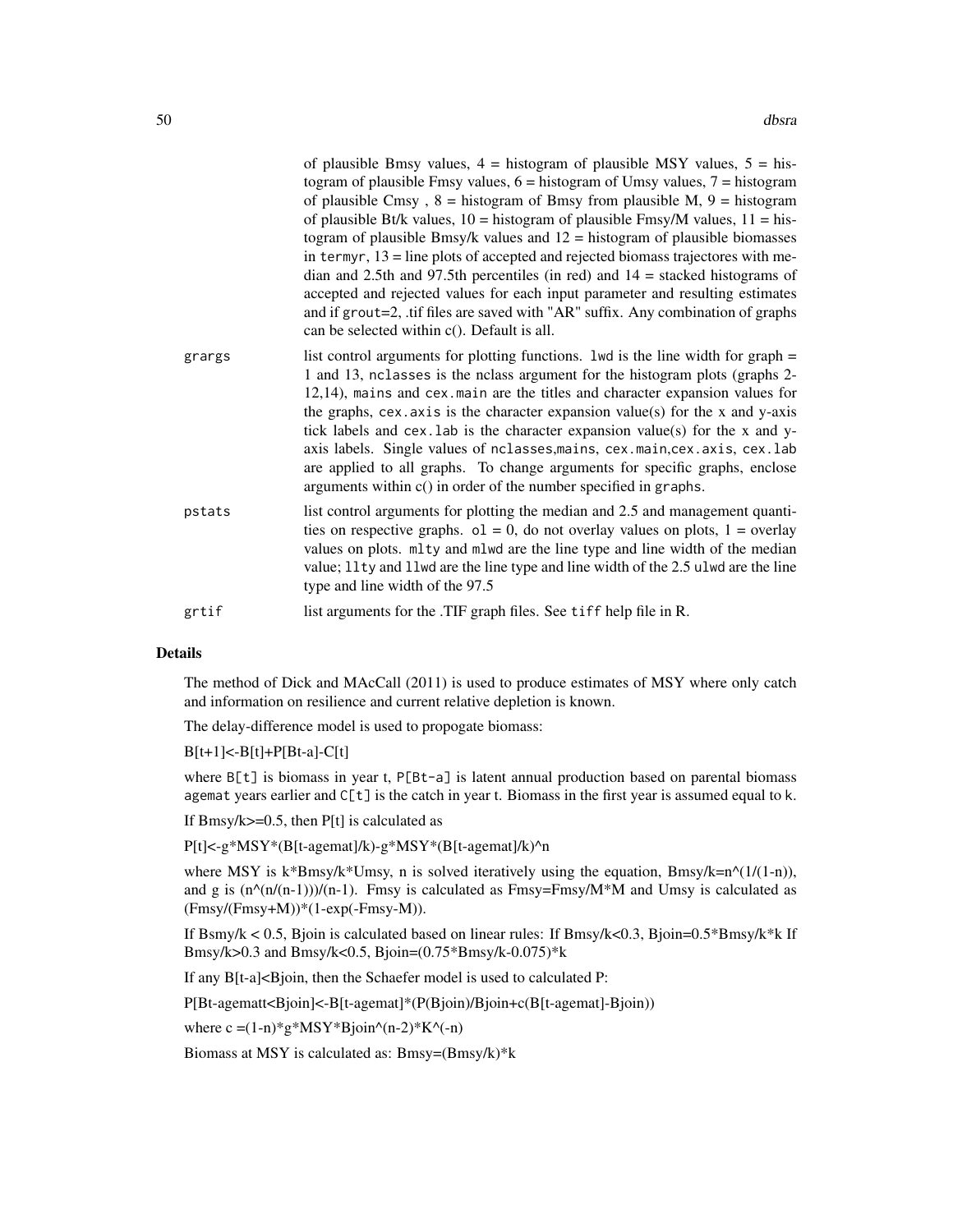of plausible Bmsy values, 4 = histogram of plausible MSY values, 5 = histogram of plausible Fmsy values, 6 = histogram of Umsy values, 7 = histogram of plausible Cmsy , 8 = histogram of Bmsy from plausible M, 9 = histogram of plausible Bt/k values, 10 = histogram of plausible Fmsy/M values, 11 = histogram of plausible Bmsy/k values and 12 = histogram of plausible biomasses in `termyr`, 13 = line plots of accepted and rejected biomass trajectores with median and 2.5th and 97.5th percentiles (in red) and 14 = stacked histograms of accepted and rejected values for each input parameter and resulting estimates and if `grout`=2, .tif files are saved with "AR" suffix. Any combination of graphs can be selected within c(). Default is all.

**grargs** list control arguments for plotting functions. `lwd` is the line width for graph = 1 and 13, `nclasses` is the nclass argument for the histogram plots (graphs 2-12,14), `mains` and `cex.main` are the titles and character expansion values for the graphs, `cex.axis` is the character expansion value(s) for the x and y-axis tick labels and `cex.lab` is the character expansion value(s) for the x and y-axis labels. Single values of `nclasses`,`mains`, `cex.main`,`cex.axis`, `cex.lab` are applied to all graphs. To change arguments for specific graphs, enclose arguments within c() in order of the number specified in `graphs`.

**pstats** list control arguments for plotting the median and 2.5 and management quantities on respective graphs. `ol` = 0, do not overlay values on plots, 1 = overlay values on plots. `mlty` and `mlwd` are the line type and line width of the median value; `llty` and `llwd` are the line type and line width of the 2.5 `ulwd` are the line type and line width of the 97.5

**grtif** list arguments for the .TIF graph files. See `tiff` help file in R.

## Details

The method of Dick and MAcCall (2011) is used to produce estimates of MSY where only catch and information on resilience and current relative depletion is known.

The delay-difference model is used to propogate biomass:

B[t+1]<-B[t]+P[Bt-a]-C[t]

where `B[t]` is biomass in year t, `P[Bt-a]` is latent annual production based on parental biomass `agemat` years earlier and `C[t]` is the catch in year t. Biomass in the first year is assumed equal to `k`.

If Bmsy/k>=0.5, then P[t] is calculated as

P[t]<-g*MSY*(B[t-agemat]/k)-g*MSY*(B[t-agemat]/k)^n

where MSY is k*Bmsy/k*Umsy, n is solved iteratively using the equation, Bmsy/k=n^(1/(1-n)), and g is (n^(n/(n-1)))/(n-1). Fmsy is calculated as Fmsy=Fmsy/M*M and Umsy is calculated as (Fmsy/(Fmsy+M))*(1-exp(-Fmsy-M)).

If Bsmy/k < 0.5, Bjoin is calculated based on linear rules: If Bmsy/k<0.3, Bjoin=0.5*Bmsy/k*k If Bmsy/k>0.3 and Bmsy/k<0.5, Bjoin=(0.75*Bmsy/k-0.075)*k

If any B[t-a]<Bjoin, then the Schaefer model is used to calculated P:

P[Bt-agematt<Bjoin]<-B[t-agemat]*(P(Bjoin)/Bjoin+c(B[t-agemat]-Bjoin))

where c =(1-n)*g*MSY*Bjoin^(n-2)*K^(-n)

Biomass at MSY is calculated as: Bmsy=(Bmsy/k)*k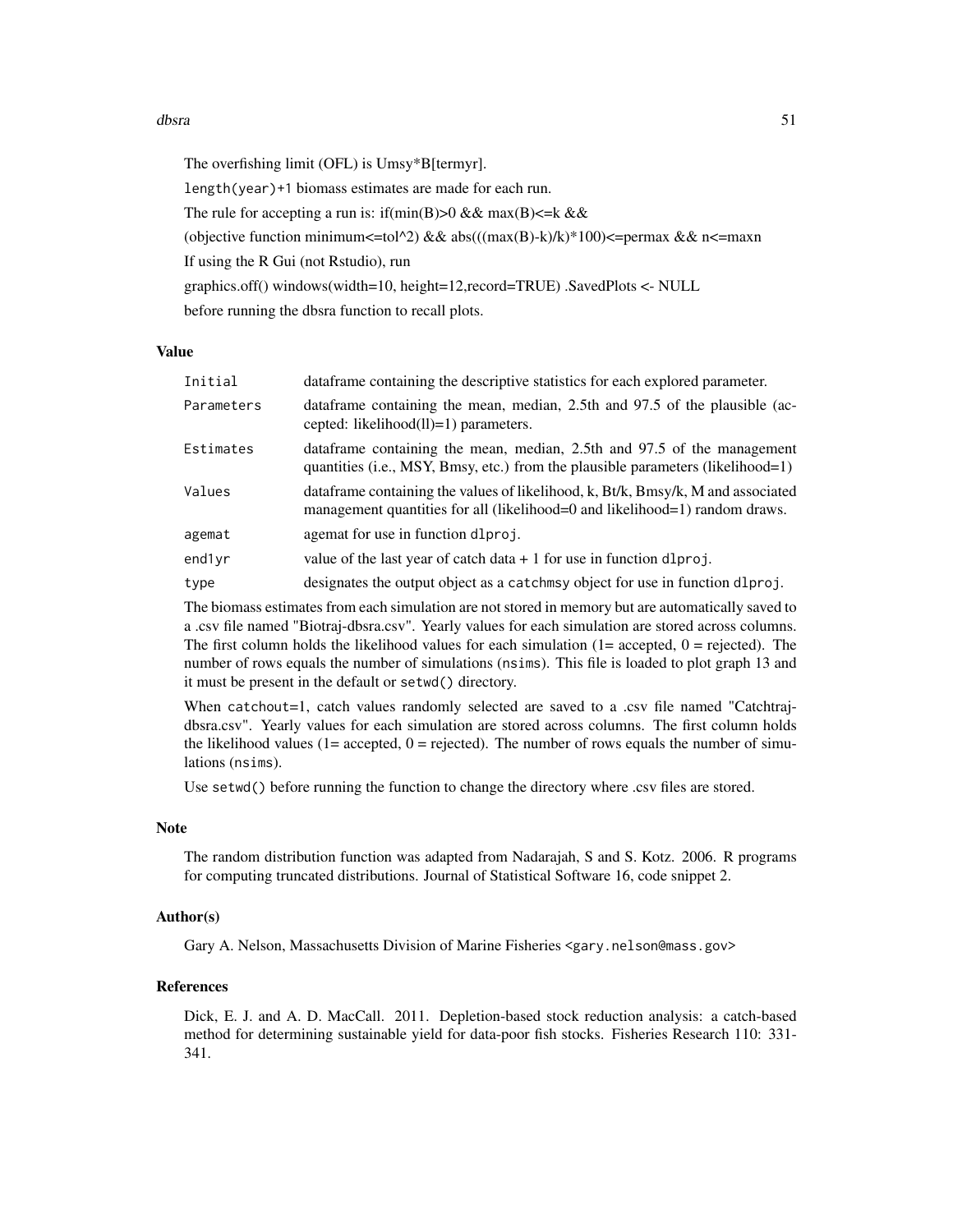The overfishing limit (OFL) is Umsy*B[termyr].

`length(year)+1` biomass estimates are made for each run.

The rule for accepting a run is: if(min(B)>0 && max(B)<=k &&

(objective function minimum<=tol^2) && abs(((max(B)-k)/k)*100)<=permax && n<=maxn

If using the R Gui (not Rstudio), run

graphics.off() windows(width=10, height=12,record=TRUE) .SavedPlots <- NULL

before running the dbsra function to recall plots.

## Value

| | |
|---|---|
| `Initial` | dataframe containing the descriptive statistics for each explored parameter. |
| `Parameters` | dataframe containing the mean, median, 2.5th and 97.5 of the plausible (accepted: likelihood(ll)=1) parameters. |
| `Estimates` | dataframe containing the mean, median, 2.5th and 97.5 of the management quantities (i.e., MSY, Bmsy, etc.) from the plausible parameters (likelihood=1) |
| `Values` | dataframe containing the values of likelihood, k, Bt/k, Bmsy/k, M and associated management quantities for all (likelihood=0 and likelihood=1) random draws. |
| `agemat` | agemat for use in function `dlproj`. |
| `end1yr` | value of the last year of catch data + 1 for use in function `dlproj`. |
| `type` | designates the output object as a `catchmsy` object for use in function `dlproj`. |

The biomass estimates from each simulation are not stored in memory but are automatically saved to a .csv file named "Biotraj-dbsra.csv". Yearly values for each simulation are stored across columns. The first column holds the likelihood values for each simulation (1= accepted, 0 = rejected). The number of rows equals the number of simulations (`nsims`). This file is loaded to plot graph 13 and it must be present in the default or `setwd()` directory.

When `catchout=1`, catch values randomly selected are saved to a .csv file named "Catchtraj-dbsra.csv". Yearly values for each simulation are stored across columns. The first column holds the likelihood values (1= accepted, 0 = rejected). The number of rows equals the number of simulations (`nsims`).

Use `setwd()` before running the function to change the directory where .csv files are stored.

## Note

The random distribution function was adapted from Nadarajah, S and S. Kotz. 2006. R programs for computing truncated distributions. Journal of Statistical Software 16, code snippet 2.

## Author(s)

Gary A. Nelson, Massachusetts Division of Marine Fisheries <gary.nelson@mass.gov>

## References

Dick, E. J. and A. D. MacCall. 2011. Depletion-based stock reduction analysis: a catch-based method for determining sustainable yield for data-poor fish stocks. Fisheries Research 110: 331-341.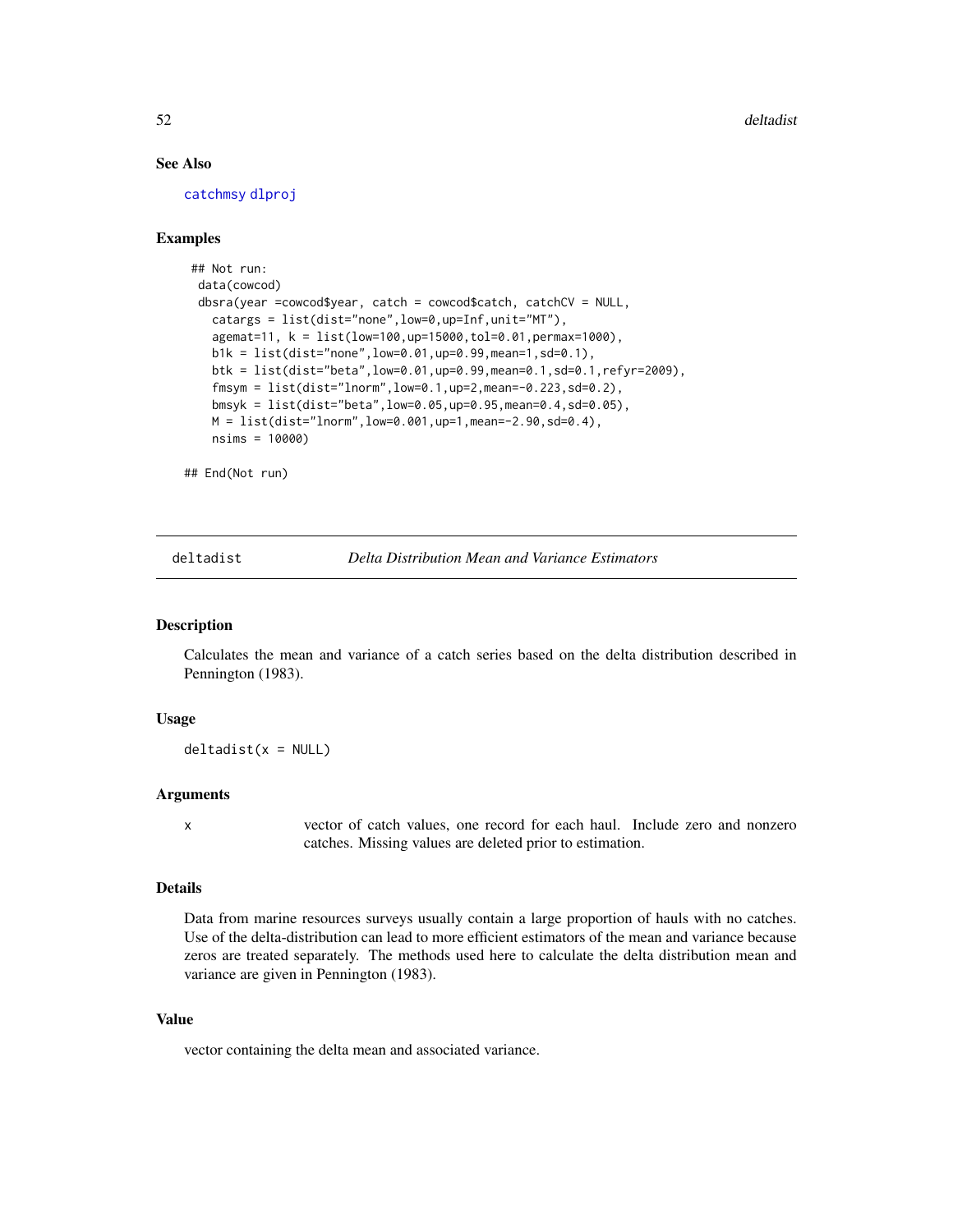### See Also

catchmsy dlproj

### Examples

```
## Not run:
 data(cowcod)
 dbsra(year =cowcod$year, catch = cowcod$catch, catchCV = NULL,
   catargs = list(dist="none",low=0,up=Inf,unit="MT"),
   agemat=11, k = list(low=100,up=15000,tol=0.01,permax=1000),
   b1k = list(dist="none",low=0.01,up=0.99,mean=1,sd=0.1),
   btk = list(dist="beta",low=0.01,up=0.99,mean=0.1,sd=0.1,refyr=2009),
   fmsym = list(dist="lnorm",low=0.1,up=2,mean=-0.223,sd=0.2),
   bmsyk = list(dist="beta",low=0.05,up=0.95,mean=0.4,sd=0.05),
   M = list(dist="lnorm",low=0.001,up=1,mean=-2.90,sd=0.4),
   nsims = 10000)

## End(Not run)
```

---

## deltadist *Delta Distribution Mean and Variance Estimators*

### Description

Calculates the mean and variance of a catch series based on the delta distribution described in Pennington (1983).

### Usage

```
deltadist(x = NULL)
```

### Arguments

| | |
|---|---|
| x | vector of catch values, one record for each haul. Include zero and nonzero catches. Missing values are deleted prior to estimation. |

### Details

Data from marine resources surveys usually contain a large proportion of hauls with no catches. Use of the delta-distribution can lead to more efficient estimators of the mean and variance because zeros are treated separately. The methods used here to calculate the delta distribution mean and variance are given in Pennington (1983).

### Value

vector containing the delta mean and associated variance.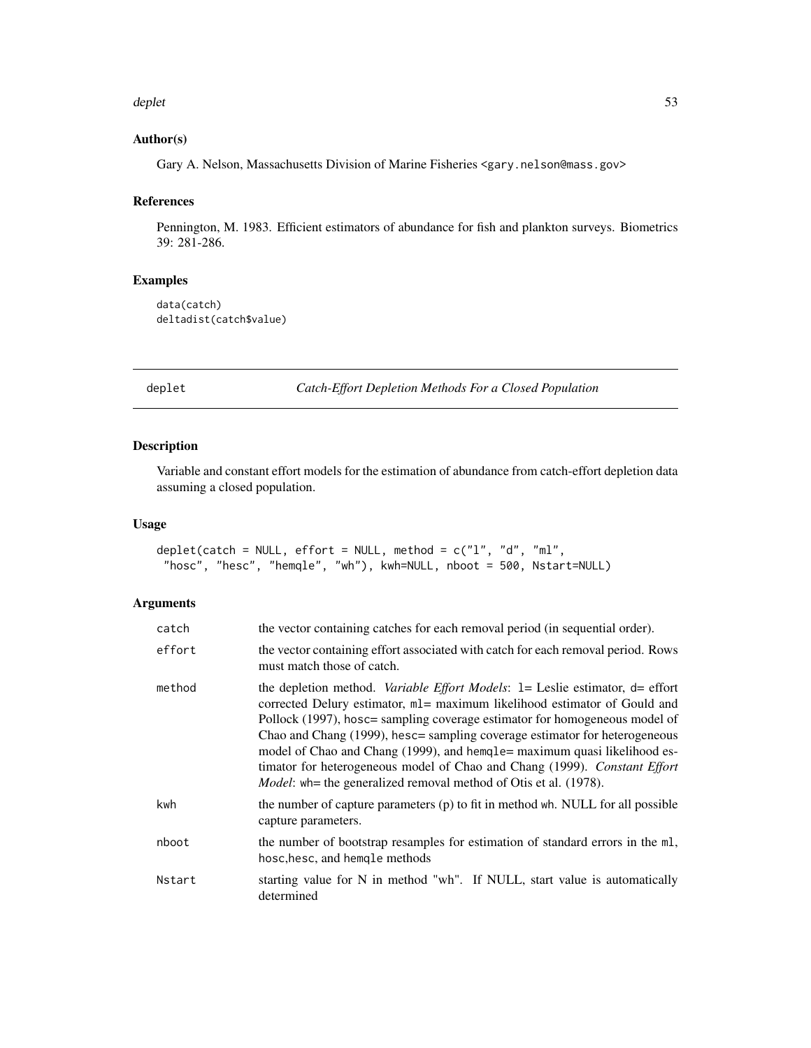## Author(s)

Gary A. Nelson, Massachusetts Division of Marine Fisheries <gary.nelson@mass.gov>

## References

Pennington, M. 1983. Efficient estimators of abundance for fish and plankton surveys. Biometrics 39: 281-286.

## Examples

```
data(catch)
deltadist(catch$value)
```

---

# deplet — *Catch-Effort Depletion Methods For a Closed Population*

## Description

Variable and constant effort models for the estimation of abundance from catch-effort depletion data assuming a closed population.

## Usage

```
deplet(catch = NULL, effort = NULL, method = c("l", "d", "ml",
 "hosc", "hesc", "hemqle", "wh"), kwh=NULL, nboot = 500, Nstart=NULL)
```

## Arguments

| | |
|---|---|
| catch | the vector containing catches for each removal period (in sequential order). |
| effort | the vector containing effort associated with catch for each removal period. Rows must match those of catch. |
| method | the depletion method. *Variable Effort Models*: l= Leslie estimator, d= effort corrected Delury estimator, ml= maximum likelihood estimator of Gould and Pollock (1997), hosc= sampling coverage estimator for homogeneous model of Chao and Chang (1999), hesc= sampling coverage estimator for heterogeneous model of Chao and Chang (1999), and hemqle= maximum quasi likelihood estimator for heterogeneous model of Chao and Chang (1999). *Constant Effort Model*: wh= the generalized removal method of Otis et al. (1978). |
| kwh | the number of capture parameters (p) to fit in method wh. NULL for all possible capture parameters. |
| nboot | the number of bootstrap resamples for estimation of standard errors in the ml, hosc,hesc, and hemqle methods |
| Nstart | starting value for N in method "wh". If NULL, start value is automatically determined |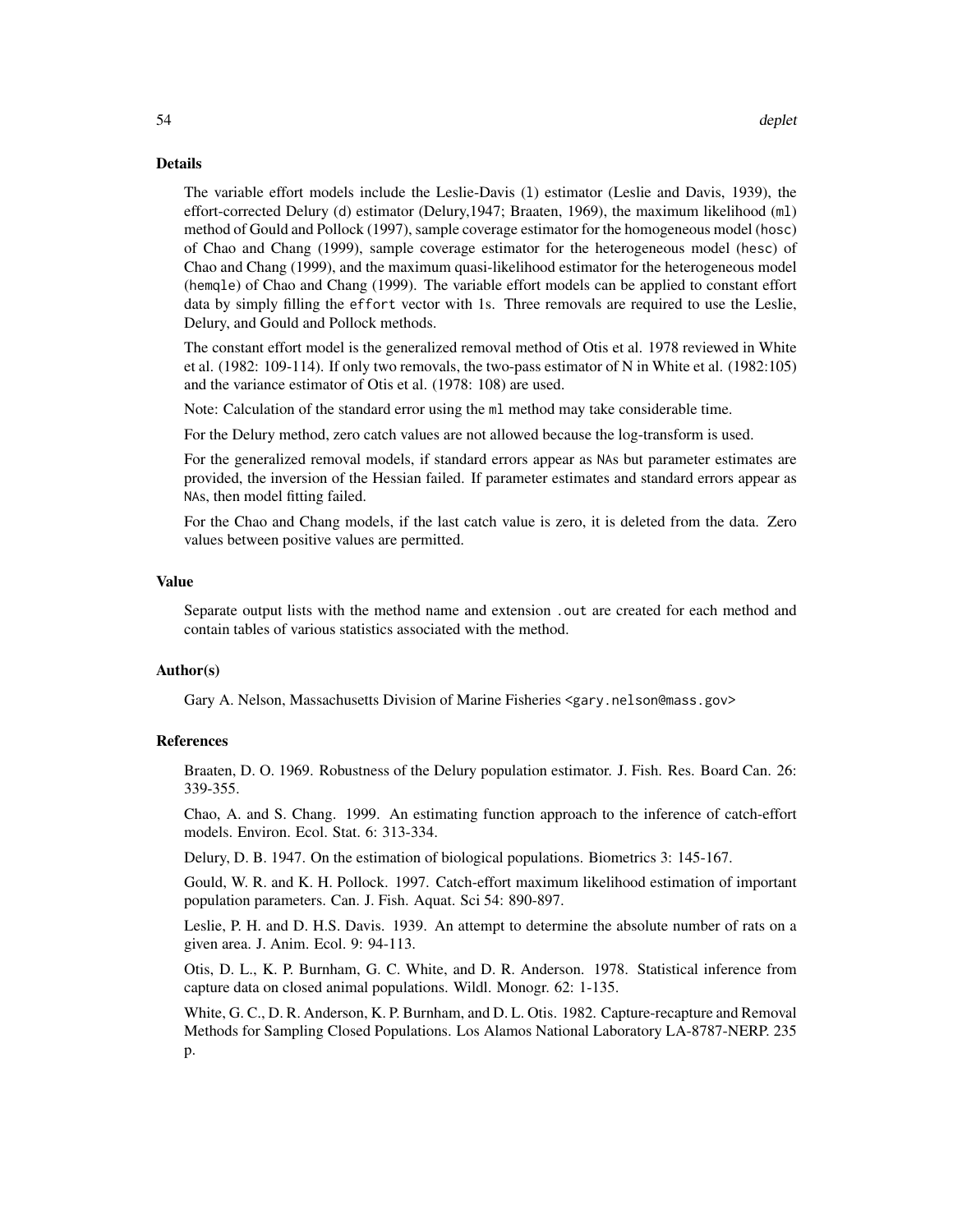## Details

The variable effort models include the Leslie-Davis (`l`) estimator (Leslie and Davis, 1939), the effort-corrected Delury (`d`) estimator (Delury,1947; Braaten, 1969), the maximum likelihood (`ml`) method of Gould and Pollock (1997), sample coverage estimator for the homogeneous model (`hosc`) of Chao and Chang (1999), sample coverage estimator for the heterogeneous model (`hesc`) of Chao and Chang (1999), and the maximum quasi-likelihood estimator for the heterogeneous model (`hemqle`) of Chao and Chang (1999). The variable effort models can be applied to constant effort data by simply filling the `effort` vector with 1s. Three removals are required to use the Leslie, Delury, and Gould and Pollock methods.

The constant effort model is the generalized removal method of Otis et al. 1978 reviewed in White et al. (1982: 109-114). If only two removals, the two-pass estimator of N in White et al. (1982:105) and the variance estimator of Otis et al. (1978: 108) are used.

Note: Calculation of the standard error using the `ml` method may take considerable time.

For the Delury method, zero catch values are not allowed because the log-transform is used.

For the generalized removal models, if standard errors appear as `NA`s but parameter estimates are provided, the inversion of the Hessian failed. If parameter estimates and standard errors appear as `NA`s, then model fitting failed.

For the Chao and Chang models, if the last catch value is zero, it is deleted from the data. Zero values between positive values are permitted.

## Value

Separate output lists with the method name and extension `.out` are created for each method and contain tables of various statistics associated with the method.

## Author(s)

Gary A. Nelson, Massachusetts Division of Marine Fisheries <gary.nelson@mass.gov>

## References

Braaten, D. O. 1969. Robustness of the Delury population estimator. J. Fish. Res. Board Can. 26: 339-355.

Chao, A. and S. Chang. 1999. An estimating function approach to the inference of catch-effort models. Environ. Ecol. Stat. 6: 313-334.

Delury, D. B. 1947. On the estimation of biological populations. Biometrics 3: 145-167.

Gould, W. R. and K. H. Pollock. 1997. Catch-effort maximum likelihood estimation of important population parameters. Can. J. Fish. Aquat. Sci 54: 890-897.

Leslie, P. H. and D. H.S. Davis. 1939. An attempt to determine the absolute number of rats on a given area. J. Anim. Ecol. 9: 94-113.

Otis, D. L., K. P. Burnham, G. C. White, and D. R. Anderson. 1978. Statistical inference from capture data on closed animal populations. Wildl. Monogr. 62: 1-135.

White, G. C., D. R. Anderson, K. P. Burnham, and D. L. Otis. 1982. Capture-recapture and Removal Methods for Sampling Closed Populations. Los Alamos National Laboratory LA-8787-NERP. 235 p.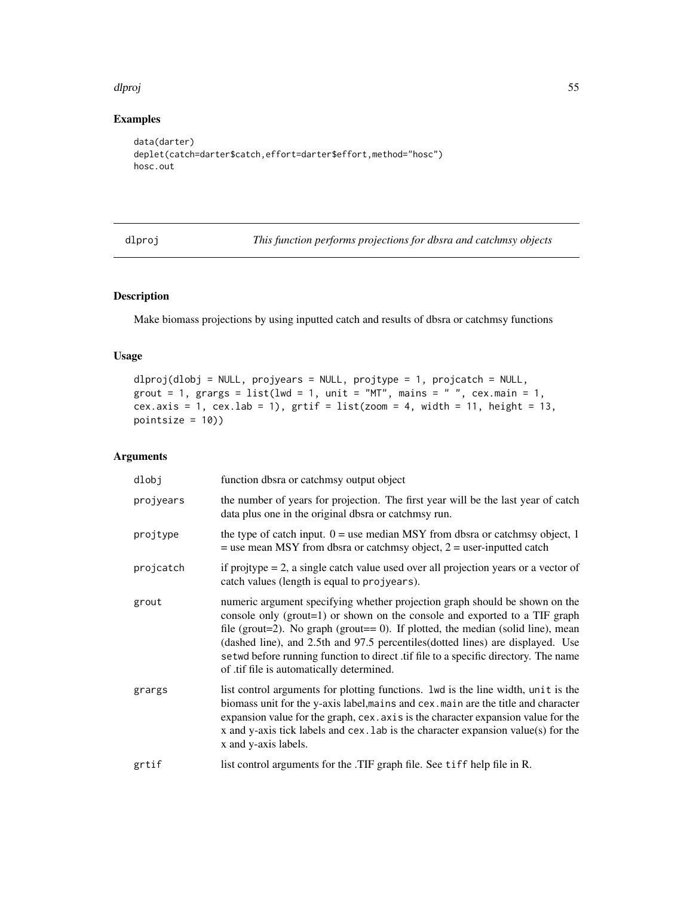## Examples

```
data(darter)
deplet(catch=darter$catch,effort=darter$effort,method="hosc")
hosc.out
```

---

# dlproj — *This function performs projections for dbsra and catchmsy objects*

---

## Description

Make biomass projections by using inputted catch and results of dbsra or catchmsy functions

## Usage

```
dlproj(dlobj = NULL, projyears = NULL, projtype = 1, projcatch = NULL,
grout = 1, grargs = list(lwd = 1, unit = "MT", mains = " ", cex.main = 1,
cex.axis = 1, cex.lab = 1), grtif = list(zoom = 4, width = 11, height = 13,
pointsize = 10))
```

## Arguments

| | |
|---|---|
| `dlobj` | function dbsra or catchmsy output object |
| `projyears` | the number of years for projection. The first year will be the last year of catch data plus one in the original dbsra or catchmsy run. |
| `projtype` | the type of catch input. 0 = use median MSY from dbsra or catchmsy object, 1 = use mean MSY from dbsra or catchmsy object, 2 = user-inputted catch |
| `projcatch` | if projtype = 2, a single catch value used over all projection years or a vector of catch values (length is equal to `projyears`). |
| `grout` | numeric argument specifying whether projection graph should be shown on the console only (grout=1) or shown on the console and exported to a TIF graph file (grout=2). No graph (grout== 0). If plotted, the median (solid line), mean (dashed line), and 2.5th and 97.5 percentiles(dotted lines) are displayed. Use `setwd` before running function to direct .tif file to a specific directory. The name of .tif file is automatically determined. |
| `grargs` | list control arguments for plotting functions. `lwd` is the line width, `unit` is the biomass unit for the y-axis label,`mains` and `cex.main` are the title and character expansion value for the graph, `cex.axis` is the character expansion value for the x and y-axis tick labels and `cex.lab` is the character expansion value(s) for the x and y-axis labels. |
| `grtif` | list control arguments for the .TIF graph file. See `tiff` help file in R. |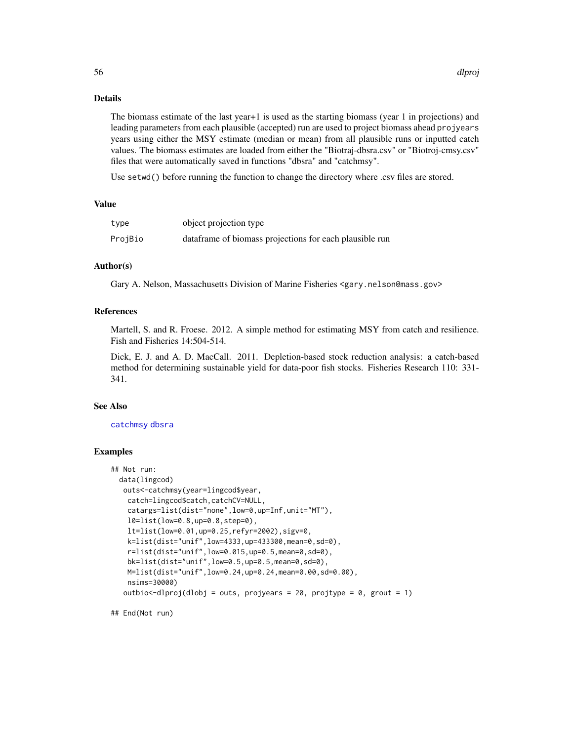## Details

The biomass estimate of the last year+1 is used as the starting biomass (year 1 in projections) and leading parameters from each plausible (accepted) run are used to project biomass ahead `projyears` years using either the MSY estimate (median or mean) from all plausible runs or inputted catch values. The biomass estimates are loaded from either the "Biotraj-dbsra.csv" or "Biotroj-cmsy.csv" files that were automatically saved in functions "dbsra" and "catchmsy".

Use `setwd()` before running the function to change the directory where .csv files are stored.

## Value

| | |
|---|---|
| `type` | object projection type |
| `ProjBio` | dataframe of biomass projections for each plausible run |

## Author(s)

Gary A. Nelson, Massachusetts Division of Marine Fisheries <gary.nelson@mass.gov>

## References

Martell, S. and R. Froese. 2012. A simple method for estimating MSY from catch and resilience. Fish and Fisheries 14:504-514.

Dick, E. J. and A. D. MacCall. 2011. Depletion-based stock reduction analysis: a catch-based method for determining sustainable yield for data-poor fish stocks. Fisheries Research 110: 331-341.

## See Also

catchmsy dbsra

## Examples

```
## Not run:
  data(lingcod)
   outs<-catchmsy(year=lingcod$year,
    catch=lingcod$catch,catchCV=NULL,
    catargs=list(dist="none",low=0,up=Inf,unit="MT"),
    l0=list(low=0.8,up=0.8,step=0),
    lt=list(low=0.01,up=0.25,refyr=2002),sigv=0,
    k=list(dist="unif",low=4333,up=433300,mean=0,sd=0),
    r=list(dist="unif",low=0.015,up=0.5,mean=0,sd=0),
    bk=list(dist="unif",low=0.5,up=0.5,mean=0,sd=0),
    M=list(dist="unif",low=0.24,up=0.24,mean=0.00,sd=0.00),
    nsims=30000)
   outbio<-dlproj(dlobj = outs, projyears = 20, projtype = 0, grout = 1)

## End(Not run)
```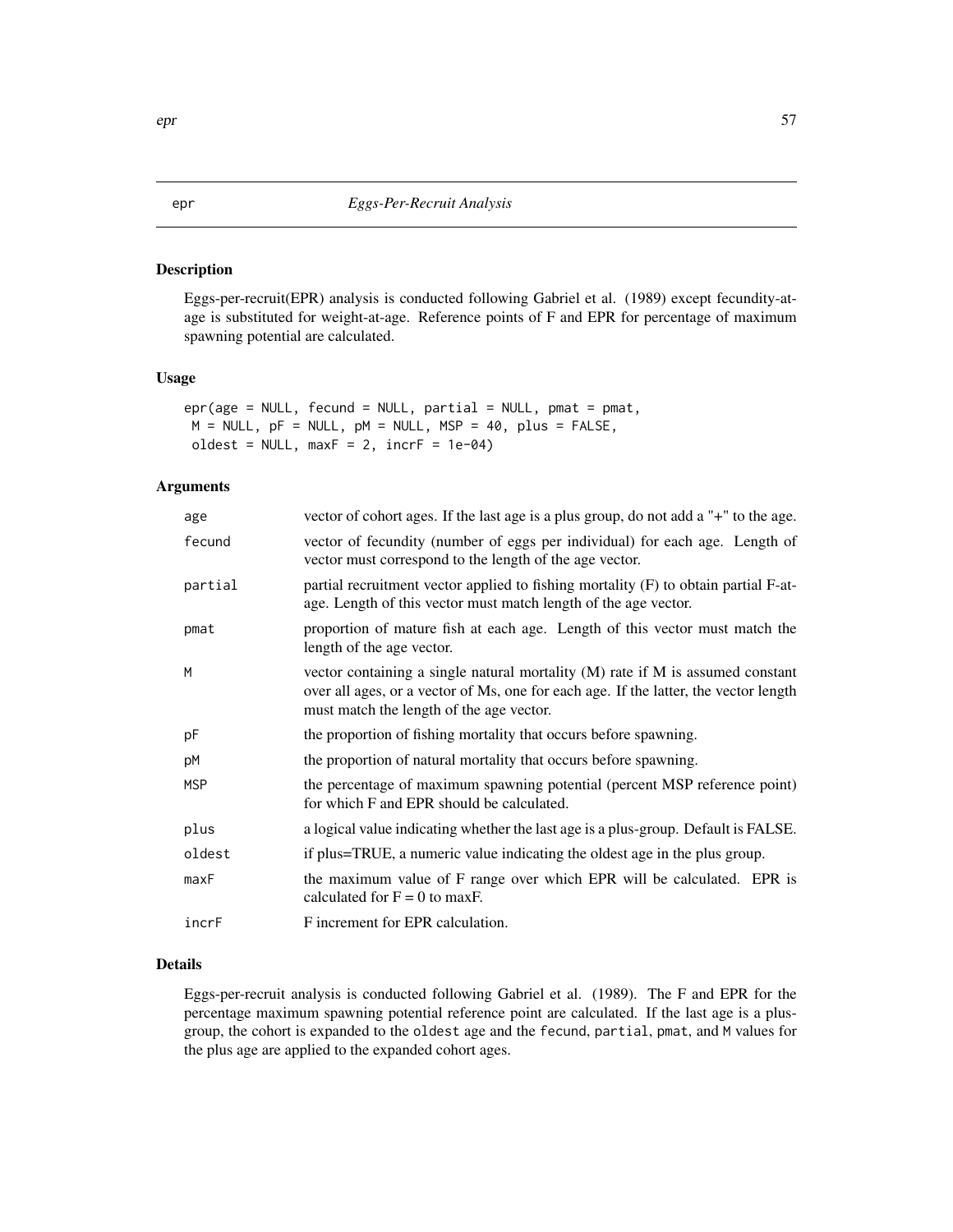# epr *Eggs-Per-Recruit Analysis*

## Description

Eggs-per-recruit(EPR) analysis is conducted following Gabriel et al. (1989) except fecundity-at-age is substituted for weight-at-age. Reference points of F and EPR for percentage of maximum spawning potential are calculated.

## Usage

```
epr(age = NULL, fecund = NULL, partial = NULL, pmat = pmat,
 M = NULL, pF = NULL, pM = NULL, MSP = 40, plus = FALSE,
 oldest = NULL, maxF = 2, incrF = 1e-04)
```

## Arguments

| | |
|---|---|
| age | vector of cohort ages. If the last age is a plus group, do not add a "+" to the age. |
| fecund | vector of fecundity (number of eggs per individual) for each age. Length of vector must correspond to the length of the age vector. |
| partial | partial recruitment vector applied to fishing mortality (F) to obtain partial F-at-age. Length of this vector must match length of the age vector. |
| pmat | proportion of mature fish at each age. Length of this vector must match the length of the age vector. |
| M | vector containing a single natural mortality (M) rate if M is assumed constant over all ages, or a vector of Ms, one for each age. If the latter, the vector length must match the length of the age vector. |
| pF | the proportion of fishing mortality that occurs before spawning. |
| pM | the proportion of natural mortality that occurs before spawning. |
| MSP | the percentage of maximum spawning potential (percent MSP reference point) for which F and EPR should be calculated. |
| plus | a logical value indicating whether the last age is a plus-group. Default is FALSE. |
| oldest | if plus=TRUE, a numeric value indicating the oldest age in the plus group. |
| maxF | the maximum value of F range over which EPR will be calculated. EPR is calculated for F = 0 to maxF. |
| incrF | F increment for EPR calculation. |

## Details

Eggs-per-recruit analysis is conducted following Gabriel et al. (1989). The F and EPR for the percentage maximum spawning potential reference point are calculated. If the last age is a plus-group, the cohort is expanded to the `oldest` age and the `fecund`, `partial`, `pmat`, and `M` values for the plus age are applied to the expanded cohort ages.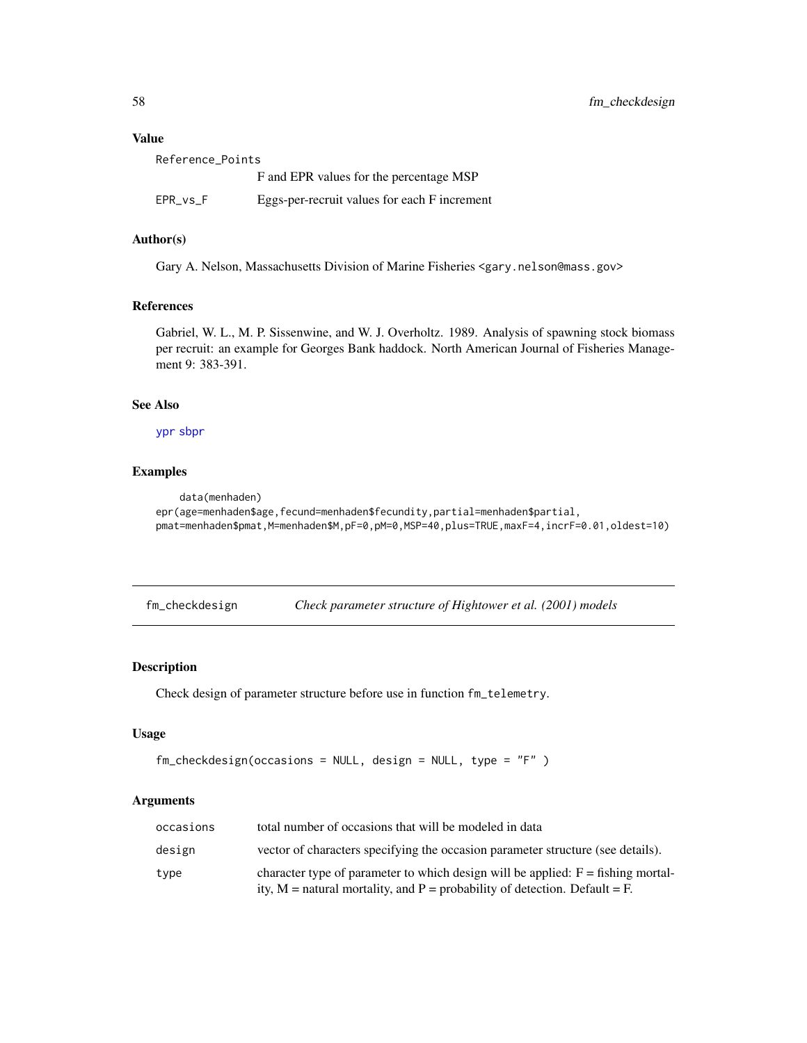### Value

| | |
|---|---|
| Reference_Points | F and EPR values for the percentage MSP |
| EPR_vs_F | Eggs-per-recruit values for each F increment |

### Author(s)

Gary A. Nelson, Massachusetts Division of Marine Fisheries <gary.nelson@mass.gov>

### References

Gabriel, W. L., M. P. Sissenwine, and W. J. Overholtz. 1989. Analysis of spawning stock biomass per recruit: an example for Georges Bank haddock. North American Journal of Fisheries Management 9: 383-391.

### See Also

ypr sbpr

### Examples

```
    data(menhaden)
epr(age=menhaden$age,fecund=menhaden$fecundity,partial=menhaden$partial,
pmat=menhaden$pmat,M=menhaden$M,pF=0,pM=0,MSP=40,plus=TRUE,maxF=4,incrF=0.01,oldest=10)
```

---

## fm_checkdesign *Check parameter structure of Hightower et al. (2001) models*

### Description

Check design of parameter structure before use in function `fm_telemetry`.

### Usage

```
fm_checkdesign(occasions = NULL, design = NULL, type = "F" )
```

### Arguments

| | |
|---|---|
| occasions | total number of occasions that will be modeled in data |
| design | vector of characters specifying the occasion parameter structure (see details). |
| type | character type of parameter to which design will be applied: F = fishing mortality, M = natural mortality, and P = probability of detection. Default = F. |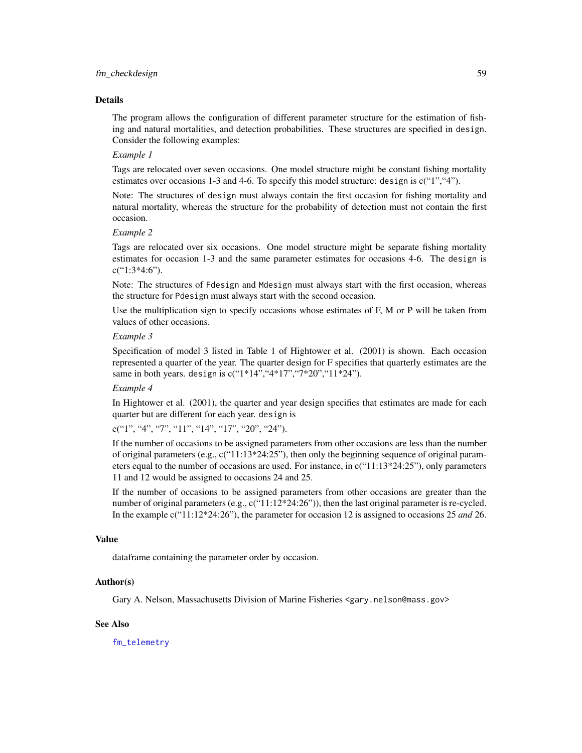## Details

The program allows the configuration of different parameter structure for the estimation of fishing and natural mortalities, and detection probabilities. These structures are specified in `design`. Consider the following examples:

*Example 1*

Tags are relocated over seven occasions. One model structure might be constant fishing mortality estimates over occasions 1-3 and 4-6. To specify this model structure: `design` is c("1","4").

Note: The structures of `design` must always contain the first occasion for fishing mortality and natural mortality, whereas the structure for the probability of detection must not contain the first occasion.

*Example 2*

Tags are relocated over six occasions. One model structure might be separate fishing mortality estimates for occasion 1-3 and the same parameter estimates for occasions 4-6. The `design` is c("1:3*4:6").

Note: The structures of `Fdesign` and `Mdesign` must always start with the first occasion, whereas the structure for `Pdesign` must always start with the second occasion.

Use the multiplication sign to specify occasions whose estimates of F, M or P will be taken from values of other occasions.

*Example 3*

Specification of model 3 listed in Table 1 of Hightower et al. (2001) is shown. Each occasion represented a quarter of the year. The quarter design for F specifies that quarterly estimates are the same in both years. `design` is c("1*14","4*17","7*20","11*24").

*Example 4*

In Hightower et al. (2001), the quarter and year design specifies that estimates are made for each quarter but are different for each year. `design` is

c("1", "4", "7", "11", "14", "17", "20", "24").

If the number of occasions to be assigned parameters from other occasions are less than the number of original parameters (e.g., c("11:13*24:25"), then only the beginning sequence of original parameters equal to the number of occasions are used. For instance, in c("11:13*24:25"), only parameters 11 and 12 would be assigned to occasions 24 and 25.

If the number of occasions to be assigned parameters from other occasions are greater than the number of original parameters (e.g., c("11:12*24:26")), then the last original parameter is re-cycled. In the example c("11:12*24:26"), the parameter for occasion 12 is assigned to occasions 25 *and* 26.

## Value

dataframe containing the parameter order by occasion.

## Author(s)

Gary A. Nelson, Massachusetts Division of Marine Fisheries <gary.nelson@mass.gov>

## See Also

`fm_telemetry`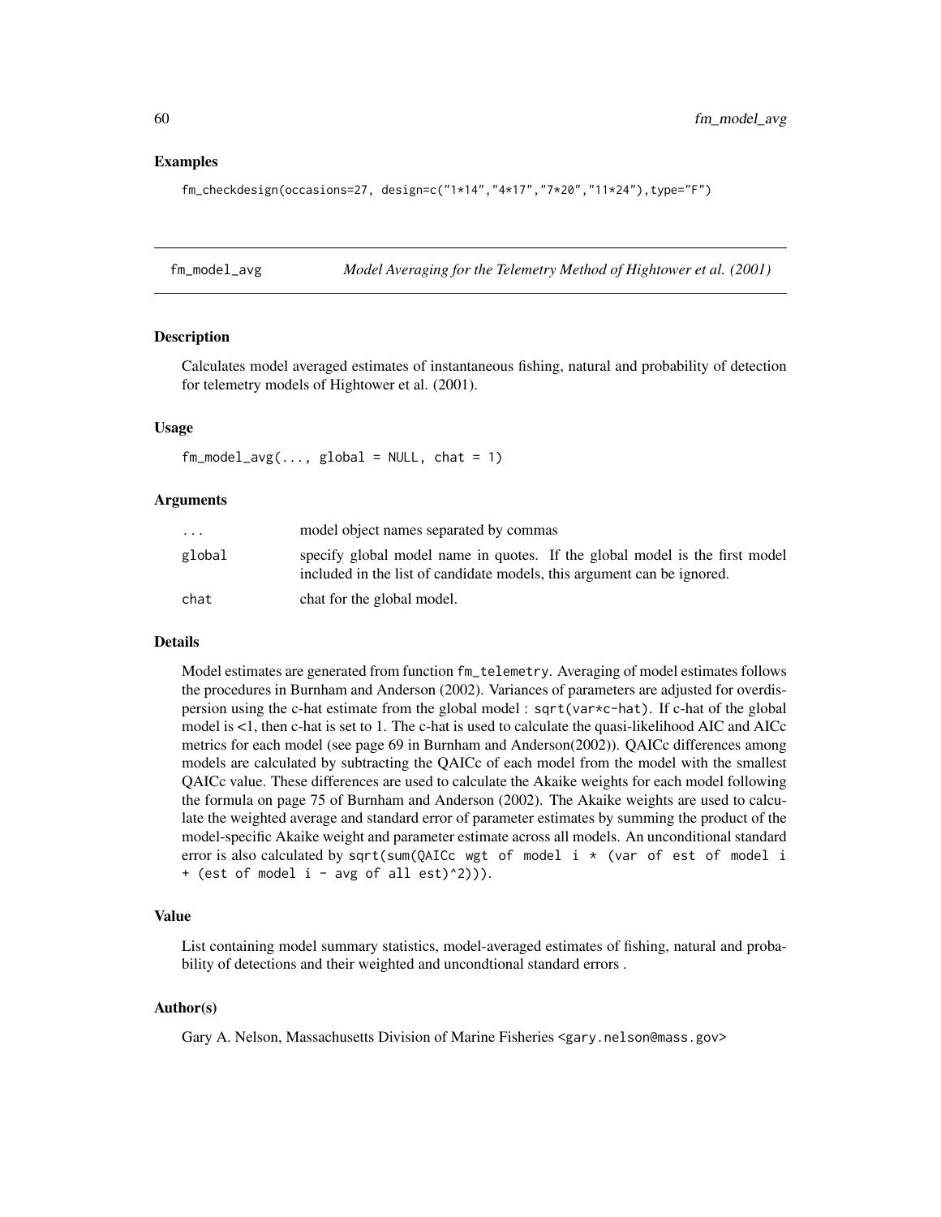### Examples

```
fm_checkdesign(occasions=27, design=c("1*14","4*17","7*20","11*24"),type="F")
```

---

## fm_model_avg — *Model Averaging for the Telemetry Method of Hightower et al. (2001)*

### Description

Calculates model averaged estimates of instantaneous fishing, natural and probability of detection for telemetry models of Hightower et al. (2001).

### Usage

```
fm_model_avg(..., global = NULL, chat = 1)
```

### Arguments

| | |
|---|---|
| `...` | model object names separated by commas |
| `global` | specify global model name in quotes. If the global model is the first model included in the list of candidate models, this argument can be ignored. |
| `chat` | chat for the global model. |

### Details

Model estimates are generated from function `fm_telemetry`. Averaging of model estimates follows the procedures in Burnham and Anderson (2002). Variances of parameters are adjusted for overdispersion using the c-hat estimate from the global model : `sqrt(var*c-hat)`. If c-hat of the global model is <1, then c-hat is set to 1. The c-hat is used to calculate the quasi-likelihood AIC and AICc metrics for each model (see page 69 in Burnham and Anderson(2002)). QAICc differences among models are calculated by subtracting the QAICc of each model from the model with the smallest QAICc value. These differences are used to calculate the Akaike weights for each model following the formula on page 75 of Burnham and Anderson (2002). The Akaike weights are used to calculate the weighted average and standard error of parameter estimates by summing the product of the model-specific Akaike weight and parameter estimate across all models. An unconditional standard error is also calculated by `sqrt(sum(QAICc wgt of model i * (var of est of model i + (est of model i - avg of all est)^2)))`.

### Value

List containing model summary statistics, model-averaged estimates of fishing, natural and probability of detections and their weighted and uncondtional standard errors .

### Author(s)

Gary A. Nelson, Massachusetts Division of Marine Fisheries <gary.nelson@mass.gov>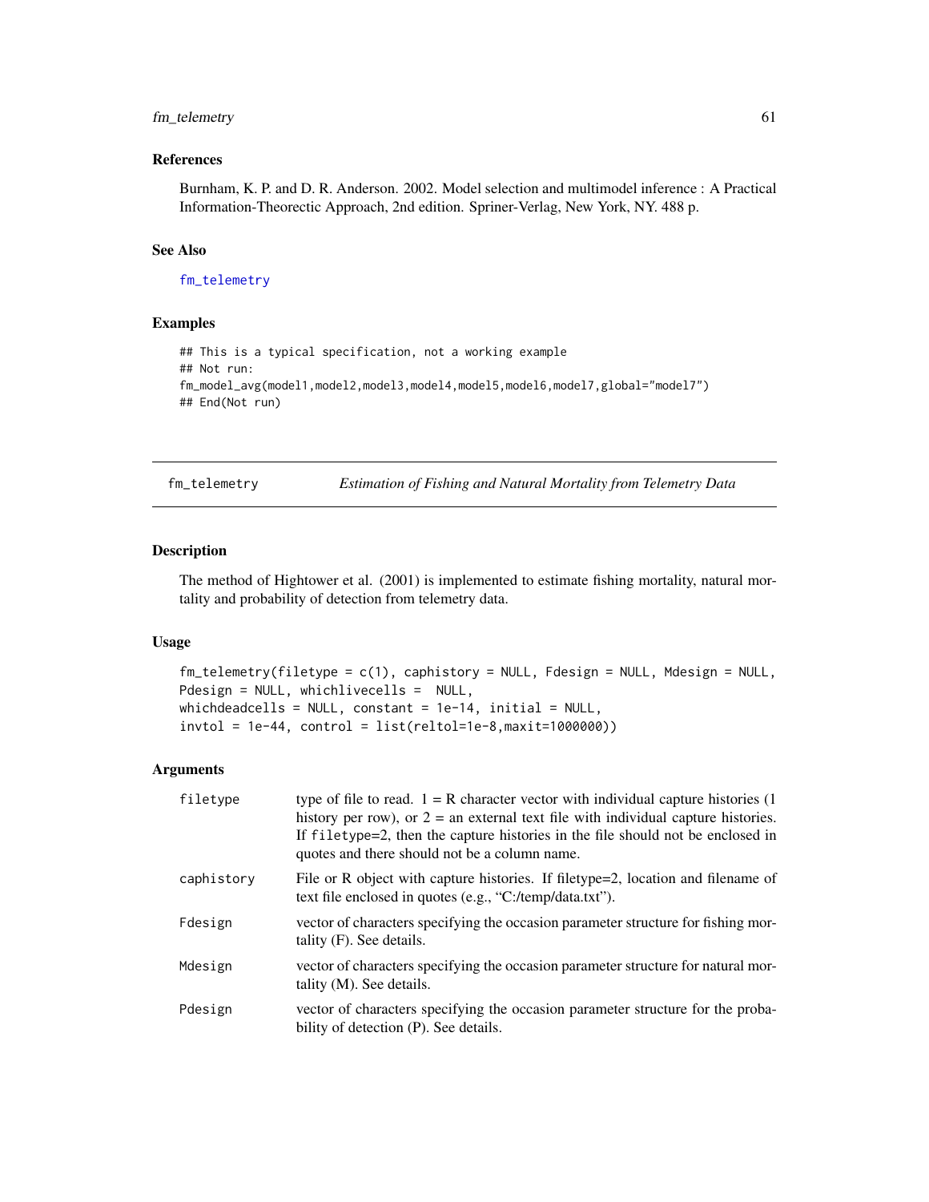### References

Burnham, K. P. and D. R. Anderson. 2002. Model selection and multimodel inference : A Practical Information-Theorectic Approach, 2nd edition. Spriner-Verlag, New York, NY. 488 p.

### See Also

fm_telemetry

### Examples

```
## This is a typical specification, not a working example
## Not run:
fm_model_avg(model1,model2,model3,model4,model5,model6,model7,global="model7")
## End(Not run)
```

---

## fm_telemetry — *Estimation of Fishing and Natural Mortality from Telemetry Data*

### Description

The method of Hightower et al. (2001) is implemented to estimate fishing mortality, natural mortality and probability of detection from telemetry data.

### Usage

```
fm_telemetry(filetype = c(1), caphistory = NULL, Fdesign = NULL, Mdesign = NULL,
Pdesign = NULL, whichlivecells =  NULL,
whichdeadcells = NULL, constant = 1e-14, initial = NULL,
invtol = 1e-44, control = list(reltol=1e-8,maxit=1000000))
```

### Arguments

| | |
|---|---|
| filetype | type of file to read. 1 = R character vector with individual capture histories (1 history per row), or 2 = an external text file with individual capture histories. If filetype=2, then the capture histories in the file should not be enclosed in quotes and there should not be a column name. |
| caphistory | File or R object with capture histories. If filetype=2, location and filename of text file enclosed in quotes (e.g., "C:/temp/data.txt"). |
| Fdesign | vector of characters specifying the occasion parameter structure for fishing mortality (F). See details. |
| Mdesign | vector of characters specifying the occasion parameter structure for natural mortality (M). See details. |
| Pdesign | vector of characters specifying the occasion parameter structure for the probability of detection (P). See details. |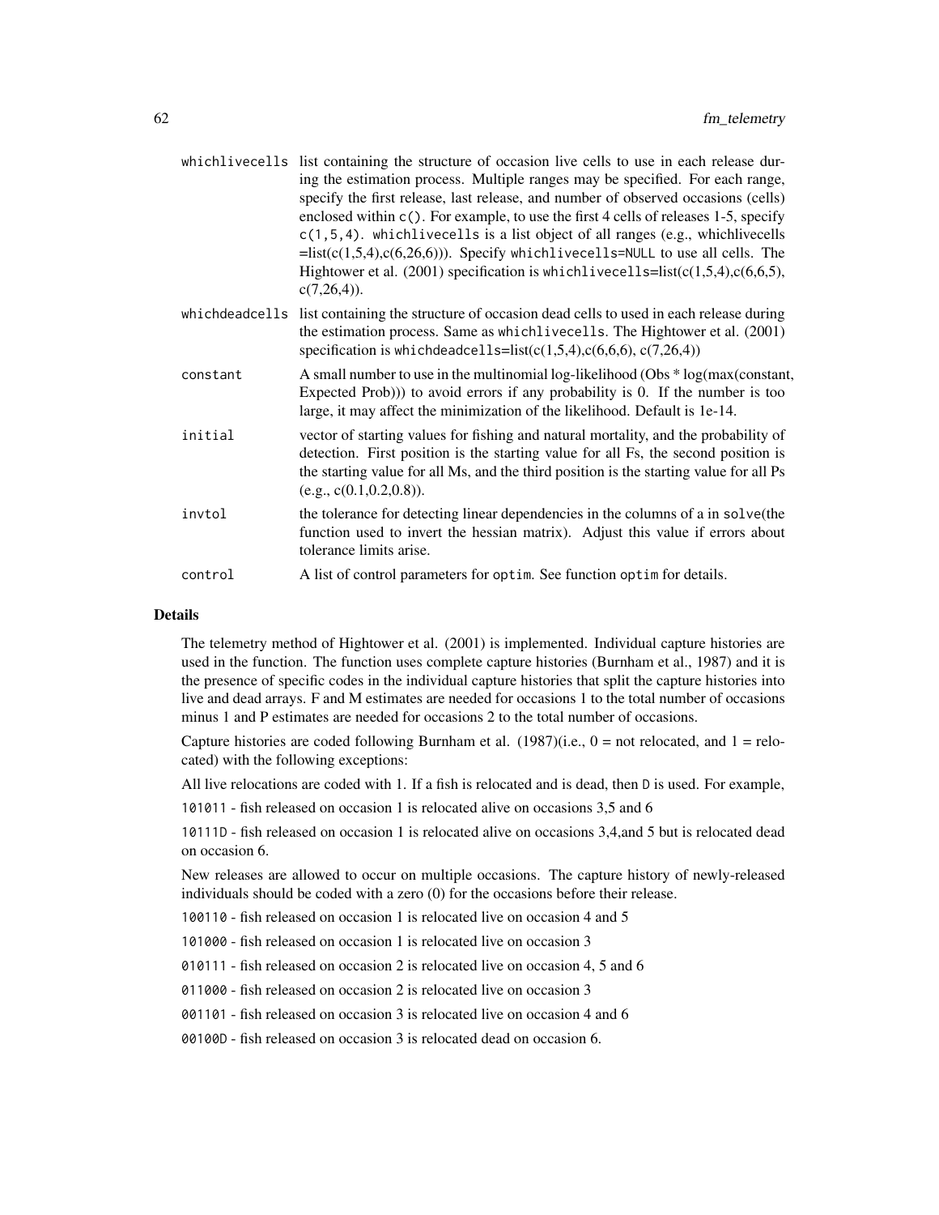| | |
|---|---|
| `whichlivecells` | list containing the structure of occasion live cells to use in each release during the estimation process. Multiple ranges may be specified. For each range, specify the first release, last release, and number of observed occasions (cells) enclosed within `c()`. For example, to use the first 4 cells of releases 1-5, specify `c(1,5,4)`. `whichlivecells` is a list object of all ranges (e.g., whichlivecells =list(c(1,5,4),c(6,26,6))). Specify `whichlivecells=NULL` to use all cells. The Hightower et al. (2001) specification is `whichlivecells`=list(c(1,5,4),c(6,6,5), c(7,26,4)). |
| `whichdeadcells` | list containing the structure of occasion dead cells to used in each release during the estimation process. Same as `whichlivecells`. The Hightower et al. (2001) specification is `whichdeadcells`=list(c(1,5,4),c(6,6,6), c(7,26,4)) |
| `constant` | A small number to use in the multinomial log-likelihood (Obs * log(max(constant, Expected Prob))) to avoid errors if any probability is 0. If the number is too large, it may affect the minimization of the likelihood. Default is 1e-14. |
| `initial` | vector of starting values for fishing and natural mortality, and the probability of detection. First position is the starting value for all Fs, the second position is the starting value for all Ms, and the third position is the starting value for all Ps (e.g., c(0.1,0.2,0.8)). |
| `invtol` | the tolerance for detecting linear dependencies in the columns of a in `solve`(the function used to invert the hessian matrix). Adjust this value if errors about tolerance limits arise. |
| `control` | A list of control parameters for `optim`. See function `optim` for details. |

## Details

The telemetry method of Hightower et al. (2001) is implemented. Individual capture histories are used in the function. The function uses complete capture histories (Burnham et al., 1987) and it is the presence of specific codes in the individual capture histories that split the capture histories into live and dead arrays. F and M estimates are needed for occasions 1 to the total number of occasions minus 1 and P estimates are needed for occasions 2 to the total number of occasions.

Capture histories are coded following Burnham et al. (1987)(i.e., 0 = not relocated, and 1 = relocated) with the following exceptions:

All live relocations are coded with 1. If a fish is relocated and is dead, then `D` is used. For example,

`101011` - fish released on occasion 1 is relocated alive on occasions 3,5 and 6

`10111D` - fish released on occasion 1 is relocated alive on occasions 3,4,and 5 but is relocated dead on occasion 6.

New releases are allowed to occur on multiple occasions. The capture history of newly-released individuals should be coded with a zero (0) for the occasions before their release.

`100110` - fish released on occasion 1 is relocated live on occasion 4 and 5

`101000` - fish released on occasion 1 is relocated live on occasion 3

`010111` - fish released on occasion 2 is relocated live on occasion 4, 5 and 6

`011000` - fish released on occasion 2 is relocated live on occasion 3

`001101` - fish released on occasion 3 is relocated live on occasion 4 and 6

`00100D` - fish released on occasion 3 is relocated dead on occasion 6.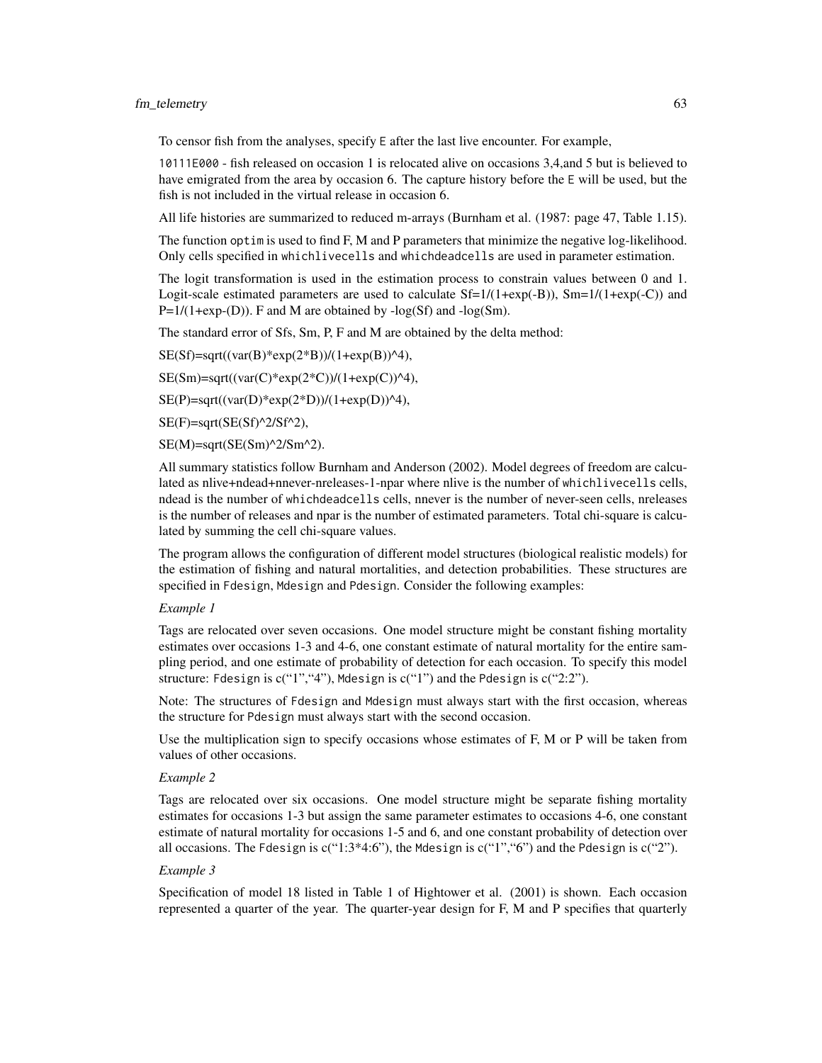To censor fish from the analyses, specify `E` after the last live encounter. For example,

`10111E000` - fish released on occasion 1 is relocated alive on occasions 3,4,and 5 but is believed to have emigrated from the area by occasion 6. The capture history before the `E` will be used, but the fish is not included in the virtual release in occasion 6.

All life histories are summarized to reduced m-arrays (Burnham et al. (1987: page 47, Table 1.15).

The function `optim` is used to find F, M and P parameters that minimize the negative log-likelihood. Only cells specified in `whichlivecells` and `whichdeadcells` are used in parameter estimation.

The logit transformation is used in the estimation process to constrain values between 0 and 1. Logit-scale estimated parameters are used to calculate Sf=1/(1+exp(-B)), Sm=1/(1+exp(-C)) and P=1/(1+exp-(D)). F and M are obtained by -log(Sf) and -log(Sm).

The standard error of Sfs, Sm, P, F and M are obtained by the delta method:

SE(Sf)=sqrt((var(B)*exp(2*B))/(1+exp(B))^4),

SE(Sm)=sqrt((var(C)*exp(2*C))/(1+exp(C))^4),

SE(P)=sqrt((var(D)*exp(2*D))/(1+exp(D))^4),

SE(F)=sqrt(SE(Sf)^2/Sf^2),

SE(M)=sqrt(SE(Sm)^2/Sm^2).

All summary statistics follow Burnham and Anderson (2002). Model degrees of freedom are calculated as nlive+ndead+nnever-nreleases-1-npar where nlive is the number of `whichlivecells` cells, ndead is the number of `whichdeadcells` cells, nnever is the number of never-seen cells, nreleases is the number of releases and npar is the number of estimated parameters. Total chi-square is calculated by summing the cell chi-square values.

The program allows the configuration of different model structures (biological realistic models) for the estimation of fishing and natural mortalities, and detection probabilities. These structures are specified in `Fdesign`, `Mdesign` and `Pdesign`. Consider the following examples:

*Example 1*

Tags are relocated over seven occasions. One model structure might be constant fishing mortality estimates over occasions 1-3 and 4-6, one constant estimate of natural mortality for the entire sampling period, and one estimate of probability of detection for each occasion. To specify this model structure: `Fdesign` is c("1","4"), `Mdesign` is c("1") and the `Pdesign` is c("2:2").

Note: The structures of `Fdesign` and `Mdesign` must always start with the first occasion, whereas the structure for `Pdesign` must always start with the second occasion.

Use the multiplication sign to specify occasions whose estimates of F, M or P will be taken from values of other occasions.

*Example 2*

Tags are relocated over six occasions. One model structure might be separate fishing mortality estimates for occasions 1-3 but assign the same parameter estimates to occasions 4-6, one constant estimate of natural mortality for occasions 1-5 and 6, and one constant probability of detection over all occasions. The `Fdesign` is c("1:3*4:6"), the `Mdesign` is c("1","6") and the `Pdesign` is c("2").

*Example 3*

Specification of model 18 listed in Table 1 of Hightower et al. (2001) is shown. Each occasion represented a quarter of the year. The quarter-year design for F, M and P specifies that quarterly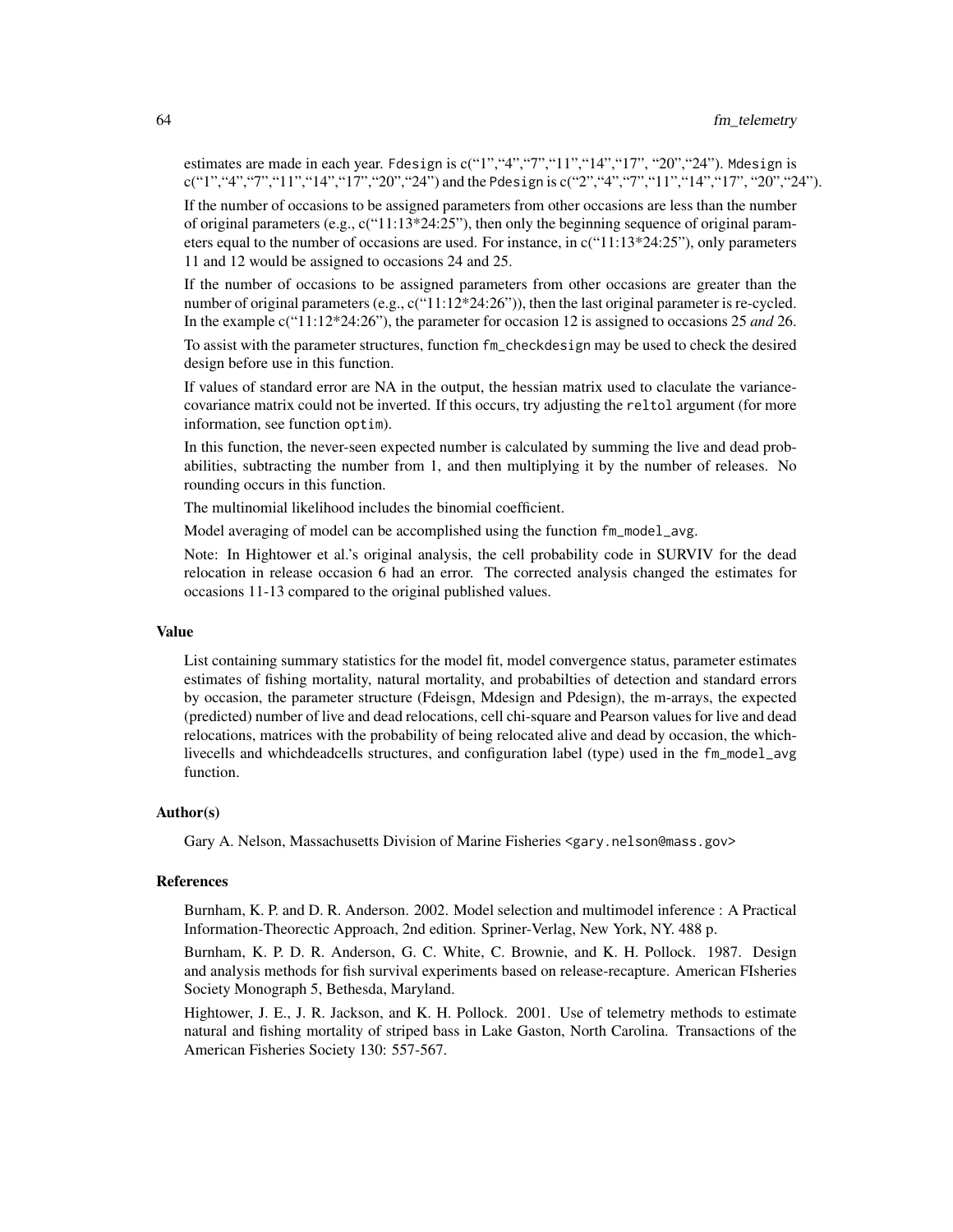estimates are made in each year. Fdesign is c("1","4","7","11","14","17", "20","24"). Mdesign is c("1","4","7","11","14","17","20","24") and the Pdesign is c("2","4","7","11","14","17", "20","24").

If the number of occasions to be assigned parameters from other occasions are less than the number of original parameters (e.g., c("11:13*24:25"), then only the beginning sequence of original parameters equal to the number of occasions are used. For instance, in c("11:13*24:25"), only parameters 11 and 12 would be assigned to occasions 24 and 25.

If the number of occasions to be assigned parameters from other occasions are greater than the number of original parameters (e.g., c("11:12*24:26")), then the last original parameter is re-cycled. In the example c("11:12*24:26"), the parameter for occasion 12 is assigned to occasions 25 *and* 26.

To assist with the parameter structures, function `fm_checkdesign` may be used to check the desired design before use in this function.

If values of standard error are NA in the output, the hessian matrix used to claculate the variance-covariance matrix could not be inverted. If this occurs, try adjusting the `reltol` argument (for more information, see function `optim`).

In this function, the never-seen expected number is calculated by summing the live and dead probabilities, subtracting the number from 1, and then multiplying it by the number of releases. No rounding occurs in this function.

The multinomial likelihood includes the binomial coefficient.

Model averaging of model can be accomplished using the function `fm_model_avg`.

Note: In Hightower et al.'s original analysis, the cell probability code in SURVIV for the dead relocation in release occasion 6 had an error. The corrected analysis changed the estimates for occasions 11-13 compared to the original published values.

### Value

List containing summary statistics for the model fit, model convergence status, parameter estimates estimates of fishing mortality, natural mortality, and probabilties of detection and standard errors by occasion, the parameter structure (Fdeisgn, Mdesign and Pdesign), the m-arrays, the expected (predicted) number of live and dead relocations, cell chi-square and Pearson values for live and dead relocations, matrices with the probability of being relocated alive and dead by occasion, the whichlivecells and whichdeadcells structures, and configuration label (type) used in the `fm_model_avg` function.

### Author(s)

Gary A. Nelson, Massachusetts Division of Marine Fisheries <gary.nelson@mass.gov>

### References

Burnham, K. P. and D. R. Anderson. 2002. Model selection and multimodel inference : A Practical Information-Theorectic Approach, 2nd edition. Spriner-Verlag, New York, NY. 488 p.

Burnham, K. P. D. R. Anderson, G. C. White, C. Brownie, and K. H. Pollock. 1987. Design and analysis methods for fish survival experiments based on release-recapture. American FIsheries Society Monograph 5, Bethesda, Maryland.

Hightower, J. E., J. R. Jackson, and K. H. Pollock. 2001. Use of telemetry methods to estimate natural and fishing mortality of striped bass in Lake Gaston, North Carolina. Transactions of the American Fisheries Society 130: 557-567.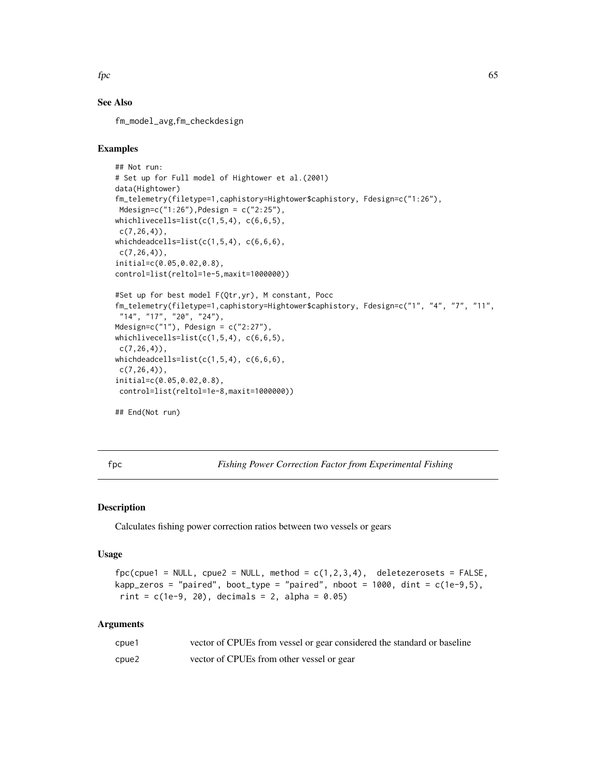## See Also

fm_model_avg,fm_checkdesign

## Examples

```
## Not run:
# Set up for Full model of Hightower et al.(2001)
data(Hightower)
fm_telemetry(filetype=1,caphistory=Hightower$caphistory, Fdesign=c("1:26"),
 Mdesign=c("1:26"),Pdesign = c("2:25"),
whichlivecells=list(c(1,5,4), c(6,6,5),
 c(7,26,4)),
whichdeadcells=list(c(1,5,4), c(6,6,6),
 c(7,26,4)),
initial=c(0.05,0.02,0.8),
control=list(reltol=1e-5,maxit=1000000))

#Set up for best model F(Qtr,yr), M constant, Pocc
fm_telemetry(filetype=1,caphistory=Hightower$caphistory, Fdesign=c("1", "4", "7", "11",
 "14", "17", "20", "24"),
Mdesign=c("1"), Pdesign = c("2:27"),
whichlivecells=list(c(1,5,4), c(6,6,5),
 c(7,26,4)),
whichdeadcells=list(c(1,5,4), c(6,6,6),
 c(7,26,4)),
initial=c(0.05,0.02,0.8),
 control=list(reltol=1e-8,maxit=1000000))

## End(Not run)
```

---

# fpc — *Fishing Power Correction Factor from Experimental Fishing*

## Description

Calculates fishing power correction ratios between two vessels or gears

## Usage

```
fpc(cpue1 = NULL, cpue2 = NULL, method = c(1,2,3,4),  deletezerosets = FALSE,
kapp_zeros = "paired", boot_type = "paired", nboot = 1000, dint = c(1e-9,5),
 rint = c(1e-9, 20), decimals = 2, alpha = 0.05)
```

## Arguments

| | |
|---|---|
| cpue1 | vector of CPUEs from vessel or gear considered the standard or baseline |
| cpue2 | vector of CPUEs from other vessel or gear |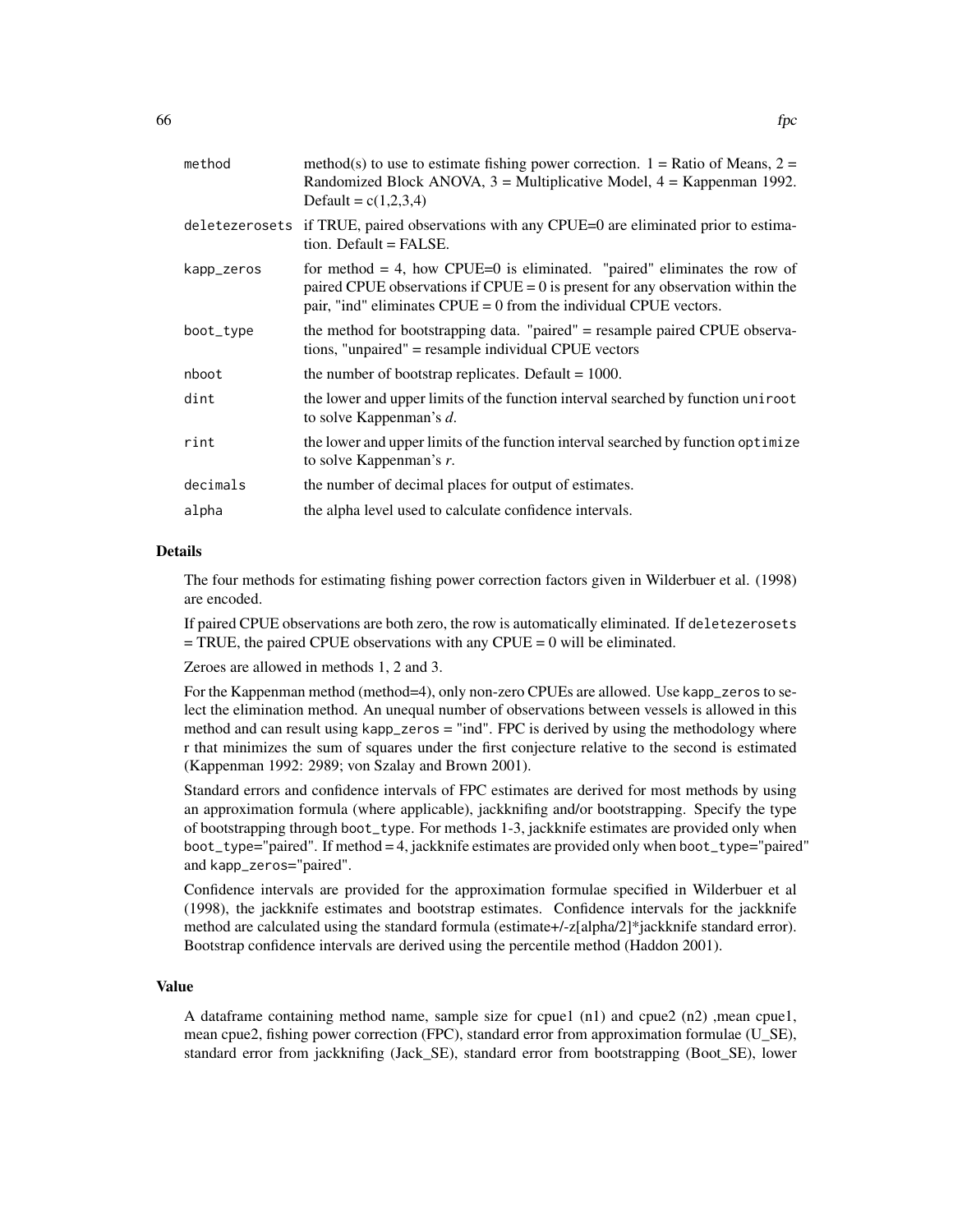| | |
|---|---|
| `method` | method(s) to use to estimate fishing power correction. 1 = Ratio of Means, 2 = Randomized Block ANOVA, 3 = Multiplicative Model, 4 = Kappenman 1992. Default = c(1,2,3,4) |
| `deletezerosets` | if TRUE, paired observations with any CPUE=0 are eliminated prior to estimation. Default = FALSE. |
| `kapp_zeros` | for method = 4, how CPUE=0 is eliminated. "paired" eliminates the row of paired CPUE observations if CPUE = 0 is present for any observation within the pair, "ind" eliminates CPUE = 0 from the individual CPUE vectors. |
| `boot_type` | the method for bootstrapping data. "paired" = resample paired CPUE observations, "unpaired" = resample individual CPUE vectors |
| `nboot` | the number of bootstrap replicates. Default = 1000. |
| `dint` | the lower and upper limits of the function interval searched by function `uniroot` to solve Kappenman's *d*. |
| `rint` | the lower and upper limits of the function interval searched by function `optimize` to solve Kappenman's *r*. |
| `decimals` | the number of decimal places for output of estimates. |
| `alpha` | the alpha level used to calculate confidence intervals. |

## Details

The four methods for estimating fishing power correction factors given in Wilderbuer et al. (1998) are encoded.

If paired CPUE observations are both zero, the row is automatically eliminated. If `deletezerosets` = TRUE, the paired CPUE observations with any CPUE = 0 will be eliminated.

Zeroes are allowed in methods 1, 2 and 3.

For the Kappenman method (method=4), only non-zero CPUEs are allowed. Use `kapp_zeros` to select the elimination method. An unequal number of observations between vessels is allowed in this method and can result using `kapp_zeros` = "ind". FPC is derived by using the methodology where r that minimizes the sum of squares under the first conjecture relative to the second is estimated (Kappenman 1992: 2989; von Szalay and Brown 2001).

Standard errors and confidence intervals of FPC estimates are derived for most methods by using an approximation formula (where applicable), jackknifing and/or bootstrapping. Specify the type of bootstrapping through `boot_type`. For methods 1-3, jackknife estimates are provided only when `boot_type="paired"`. If method = 4, jackknife estimates are provided only when `boot_type="paired"` and `kapp_zeros="paired"`.

Confidence intervals are provided for the approximation formulae specified in Wilderbuer et al (1998), the jackknife estimates and bootstrap estimates. Confidence intervals for the jackknife method are calculated using the standard formula (estimate+/-z[alpha/2]*jackknife standard error). Bootstrap confidence intervals are derived using the percentile method (Haddon 2001).

## Value

A dataframe containing method name, sample size for cpue1 (n1) and cpue2 (n2) ,mean cpue1, mean cpue2, fishing power correction (FPC), standard error from approximation formulae (U_SE), standard error from jackknifing (Jack_SE), standard error from bootstrapping (Boot_SE), lower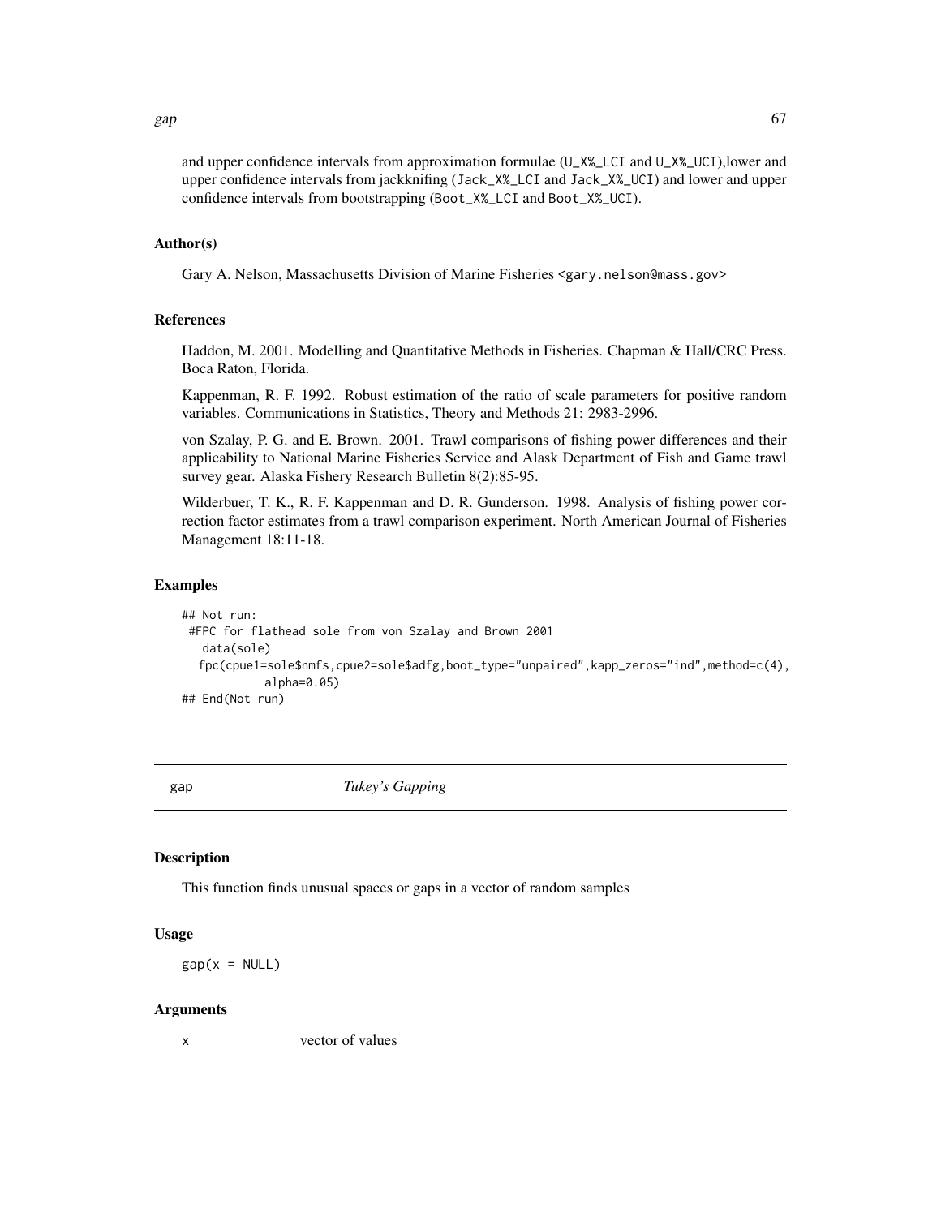and upper confidence intervals from approximation formulae (`U_X%_LCI` and `U_X%_UCI`),lower and upper confidence intervals from jackknifing (`Jack_X%_LCI` and `Jack_X%_UCI`) and lower and upper confidence intervals from bootstrapping (`Boot_X%_LCI` and `Boot_X%_UCI`).

### Author(s)

Gary A. Nelson, Massachusetts Division of Marine Fisheries <gary.nelson@mass.gov>

### References

Haddon, M. 2001. Modelling and Quantitative Methods in Fisheries. Chapman & Hall/CRC Press. Boca Raton, Florida.

Kappenman, R. F. 1992. Robust estimation of the ratio of scale parameters for positive random variables. Communications in Statistics, Theory and Methods 21: 2983-2996.

von Szalay, P. G. and E. Brown. 2001. Trawl comparisons of fishing power differences and their applicability to National Marine Fisheries Service and Alask Department of Fish and Game trawl survey gear. Alaska Fishery Research Bulletin 8(2):85-95.

Wilderbuer, T. K., R. F. Kappenman and D. R. Gunderson. 1998. Analysis of fishing power correction factor estimates from a trawl comparison experiment. North American Journal of Fisheries Management 18:11-18.

### Examples

```
## Not run:
 #FPC for flathead sole from von Szalay and Brown 2001
   data(sole)
  fpc(cpue1=sole$nmfs,cpue2=sole$adfg,boot_type="unpaired",kapp_zeros="ind",method=c(4),
           alpha=0.05)
## End(Not run)
```

---

## gap *Tukey's Gapping*

### Description

This function finds unusual spaces or gaps in a vector of random samples

### Usage

```
gap(x = NULL)
```

### Arguments

| | |
|---|---|
| x | vector of values |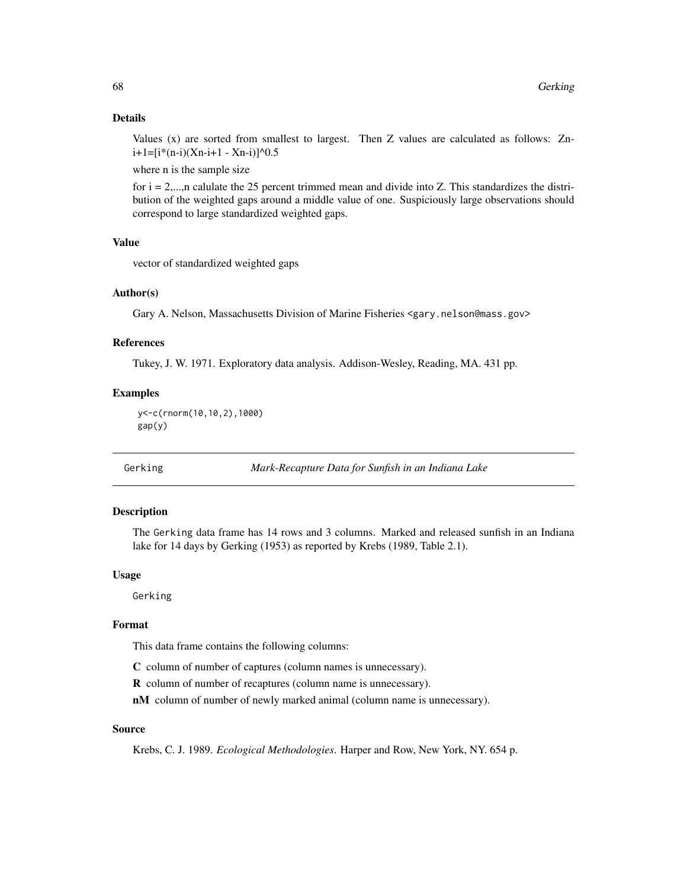### Details

Values (x) are sorted from smallest to largest. Then Z values are calculated as follows: Zn-i+1=[i*(n-i)(Xn-i+1 - Xn-i)]^0.5

where n is the sample size

for i = 2,...,n calulate the 25 percent trimmed mean and divide into Z. This standardizes the distribution of the weighted gaps around a middle value of one. Suspiciously large observations should correspond to large standardized weighted gaps.

### Value

vector of standardized weighted gaps

### Author(s)

Gary A. Nelson, Massachusetts Division of Marine Fisheries <gary.nelson@mass.gov>

### References

Tukey, J. W. 1971. Exploratory data analysis. Addison-Wesley, Reading, MA. 431 pp.

### Examples

```
y<-c(rnorm(10,10,2),1000)
gap(y)
```

---

## Gerking — *Mark-Recapture Data for Sunfish in an Indiana Lake*

---

### Description

The Gerking data frame has 14 rows and 3 columns. Marked and released sunfish in an Indiana lake for 14 days by Gerking (1953) as reported by Krebs (1989, Table 2.1).

### Usage

```
Gerking
```

### Format

This data frame contains the following columns:

**C** column of number of captures (column names is unnecessary).

**R** column of number of recaptures (column name is unnecessary).

**nM** column of number of newly marked animal (column name is unnecessary).

### Source

Krebs, C. J. 1989. *Ecological Methodologies*. Harper and Row, New York, NY. 654 p.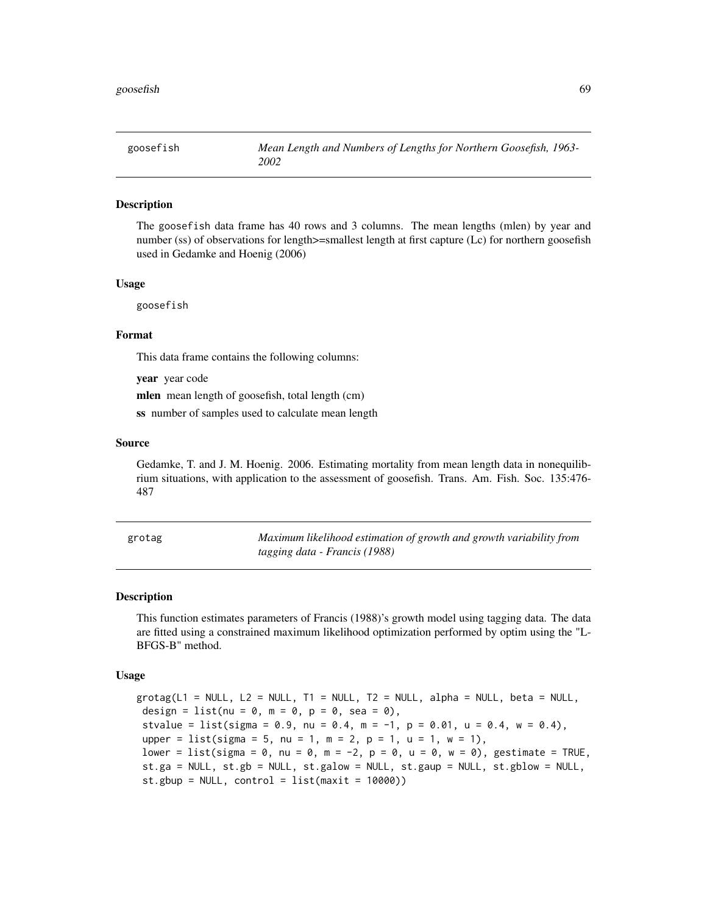## goosefish — *Mean Length and Numbers of Lengths for Northern Goosefish, 1963-2002*

### Description

The goosefish data frame has 40 rows and 3 columns. The mean lengths (mlen) by year and number (ss) of observations for length>=smallest length at first capture (Lc) for northern goosefish used in Gedamke and Hoenig (2006)

### Usage

```
goosefish
```

### Format

This data frame contains the following columns:

**year** year code

**mlen** mean length of goosefish, total length (cm)

**ss** number of samples used to calculate mean length

### Source

Gedamke, T. and J. M. Hoenig. 2006. Estimating mortality from mean length data in nonequilibrium situations, with application to the assessment of goosefish. Trans. Am. Fish. Soc. 135:476-487

## grotag — *Maximum likelihood estimation of growth and growth variability from tagging data - Francis (1988)*

### Description

This function estimates parameters of Francis (1988)'s growth model using tagging data. The data are fitted using a constrained maximum likelihood optimization performed by optim using the "L-BFGS-B" method.

### Usage

```
grotag(L1 = NULL, L2 = NULL, T1 = NULL, T2 = NULL, alpha = NULL, beta = NULL,
 design = list(nu = 0, m = 0, p = 0, sea = 0),
 stvalue = list(sigma = 0.9, nu = 0.4, m = -1, p = 0.01, u = 0.4, w = 0.4),
 upper = list(sigma = 5, nu = 1, m = 2, p = 1, u = 1, w = 1),
 lower = list(sigma = 0, nu = 0, m = -2, p = 0, u = 0, w = 0), gestimate = TRUE,
 st.ga = NULL, st.gb = NULL, st.galow = NULL, st.gaup = NULL, st.gblow = NULL,
 st.gbup = NULL, control = list(maxit = 10000))
```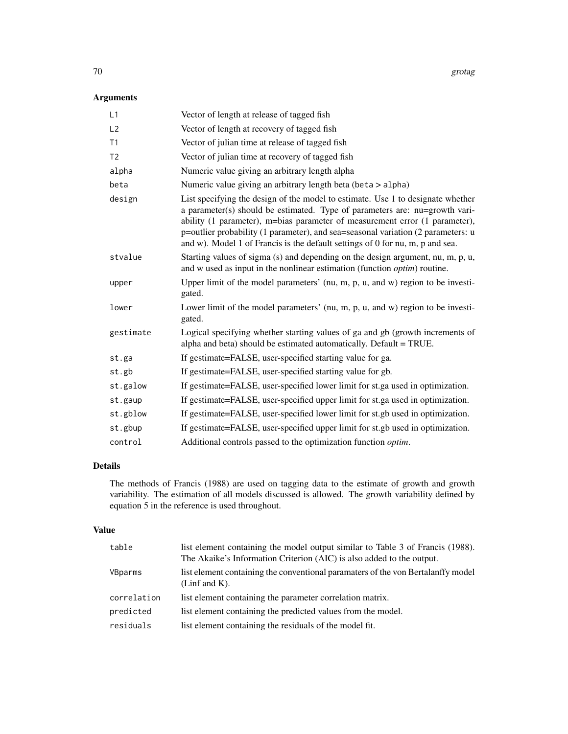## Arguments

| | |
|---|---|
| L1 | Vector of length at release of tagged fish |
| L2 | Vector of length at recovery of tagged fish |
| T1 | Vector of julian time at release of tagged fish |
| T2 | Vector of julian time at recovery of tagged fish |
| alpha | Numeric value giving an arbitrary length alpha |
| beta | Numeric value giving an arbitrary length beta (beta > alpha) |
| design | List specifying the design of the model to estimate. Use 1 to designate whether a parameter(s) should be estimated. Type of parameters are: nu=growth variability (1 parameter), m=bias parameter of measurement error (1 parameter), p=outlier probability (1 parameter), and sea=seasonal variation (2 parameters: u and w). Model 1 of Francis is the default settings of 0 for nu, m, p and sea. |
| stvalue | Starting values of sigma (s) and depending on the design argument, nu, m, p, u, and w used as input in the nonlinear estimation (function *optim*) routine. |
| upper | Upper limit of the model parameters' (nu, m, p, u, and w) region to be investigated. |
| lower | Lower limit of the model parameters' (nu, m, p, u, and w) region to be investigated. |
| gestimate | Logical specifying whether starting values of ga and gb (growth increments of alpha and beta) should be estimated automatically. Default = TRUE. |
| st.ga | If gestimate=FALSE, user-specified starting value for ga. |
| st.gb | If gestimate=FALSE, user-specified starting value for gb. |
| st.galow | If gestimate=FALSE, user-specified lower limit for st.ga used in optimization. |
| st.gaup | If gestimate=FALSE, user-specified upper limit for st.ga used in optimization. |
| st.gblow | If gestimate=FALSE, user-specified lower limit for st.gb used in optimization. |
| st.gbup | If gestimate=FALSE, user-specified upper limit for st.gb used in optimization. |
| control | Additional controls passed to the optimization function *optim*. |

## Details

The methods of Francis (1988) are used on tagging data to the estimate of growth and growth variability. The estimation of all models discussed is allowed. The growth variability defined by equation 5 in the reference is used throughout.

## Value

| | |
|---|---|
| table | list element containing the model output similar to Table 3 of Francis (1988). The Akaike's Information Criterion (AIC) is also added to the output. |
| VBparms | list element containing the conventional paramaters of the von Bertalanffy model (Linf and K). |
| correlation | list element containing the parameter correlation matrix. |
| predicted | list element containing the predicted values from the model. |
| residuals | list element containing the residuals of the model fit. |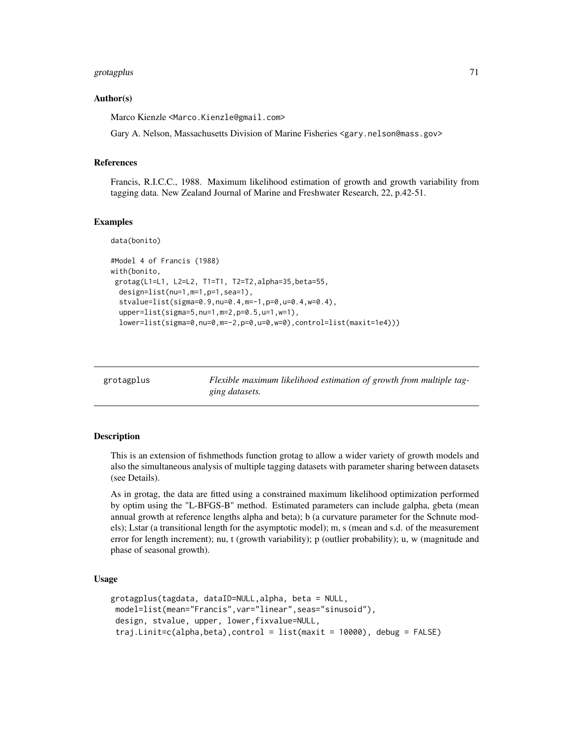### Author(s)

Marco Kienzle <Marco.Kienzle@gmail.com>

Gary A. Nelson, Massachusetts Division of Marine Fisheries <gary.nelson@mass.gov>

### References

Francis, R.I.C.C., 1988. Maximum likelihood estimation of growth and growth variability from tagging data. New Zealand Journal of Marine and Freshwater Research, 22, p.42-51.

### Examples

```
data(bonito)

#Model 4 of Francis (1988)
with(bonito,
 grotag(L1=L1, L2=L2, T1=T1, T2=T2,alpha=35,beta=55,
  design=list(nu=1,m=1,p=1,sea=1),
  stvalue=list(sigma=0.9,nu=0.4,m=-1,p=0,u=0.4,w=0.4),
  upper=list(sigma=5,nu=1,m=2,p=0.5,u=1,w=1),
  lower=list(sigma=0,nu=0,m=-2,p=0,u=0,w=0),control=list(maxit=1e4)))
```

---

## grotagplus — *Flexible maximum likelihood estimation of growth from multiple tagging datasets.*

### Description

This is an extension of fishmethods function grotag to allow a wider variety of growth models and also the simultaneous analysis of multiple tagging datasets with parameter sharing between datasets (see Details).

As in grotag, the data are fitted using a constrained maximum likelihood optimization performed by optim using the "L-BFGS-B" method. Estimated parameters can include galpha, gbeta (mean annual growth at reference lengths alpha and beta); b (a curvature parameter for the Schnute models); Lstar (a transitional length for the asymptotic model); m, s (mean and s.d. of the measurement error for length increment); nu, t (growth variability); p (outlier probability); u, w (magnitude and phase of seasonal growth).

### Usage

```
grotagplus(tagdata, dataID=NULL,alpha, beta = NULL,
 model=list(mean="Francis",var="linear",seas="sinusoid"),
 design, stvalue, upper, lower,fixvalue=NULL,
 traj.Linit=c(alpha,beta),control = list(maxit = 10000), debug = FALSE)
```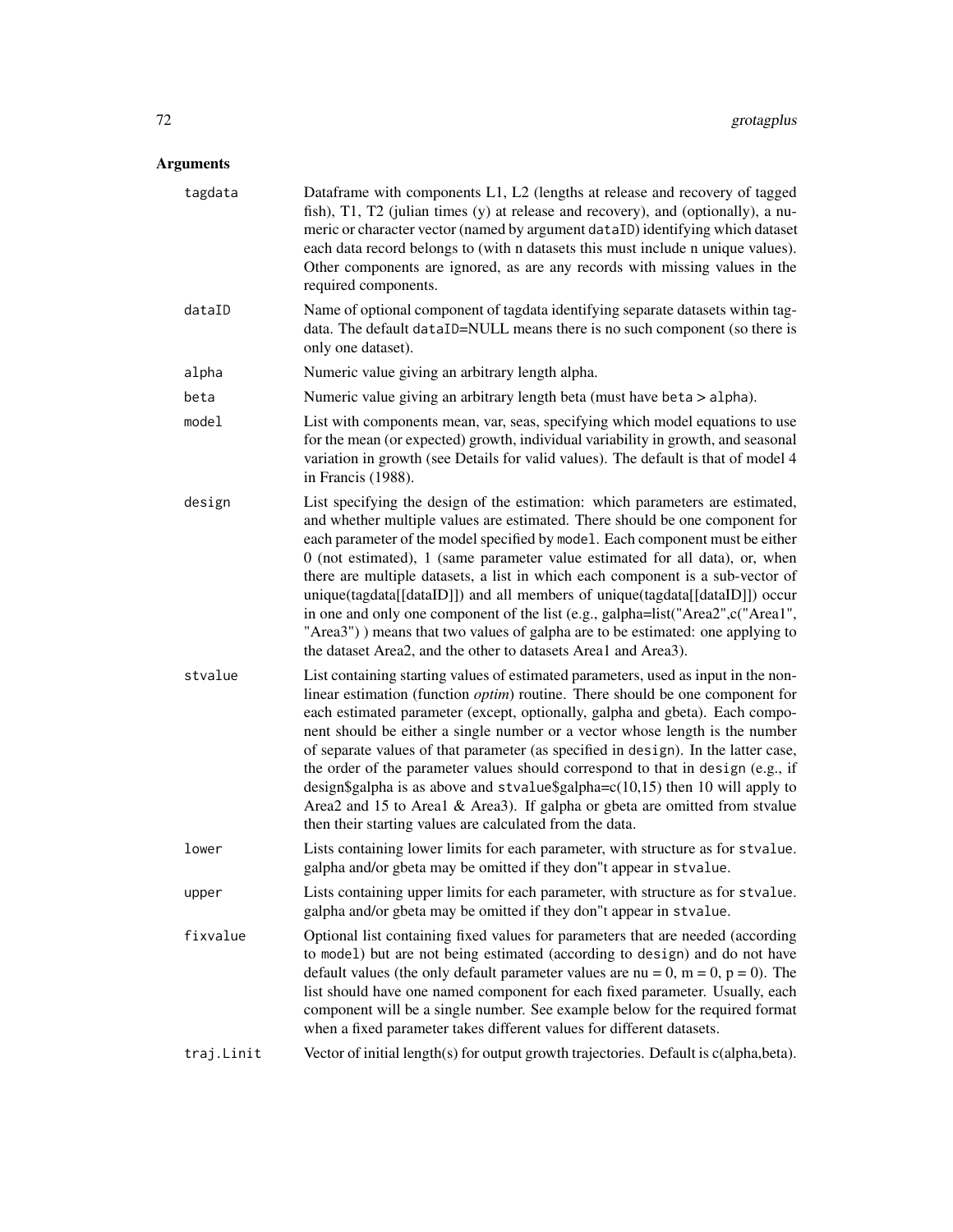## Arguments

**tagdata** Dataframe with components L1, L2 (lengths at release and recovery of tagged fish), T1, T2 (julian times (y) at release and recovery), and (optionally), a numeric or character vector (named by argument `dataID`) identifying which dataset each data record belongs to (with n datasets this must include n unique values). Other components are ignored, as are any records with missing values in the required components.

**dataID** Name of optional component of tagdata identifying separate datasets within tagdata. The default `dataID`=NULL means there is no such component (so there is only one dataset).

**alpha** Numeric value giving an arbitrary length alpha.

**beta** Numeric value giving an arbitrary length beta (must have `beta` > `alpha`).

**model** List with components mean, var, seas, specifying which model equations to use for the mean (or expected) growth, individual variability in growth, and seasonal variation in growth (see Details for valid values). The default is that of model 4 in Francis (1988).

**design** List specifying the design of the estimation: which parameters are estimated, and whether multiple values are estimated. There should be one component for each parameter of the model specified by `model`. Each component must be either 0 (not estimated), 1 (same parameter value estimated for all data), or, when there are multiple datasets, a list in which each component is a sub-vector of unique(tagdata[[dataID]]) and all members of unique(tagdata[[dataID]]) occur in one and only one component of the list (e.g., galpha=list("Area2",c("Area1", "Area3") ) means that two values of galpha are to be estimated: one applying to the dataset Area2, and the other to datasets Area1 and Area3).

**stvalue** List containing starting values of estimated parameters, used as input in the nonlinear estimation (function *optim*) routine. There should be one component for each estimated parameter (except, optionally, galpha and gbeta). Each component should be either a single number or a vector whose length is the number of separate values of that parameter (as specified in `design`). In the latter case, the order of the parameter values should correspond to that in `design` (e.g., if design$galpha is as above and `stvalue$galpha=c(10,15)` then 10 will apply to Area2 and 15 to Area1 & Area3). If galpha or gbeta are omitted from stvalue then their starting values are calculated from the data.

**lower** Lists containing lower limits for each parameter, with structure as for `stvalue`. galpha and/or gbeta may be omitted if they don"t appear in `stvalue`.

**upper** Lists containing upper limits for each parameter, with structure as for `stvalue`. galpha and/or gbeta may be omitted if they don"t appear in `stvalue`.

**fixvalue** Optional list containing fixed values for parameters that are needed (according to `model`) but are not being estimated (according to `design`) and do not have default values (the only default parameter values are nu = 0, m = 0, p = 0). The list should have one named component for each fixed parameter. Usually, each component will be a single number. See example below for the required format when a fixed parameter takes different values for different datasets.

**traj.Linit** Vector of initial length(s) for output growth trajectories. Default is c(alpha,beta).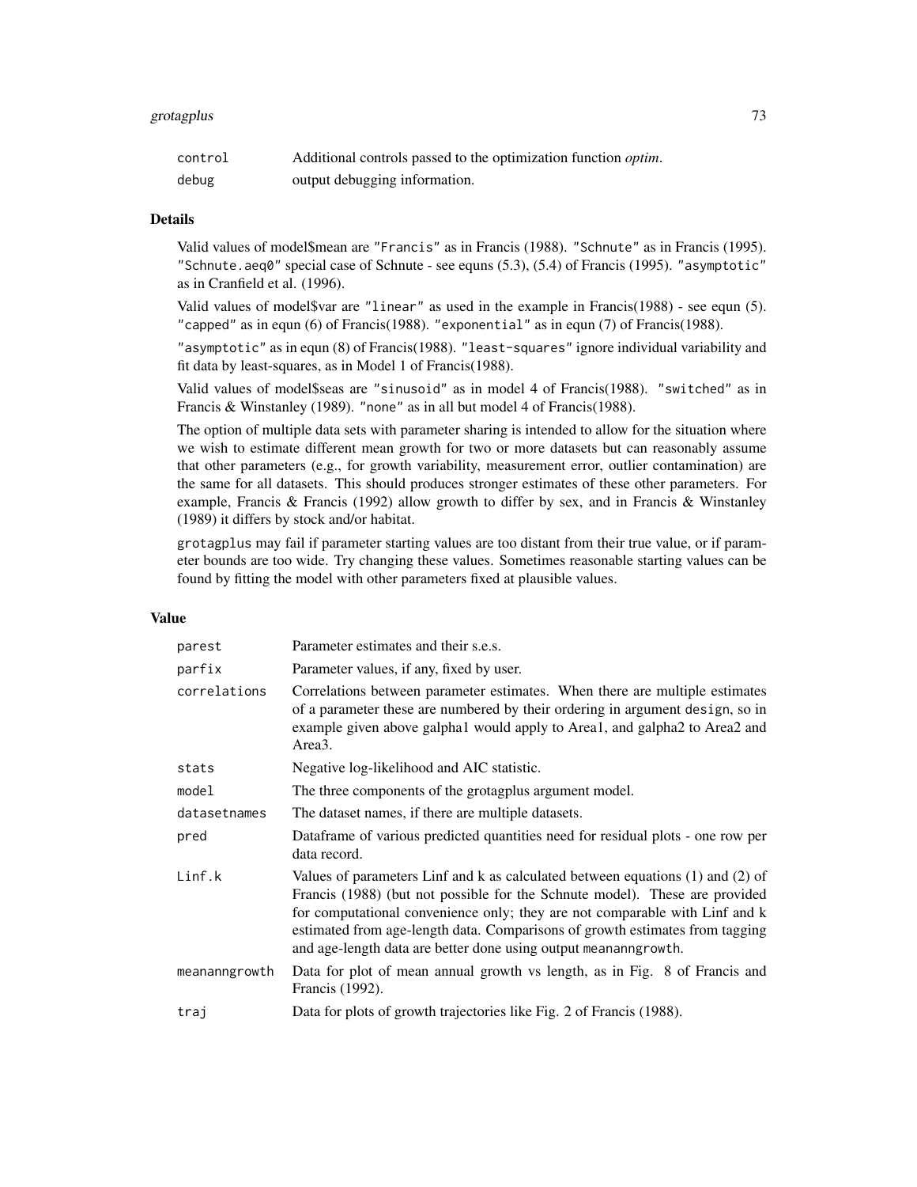| | |
|---|---|
| control | Additional controls passed to the optimization function *optim*. |
| debug | output debugging information. |

## Details

Valid values of model$mean are "Francis" as in Francis (1988). "Schnute" as in Francis (1995). "Schnute.aeq0" special case of Schnute - see equns (5.3), (5.4) of Francis (1995). "asymptotic" as in Cranfield et al. (1996).

Valid values of model$var are "linear" as used in the example in Francis(1988) - see equn (5). "capped" as in equn (6) of Francis(1988). "exponential" as in equn (7) of Francis(1988).

"asymptotic" as in equn (8) of Francis(1988). "least-squares" ignore individual variability and fit data by least-squares, as in Model 1 of Francis(1988).

Valid values of model$seas are "sinusoid" as in model 4 of Francis(1988). "switched" as in Francis & Winstanley (1989). "none" as in all but model 4 of Francis(1988).

The option of multiple data sets with parameter sharing is intended to allow for the situation where we wish to estimate different mean growth for two or more datasets but can reasonably assume that other parameters (e.g., for growth variability, measurement error, outlier contamination) are the same for all datasets. This should produces stronger estimates of these other parameters. For example, Francis & Francis (1992) allow growth to differ by sex, and in Francis & Winstanley (1989) it differs by stock and/or habitat.

grotagplus may fail if parameter starting values are too distant from their true value, or if parameter bounds are too wide. Try changing these values. Sometimes reasonable starting values can be found by fitting the model with other parameters fixed at plausible values.

## Value

| | |
|---|---|
| parest | Parameter estimates and their s.e.s. |
| parfix | Parameter values, if any, fixed by user. |
| correlations | Correlations between parameter estimates. When there are multiple estimates of a parameter these are numbered by their ordering in argument design, so in example given above galpha1 would apply to Area1, and galpha2 to Area2 and Area3. |
| stats | Negative log-likelihood and AIC statistic. |
| model | The three components of the grotagplus argument model. |
| datasetnames | The dataset names, if there are multiple datasets. |
| pred | Dataframe of various predicted quantities need for residual plots - one row per data record. |
| Linf.k | Values of parameters Linf and k as calculated between equations (1) and (2) of Francis (1988) (but not possible for the Schnute model). These are provided for computational convenience only; they are not comparable with Linf and k estimated from age-length data. Comparisons of growth estimates from tagging and age-length data are better done using output meananngrowth. |
| meananngrowth | Data for plot of mean annual growth vs length, as in Fig. 8 of Francis and Francis (1992). |
| traj | Data for plots of growth trajectories like Fig. 2 of Francis (1988). |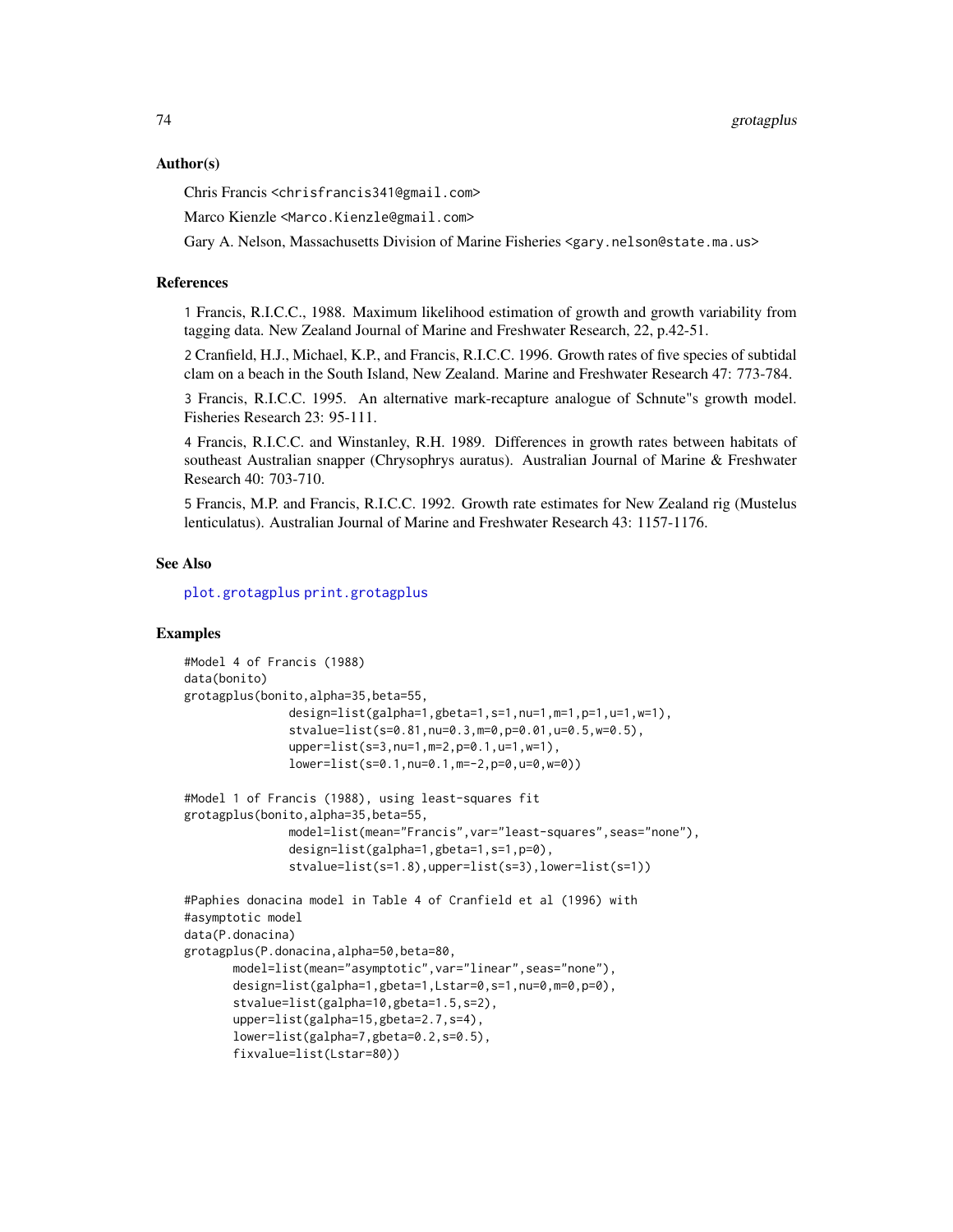## Author(s)

Chris Francis <chrisfrancis341@gmail.com>

Marco Kienzle <Marco.Kienzle@gmail.com>

Gary A. Nelson, Massachusetts Division of Marine Fisheries <gary.nelson@state.ma.us>

## References

1 Francis, R.I.C.C., 1988. Maximum likelihood estimation of growth and growth variability from tagging data. New Zealand Journal of Marine and Freshwater Research, 22, p.42-51.

2 Cranfield, H.J., Michael, K.P., and Francis, R.I.C.C. 1996. Growth rates of five species of subtidal clam on a beach in the South Island, New Zealand. Marine and Freshwater Research 47: 773-784.

3 Francis, R.I.C.C. 1995. An alternative mark-recapture analogue of Schnute"s growth model. Fisheries Research 23: 95-111.

4 Francis, R.I.C.C. and Winstanley, R.H. 1989. Differences in growth rates between habitats of southeast Australian snapper (Chrysophrys auratus). Australian Journal of Marine & Freshwater Research 40: 703-710.

5 Francis, M.P. and Francis, R.I.C.C. 1992. Growth rate estimates for New Zealand rig (Mustelus lenticulatus). Australian Journal of Marine and Freshwater Research 43: 1157-1176.

## See Also

plot.grotagplus print.grotagplus

## Examples

```
#Model 4 of Francis (1988)
data(bonito)
grotagplus(bonito,alpha=35,beta=55,
               design=list(galpha=1,gbeta=1,s=1,nu=1,m=1,p=1,u=1,w=1),
               stvalue=list(s=0.81,nu=0.3,m=0,p=0.01,u=0.5,w=0.5),
               upper=list(s=3,nu=1,m=2,p=0.1,u=1,w=1),
               lower=list(s=0.1,nu=0.1,m=-2,p=0,u=0,w=0))

#Model 1 of Francis (1988), using least-squares fit
grotagplus(bonito,alpha=35,beta=55,
               model=list(mean="Francis",var="least-squares",seas="none"),
               design=list(galpha=1,gbeta=1,s=1,p=0),
               stvalue=list(s=1.8),upper=list(s=3),lower=list(s=1))

#Paphies donacina model in Table 4 of Cranfield et al (1996) with
#asymptotic model
data(P.donacina)
grotagplus(P.donacina,alpha=50,beta=80,
       model=list(mean="asymptotic",var="linear",seas="none"),
       design=list(galpha=1,gbeta=1,Lstar=0,s=1,nu=0,m=0,p=0),
       stvalue=list(galpha=10,gbeta=1.5,s=2),
       upper=list(galpha=15,gbeta=2.7,s=4),
       lower=list(galpha=7,gbeta=0.2,s=0.5),
       fixvalue=list(Lstar=80))
```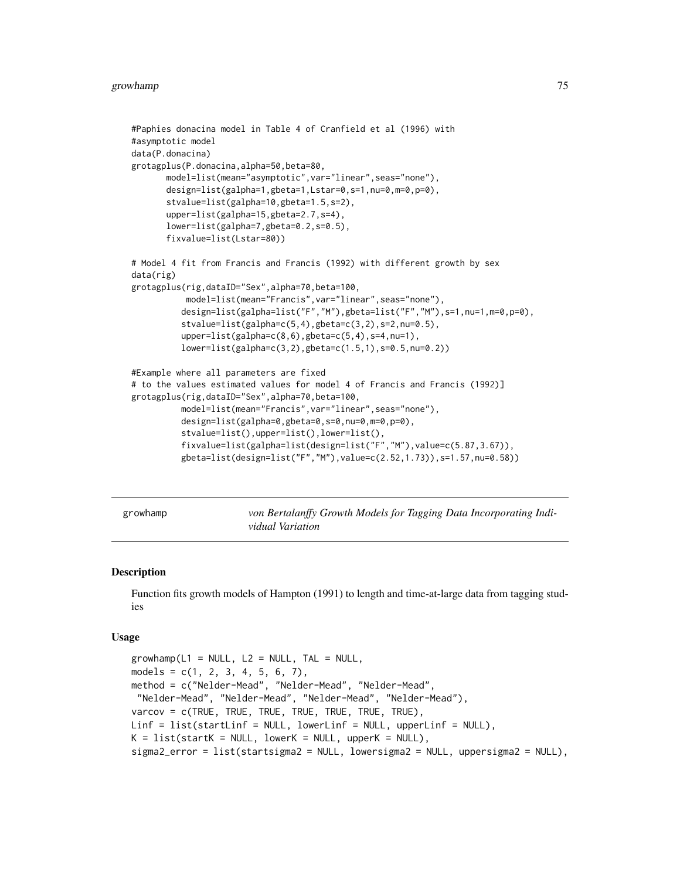```
#Paphies donacina model in Table 4 of Cranfield et al (1996) with
#asymptotic model
data(P.donacina)
grotagplus(P.donacina,alpha=50,beta=80,
       model=list(mean="asymptotic",var="linear",seas="none"),
       design=list(galpha=1,gbeta=1,Lstar=0,s=1,nu=0,m=0,p=0),
       stvalue=list(galpha=10,gbeta=1.5,s=2),
       upper=list(galpha=15,gbeta=2.7,s=4),
       lower=list(galpha=7,gbeta=0.2,s=0.5),
       fixvalue=list(Lstar=80))

# Model 4 fit from Francis and Francis (1992) with different growth by sex
data(rig)
grotagplus(rig,dataID="Sex",alpha=70,beta=100,
           model=list(mean="Francis",var="linear",seas="none"),
          design=list(galpha=list("F","M"),gbeta=list("F","M"),s=1,nu=1,m=0,p=0),
          stvalue=list(galpha=c(5,4),gbeta=c(3,2),s=2,nu=0.5),
          upper=list(galpha=c(8,6),gbeta=c(5,4),s=4,nu=1),
          lower=list(galpha=c(3,2),gbeta=c(1.5,1),s=0.5,nu=0.2))

#Example where all parameters are fixed
# to the values estimated values for model 4 of Francis and Francis (1992)]
grotagplus(rig,dataID="Sex",alpha=70,beta=100,
          model=list(mean="Francis",var="linear",seas="none"),
          design=list(galpha=0,gbeta=0,s=0,nu=0,m=0,p=0),
          stvalue=list(),upper=list(),lower=list(),
          fixvalue=list(galpha=list(design=list("F","M"),value=c(5.87,3.67)),
          gbeta=list(design=list("F","M"),value=c(2.52,1.73)),s=1.57,nu=0.58))
```

---

growhamp — *von Bertalanffy Growth Models for Tagging Data Incorporating Individual Variation*

---

### Description

Function fits growth models of Hampton (1991) to length and time-at-large data from tagging studies

### Usage

```
growhamp(L1 = NULL, L2 = NULL, TAL = NULL,
models = c(1, 2, 3, 4, 5, 6, 7),
method = c("Nelder-Mead", "Nelder-Mead", "Nelder-Mead",
 "Nelder-Mead", "Nelder-Mead", "Nelder-Mead", "Nelder-Mead"),
varcov = c(TRUE, TRUE, TRUE, TRUE, TRUE, TRUE, TRUE),
Linf = list(startLinf = NULL, lowerLinf = NULL, upperLinf = NULL),
K = list(startK = NULL, lowerK = NULL, upperK = NULL),
sigma2_error = list(startsigma2 = NULL, lowersigma2 = NULL, uppersigma2 = NULL),
```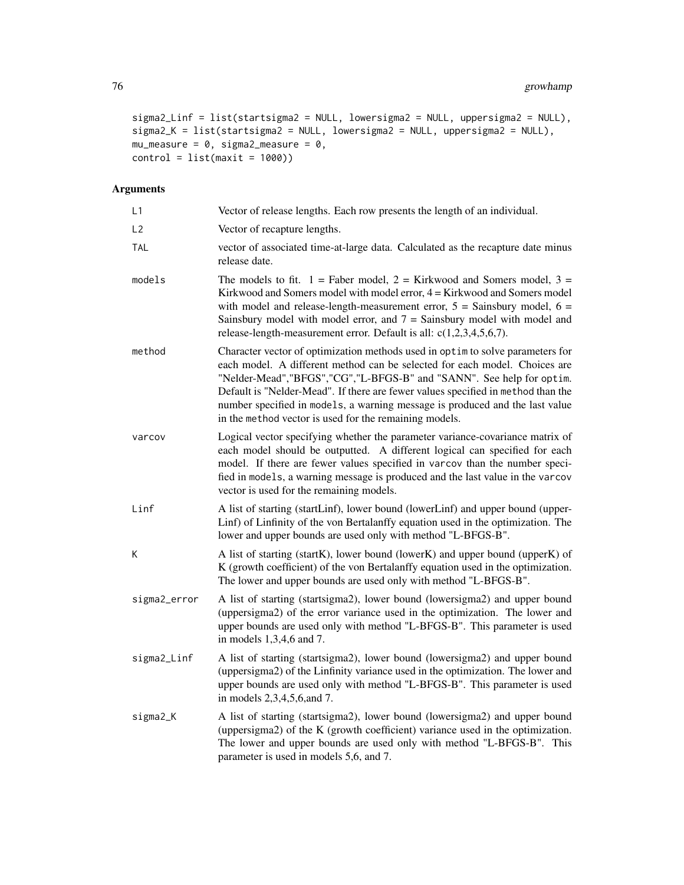```
sigma2_Linf = list(startsigma2 = NULL, lowersigma2 = NULL, uppersigma2 = NULL),
sigma2_K = list(startsigma2 = NULL, lowersigma2 = NULL, uppersigma2 = NULL),
mu_measure = 0, sigma2_measure = 0,
control = list(maxit = 1000))
```

## Arguments

| | |
|---|---|
| L1 | Vector of release lengths. Each row presents the length of an individual. |
| L2 | Vector of recapture lengths. |
| TAL | vector of associated time-at-large data. Calculated as the recapture date minus release date. |
| models | The models to fit. 1 = Faber model, 2 = Kirkwood and Somers model, 3 = Kirkwood and Somers model with model error, 4 = Kirkwood and Somers model with model and release-length-measurement error, 5 = Sainsbury model, 6 = Sainsbury model with model error, and 7 = Sainsbury model with model and release-length-measurement error. Default is all: c(1,2,3,4,5,6,7). |
| method | Character vector of optimization methods used in `optim` to solve parameters for each model. A different method can be selected for each model. Choices are "Nelder-Mead","BFGS","CG","L-BFGS-B" and "SANN". See help for `optim`. Default is "Nelder-Mead". If there are fewer values specified in `method` than the number specified in `models`, a warning message is produced and the last value in the `method` vector is used for the remaining models. |
| varcov | Logical vector specifying whether the parameter variance-covariance matrix of each model should be outputted. A different logical can specified for each model. If there are fewer values specified in `varcov` than the number specified in `models`, a warning message is produced and the last value in the `varcov` vector is used for the remaining models. |
| Linf | A list of starting (startLinf), lower bound (lowerLinf) and upper bound (upperLinf) of Linfinity of the von Bertalanffy equation used in the optimization. The lower and upper bounds are used only with method "L-BFGS-B". |
| K | A list of starting (startK), lower bound (lowerK) and upper bound (upperK) of K (growth coefficient) of the von Bertalanffy equation used in the optimization. The lower and upper bounds are used only with method "L-BFGS-B". |
| sigma2_error | A list of starting (startsigma2), lower bound (lowersigma2) and upper bound (uppersigma2) of the error variance used in the optimization. The lower and upper bounds are used only with method "L-BFGS-B". This parameter is used in models 1,3,4,6 and 7. |
| sigma2_Linf | A list of starting (startsigma2), lower bound (lowersigma2) and upper bound (uppersigma2) of the Linfinity variance used in the optimization. The lower and upper bounds are used only with method "L-BFGS-B". This parameter is used in models 2,3,4,5,6,and 7. |
| sigma2_K | A list of starting (startsigma2), lower bound (lowersigma2) and upper bound (uppersigma2) of the K (growth coefficient) variance used in the optimization. The lower and upper bounds are used only with method "L-BFGS-B". This parameter is used in models 5,6, and 7. |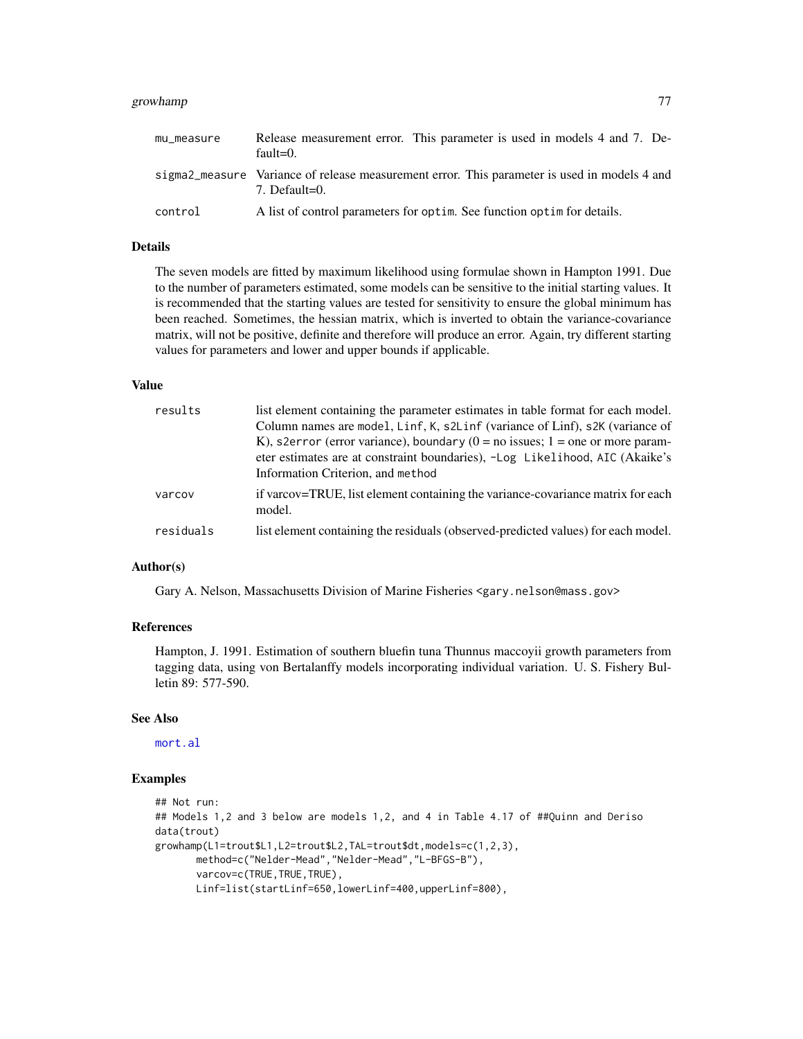| | |
|---|---|
| mu_measure | Release measurement error. This parameter is used in models 4 and 7. Default=0. |
| sigma2_measure | Variance of release measurement error. This parameter is used in models 4 and 7. Default=0. |
| control | A list of control parameters for optim. See function optim for details. |

### Details

The seven models are fitted by maximum likelihood using formulae shown in Hampton 1991. Due to the number of parameters estimated, some models can be sensitive to the initial starting values. It is recommended that the starting values are tested for sensitivity to ensure the global minimum has been reached. Sometimes, the hessian matrix, which is inverted to obtain the variance-covariance matrix, will not be positive, definite and therefore will produce an error. Again, try different starting values for parameters and lower and upper bounds if applicable.

### Value

| | |
|---|---|
| results | list element containing the parameter estimates in table format for each model. Column names are model, Linf, K, s2Linf (variance of Linf), s2K (variance of K), s2error (error variance), boundary (0 = no issues; 1 = one or more parameter estimates are at constraint boundaries), -Log Likelihood, AIC (Akaike's Information Criterion, and method |
| varcov | if varcov=TRUE, list element containing the variance-covariance matrix for each model. |
| residuals | list element containing the residuals (observed-predicted values) for each model. |

### Author(s)

Gary A. Nelson, Massachusetts Division of Marine Fisheries <gary.nelson@mass.gov>

### References

Hampton, J. 1991. Estimation of southern bluefin tuna Thunnus maccoyii growth parameters from tagging data, using von Bertalanffy models incorporating individual variation. U. S. Fishery Bulletin 89: 577-590.

### See Also

mort.al

### Examples

```
## Not run:
## Models 1,2 and 3 below are models 1,2, and 4 in Table 4.17 of ##Quinn and Deriso
data(trout)
growhamp(L1=trout$L1,L2=trout$L2,TAL=trout$dt,models=c(1,2,3),
       method=c("Nelder-Mead","Nelder-Mead","L-BFGS-B"),
       varcov=c(TRUE,TRUE,TRUE),
       Linf=list(startLinf=650,lowerLinf=400,upperLinf=800),
```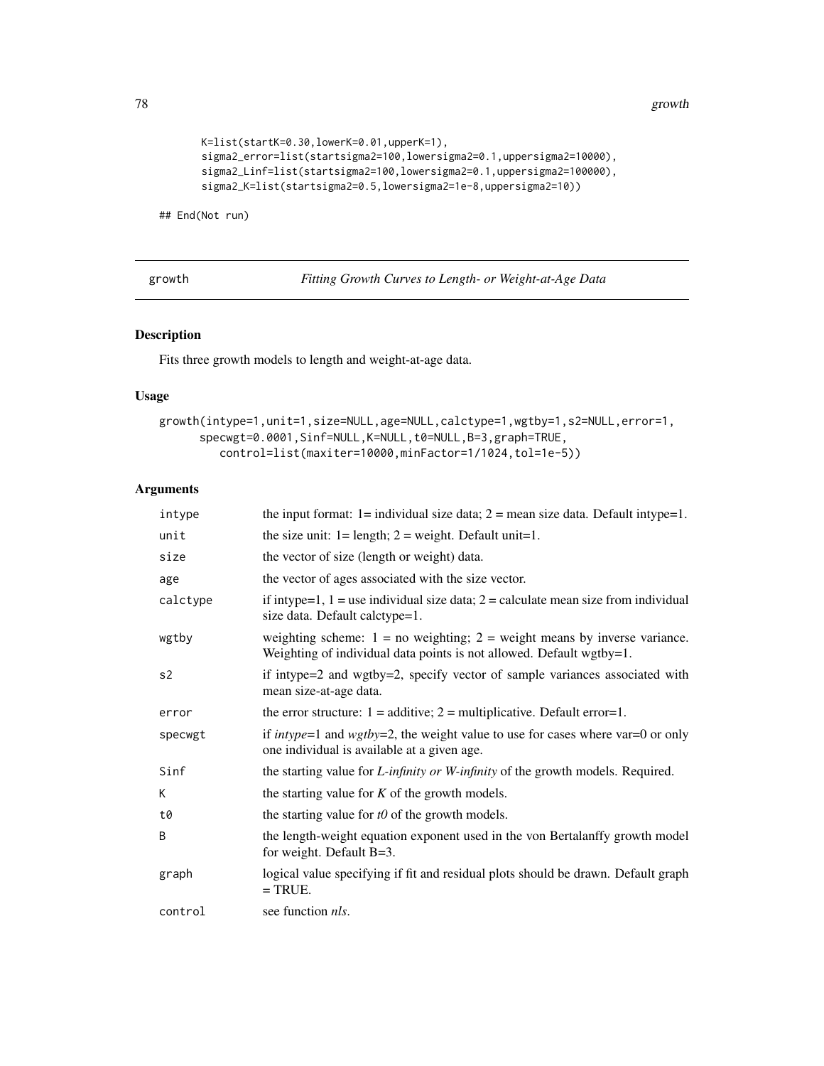```
K=list(startK=0.30,lowerK=0.01,upperK=1),
sigma2_error=list(startsigma2=100,lowersigma2=0.1,uppersigma2=10000),
sigma2_Linf=list(startsigma2=100,lowersigma2=0.1,uppersigma2=100000),
sigma2_K=list(startsigma2=0.5,lowersigma2=1e-8,uppersigma2=10))

## End(Not run)
```

---

growth *Fitting Growth Curves to Length- or Weight-at-Age Data*

---

### Description

Fits three growth models to length and weight-at-age data.

### Usage

```
growth(intype=1,unit=1,size=NULL,age=NULL,calctype=1,wgtby=1,s2=NULL,error=1,
      specwgt=0.0001,Sinf=NULL,K=NULL,t0=NULL,B=3,graph=TRUE,
         control=list(maxiter=10000,minFactor=1/1024,tol=1e-5))
```

### Arguments

| | |
|---|---|
| intype | the input format: 1= individual size data; 2 = mean size data. Default intype=1. |
| unit | the size unit: 1= length; 2 = weight. Default unit=1. |
| size | the vector of size (length or weight) data. |
| age | the vector of ages associated with the size vector. |
| calctype | if intype=1, 1 = use individual size data; 2 = calculate mean size from individual size data. Default calctype=1. |
| wgtby | weighting scheme: 1 = no weighting; 2 = weight means by inverse variance. Weighting of individual data points is not allowed. Default wgtby=1. |
| s2 | if intype=2 and wgtby=2, specify vector of sample variances associated with mean size-at-age data. |
| error | the error structure: 1 = additive; 2 = multiplicative. Default error=1. |
| specwgt | if *intype*=1 and *wgtby*=2, the weight value to use for cases where var=0 or only one individual is available at a given age. |
| Sinf | the starting value for *L-infinity or W-infinity* of the growth models. Required. |
| K | the starting value for *K* of the growth models. |
| t0 | the starting value for *t0* of the growth models. |
| B | the length-weight equation exponent used in the von Bertalanffy growth model for weight. Default B=3. |
| graph | logical value specifying if fit and residual plots should be drawn. Default graph = TRUE. |
| control | see function *nls*. |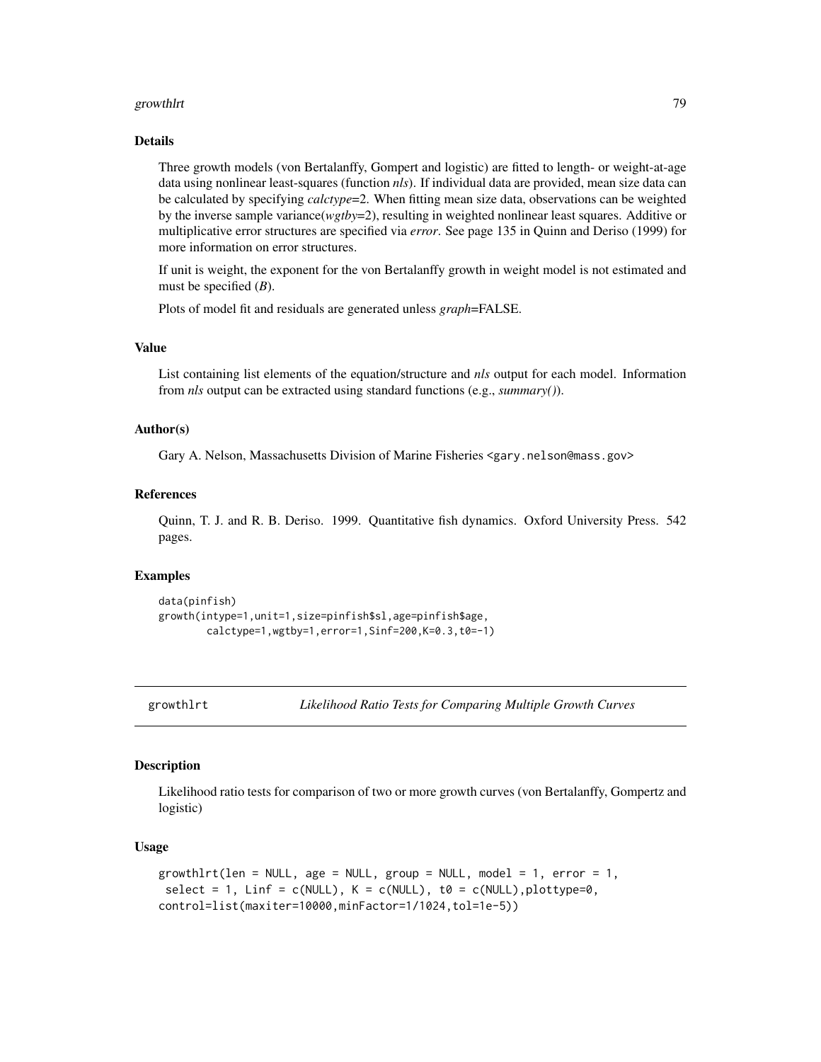### Details

Three growth models (von Bertalanffy, Gompert and logistic) are fitted to length- or weight-at-age data using nonlinear least-squares (function *nls*). If individual data are provided, mean size data can be calculated by specifying *calctype*=2. When fitting mean size data, observations can be weighted by the inverse sample variance(*wgtby*=2), resulting in weighted nonlinear least squares. Additive or multiplicative error structures are specified via *error*. See page 135 in Quinn and Deriso (1999) for more information on error structures.

If unit is weight, the exponent for the von Bertalanffy growth in weight model is not estimated and must be specified (*B*).

Plots of model fit and residuals are generated unless *graph*=FALSE.

### Value

List containing list elements of the equation/structure and *nls* output for each model. Information from *nls* output can be extracted using standard functions (e.g., *summary()*).

### Author(s)

Gary A. Nelson, Massachusetts Division of Marine Fisheries <gary.nelson@mass.gov>

### References

Quinn, T. J. and R. B. Deriso. 1999. Quantitative fish dynamics. Oxford University Press. 542 pages.

### Examples

```
data(pinfish)
growth(intype=1,unit=1,size=pinfish$sl,age=pinfish$age,
        calctype=1,wgtby=1,error=1,Sinf=200,K=0.3,t0=-1)
```

---

## growthlrt — *Likelihood Ratio Tests for Comparing Multiple Growth Curves*

### Description

Likelihood ratio tests for comparison of two or more growth curves (von Bertalanffy, Gompertz and logistic)

### Usage

```
growthlrt(len = NULL, age = NULL, group = NULL, model = 1, error = 1,
 select = 1, Linf = c(NULL), K = c(NULL), t0 = c(NULL),plottype=0,
control=list(maxiter=10000,minFactor=1/1024,tol=1e-5))
```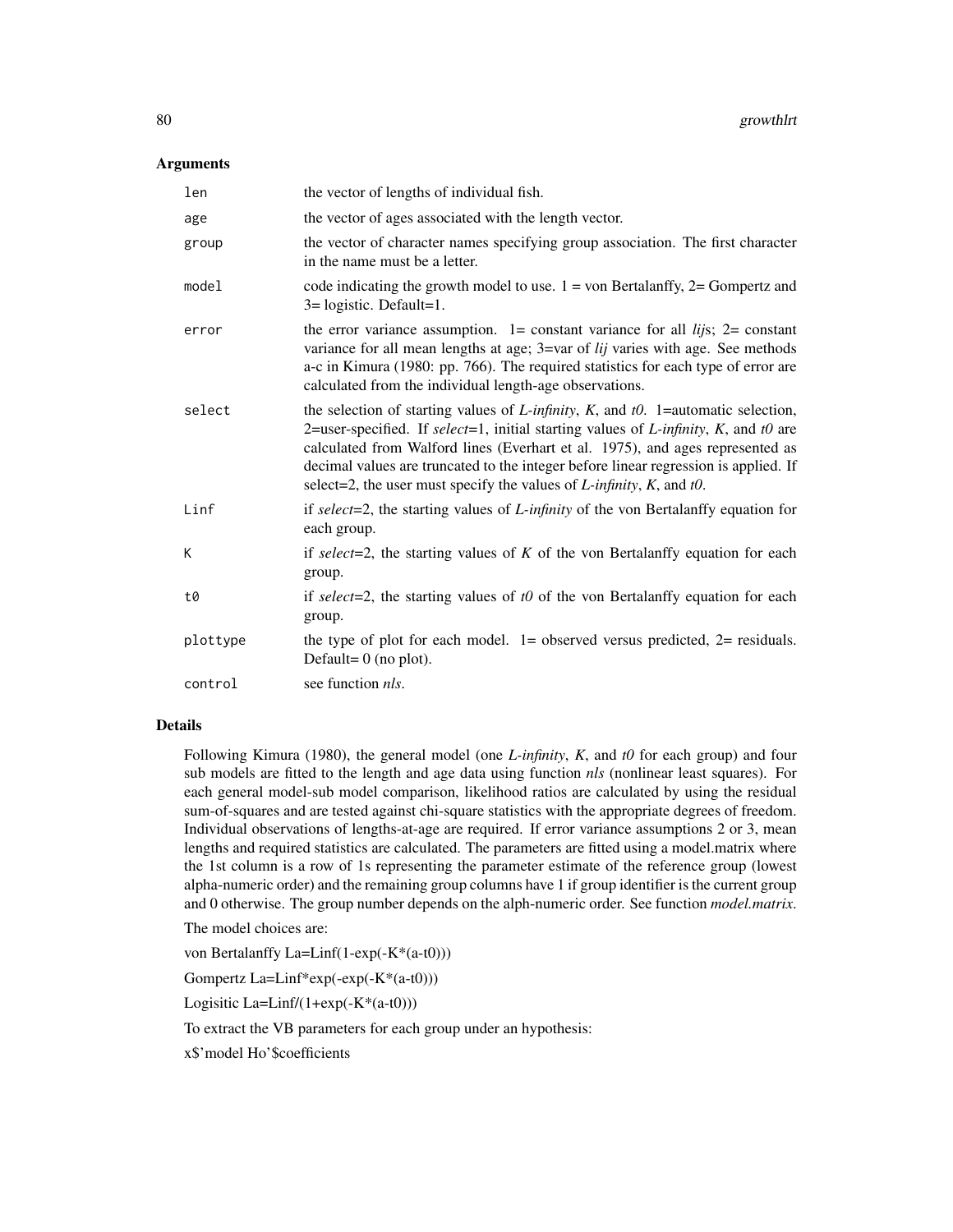## Arguments

| | |
|---|---|
| `len` | the vector of lengths of individual fish. |
| `age` | the vector of ages associated with the length vector. |
| `group` | the vector of character names specifying group association. The first character in the name must be a letter. |
| `model` | code indicating the growth model to use. 1 = von Bertalanffy, 2= Gompertz and 3= logistic. Default=1. |
| `error` | the error variance assumption. 1= constant variance for all *lij*s; 2= constant variance for all mean lengths at age; 3=var of *lij* varies with age. See methods a-c in Kimura (1980: pp. 766). The required statistics for each type of error are calculated from the individual length-age observations. |
| `select` | the selection of starting values of *L-infinity*, *K*, and *t0*. 1=automatic selection, 2=user-specified. If *select*=1, initial starting values of *L-infinity*, *K*, and *t0* are calculated from Walford lines (Everhart et al. 1975), and ages represented as decimal values are truncated to the integer before linear regression is applied. If select=2, the user must specify the values of *L-infinity*, *K*, and *t0*. |
| `Linf` | if *select*=2, the starting values of *L-infinity* of the von Bertalanffy equation for each group. |
| `K` | if *select*=2, the starting values of *K* of the von Bertalanffy equation for each group. |
| `t0` | if *select*=2, the starting values of *t0* of the von Bertalanffy equation for each group. |
| `plottype` | the type of plot for each model. 1= observed versus predicted, 2= residuals. Default= 0 (no plot). |
| `control` | see function *nls*. |

## Details

Following Kimura (1980), the general model (one *L-infinity*, *K*, and *t0* for each group) and four sub models are fitted to the length and age data using function *nls* (nonlinear least squares). For each general model-sub model comparison, likelihood ratios are calculated by using the residual sum-of-squares and are tested against chi-square statistics with the appropriate degrees of freedom. Individual observations of lengths-at-age are required. If error variance assumptions 2 or 3, mean lengths and required statistics are calculated. The parameters are fitted using a model.matrix where the 1st column is a row of 1s representing the parameter estimate of the reference group (lowest alpha-numeric order) and the remaining group columns have 1 if group identifier is the current group and 0 otherwise. The group number depends on the alph-numeric order. See function *model.matrix*.

The model choices are:

von Bertalanffy La=Linf(1-exp(-K*(a-t0)))

Gompertz La=Linf*exp(-exp(-K*(a-t0)))

Logisitic La=Linf/(1+exp(-K*(a-t0)))

To extract the VB parameters for each group under an hypothesis:

x$'model Ho'$coefficients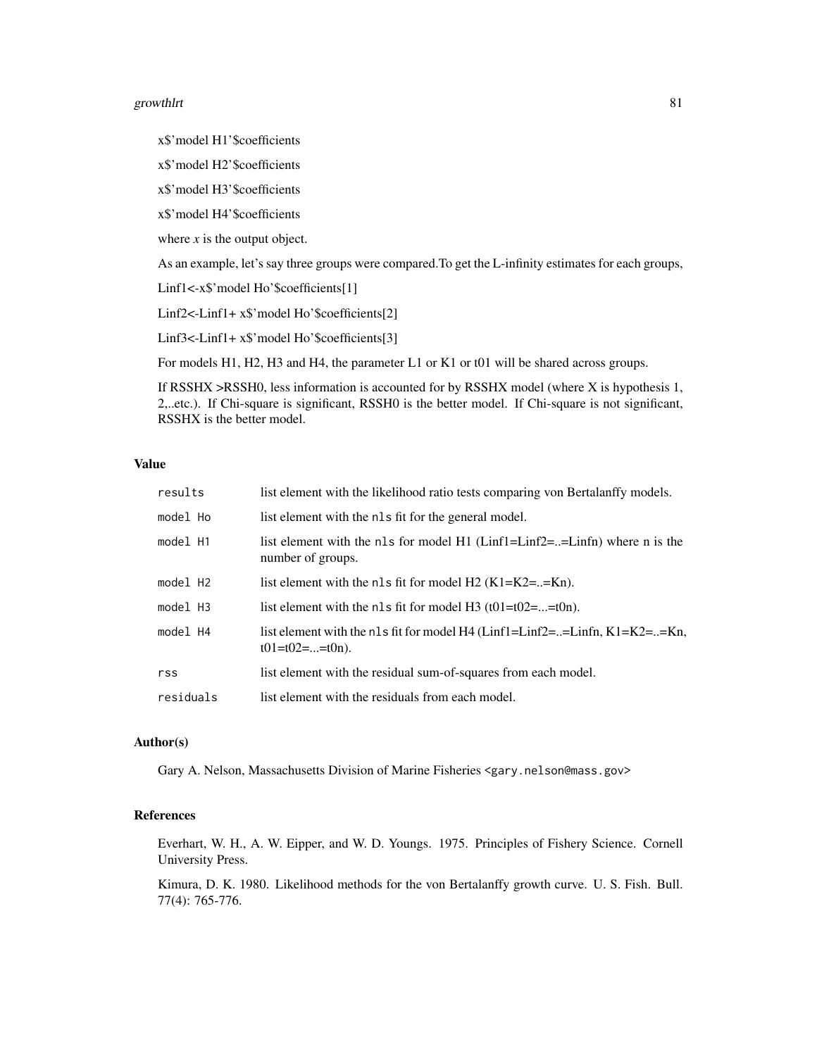x$'model H1'$coefficients

x$'model H2'$coefficients

x$'model H3'$coefficients

x$'model H4'$coefficients

where *x* is the output object.

As an example, let's say three groups were compared.To get the L-infinity estimates for each groups,

Linf1<-x$'model Ho'$coefficients[1]

Linf2<-Linf1+ x$'model Ho'$coefficients[2]

Linf3<-Linf1+ x$'model Ho'$coefficients[3]

For models H1, H2, H3 and H4, the parameter L1 or K1 or t01 will be shared across groups.

If RSSHX >RSSH0, less information is accounted for by RSSHX model (where X is hypothesis 1, 2,..etc.). If Chi-square is significant, RSSH0 is the better model. If Chi-square is not significant, RSSHX is the better model.

### Value

| | |
|---|---|
| `results` | list element with the likelihood ratio tests comparing von Bertalanffy models. |
| `model Ho` | list element with the `nls` fit for the general model. |
| `model H1` | list element with the `nls` for model H1 (Linf1=Linf2=..=Linfn) where n is the number of groups. |
| `model H2` | list element with the `nls` fit for model H2 (K1=K2=..=Kn). |
| `model H3` | list element with the `nls` fit for model H3 (t01=t02=...=t0n). |
| `model H4` | list element with the `nls` fit for model H4 (Linf1=Linf2=..=Linfn, K1=K2=..=Kn, t01=t02=...=t0n). |
| `rss` | list element with the residual sum-of-squares from each model. |
| `residuals` | list element with the residuals from each model. |

### Author(s)

Gary A. Nelson, Massachusetts Division of Marine Fisheries <gary.nelson@mass.gov>

### References

Everhart, W. H., A. W. Eipper, and W. D. Youngs. 1975. Principles of Fishery Science. Cornell University Press.

Kimura, D. K. 1980. Likelihood methods for the von Bertalanffy growth curve. U. S. Fish. Bull. 77(4): 765-776.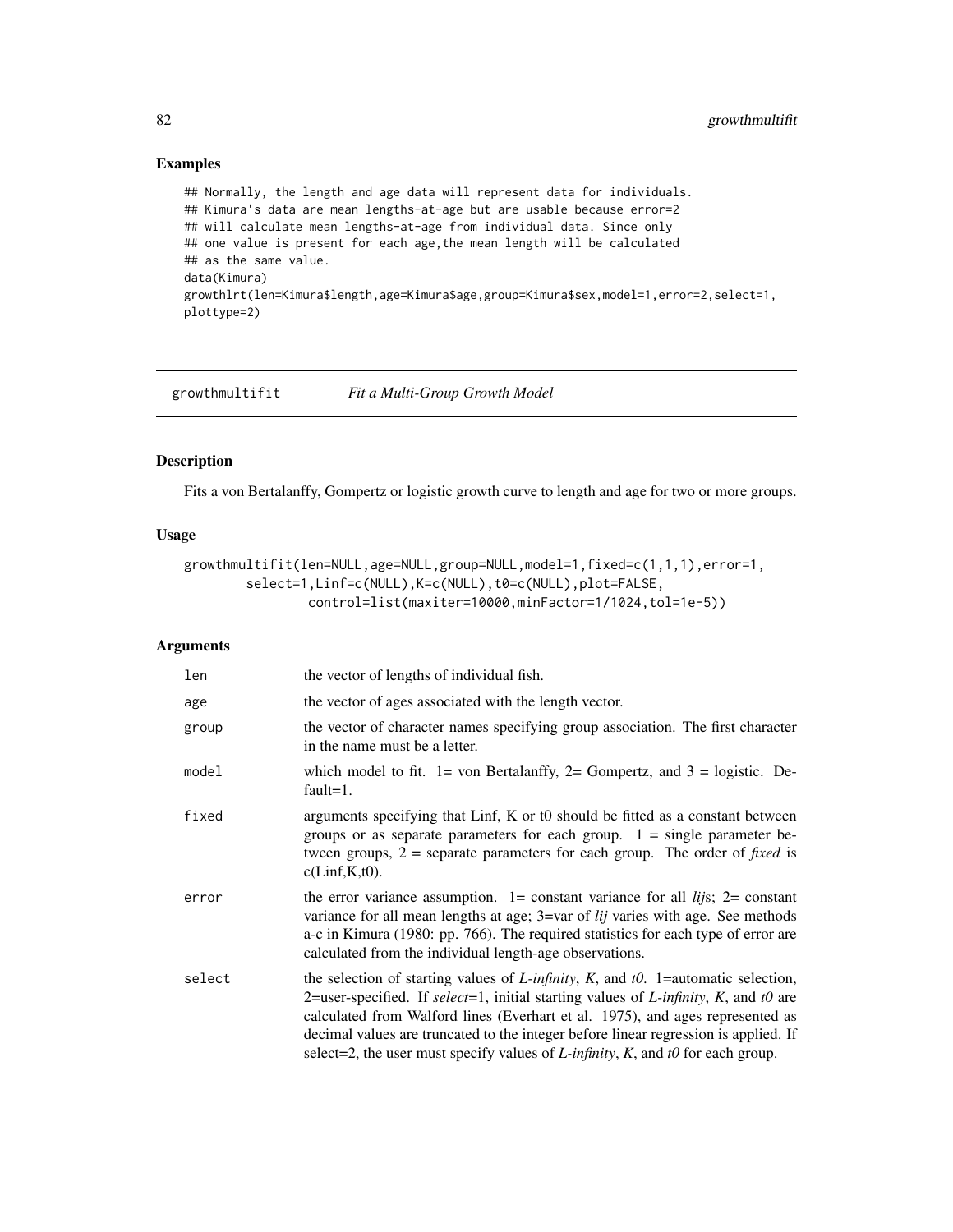## Examples

```
## Normally, the length and age data will represent data for individuals.
## Kimura's data are mean lengths-at-age but are usable because error=2
## will calculate mean lengths-at-age from individual data. Since only
## one value is present for each age,the mean length will be calculated
## as the same value.
data(Kimura)
growthlrt(len=Kimura$length,age=Kimura$age,group=Kimura$sex,model=1,error=2,select=1,
plottype=2)
```

---

# growthmultifit *Fit a Multi-Group Growth Model*

## Description

Fits a von Bertalanffy, Gompertz or logistic growth curve to length and age for two or more groups.

## Usage

```
growthmultifit(len=NULL,age=NULL,group=NULL,model=1,fixed=c(1,1,1),error=1,
        select=1,Linf=c(NULL),K=c(NULL),t0=c(NULL),plot=FALSE,
                control=list(maxiter=10000,minFactor=1/1024,tol=1e-5))
```

## Arguments

| | |
|---|---|
| `len` | the vector of lengths of individual fish. |
| `age` | the vector of ages associated with the length vector. |
| `group` | the vector of character names specifying group association. The first character in the name must be a letter. |
| `model` | which model to fit. 1= von Bertalanffy, 2= Gompertz, and 3 = logistic. Default=1. |
| `fixed` | arguments specifying that Linf, K or t0 should be fitted as a constant between groups or as separate parameters for each group. 1 = single parameter between groups, 2 = separate parameters for each group. The order of *fixed* is c(Linf,K,t0). |
| `error` | the error variance assumption. 1= constant variance for all *lij*s; 2= constant variance for all mean lengths at age; 3=var of *lij* varies with age. See methods a-c in Kimura (1980: pp. 766). The required statistics for each type of error are calculated from the individual length-age observations. |
| `select` | the selection of starting values of *L-infinity*, *K*, and *t0*. 1=automatic selection, 2=user-specified. If *select*=1, initial starting values of *L-infinity*, *K*, and *t0* are calculated from Walford lines (Everhart et al. 1975), and ages represented as decimal values are truncated to the integer before linear regression is applied. If select=2, the user must specify values of *L-infinity*, *K*, and *t0* for each group. |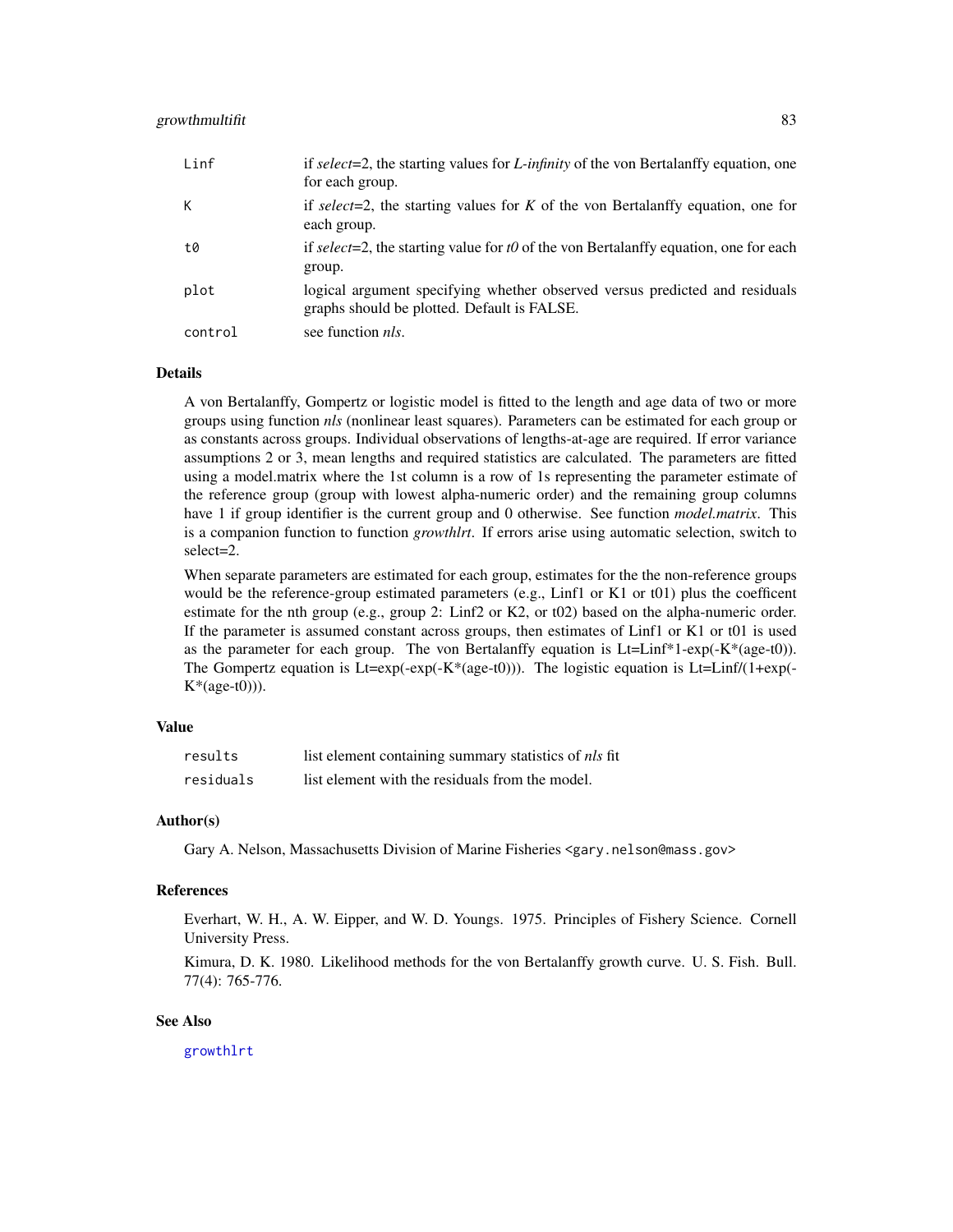| | |
|---|---|
| Linf | if *select*=2, the starting values for *L-infinity* of the von Bertalanffy equation, one for each group. |
| K | if *select*=2, the starting values for *K* of the von Bertalanffy equation, one for each group. |
| t0 | if *select*=2, the starting value for *t0* of the von Bertalanffy equation, one for each group. |
| plot | logical argument specifying whether observed versus predicted and residuals graphs should be plotted. Default is FALSE. |
| control | see function *nls*. |

## Details

A von Bertalanffy, Gompertz or logistic model is fitted to the length and age data of two or more groups using function *nls* (nonlinear least squares). Parameters can be estimated for each group or as constants across groups. Individual observations of lengths-at-age are required. If error variance assumptions 2 or 3, mean lengths and required statistics are calculated. The parameters are fitted using a model.matrix where the 1st column is a row of 1s representing the parameter estimate of the reference group (group with lowest alpha-numeric order) and the remaining group columns have 1 if group identifier is the current group and 0 otherwise. See function *model.matrix*. This is a companion function to function *growthlrt*. If errors arise using automatic selection, switch to select=2.

When separate parameters are estimated for each group, estimates for the the non-reference groups would be the reference-group estimated parameters (e.g., Linf1 or K1 or t01) plus the coefficent estimate for the nth group (e.g., group 2: Linf2 or K2, or t02) based on the alpha-numeric order. If the parameter is assumed constant across groups, then estimates of Linf1 or K1 or t01 is used as the parameter for each group. The von Bertalanffy equation is Lt=Linf*1-exp(-K*(age-t0)). The Gompertz equation is Lt=exp(-exp(-K*(age-t0))). The logistic equation is Lt=Linf/(1+exp(-K*(age-t0))).

## Value

| | |
|---|---|
| results | list element containing summary statistics of *nls* fit |
| residuals | list element with the residuals from the model. |

## Author(s)

Gary A. Nelson, Massachusetts Division of Marine Fisheries <gary.nelson@mass.gov>

## References

Everhart, W. H., A. W. Eipper, and W. D. Youngs. 1975. Principles of Fishery Science. Cornell University Press.

Kimura, D. K. 1980. Likelihood methods for the von Bertalanffy growth curve. U. S. Fish. Bull. 77(4): 765-776.

## See Also

growthlrt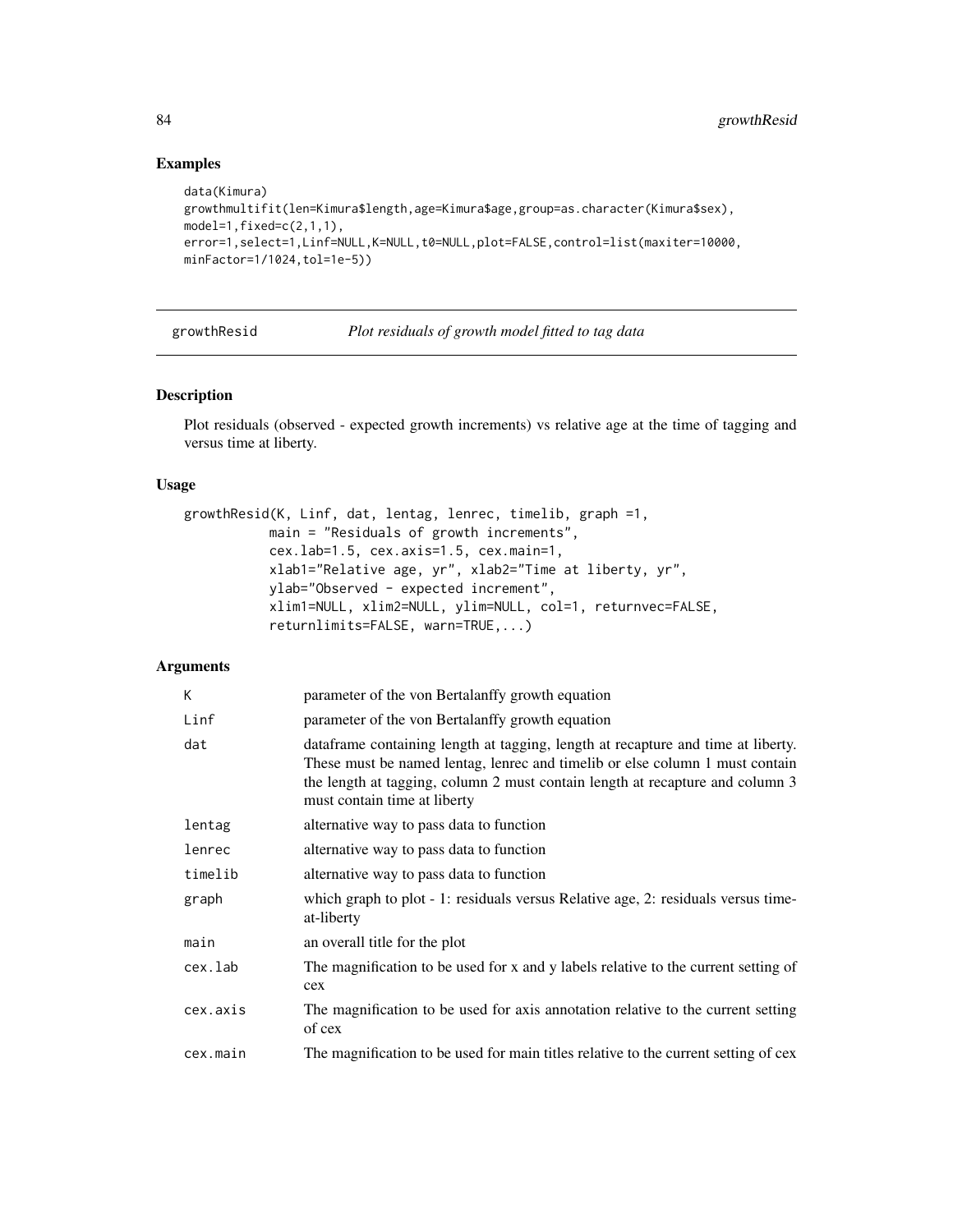## Examples

```
data(Kimura)
growthmultifit(len=Kimura$length,age=Kimura$age,group=as.character(Kimura$sex),
model=1,fixed=c(2,1,1),
error=1,select=1,Linf=NULL,K=NULL,t0=NULL,plot=FALSE,control=list(maxiter=10000,
minFactor=1/1024,tol=1e-5))
```

---

# growthResid *Plot residuals of growth model fitted to tag data*

## Description

Plot residuals (observed - expected growth increments) vs relative age at the time of tagging and versus time at liberty.

## Usage

```
growthResid(K, Linf, dat, lentag, lenrec, timelib, graph =1,
           main = "Residuals of growth increments",
           cex.lab=1.5, cex.axis=1.5, cex.main=1,
           xlab1="Relative age, yr", xlab2="Time at liberty, yr",
           ylab="Observed - expected increment",
           xlim1=NULL, xlim2=NULL, ylim=NULL, col=1, returnvec=FALSE,
           returnlimits=FALSE, warn=TRUE,...)
```

## Arguments

| | |
|---|---|
| K | parameter of the von Bertalanffy growth equation |
| Linf | parameter of the von Bertalanffy growth equation |
| dat | dataframe containing length at tagging, length at recapture and time at liberty. These must be named lentag, lenrec and timelib or else column 1 must contain the length at tagging, column 2 must contain length at recapture and column 3 must contain time at liberty |
| lentag | alternative way to pass data to function |
| lenrec | alternative way to pass data to function |
| timelib | alternative way to pass data to function |
| graph | which graph to plot - 1: residuals versus Relative age, 2: residuals versus time-at-liberty |
| main | an overall title for the plot |
| cex.lab | The magnification to be used for x and y labels relative to the current setting of cex |
| cex.axis | The magnification to be used for axis annotation relative to the current setting of cex |
| cex.main | The magnification to be used for main titles relative to the current setting of cex |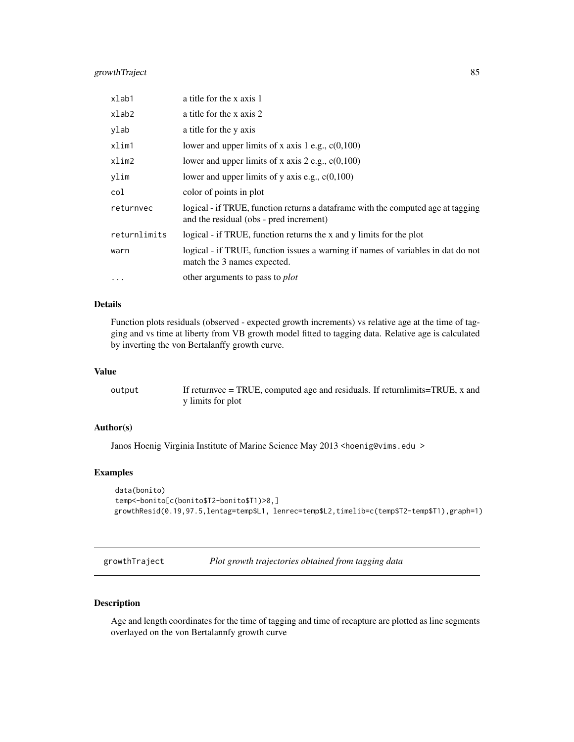| | |
|---|---|
| xlab1 | a title for the x axis 1 |
| xlab2 | a title for the x axis 2 |
| ylab | a title for the y axis |
| xlim1 | lower and upper limits of x axis 1 e.g., c(0,100) |
| xlim2 | lower and upper limits of x axis 2 e.g., c(0,100) |
| ylim | lower and upper limits of y axis e.g., c(0,100) |
| col | color of points in plot |
| returnvec | logical - if TRUE, function returns a dataframe with the computed age at tagging and the residual (obs - pred increment) |
| returnlimits | logical - if TRUE, function returns the x and y limits for the plot |
| warn | logical - if TRUE, function issues a warning if names of variables in dat do not match the 3 names expected. |
| ... | other arguments to pass to *plot* |

### Details

Function plots residuals (observed - expected growth increments) vs relative age at the time of tagging and vs time at liberty from VB growth model fitted to tagging data. Relative age is calculated by inverting the von Bertalanffy growth curve.

### Value

| | |
|---|---|
| output | If returnvec = TRUE, computed age and residuals. If returnlimits=TRUE, x and y limits for plot |

### Author(s)

Janos Hoenig Virginia Institute of Marine Science May 2013 <hoenig@vims.edu >

### Examples

```
data(bonito)
temp<-bonito[c(bonito$T2-bonito$T1)>0,]
growthResid(0.19,97.5,lentag=temp$L1, lenrec=temp$L2,timelib=c(temp$T2-temp$T1),graph=1)
```

---

## growthTraject *Plot growth trajectories obtained from tagging data*

---

### Description

Age and length coordinates for the time of tagging and time of recapture are plotted as line segments overlayed on the von Bertalannfy growth curve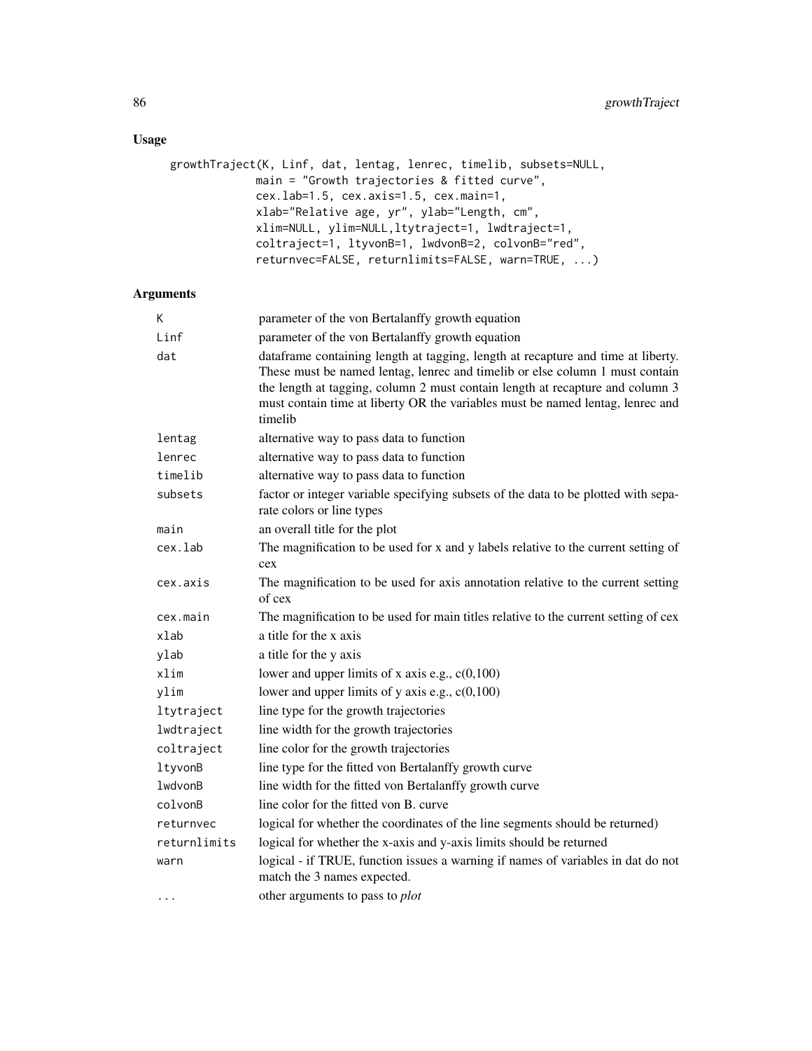## Usage

```
growthTraject(K, Linf, dat, lentag, lenrec, timelib, subsets=NULL,
              main = "Growth trajectories & fitted curve",
              cex.lab=1.5, cex.axis=1.5, cex.main=1,
              xlab="Relative age, yr", ylab="Length, cm",
              xlim=NULL, ylim=NULL,ltytraject=1, lwdtraject=1,
              coltraject=1, ltyvonB=1, lwdvonB=2, colvonB="red",
              returnvec=FALSE, returnlimits=FALSE, warn=TRUE, ...)
```

## Arguments

| | |
|---|---|
| `K` | parameter of the von Bertalanffy growth equation |
| `Linf` | parameter of the von Bertalanffy growth equation |
| `dat` | dataframe containing length at tagging, length at recapture and time at liberty. These must be named lentag, lenrec and timelib or else column 1 must contain the length at tagging, column 2 must contain length at recapture and column 3 must contain time at liberty OR the variables must be named lentag, lenrec and timelib |
| `lentag` | alternative way to pass data to function |
| `lenrec` | alternative way to pass data to function |
| `timelib` | alternative way to pass data to function |
| `subsets` | factor or integer variable specifying subsets of the data to be plotted with separate colors or line types |
| `main` | an overall title for the plot |
| `cex.lab` | The magnification to be used for x and y labels relative to the current setting of cex |
| `cex.axis` | The magnification to be used for axis annotation relative to the current setting of cex |
| `cex.main` | The magnification to be used for main titles relative to the current setting of cex |
| `xlab` | a title for the x axis |
| `ylab` | a title for the y axis |
| `xlim` | lower and upper limits of x axis e.g., c(0,100) |
| `ylim` | lower and upper limits of y axis e.g., c(0,100) |
| `ltytraject` | line type for the growth trajectories |
| `lwdtraject` | line width for the growth trajectories |
| `coltraject` | line color for the growth trajectories |
| `ltyvonB` | line type for the fitted von Bertalanffy growth curve |
| `lwdvonB` | line width for the fitted von Bertalanffy growth curve |
| `colvonB` | line color for the fitted von B. curve |
| `returnvec` | logical for whether the coordinates of the line segments should be returned) |
| `returnlimits` | logical for whether the x-axis and y-axis limits should be returned |
| `warn` | logical - if TRUE, function issues a warning if names of variables in dat do not match the 3 names expected. |
| `...` | other arguments to pass to *plot* |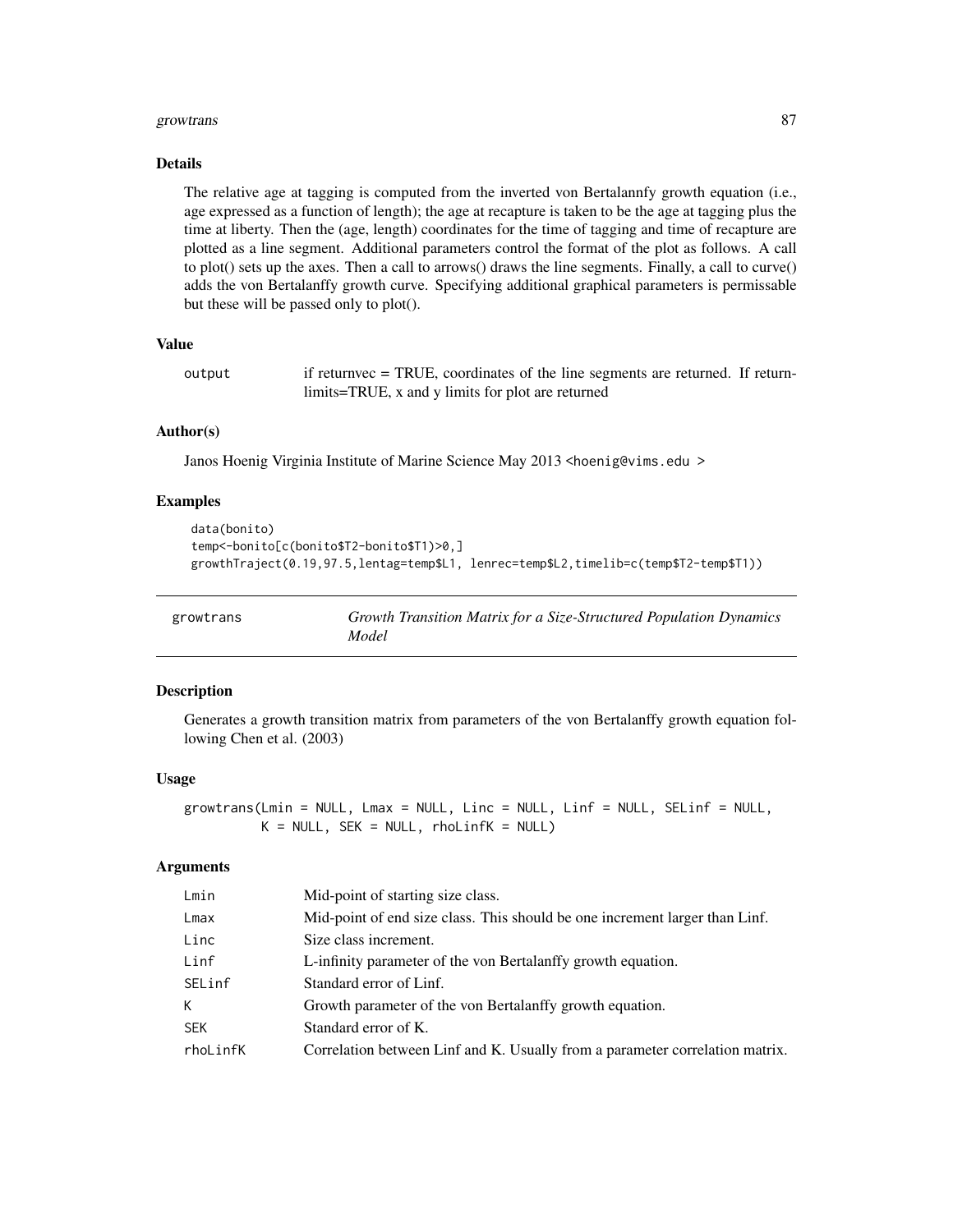### Details

The relative age at tagging is computed from the inverted von Bertalannfy growth equation (i.e., age expressed as a function of length); the age at recapture is taken to be the age at tagging plus the time at liberty. Then the (age, length) coordinates for the time of tagging and time of recapture are plotted as a line segment. Additional parameters control the format of the plot as follows. A call to plot() sets up the axes. Then a call to arrows() draws the line segments. Finally, a call to curve() adds the von Bertalanffy growth curve. Specifying additional graphical parameters is permissable but these will be passed only to plot().

### Value

| | |
|---|---|
| output | if returnvec = TRUE, coordinates of the line segments are returned. If returnlimits=TRUE, x and y limits for plot are returned |

### Author(s)

Janos Hoenig Virginia Institute of Marine Science May 2013 <hoenig@vims.edu >

### Examples

```
data(bonito)
temp<-bonito[c(bonito$T2-bonito$T1)>0,]
growthTraject(0.19,97.5,lentag=temp$L1, lenrec=temp$L2,timelib=c(temp$T2-temp$T1))
```

---

## growtrans — *Growth Transition Matrix for a Size-Structured Population Dynamics Model*

### Description

Generates a growth transition matrix from parameters of the von Bertalanffy growth equation following Chen et al. (2003)

### Usage

```
growtrans(Lmin = NULL, Lmax = NULL, Linc = NULL, Linf = NULL, SELinf = NULL,
          K = NULL, SEK = NULL, rhoLinfK = NULL)
```

### Arguments

| | |
|---|---|
| Lmin | Mid-point of starting size class. |
| Lmax | Mid-point of end size class. This should be one increment larger than Linf. |
| Linc | Size class increment. |
| Linf | L-infinity parameter of the von Bertalanffy growth equation. |
| SELinf | Standard error of Linf. |
| K | Growth parameter of the von Bertalanffy growth equation. |
| SEK | Standard error of K. |
| rhoLinfK | Correlation between Linf and K. Usually from a parameter correlation matrix. |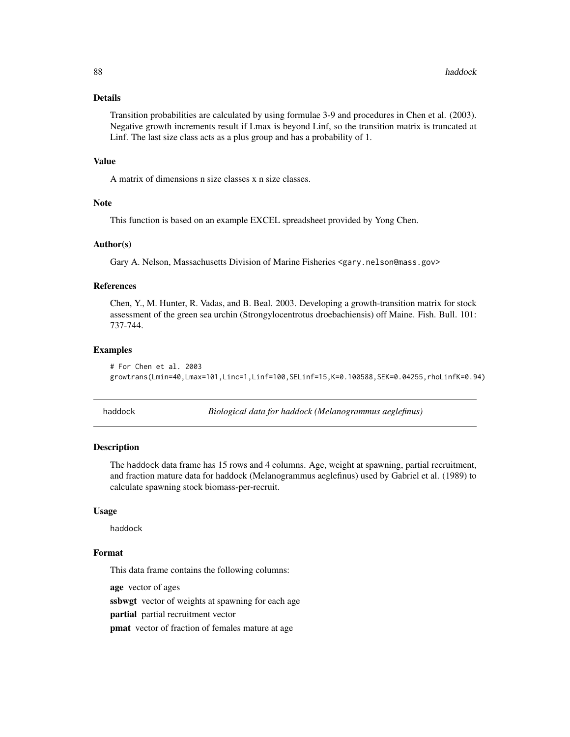### Details

Transition probabilities are calculated by using formulae 3-9 and procedures in Chen et al. (2003). Negative growth increments result if Lmax is beyond Linf, so the transition matrix is truncated at Linf. The last size class acts as a plus group and has a probability of 1.

### Value

A matrix of dimensions n size classes x n size classes.

### Note

This function is based on an example EXCEL spreadsheet provided by Yong Chen.

### Author(s)

Gary A. Nelson, Massachusetts Division of Marine Fisheries <gary.nelson@mass.gov>

### References

Chen, Y., M. Hunter, R. Vadas, and B. Beal. 2003. Developing a growth-transition matrix for stock assessment of the green sea urchin (Strongylocentrotus droebachiensis) off Maine. Fish. Bull. 101: 737-744.

### Examples

```
# For Chen et al. 2003
growtrans(Lmin=40,Lmax=101,Linc=1,Linf=100,SELinf=15,K=0.100588,SEK=0.04255,rhoLinfK=0.94)
```

---

## haddock — *Biological data for haddock (Melanogrammus aeglefinus)*

### Description

The haddock data frame has 15 rows and 4 columns. Age, weight at spawning, partial recruitment, and fraction mature data for haddock (Melanogrammus aeglefinus) used by Gabriel et al. (1989) to calculate spawning stock biomass-per-recruit.

### Usage

```
haddock
```

### Format

This data frame contains the following columns:

**age** vector of ages

**ssbwgt** vector of weights at spawning for each age

**partial** partial recruitment vector

**pmat** vector of fraction of females mature at age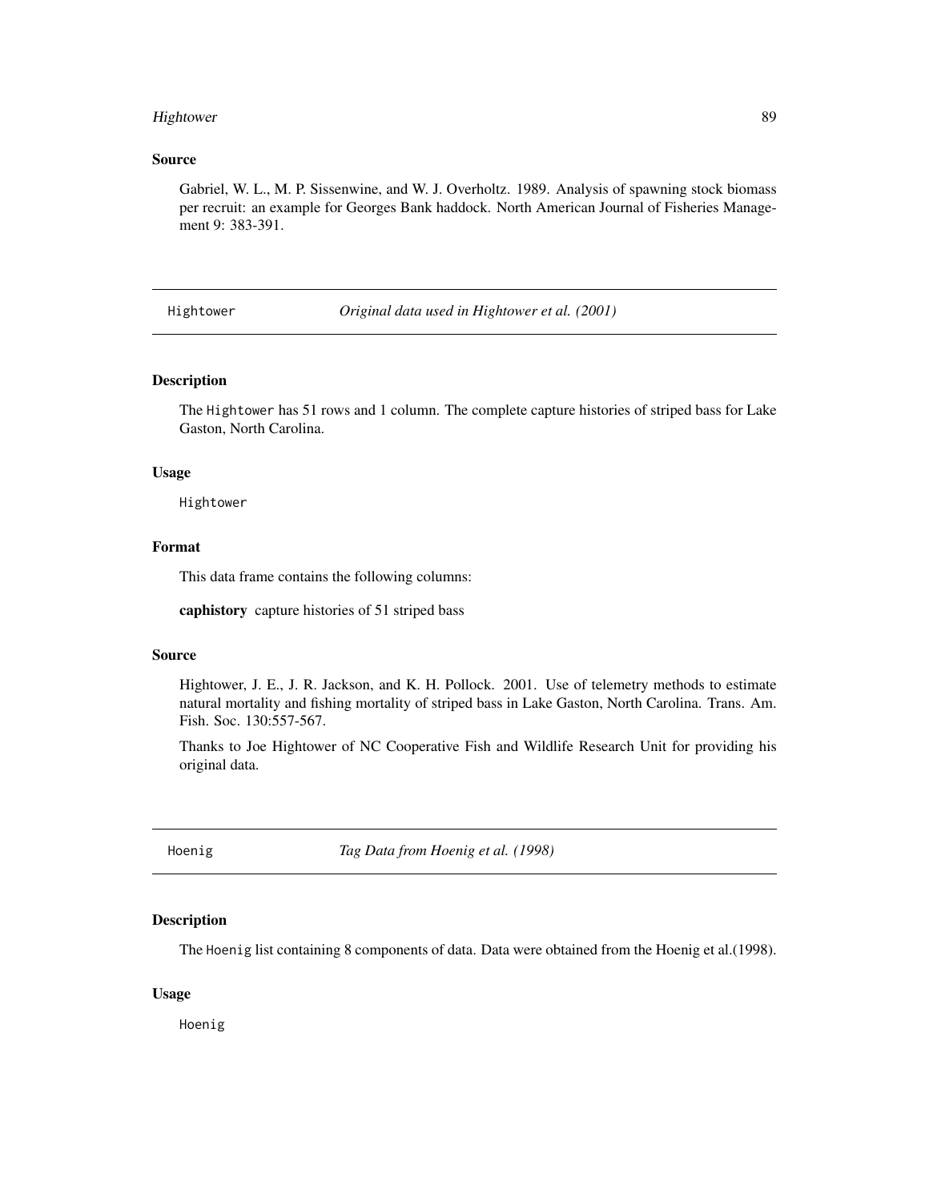## Source

Gabriel, W. L., M. P. Sissenwine, and W. J. Overholtz. 1989. Analysis of spawning stock biomass per recruit: an example for Georges Bank haddock. North American Journal of Fisheries Management 9: 383-391.

---

# Hightower *Original data used in Hightower et al. (2001)*

---

## Description

The Hightower has 51 rows and 1 column. The complete capture histories of striped bass for Lake Gaston, North Carolina.

## Usage

```
Hightower
```

## Format

This data frame contains the following columns:

**caphistory** capture histories of 51 striped bass

## Source

Hightower, J. E., J. R. Jackson, and K. H. Pollock. 2001. Use of telemetry methods to estimate natural mortality and fishing mortality of striped bass in Lake Gaston, North Carolina. Trans. Am. Fish. Soc. 130:557-567.

Thanks to Joe Hightower of NC Cooperative Fish and Wildlife Research Unit for providing his original data.

---

# Hoenig *Tag Data from Hoenig et al. (1998)*

---

## Description

The Hoenig list containing 8 components of data. Data were obtained from the Hoenig et al.(1998).

## Usage

```
Hoenig
```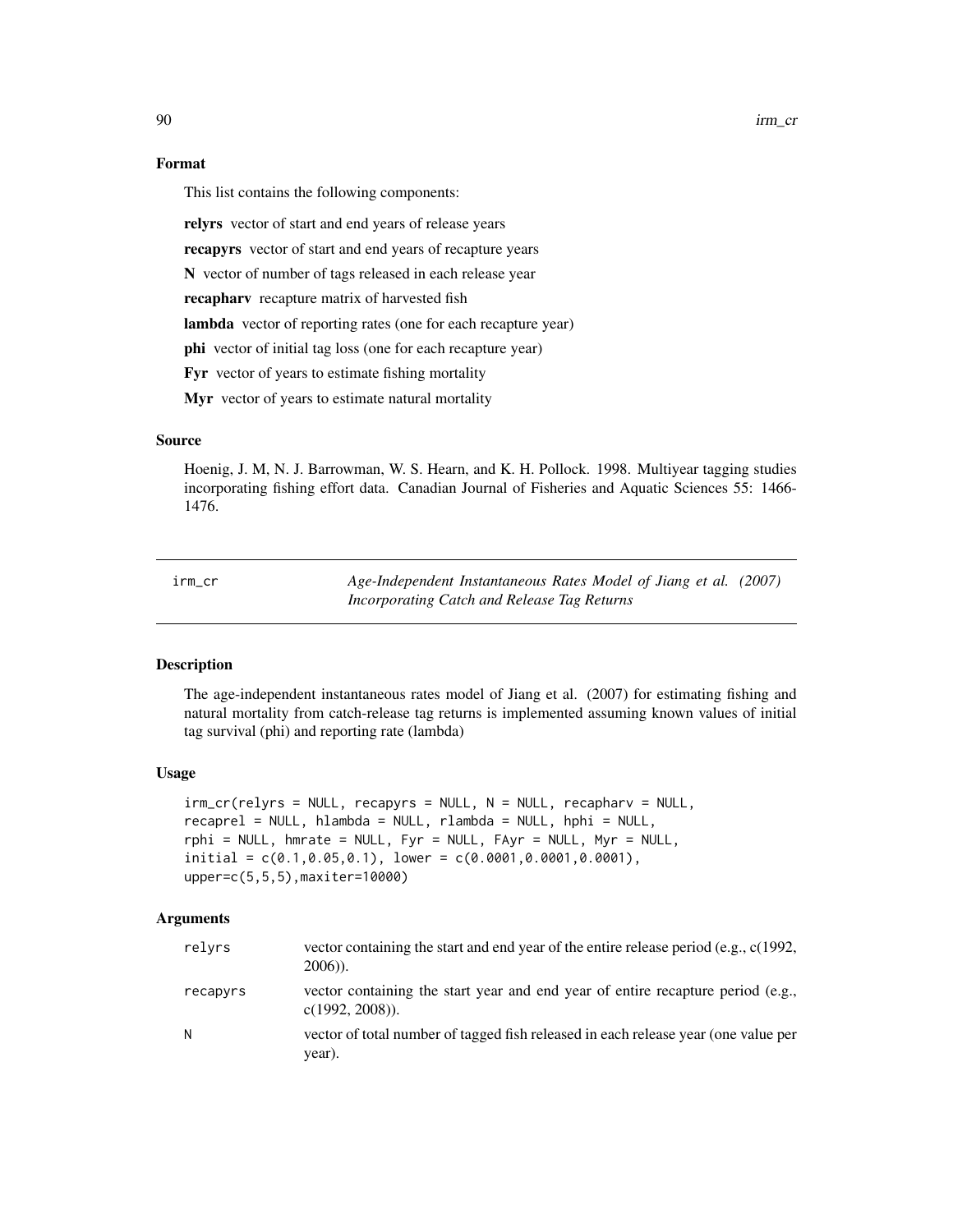### Format

This list contains the following components:

**relyrs** vector of start and end years of release years

**recapyrs** vector of start and end years of recapture years

**N** vector of number of tags released in each release year

**recapharv** recapture matrix of harvested fish

**lambda** vector of reporting rates (one for each recapture year)

**phi** vector of initial tag loss (one for each recapture year)

**Fyr** vector of years to estimate fishing mortality

**Myr** vector of years to estimate natural mortality

### Source

Hoenig, J. M, N. J. Barrowman, W. S. Hearn, and K. H. Pollock. 1998. Multiyear tagging studies incorporating fishing effort data. Canadian Journal of Fisheries and Aquatic Sciences 55: 1466-1476.

---

## irm_cr — *Age-Independent Instantaneous Rates Model of Jiang et al. (2007) Incorporating Catch and Release Tag Returns*

### Description

The age-independent instantaneous rates model of Jiang et al. (2007) for estimating fishing and natural mortality from catch-release tag returns is implemented assuming known values of initial tag survival (phi) and reporting rate (lambda)

### Usage

```
irm_cr(relyrs = NULL, recapyrs = NULL, N = NULL, recapharv = NULL,
recaprel = NULL, hlambda = NULL, rlambda = NULL, hphi = NULL,
rphi = NULL, hmrate = NULL, Fyr = NULL, FAyr = NULL, Myr = NULL,
initial = c(0.1,0.05,0.1), lower = c(0.0001,0.0001,0.0001),
upper=c(5,5,5),maxiter=10000)
```

### Arguments

| | |
|---|---|
| relyrs | vector containing the start and end year of the entire release period (e.g., c(1992, 2006)). |
| recapyrs | vector containing the start year and end year of entire recapture period (e.g., c(1992, 2008)). |
| N | vector of total number of tagged fish released in each release year (one value per year). |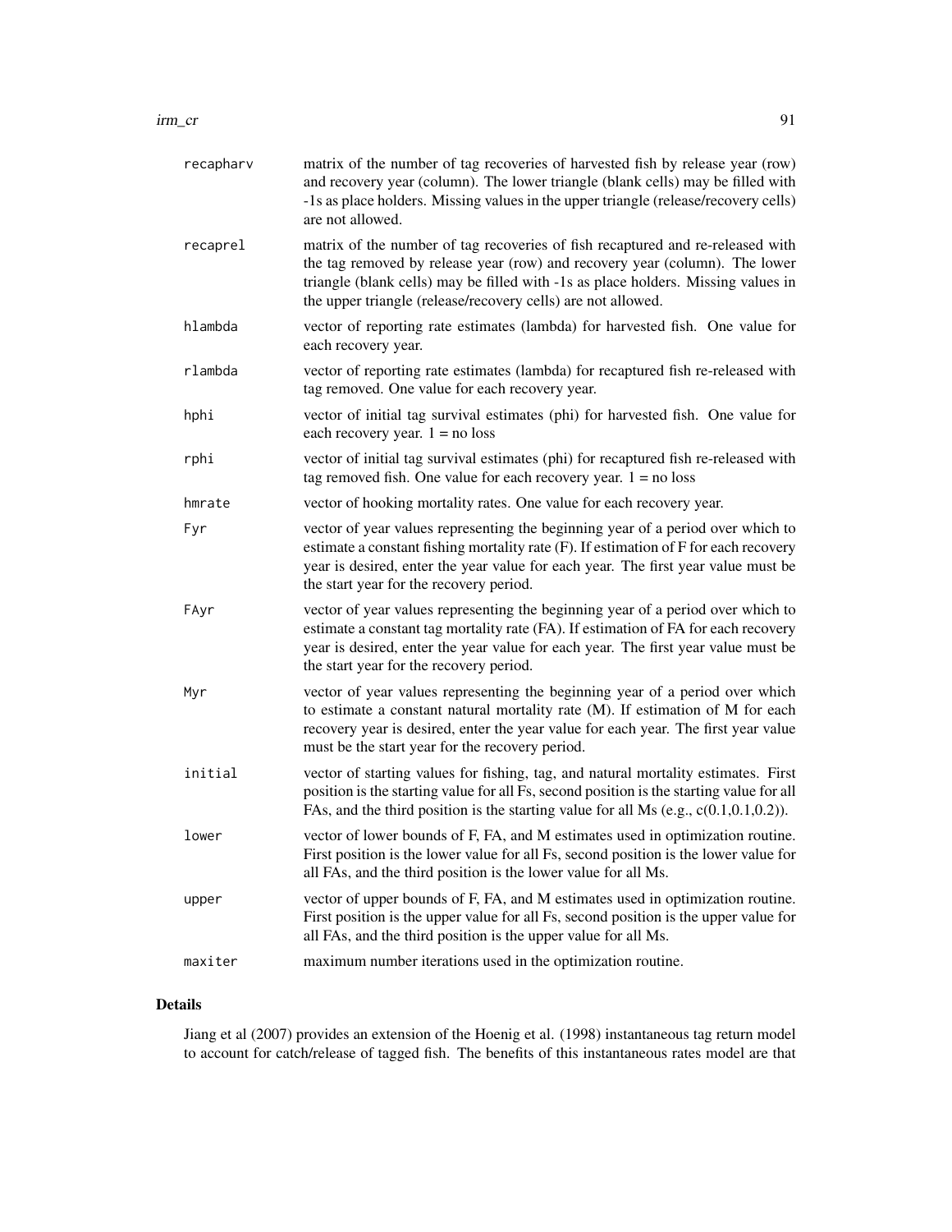recapharv
: matrix of the number of tag recoveries of harvested fish by release year (row) and recovery year (column). The lower triangle (blank cells) may be filled with -1s as place holders. Missing values in the upper triangle (release/recovery cells) are not allowed.

recaprel
: matrix of the number of tag recoveries of fish recaptured and re-released with the tag removed by release year (row) and recovery year (column). The lower triangle (blank cells) may be filled with -1s as place holders. Missing values in the upper triangle (release/recovery cells) are not allowed.

hlambda
: vector of reporting rate estimates (lambda) for harvested fish. One value for each recovery year.

rlambda
: vector of reporting rate estimates (lambda) for recaptured fish re-released with tag removed. One value for each recovery year.

hphi
: vector of initial tag survival estimates (phi) for harvested fish. One value for each recovery year. 1 = no loss

rphi
: vector of initial tag survival estimates (phi) for recaptured fish re-released with tag removed fish. One value for each recovery year. 1 = no loss

hmrate
: vector of hooking mortality rates. One value for each recovery year.

Fyr
: vector of year values representing the beginning year of a period over which to estimate a constant fishing mortality rate (F). If estimation of F for each recovery year is desired, enter the year value for each year. The first year value must be the start year for the recovery period.

FAyr
: vector of year values representing the beginning year of a period over which to estimate a constant tag mortality rate (FA). If estimation of FA for each recovery year is desired, enter the year value for each year. The first year value must be the start year for the recovery period.

Myr
: vector of year values representing the beginning year of a period over which to estimate a constant natural mortality rate (M). If estimation of M for each recovery year is desired, enter the year value for each year. The first year value must be the start year for the recovery period.

initial
: vector of starting values for fishing, tag, and natural mortality estimates. First position is the starting value for all Fs, second position is the starting value for all FAs, and the third position is the starting value for all Ms (e.g., c(0.1,0.1,0.2)).

lower
: vector of lower bounds of F, FA, and M estimates used in optimization routine. First position is the lower value for all Fs, second position is the lower value for all FAs, and the third position is the lower value for all Ms.

upper
: vector of upper bounds of F, FA, and M estimates used in optimization routine. First position is the upper value for all Fs, second position is the upper value for all FAs, and the third position is the upper value for all Ms.

maxiter
: maximum number iterations used in the optimization routine.

## Details

Jiang et al (2007) provides an extension of the Hoenig et al. (1998) instantaneous tag return model to account for catch/release of tagged fish. The benefits of this instantaneous rates model are that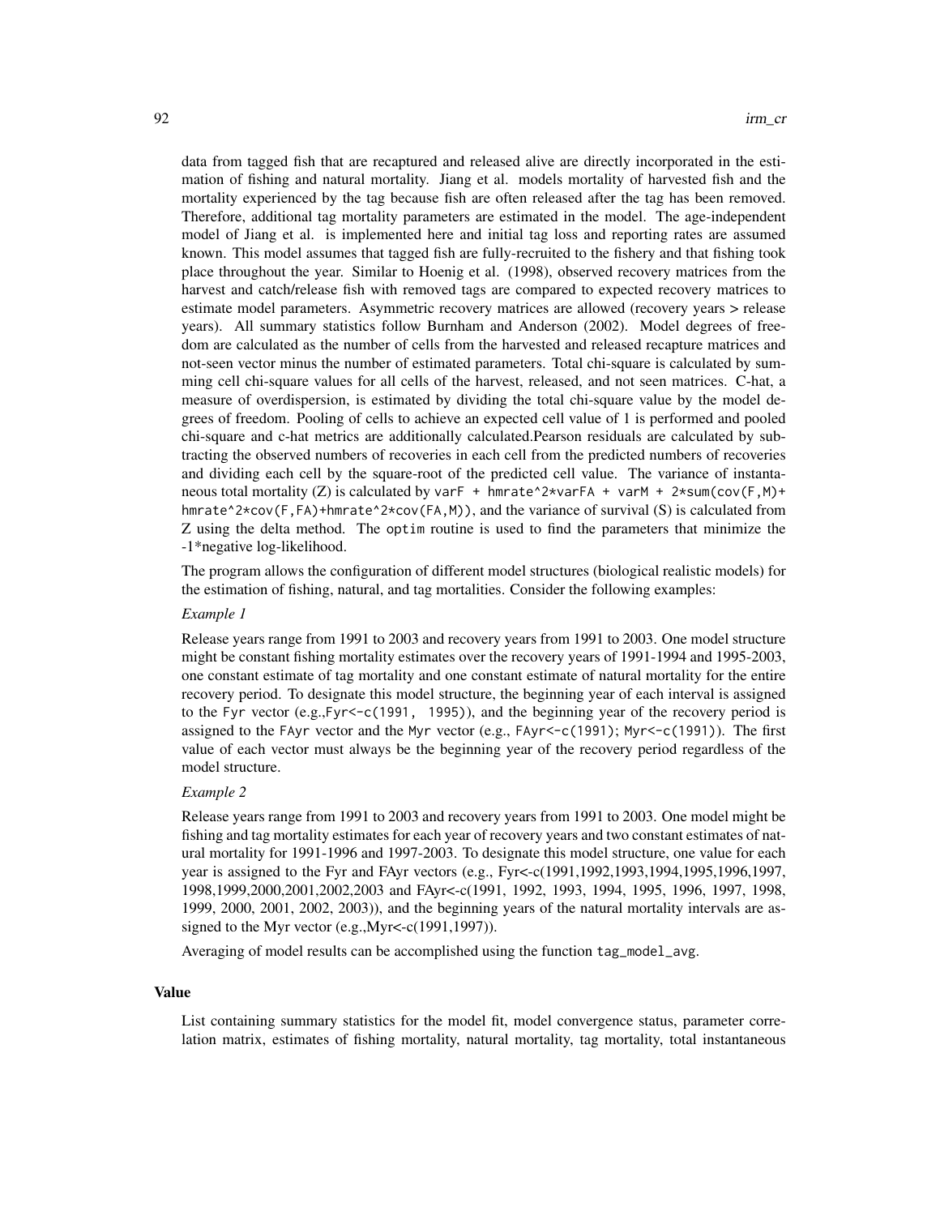data from tagged fish that are recaptured and released alive are directly incorporated in the estimation of fishing and natural mortality. Jiang et al. models mortality of harvested fish and the mortality experienced by the tag because fish are often released after the tag has been removed. Therefore, additional tag mortality parameters are estimated in the model. The age-independent model of Jiang et al. is implemented here and initial tag loss and reporting rates are assumed known. This model assumes that tagged fish are fully-recruited to the fishery and that fishing took place throughout the year. Similar to Hoenig et al. (1998), observed recovery matrices from the harvest and catch/release fish with removed tags are compared to expected recovery matrices to estimate model parameters. Asymmetric recovery matrices are allowed (recovery years > release years). All summary statistics follow Burnham and Anderson (2002). Model degrees of freedom are calculated as the number of cells from the harvested and released recapture matrices and not-seen vector minus the number of estimated parameters. Total chi-square is calculated by summing cell chi-square values for all cells of the harvest, released, and not seen matrices. C-hat, a measure of overdispersion, is estimated by dividing the total chi-square value by the model degrees of freedom. Pooling of cells to achieve an expected cell value of 1 is performed and pooled chi-square and c-hat metrics are additionally calculated.Pearson residuals are calculated by subtracting the observed numbers of recoveries in each cell from the predicted numbers of recoveries and dividing each cell by the square-root of the predicted cell value. The variance of instantaneous total mortality (Z) is calculated by `varF + hmrate^2*varFA + varM + 2*sum(cov(F,M)+ hmrate^2*cov(F,FA)+hmrate^2*cov(FA,M))`, and the variance of survival (S) is calculated from Z using the delta method. The `optim` routine is used to find the parameters that minimize the -1*negative log-likelihood.

The program allows the configuration of different model structures (biological realistic models) for the estimation of fishing, natural, and tag mortalities. Consider the following examples:

*Example 1*

Release years range from 1991 to 2003 and recovery years from 1991 to 2003. One model structure might be constant fishing mortality estimates over the recovery years of 1991-1994 and 1995-2003, one constant estimate of tag mortality and one constant estimate of natural mortality for the entire recovery period. To designate this model structure, the beginning year of each interval is assigned to the `Fyr` vector (e.g.,`Fyr<-c(1991, 1995)`), and the beginning year of the recovery period is assigned to the `FAyr` vector and the `Myr` vector (e.g., `FAyr<-c(1991)`; `Myr<-c(1991)`). The first value of each vector must always be the beginning year of the recovery period regardless of the model structure.

*Example 2*

Release years range from 1991 to 2003 and recovery years from 1991 to 2003. One model might be fishing and tag mortality estimates for each year of recovery years and two constant estimates of natural mortality for 1991-1996 and 1997-2003. To designate this model structure, one value for each year is assigned to the Fyr and FAyr vectors (e.g., Fyr<-c(1991,1992,1993,1994,1995,1996,1997, 1998,1999,2000,2001,2002,2003 and FAyr<-c(1991, 1992, 1993, 1994, 1995, 1996, 1997, 1998, 1999, 2000, 2001, 2002, 2003)), and the beginning years of the natural mortality intervals are assigned to the Myr vector (e.g.,Myr<-c(1991,1997)).

Averaging of model results can be accomplished using the function `tag_model_avg`.

### Value

List containing summary statistics for the model fit, model convergence status, parameter correlation matrix, estimates of fishing mortality, natural mortality, tag mortality, total instantaneous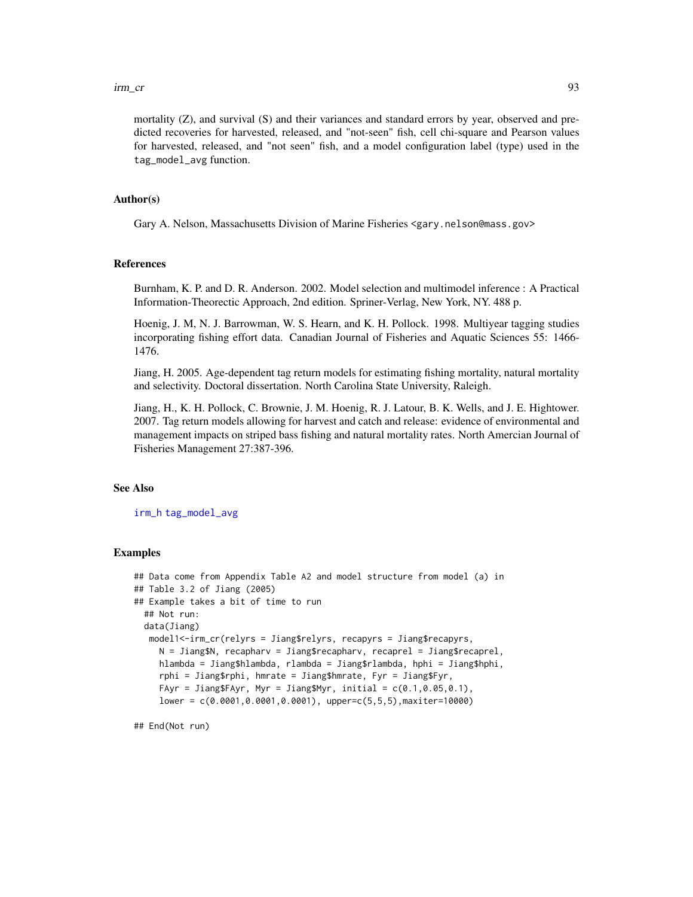mortality (Z), and survival (S) and their variances and standard errors by year, observed and predicted recoveries for harvested, released, and "not-seen" fish, cell chi-square and Pearson values for harvested, released, and "not seen" fish, and a model configuration label (type) used in the `tag_model_avg` function.

### Author(s)

Gary A. Nelson, Massachusetts Division of Marine Fisheries <gary.nelson@mass.gov>

### References

Burnham, K. P. and D. R. Anderson. 2002. Model selection and multimodel inference : A Practical Information-Theorectic Approach, 2nd edition. Spriner-Verlag, New York, NY. 488 p.

Hoenig, J. M, N. J. Barrowman, W. S. Hearn, and K. H. Pollock. 1998. Multiyear tagging studies incorporating fishing effort data. Canadian Journal of Fisheries and Aquatic Sciences 55: 1466-1476.

Jiang, H. 2005. Age-dependent tag return models for estimating fishing mortality, natural mortality and selectivity. Doctoral dissertation. North Carolina State University, Raleigh.

Jiang, H., K. H. Pollock, C. Brownie, J. M. Hoenig, R. J. Latour, B. K. Wells, and J. E. Hightower. 2007. Tag return models allowing for harvest and catch and release: evidence of environmental and management impacts on striped bass fishing and natural mortality rates. North Amercian Journal of Fisheries Management 27:387-396.

### See Also

`irm_h` `tag_model_avg`

### Examples

```
## Data come from Appendix Table A2 and model structure from model (a) in
## Table 3.2 of Jiang (2005)
## Example takes a bit of time to run
  ## Not run:
  data(Jiang)
   model1<-irm_cr(relyrs = Jiang$relyrs, recapyrs = Jiang$recapyrs,
     N = Jiang$N, recapharv = Jiang$recapharv, recaprel = Jiang$recaprel,
     hlambda = Jiang$hlambda, rlambda = Jiang$rlambda, hphi = Jiang$hphi,
     rphi = Jiang$rphi, hmrate = Jiang$hmrate, Fyr = Jiang$Fyr,
     FAyr = Jiang$FAyr, Myr = Jiang$Myr, initial = c(0.1,0.05,0.1),
     lower = c(0.0001,0.0001,0.0001), upper=c(5,5,5),maxiter=10000)

## End(Not run)
```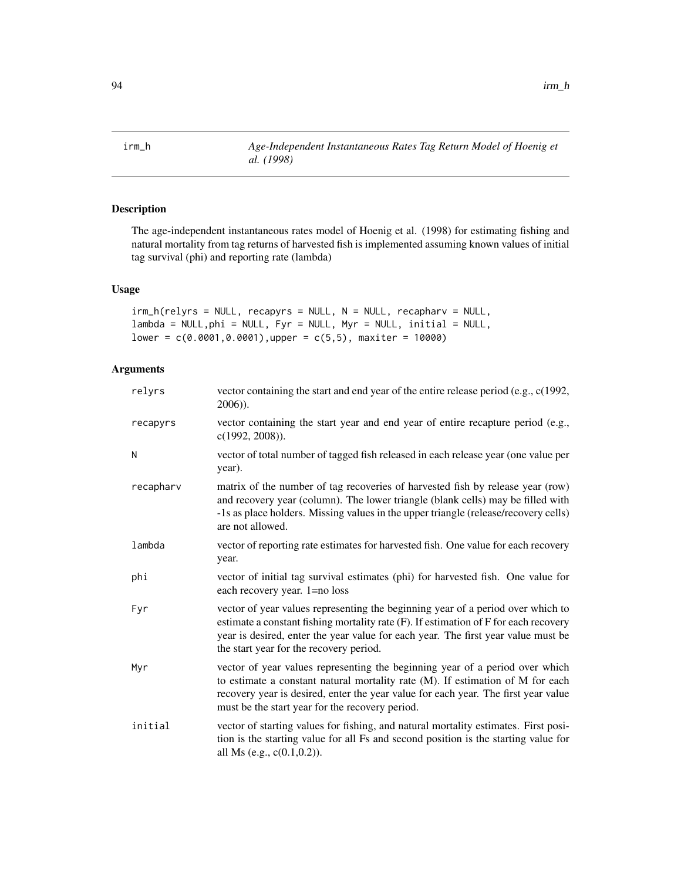# irm_h — *Age-Independent Instantaneous Rates Tag Return Model of Hoenig et al. (1998)*

## Description

The age-independent instantaneous rates model of Hoenig et al. (1998) for estimating fishing and natural mortality from tag returns of harvested fish is implemented assuming known values of initial tag survival (phi) and reporting rate (lambda)

## Usage

```
irm_h(relyrs = NULL, recapyrs = NULL, N = NULL, recapharv = NULL,
lambda = NULL,phi = NULL, Fyr = NULL, Myr = NULL, initial = NULL,
lower = c(0.0001,0.0001),upper = c(5,5), maxiter = 10000)
```

## Arguments

| Argument | Description |
|---|---|
| relyrs | vector containing the start and end year of the entire release period (e.g., c(1992, 2006)). |
| recapyrs | vector containing the start year and end year of entire recapture period (e.g., c(1992, 2008)). |
| N | vector of total number of tagged fish released in each release year (one value per year). |
| recapharv | matrix of the number of tag recoveries of harvested fish by release year (row) and recovery year (column). The lower triangle (blank cells) may be filled with -1s as place holders. Missing values in the upper triangle (release/recovery cells) are not allowed. |
| lambda | vector of reporting rate estimates for harvested fish. One value for each recovery year. |
| phi | vector of initial tag survival estimates (phi) for harvested fish. One value for each recovery year. 1=no loss |
| Fyr | vector of year values representing the beginning year of a period over which to estimate a constant fishing mortality rate (F). If estimation of F for each recovery year is desired, enter the year value for each year. The first year value must be the start year for the recovery period. |
| Myr | vector of year values representing the beginning year of a period over which to estimate a constant natural mortality rate (M). If estimation of M for each recovery year is desired, enter the year value for each year. The first year value must be the start year for the recovery period. |
| initial | vector of starting values for fishing, and natural mortality estimates. First position is the starting value for all Fs and second position is the starting value for all Ms (e.g., c(0.1,0.2)). |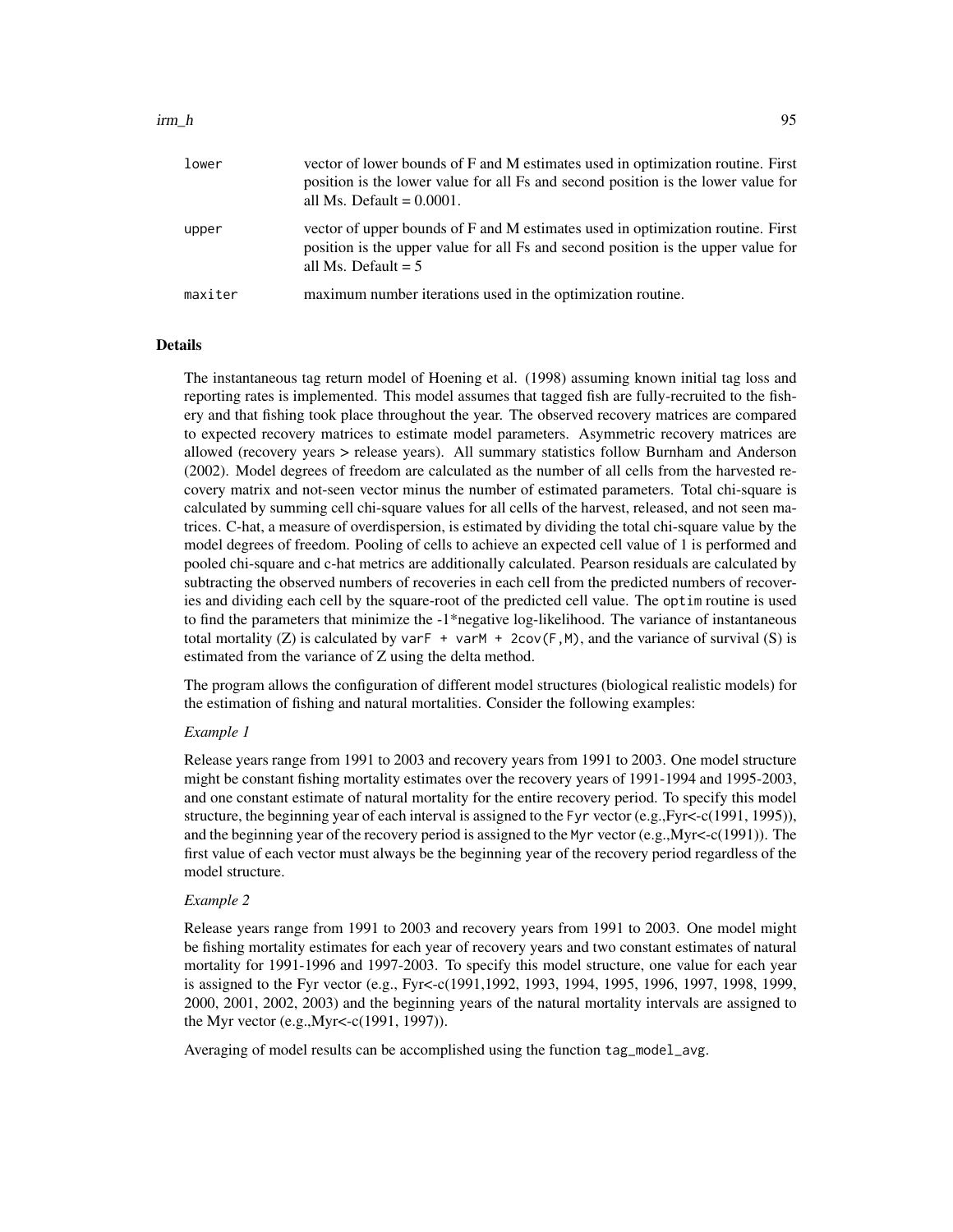| | |
|---|---|
| `lower` | vector of lower bounds of F and M estimates used in optimization routine. First position is the lower value for all Fs and second position is the lower value for all Ms. Default = 0.0001. |
| `upper` | vector of upper bounds of F and M estimates used in optimization routine. First position is the upper value for all Fs and second position is the upper value for all Ms. Default = 5 |
| `maxiter` | maximum number iterations used in the optimization routine. |

## Details

The instantaneous tag return model of Hoening et al. (1998) assuming known initial tag loss and reporting rates is implemented. This model assumes that tagged fish are fully-recruited to the fishery and that fishing took place throughout the year. The observed recovery matrices are compared to expected recovery matrices to estimate model parameters. Asymmetric recovery matrices are allowed (recovery years > release years). All summary statistics follow Burnham and Anderson (2002). Model degrees of freedom are calculated as the number of all cells from the harvested recovery matrix and not-seen vector minus the number of estimated parameters. Total chi-square is calculated by summing cell chi-square values for all cells of the harvest, released, and not seen matrices. C-hat, a measure of overdispersion, is estimated by dividing the total chi-square value by the model degrees of freedom. Pooling of cells to achieve an expected cell value of 1 is performed and pooled chi-square and c-hat metrics are additionally calculated. Pearson residuals are calculated by subtracting the observed numbers of recoveries in each cell from the predicted numbers of recoveries and dividing each cell by the square-root of the predicted cell value. The `optim` routine is used to find the parameters that minimize the -1*negative log-likelihood. The variance of instantaneous total mortality (Z) is calculated by `varF + varM + 2cov(F,M)`, and the variance of survival (S) is estimated from the variance of Z using the delta method.

The program allows the configuration of different model structures (biological realistic models) for the estimation of fishing and natural mortalities. Consider the following examples:

*Example 1*

Release years range from 1991 to 2003 and recovery years from 1991 to 2003. One model structure might be constant fishing mortality estimates over the recovery years of 1991-1994 and 1995-2003, and one constant estimate of natural mortality for the entire recovery period. To specify this model structure, the beginning year of each interval is assigned to the `Fyr` vector (e.g.,Fyr<-c(1991, 1995)), and the beginning year of the recovery period is assigned to the `Myr` vector (e.g.,Myr<-c(1991)). The first value of each vector must always be the beginning year of the recovery period regardless of the model structure.

*Example 2*

Release years range from 1991 to 2003 and recovery years from 1991 to 2003. One model might be fishing mortality estimates for each year of recovery years and two constant estimates of natural mortality for 1991-1996 and 1997-2003. To specify this model structure, one value for each year is assigned to the Fyr vector (e.g., Fyr<-c(1991,1992, 1993, 1994, 1995, 1996, 1997, 1998, 1999, 2000, 2001, 2002, 2003) and the beginning years of the natural mortality intervals are assigned to the Myr vector (e.g.,Myr<-c(1991, 1997)).

Averaging of model results can be accomplished using the function `tag_model_avg`.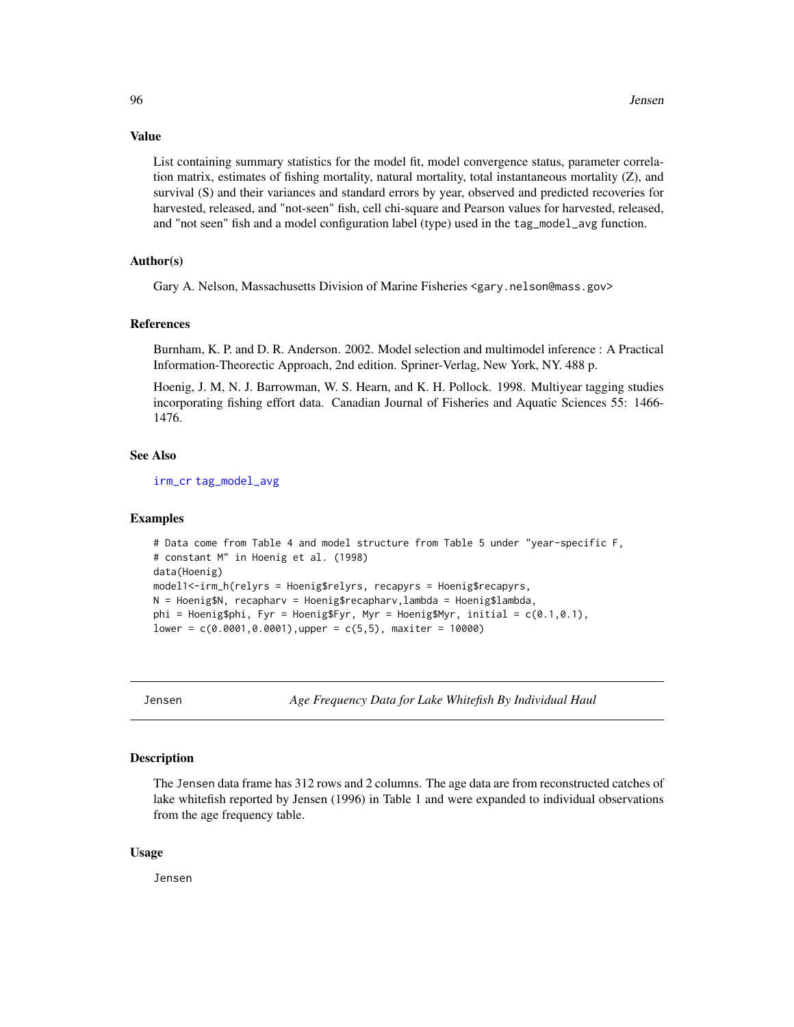### Value

List containing summary statistics for the model fit, model convergence status, parameter correlation matrix, estimates of fishing mortality, natural mortality, total instantaneous mortality (Z), and survival (S) and their variances and standard errors by year, observed and predicted recoveries for harvested, released, and "not-seen" fish, cell chi-square and Pearson values for harvested, released, and "not seen" fish and a model configuration label (type) used in the `tag_model_avg` function.

### Author(s)

Gary A. Nelson, Massachusetts Division of Marine Fisheries <gary.nelson@mass.gov>

### References

Burnham, K. P. and D. R. Anderson. 2002. Model selection and multimodel inference : A Practical Information-Theorectic Approach, 2nd edition. Spriner-Verlag, New York, NY. 488 p.

Hoenig, J. M, N. J. Barrowman, W. S. Hearn, and K. H. Pollock. 1998. Multiyear tagging studies incorporating fishing effort data. Canadian Journal of Fisheries and Aquatic Sciences 55: 1466-1476.

### See Also

`irm_cr` `tag_model_avg`

### Examples

```
# Data come from Table 4 and model structure from Table 5 under "year-specific F,
# constant M" in Hoenig et al. (1998)
data(Hoenig)
model1<-irm_h(relyrs = Hoenig$relyrs, recapyrs = Hoenig$recapyrs,
N = Hoenig$N, recapharv = Hoenig$recapharv,lambda = Hoenig$lambda,
phi = Hoenig$phi, Fyr = Hoenig$Fyr, Myr = Hoenig$Myr, initial = c(0.1,0.1),
lower = c(0.0001,0.0001),upper = c(5,5), maxiter = 10000)
```

---

## Jensen — *Age Frequency Data for Lake Whitefish By Individual Haul*

### Description

The `Jensen` data frame has 312 rows and 2 columns. The age data are from reconstructed catches of lake whitefish reported by Jensen (1996) in Table 1 and were expanded to individual observations from the age frequency table.

### Usage

```
Jensen
```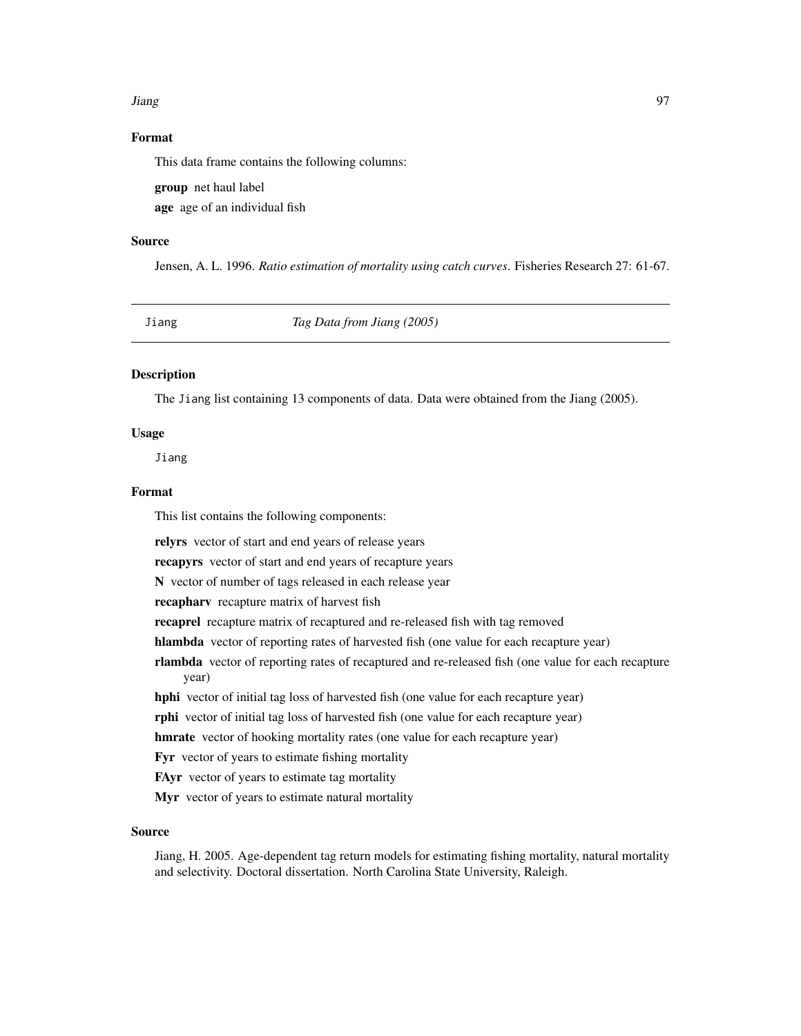## Format

This data frame contains the following columns:

**group** net haul label

**age** age of an individual fish

## Source

Jensen, A. L. 1996. *Ratio estimation of mortality using catch curves*. Fisheries Research 27: 61-67.

---

# Jiang — *Tag Data from Jiang (2005)*

## Description

The Jiang list containing 13 components of data. Data were obtained from the Jiang (2005).

## Usage

```
Jiang
```

## Format

This list contains the following components:

**relyrs** vector of start and end years of release years

**recapyrs** vector of start and end years of recapture years

**N** vector of number of tags released in each release year

**recapharv** recapture matrix of harvest fish

**recaprel** recapture matrix of recaptured and re-released fish with tag removed

**hlambda** vector of reporting rates of harvested fish (one value for each recapture year)

**rlambda** vector of reporting rates of recaptured and re-released fish (one value for each recapture year)

**hphi** vector of initial tag loss of harvested fish (one value for each recapture year)

**rphi** vector of initial tag loss of harvested fish (one value for each recapture year)

**hmrate** vector of hooking mortality rates (one value for each recapture year)

**Fyr** vector of years to estimate fishing mortality

**FAyr** vector of years to estimate tag mortality

**Myr** vector of years to estimate natural mortality

## Source

Jiang, H. 2005. Age-dependent tag return models for estimating fishing mortality, natural mortality and selectivity. Doctoral dissertation. North Carolina State University, Raleigh.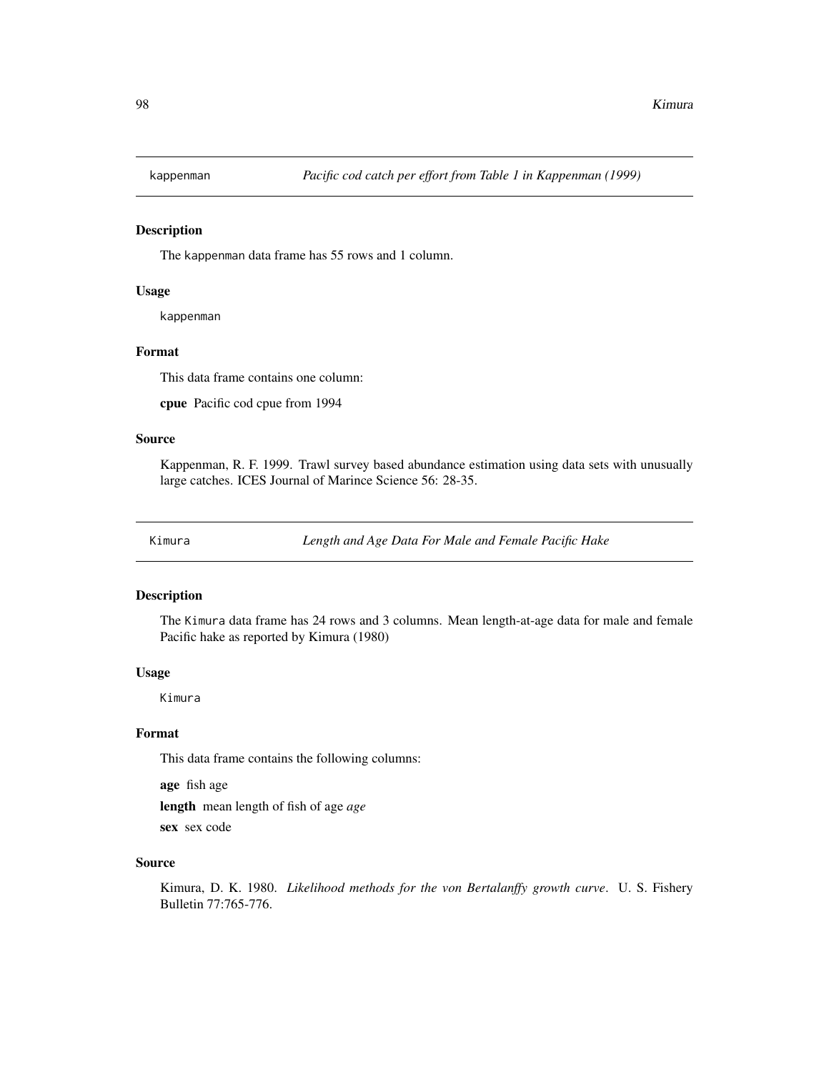## kappenman *Pacific cod catch per effort from Table 1 in Kappenman (1999)*

### Description

The kappenman data frame has 55 rows and 1 column.

### Usage

```
kappenman
```

### Format

This data frame contains one column:

**cpue** Pacific cod cpue from 1994

### Source

Kappenman, R. F. 1999. Trawl survey based abundance estimation using data sets with unusually large catches. ICES Journal of Marince Science 56: 28-35.

## Kimura *Length and Age Data For Male and Female Pacific Hake*

### Description

The Kimura data frame has 24 rows and 3 columns. Mean length-at-age data for male and female Pacific hake as reported by Kimura (1980)

### Usage

```
Kimura
```

### Format

This data frame contains the following columns:

**age** fish age

**length** mean length of fish of age *age*

**sex** sex code

### Source

Kimura, D. K. 1980. *Likelihood methods for the von Bertalanffy growth curve*. U. S. Fishery Bulletin 77:765-776.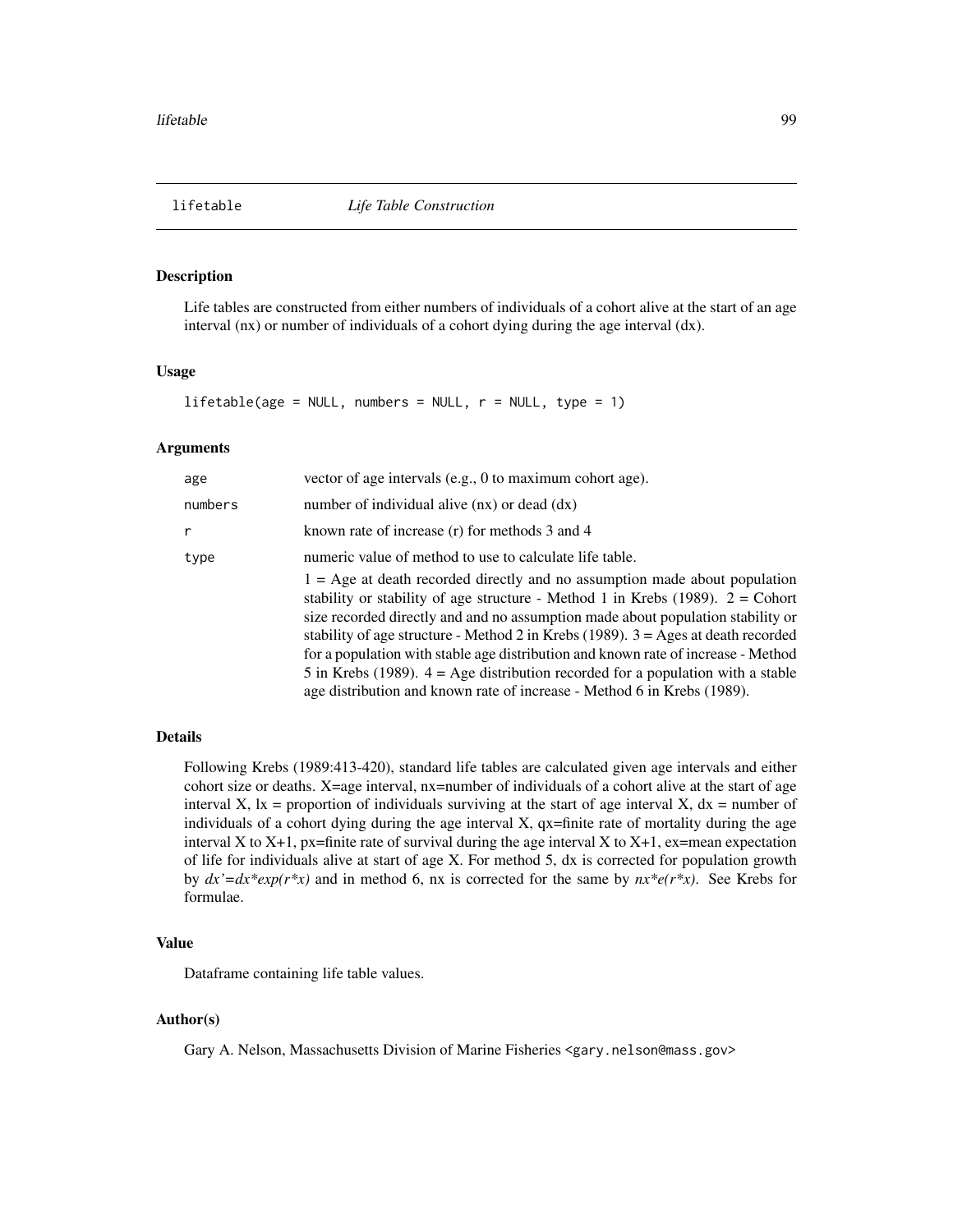lifetable *Life Table Construction*

## Description

Life tables are constructed from either numbers of individuals of a cohort alive at the start of an age interval (nx) or number of individuals of a cohort dying during the age interval (dx).

## Usage

```
lifetable(age = NULL, numbers = NULL, r = NULL, type = 1)
```

## Arguments

| | |
|---|---|
| age | vector of age intervals (e.g., 0 to maximum cohort age). |
| numbers | number of individual alive (nx) or dead (dx) |
| r | known rate of increase (r) for methods 3 and 4 |
| type | numeric value of method to use to calculate life table. 1 = Age at death recorded directly and no assumption made about population stability or stability of age structure - Method 1 in Krebs (1989). 2 = Cohort size recorded directly and and no assumption made about population stability or stability of age structure - Method 2 in Krebs (1989). 3 = Ages at death recorded for a population with stable age distribution and known rate of increase - Method 5 in Krebs (1989). 4 = Age distribution recorded for a population with a stable age distribution and known rate of increase - Method 6 in Krebs (1989). |

## Details

Following Krebs (1989:413-420), standard life tables are calculated given age intervals and either cohort size or deaths. X=age interval, nx=number of individuals of a cohort alive at the start of age interval X, lx = proportion of individuals surviving at the start of age interval X, dx = number of individuals of a cohort dying during the age interval X, qx=finite rate of mortality during the age interval X to X+1, px=finite rate of survival during the age interval X to X+1, ex=mean expectation of life for individuals alive at start of age X. For method 5, dx is corrected for population growth by *dx'=dx\*exp(r\*x)* and in method 6, nx is corrected for the same by *nx\*e(r\*x)*. See Krebs for formulae.

## Value

Dataframe containing life table values.

## Author(s)

Gary A. Nelson, Massachusetts Division of Marine Fisheries <gary.nelson@mass.gov>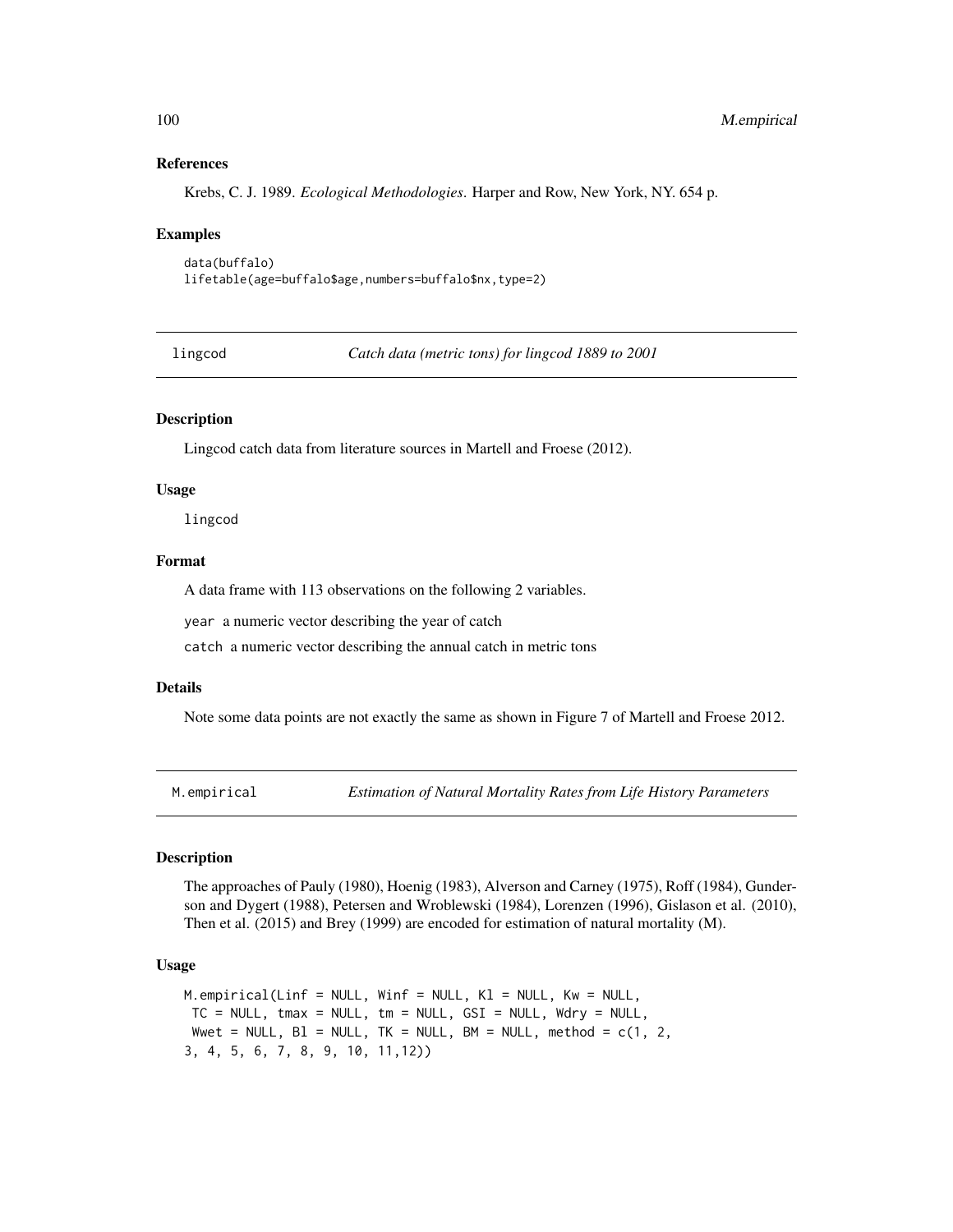### References

Krebs, C. J. 1989. *Ecological Methodologies*. Harper and Row, New York, NY. 654 p.

### Examples

```
data(buffalo)
lifetable(age=buffalo$age,numbers=buffalo$nx,type=2)
```

---

## lingcod — *Catch data (metric tons) for lingcod 1889 to 2001*

### Description

Lingcod catch data from literature sources in Martell and Froese (2012).

### Usage

```
lingcod
```

### Format

A data frame with 113 observations on the following 2 variables.

`year` a numeric vector describing the year of catch

`catch` a numeric vector describing the annual catch in metric tons

### Details

Note some data points are not exactly the same as shown in Figure 7 of Martell and Froese 2012.

---

## M.empirical — *Estimation of Natural Mortality Rates from Life History Parameters*

### Description

The approaches of Pauly (1980), Hoenig (1983), Alverson and Carney (1975), Roff (1984), Gunderson and Dygert (1988), Petersen and Wroblewski (1984), Lorenzen (1996), Gislason et al. (2010), Then et al. (2015) and Brey (1999) are encoded for estimation of natural mortality (M).

### Usage

```
M.empirical(Linf = NULL, Winf = NULL, Kl = NULL, Kw = NULL,
 TC = NULL, tmax = NULL, tm = NULL, GSI = NULL, Wdry = NULL,
 Wwet = NULL, Bl = NULL, TK = NULL, BM = NULL, method = c(1, 2,
3, 4, 5, 6, 7, 8, 9, 10, 11,12))
```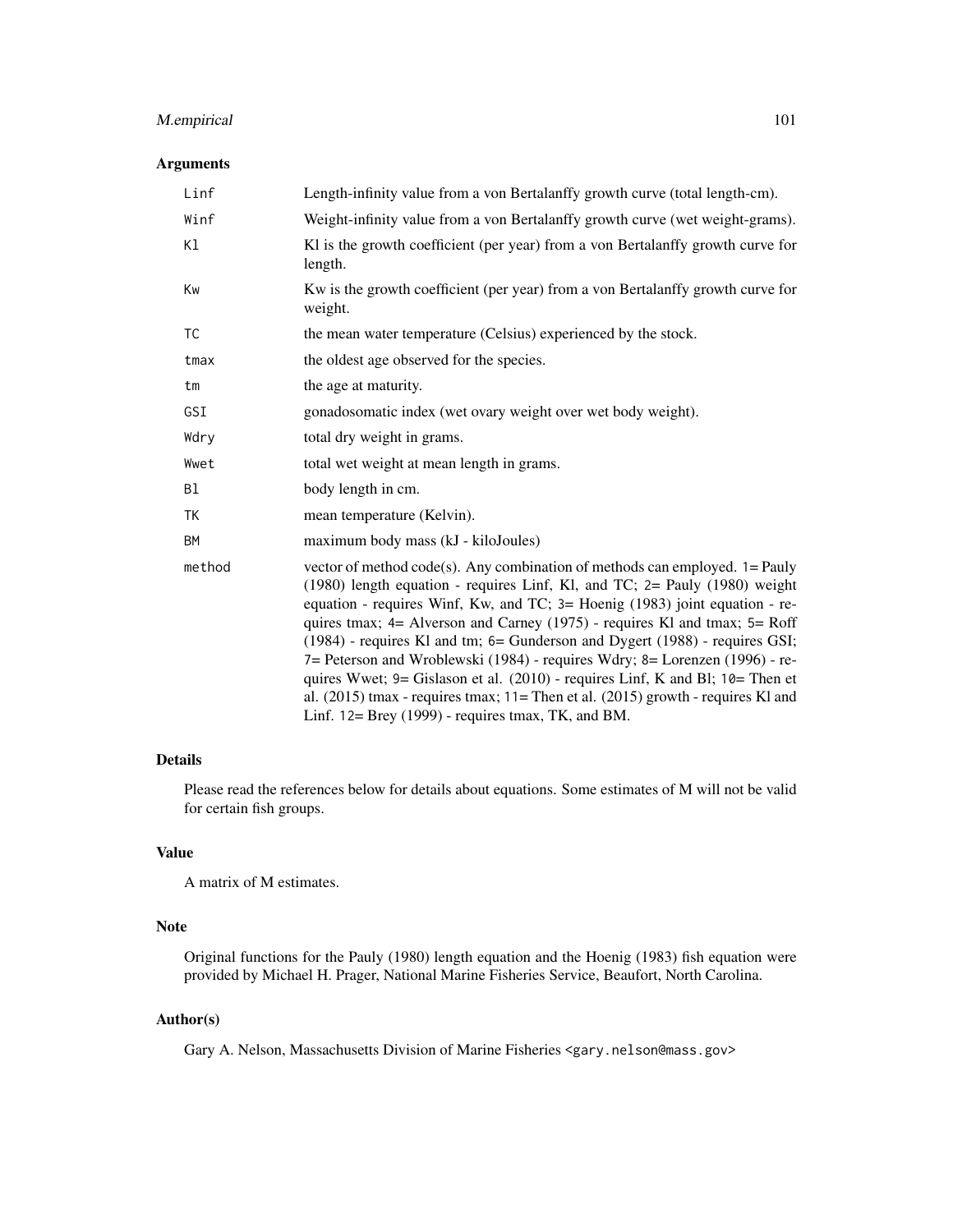## Arguments

| | |
|---|---|
| `Linf` | Length-infinity value from a von Bertalanffy growth curve (total length-cm). |
| `Winf` | Weight-infinity value from a von Bertalanffy growth curve (wet weight-grams). |
| `Kl` | Kl is the growth coefficient (per year) from a von Bertalanffy growth curve for length. |
| `Kw` | Kw is the growth coefficient (per year) from a von Bertalanffy growth curve for weight. |
| `TC` | the mean water temperature (Celsius) experienced by the stock. |
| `tmax` | the oldest age observed for the species. |
| `tm` | the age at maturity. |
| `GSI` | gonadosomatic index (wet ovary weight over wet body weight). |
| `Wdry` | total dry weight in grams. |
| `Wwet` | total wet weight at mean length in grams. |
| `Bl` | body length in cm. |
| `TK` | mean temperature (Kelvin). |
| `BM` | maximum body mass (kJ - kiloJoules) |
| `method` | vector of method code(s). Any combination of methods can employed. `1`= Pauly (1980) length equation - requires Linf, Kl, and TC; `2`= Pauly (1980) weight equation - requires Winf, Kw, and TC; `3`= Hoenig (1983) joint equation - requires tmax; `4`= Alverson and Carney (1975) - requires Kl and tmax; `5`= Roff (1984) - requires Kl and tm; `6`= Gunderson and Dygert (1988) - requires GSI; `7`= Peterson and Wroblewski (1984) - requires Wdry; `8`= Lorenzen (1996) - requires Wwet; `9`= Gislason et al. (2010) - requires Linf, K and Bl; `10`= Then et al. (2015) tmax - requires tmax; `11`= Then et al. (2015) growth - requires Kl and Linf. `12`= Brey (1999) - requires tmax, TK, and BM. |

## Details

Please read the references below for details about equations. Some estimates of M will not be valid for certain fish groups.

## Value

A matrix of M estimates.

## Note

Original functions for the Pauly (1980) length equation and the Hoenig (1983) fish equation were provided by Michael H. Prager, National Marine Fisheries Service, Beaufort, North Carolina.

## Author(s)

Gary A. Nelson, Massachusetts Division of Marine Fisheries <gary.nelson@mass.gov>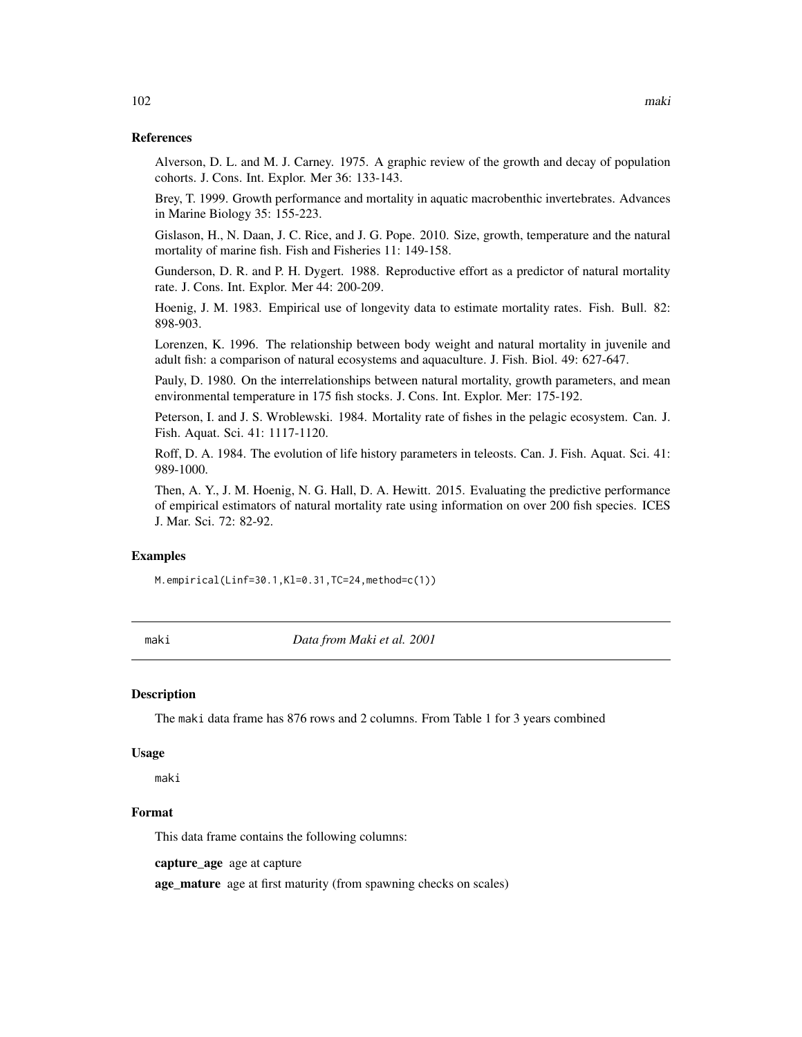## References

Alverson, D. L. and M. J. Carney. 1975. A graphic review of the growth and decay of population cohorts. J. Cons. Int. Explor. Mer 36: 133-143.

Brey, T. 1999. Growth performance and mortality in aquatic macrobenthic invertebrates. Advances in Marine Biology 35: 155-223.

Gislason, H., N. Daan, J. C. Rice, and J. G. Pope. 2010. Size, growth, temperature and the natural mortality of marine fish. Fish and Fisheries 11: 149-158.

Gunderson, D. R. and P. H. Dygert. 1988. Reproductive effort as a predictor of natural mortality rate. J. Cons. Int. Explor. Mer 44: 200-209.

Hoenig, J. M. 1983. Empirical use of longevity data to estimate mortality rates. Fish. Bull. 82: 898-903.

Lorenzen, K. 1996. The relationship between body weight and natural mortality in juvenile and adult fish: a comparison of natural ecosystems and aquaculture. J. Fish. Biol. 49: 627-647.

Pauly, D. 1980. On the interrelationships between natural mortality, growth parameters, and mean environmental temperature in 175 fish stocks. J. Cons. Int. Explor. Mer: 175-192.

Peterson, I. and J. S. Wroblewski. 1984. Mortality rate of fishes in the pelagic ecosystem. Can. J. Fish. Aquat. Sci. 41: 1117-1120.

Roff, D. A. 1984. The evolution of life history parameters in teleosts. Can. J. Fish. Aquat. Sci. 41: 989-1000.

Then, A. Y., J. M. Hoenig, N. G. Hall, D. A. Hewitt. 2015. Evaluating the predictive performance of empirical estimators of natural mortality rate using information on over 200 fish species. ICES J. Mar. Sci. 72: 82-92.

## Examples

```
M.empirical(Linf=30.1,Kl=0.31,TC=24,method=c(1))
```

---

# maki — *Data from Maki et al. 2001*

## Description

The maki data frame has 876 rows and 2 columns. From Table 1 for 3 years combined

## Usage

```
maki
```

## Format

This data frame contains the following columns:

**capture_age** age at capture

**age_mature** age at first maturity (from spawning checks on scales)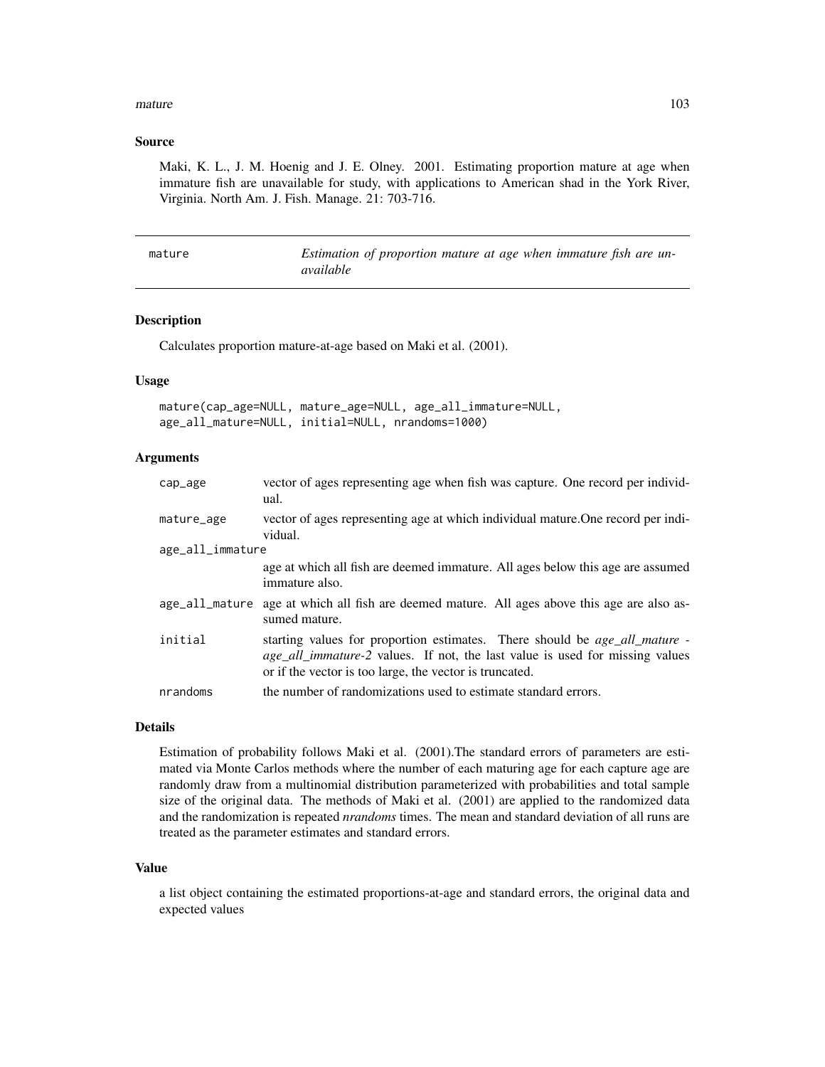## Source

Maki, K. L., J. M. Hoenig and J. E. Olney. 2001. Estimating proportion mature at age when immature fish are unavailable for study, with applications to American shad in the York River, Virginia. North Am. J. Fish. Manage. 21: 703-716.

---

mature — *Estimation of proportion mature at age when immature fish are unavailable*

---

### Description

Calculates proportion mature-at-age based on Maki et al. (2001).

### Usage

```
mature(cap_age=NULL, mature_age=NULL, age_all_immature=NULL,
age_all_mature=NULL, initial=NULL, nrandoms=1000)
```

### Arguments

| | |
|---|---|
| cap_age | vector of ages representing age when fish was capture. One record per individual. |
| mature_age | vector of ages representing age at which individual mature.One record per individual. |
| age_all_immature | age at which all fish are deemed immature. All ages below this age are assumed immature also. |
| age_all_mature | age at which all fish are deemed mature. All ages above this age are also assumed mature. |
| initial | starting values for proportion estimates. There should be *age_all_mature - age_all_immature-2* values. If not, the last value is used for missing values or if the vector is too large, the vector is truncated. |
| nrandoms | the number of randomizations used to estimate standard errors. |

### Details

Estimation of probability follows Maki et al. (2001).The standard errors of parameters are estimated via Monte Carlos methods where the number of each maturing age for each capture age are randomly draw from a multinomial distribution parameterized with probabilities and total sample size of the original data. The methods of Maki et al. (2001) are applied to the randomized data and the randomization is repeated *nrandoms* times. The mean and standard deviation of all runs are treated as the parameter estimates and standard errors.

### Value

a list object containing the estimated proportions-at-age and standard errors, the original data and expected values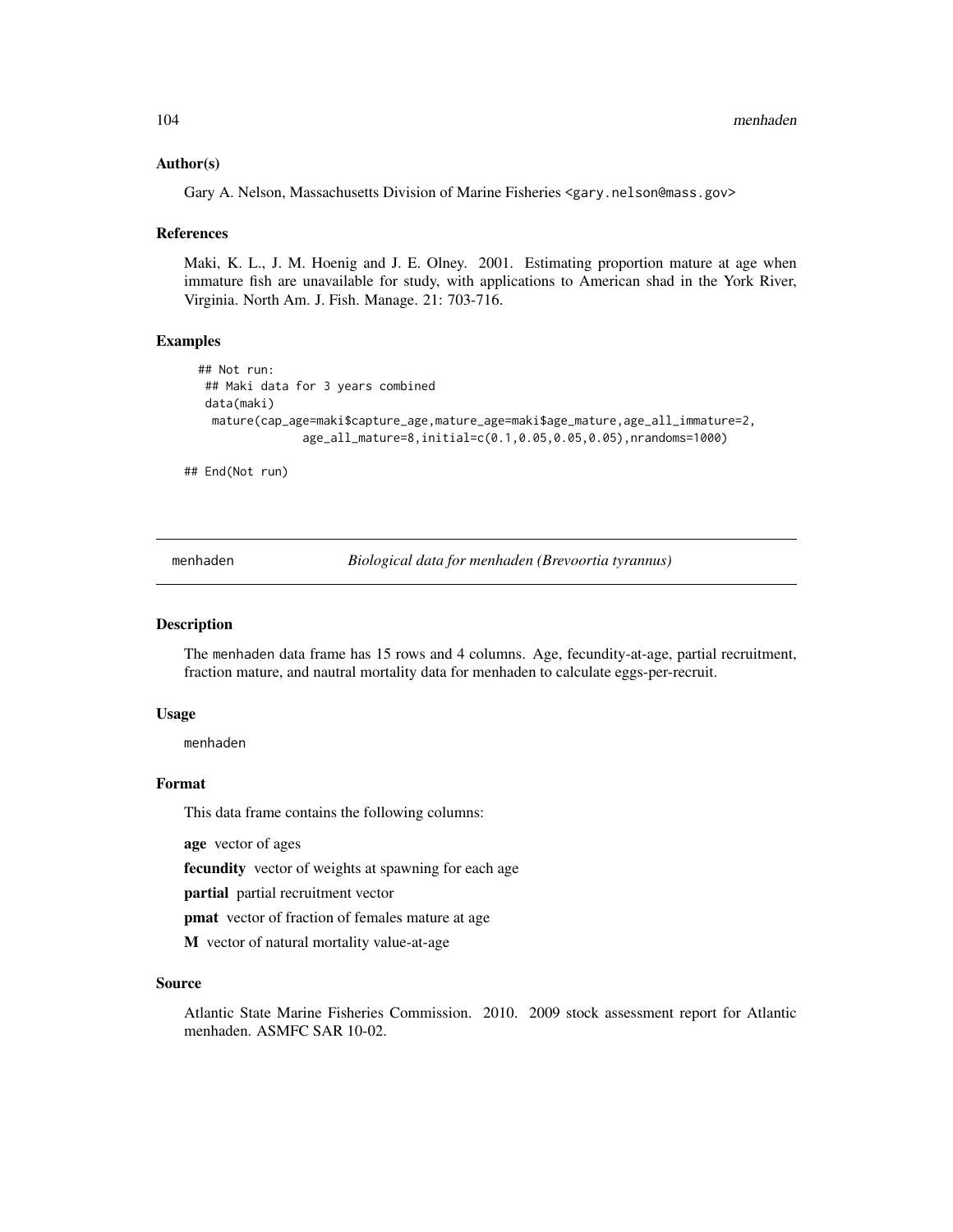### Author(s)

Gary A. Nelson, Massachusetts Division of Marine Fisheries <gary.nelson@mass.gov>

### References

Maki, K. L., J. M. Hoenig and J. E. Olney. 2001. Estimating proportion mature at age when immature fish are unavailable for study, with applications to American shad in the York River, Virginia. North Am. J. Fish. Manage. 21: 703-716.

### Examples

```
## Not run:
 ## Maki data for 3 years combined
 data(maki)
  mature(cap_age=maki$capture_age,mature_age=maki$age_mature,age_all_immature=2,
               age_all_mature=8,initial=c(0.1,0.05,0.05,0.05),nrandoms=1000)

## End(Not run)
```

---

## menhaden — *Biological data for menhaden (Brevoortia tyrannus)*

### Description

The menhaden data frame has 15 rows and 4 columns. Age, fecundity-at-age, partial recruitment, fraction mature, and nautral mortality data for menhaden to calculate eggs-per-recruit.

### Usage

```
menhaden
```

### Format

This data frame contains the following columns:

**age** vector of ages

**fecundity** vector of weights at spawning for each age

**partial** partial recruitment vector

**pmat** vector of fraction of females mature at age

**M** vector of natural mortality value-at-age

### Source

Atlantic State Marine Fisheries Commission. 2010. 2009 stock assessment report for Atlantic menhaden. ASMFC SAR 10-02.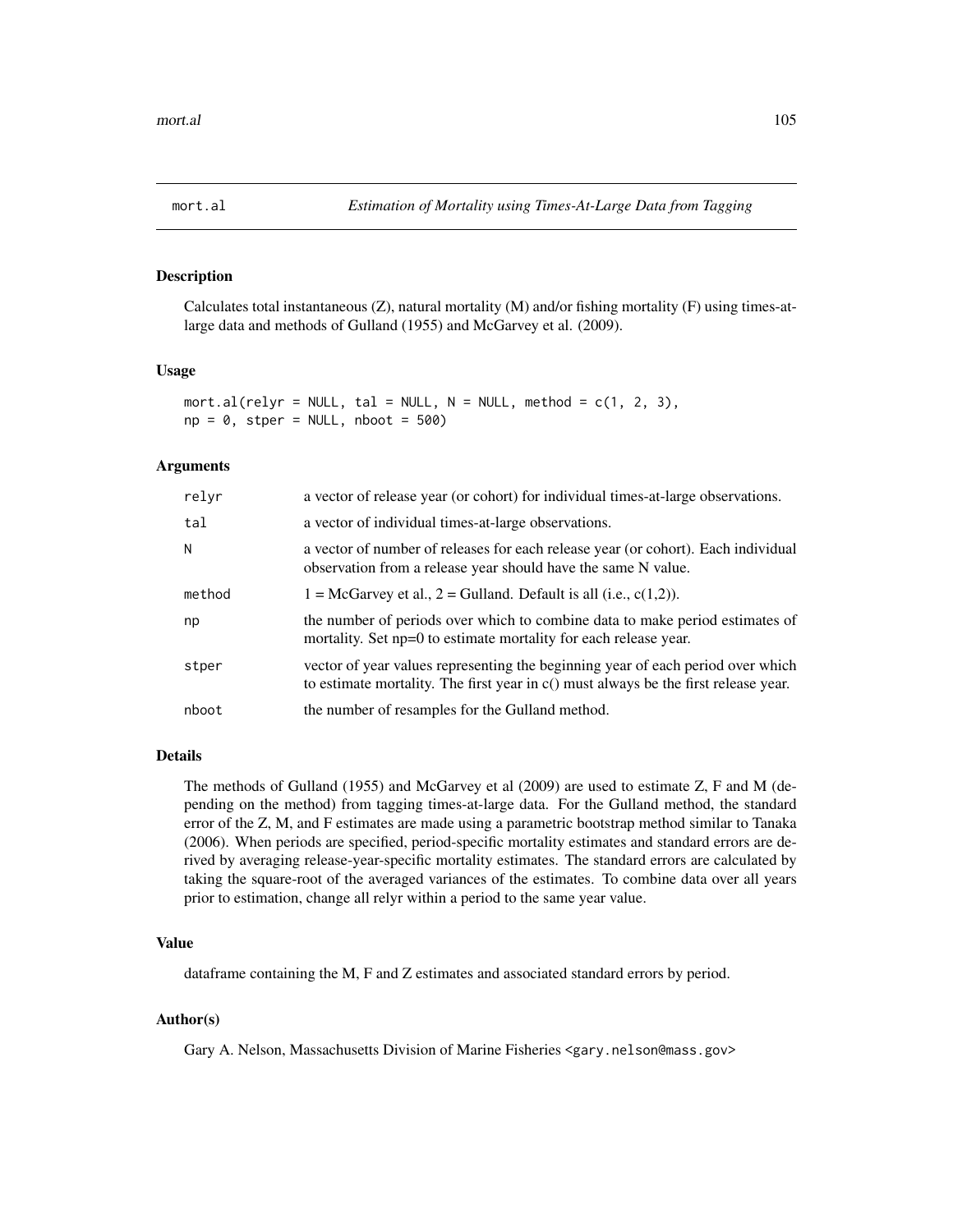# mort.al — *Estimation of Mortality using Times-At-Large Data from Tagging*

## Description

Calculates total instantaneous (Z), natural mortality (M) and/or fishing mortality (F) using times-at-large data and methods of Gulland (1955) and McGarvey et al. (2009).

## Usage

```
mort.al(relyr = NULL, tal = NULL, N = NULL, method = c(1, 2, 3),
np = 0, stper = NULL, nboot = 500)
```

## Arguments

| Argument | Description |
|---|---|
| relyr | a vector of release year (or cohort) for individual times-at-large observations. |
| tal | a vector of individual times-at-large observations. |
| N | a vector of number of releases for each release year (or cohort). Each individual observation from a release year should have the same N value. |
| method | 1 = McGarvey et al., 2 = Gulland. Default is all (i.e., c(1,2)). |
| np | the number of periods over which to combine data to make period estimates of mortality. Set np=0 to estimate mortality for each release year. |
| stper | vector of year values representing the beginning year of each period over which to estimate mortality. The first year in c() must always be the first release year. |
| nboot | the number of resamples for the Gulland method. |

## Details

The methods of Gulland (1955) and McGarvey et al (2009) are used to estimate Z, F and M (depending on the method) from tagging times-at-large data. For the Gulland method, the standard error of the Z, M, and F estimates are made using a parametric bootstrap method similar to Tanaka (2006). When periods are specified, period-specific mortality estimates and standard errors are derived by averaging release-year-specific mortality estimates. The standard errors are calculated by taking the square-root of the averaged variances of the estimates. To combine data over all years prior to estimation, change all relyr within a period to the same year value.

## Value

dataframe containing the M, F and Z estimates and associated standard errors by period.

## Author(s)

Gary A. Nelson, Massachusetts Division of Marine Fisheries <gary.nelson@mass.gov>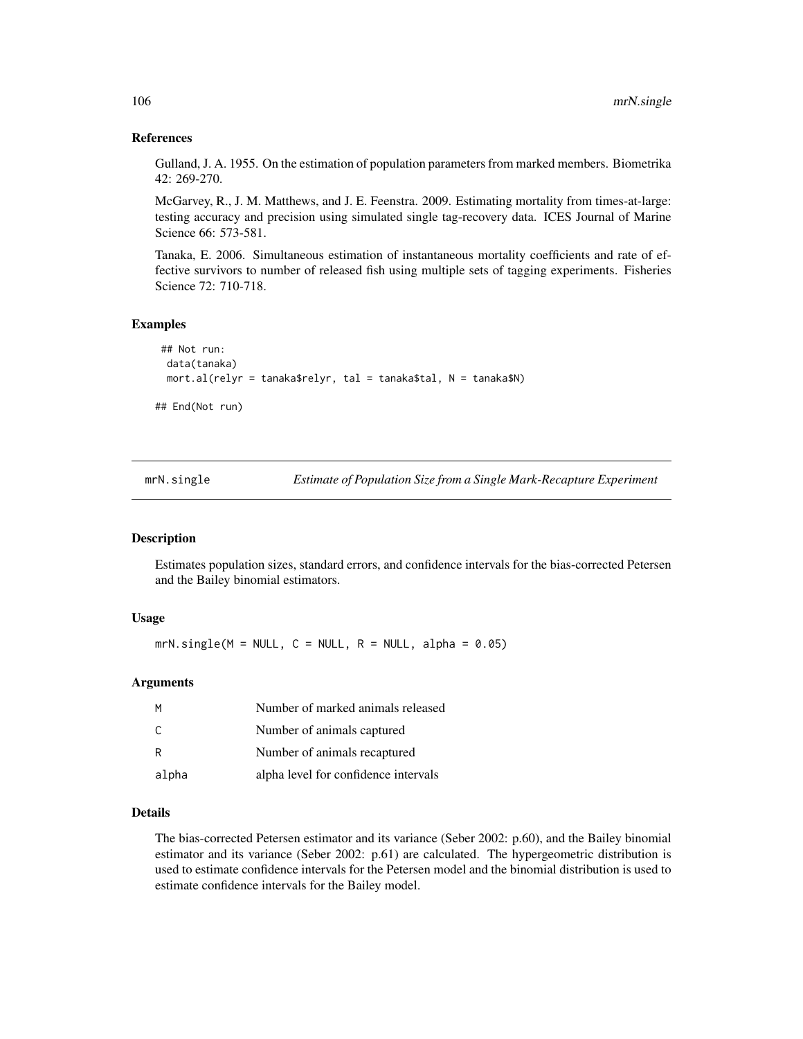### References

Gulland, J. A. 1955. On the estimation of population parameters from marked members. Biometrika 42: 269-270.

McGarvey, R., J. M. Matthews, and J. E. Feenstra. 2009. Estimating mortality from times-at-large: testing accuracy and precision using simulated single tag-recovery data. ICES Journal of Marine Science 66: 573-581.

Tanaka, E. 2006. Simultaneous estimation of instantaneous mortality coefficients and rate of effective survivors to number of released fish using multiple sets of tagging experiments. Fisheries Science 72: 710-718.

### Examples

```
## Not run:
 data(tanaka)
 mort.al(relyr = tanaka$relyr, tal = tanaka$tal, N = tanaka$N)

## End(Not run)
```

---

## mrN.single — *Estimate of Population Size from a Single Mark-Recapture Experiment*

### Description

Estimates population sizes, standard errors, and confidence intervals for the bias-corrected Petersen and the Bailey binomial estimators.

### Usage

```
mrN.single(M = NULL, C = NULL, R = NULL, alpha = 0.05)
```

### Arguments

| | |
|---|---|
| M | Number of marked animals released |
| C | Number of animals captured |
| R | Number of animals recaptured |
| alpha | alpha level for confidence intervals |

### Details

The bias-corrected Petersen estimator and its variance (Seber 2002: p.60), and the Bailey binomial estimator and its variance (Seber 2002: p.61) are calculated. The hypergeometric distribution is used to estimate confidence intervals for the Petersen model and the binomial distribution is used to estimate confidence intervals for the Bailey model.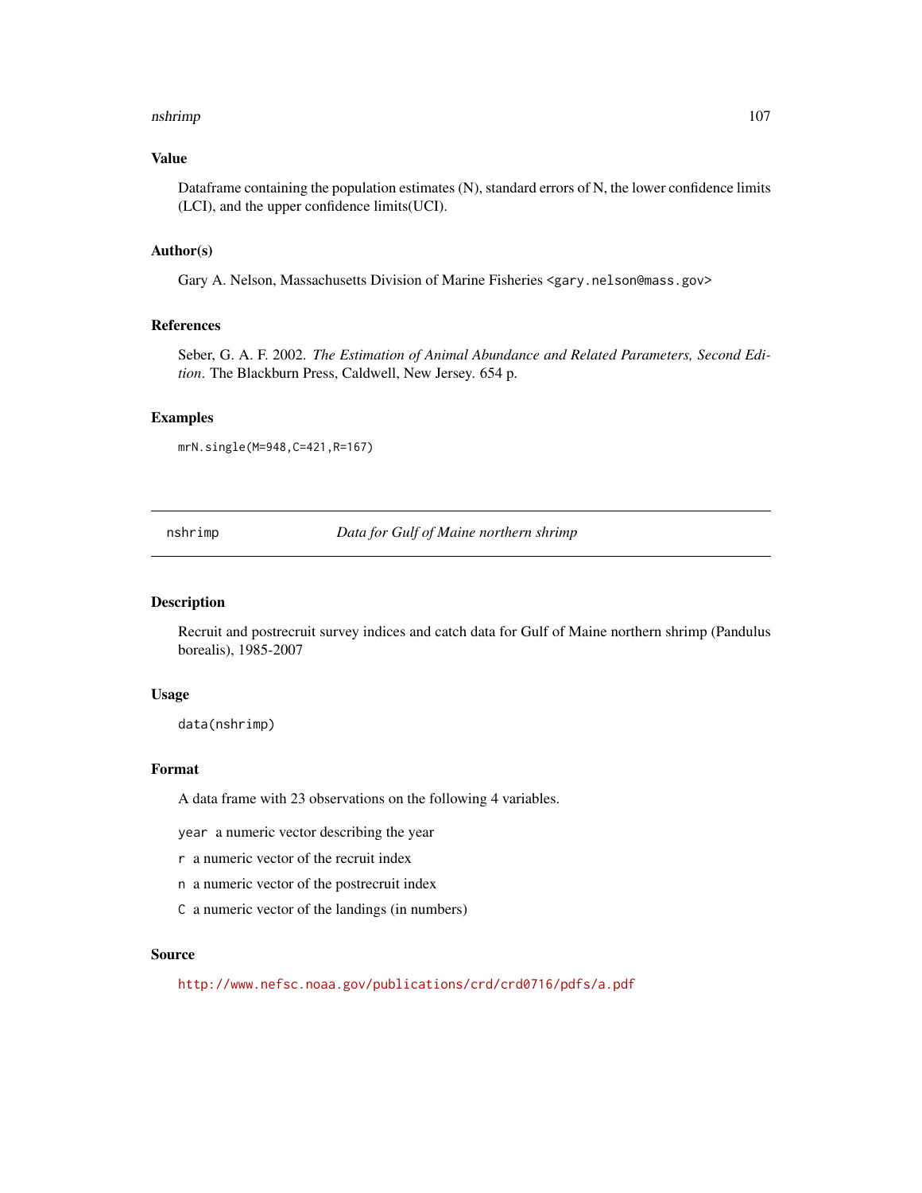## Value

Dataframe containing the population estimates (N), standard errors of N, the lower confidence limits (LCI), and the upper confidence limits(UCI).

## Author(s)

Gary A. Nelson, Massachusetts Division of Marine Fisheries <gary.nelson@mass.gov>

## References

Seber, G. A. F. 2002. *The Estimation of Animal Abundance and Related Parameters, Second Edition*. The Blackburn Press, Caldwell, New Jersey. 654 p.

## Examples

```
mrN.single(M=948,C=421,R=167)
```

---

# nshrimp — *Data for Gulf of Maine northern shrimp*

---

## Description

Recruit and postrecruit survey indices and catch data for Gulf of Maine northern shrimp (Pandulus borealis), 1985-2007

## Usage

```
data(nshrimp)
```

## Format

A data frame with 23 observations on the following 4 variables.

`year` a numeric vector describing the year

`r` a numeric vector of the recruit index

`n` a numeric vector of the postrecruit index

`C` a numeric vector of the landings (in numbers)

## Source

http://www.nefsc.noaa.gov/publications/crd/crd0716/pdfs/a.pdf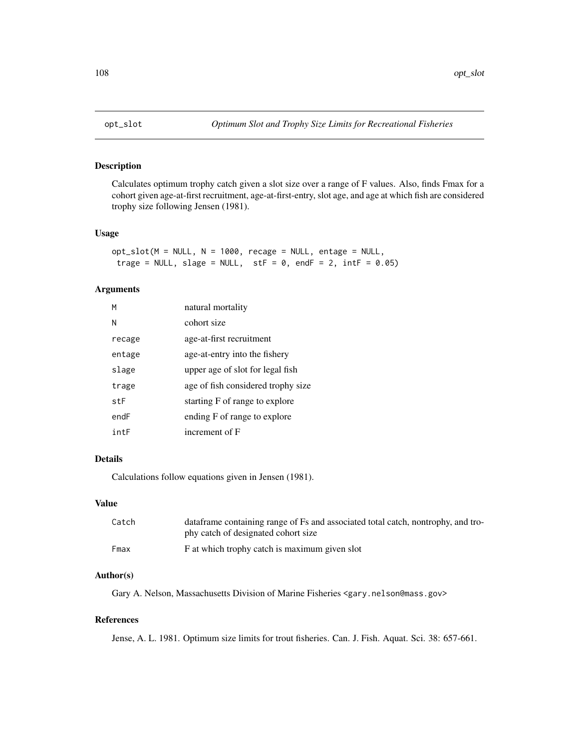# opt_slot — *Optimum Slot and Trophy Size Limits for Recreational Fisheries*

## Description

Calculates optimum trophy catch given a slot size over a range of F values. Also, finds Fmax for a cohort given age-at-first recruitment, age-at-first-entry, slot age, and age at which fish are considered trophy size following Jensen (1981).

## Usage

```
opt_slot(M = NULL, N = 1000, recage = NULL, entage = NULL,
 trage = NULL, slage = NULL,  stF = 0, endF = 2, intF = 0.05)
```

## Arguments

| | |
|---|---|
| M | natural mortality |
| N | cohort size |
| recage | age-at-first recruitment |
| entage | age-at-entry into the fishery |
| slage | upper age of slot for legal fish |
| trage | age of fish considered trophy size |
| stF | starting F of range to explore |
| endF | ending F of range to explore |
| intF | increment of F |

## Details

Calculations follow equations given in Jensen (1981).

## Value

| | |
|---|---|
| Catch | dataframe containing range of Fs and associated total catch, nontrophy, and trophy catch of designated cohort size |
| Fmax | F at which trophy catch is maximum given slot |

## Author(s)

Gary A. Nelson, Massachusetts Division of Marine Fisheries <gary.nelson@mass.gov>

## References

Jense, A. L. 1981. Optimum size limits for trout fisheries. Can. J. Fish. Aquat. Sci. 38: 657-661.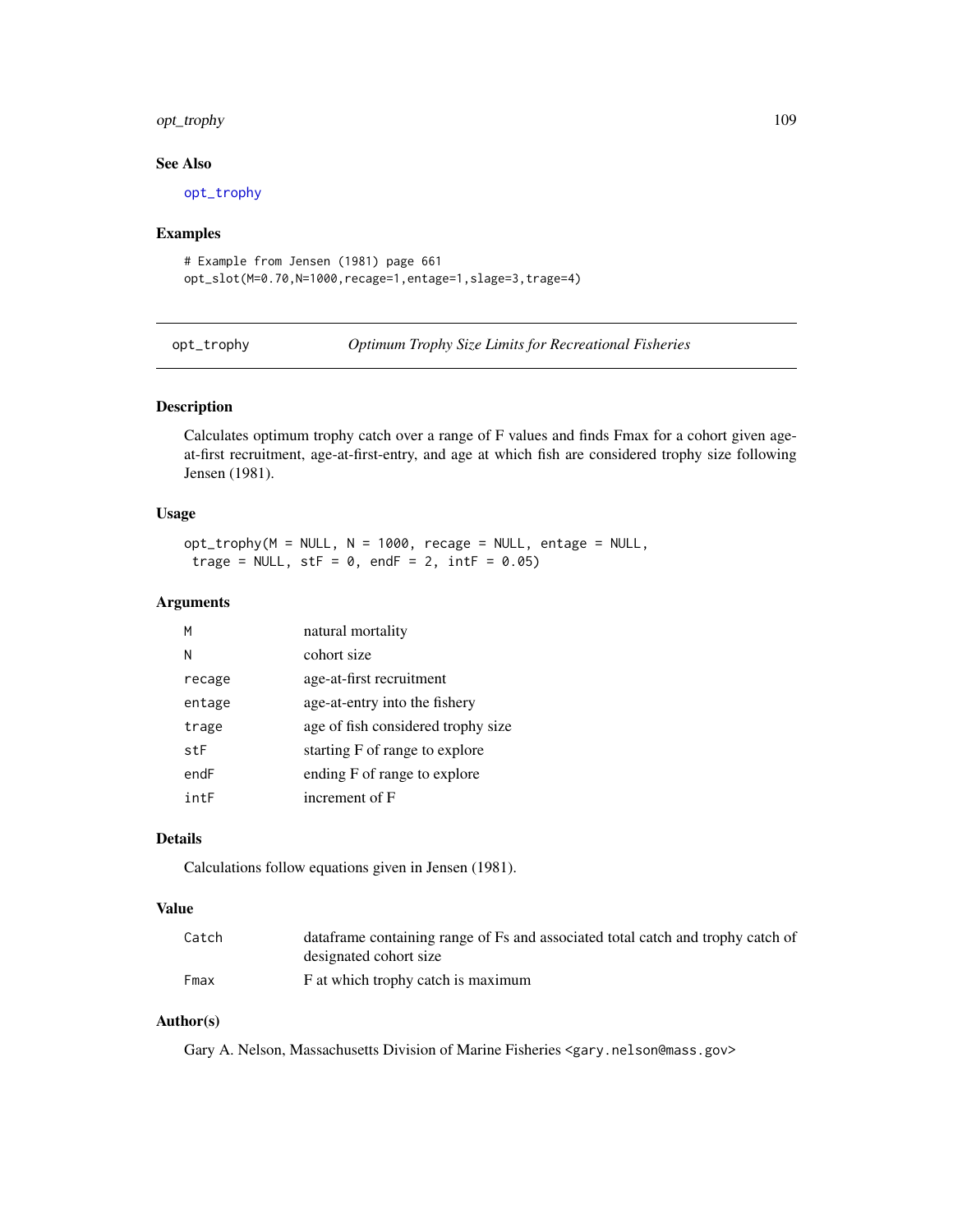### See Also

opt_trophy

### Examples

```
# Example from Jensen (1981) page 661
opt_slot(M=0.70,N=1000,recage=1,entage=1,slage=3,trage=4)
```

---

## opt_trophy — *Optimum Trophy Size Limits for Recreational Fisheries*

### Description

Calculates optimum trophy catch over a range of F values and finds Fmax for a cohort given age-at-first recruitment, age-at-first-entry, and age at which fish are considered trophy size following Jensen (1981).

### Usage

```
opt_trophy(M = NULL, N = 1000, recage = NULL, entage = NULL,
 trage = NULL, stF = 0, endF = 2, intF = 0.05)
```

### Arguments

| Argument | Description |
|---|---|
| M | natural mortality |
| N | cohort size |
| recage | age-at-first recruitment |
| entage | age-at-entry into the fishery |
| trage | age of fish considered trophy size |
| stF | starting F of range to explore |
| endF | ending F of range to explore |
| intF | increment of F |

### Details

Calculations follow equations given in Jensen (1981).

### Value

| Value | Description |
|---|---|
| Catch | dataframe containing range of Fs and associated total catch and trophy catch of designated cohort size |
| Fmax | F at which trophy catch is maximum |

### Author(s)

Gary A. Nelson, Massachusetts Division of Marine Fisheries <gary.nelson@mass.gov>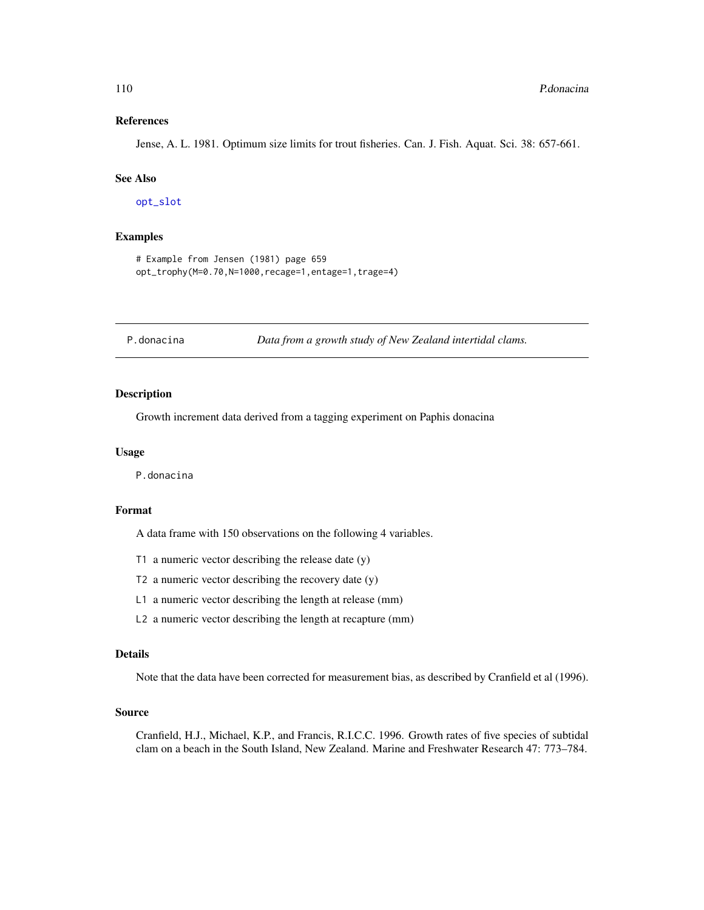### References

Jense, A. L. 1981. Optimum size limits for trout fisheries. Can. J. Fish. Aquat. Sci. 38: 657-661.

### See Also

opt_slot

### Examples

```
# Example from Jensen (1981) page 659
opt_trophy(M=0.70,N=1000,recage=1,entage=1,trage=4)
```

## P.donacina — *Data from a growth study of New Zealand intertidal clams.*

### Description

Growth increment data derived from a tagging experiment on Paphis donacina

### Usage

```
P.donacina
```

### Format

A data frame with 150 observations on the following 4 variables.

- `T1` a numeric vector describing the release date (y)
- `T2` a numeric vector describing the recovery date (y)
- `L1` a numeric vector describing the length at release (mm)
- `L2` a numeric vector describing the length at recapture (mm)

### Details

Note that the data have been corrected for measurement bias, as described by Cranfield et al (1996).

### Source

Cranfield, H.J., Michael, K.P., and Francis, R.I.C.C. 1996. Growth rates of five species of subtidal clam on a beach in the South Island, New Zealand. Marine and Freshwater Research 47: 773–784.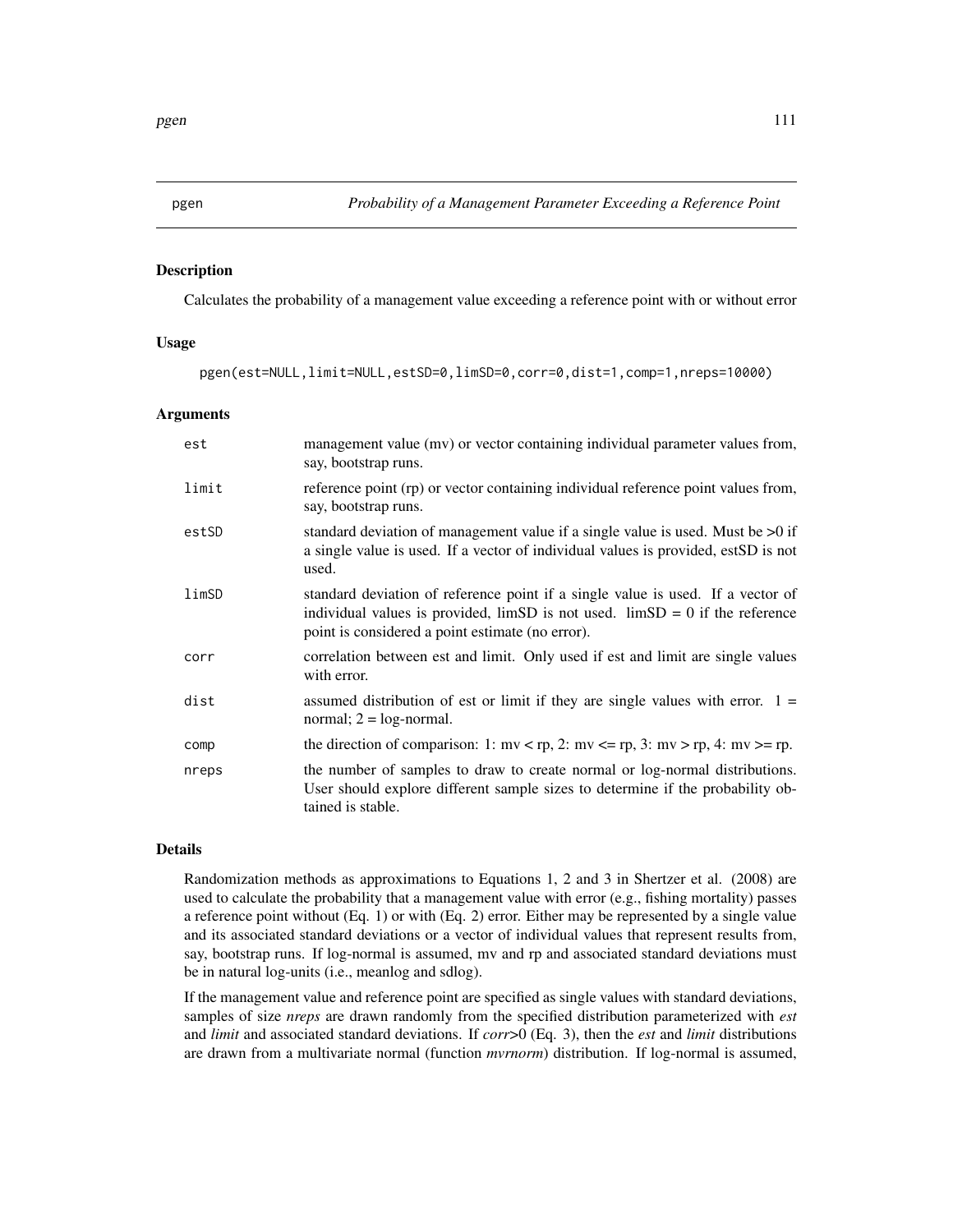pgen — *Probability of a Management Parameter Exceeding a Reference Point*

## Description

Calculates the probability of a management value exceeding a reference point with or without error

## Usage

```
pgen(est=NULL,limit=NULL,estSD=0,limSD=0,corr=0,dist=1,comp=1,nreps=10000)
```

## Arguments

| | |
|---|---|
| est | management value (mv) or vector containing individual parameter values from, say, bootstrap runs. |
| limit | reference point (rp) or vector containing individual reference point values from, say, bootstrap runs. |
| estSD | standard deviation of management value if a single value is used. Must be >0 if a single value is used. If a vector of individual values is provided, estSD is not used. |
| limSD | standard deviation of reference point if a single value is used. If a vector of individual values is provided, limSD is not used. limSD = 0 if the reference point is considered a point estimate (no error). |
| corr | correlation between est and limit. Only used if est and limit are single values with error. |
| dist | assumed distribution of est or limit if they are single values with error. 1 = normal; 2 = log-normal. |
| comp | the direction of comparison: 1: mv < rp, 2: mv <= rp, 3: mv > rp, 4: mv >= rp. |
| nreps | the number of samples to draw to create normal or log-normal distributions. User should explore different sample sizes to determine if the probability obtained is stable. |

## Details

Randomization methods as approximations to Equations 1, 2 and 3 in Shertzer et al. (2008) are used to calculate the probability that a management value with error (e.g., fishing mortality) passes a reference point without (Eq. 1) or with (Eq. 2) error. Either may be represented by a single value and its associated standard deviations or a vector of individual values that represent results from, say, bootstrap runs. If log-normal is assumed, mv and rp and associated standard deviations must be in natural log-units (i.e., meanlog and sdlog).

If the management value and reference point are specified as single values with standard deviations, samples of size *nreps* are drawn randomly from the specified distribution parameterized with *est* and *limit* and associated standard deviations. If *corr*>0 (Eq. 3), then the *est* and *limit* distributions are drawn from a multivariate normal (function *mvrnorm*) distribution. If log-normal is assumed,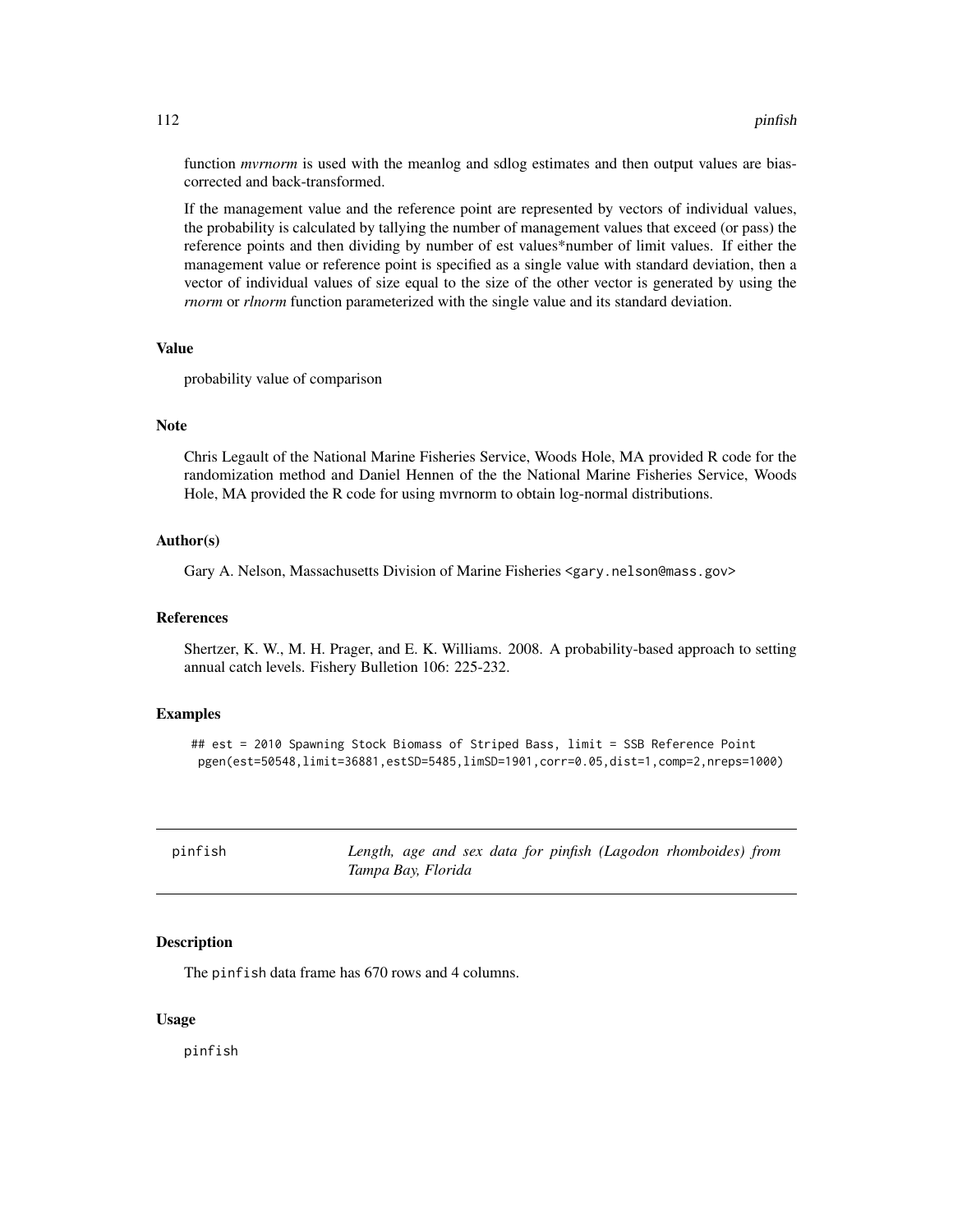function *mvrnorm* is used with the meanlog and sdlog estimates and then output values are bias-corrected and back-transformed.

If the management value and the reference point are represented by vectors of individual values, the probability is calculated by tallying the number of management values that exceed (or pass) the reference points and then dividing by number of est values*number of limit values. If either the management value or reference point is specified as a single value with standard deviation, then a vector of individual values of size equal to the size of the other vector is generated by using the *rnorm* or *rlnorm* function parameterized with the single value and its standard deviation.

### Value

probability value of comparison

### Note

Chris Legault of the National Marine Fisheries Service, Woods Hole, MA provided R code for the randomization method and Daniel Hennen of the the National Marine Fisheries Service, Woods Hole, MA provided the R code for using mvrnorm to obtain log-normal distributions.

### Author(s)

Gary A. Nelson, Massachusetts Division of Marine Fisheries <gary.nelson@mass.gov>

### References

Shertzer, K. W., M. H. Prager, and E. K. Williams. 2008. A probability-based approach to setting annual catch levels. Fishery Bulletion 106: 225-232.

### Examples

```
## est = 2010 Spawning Stock Biomass of Striped Bass, limit = SSB Reference Point
 pgen(est=50548,limit=36881,estSD=5485,limSD=1901,corr=0.05,dist=1,comp=2,nreps=1000)
```

---

## pinfish — *Length, age and sex data for pinfish (Lagodon rhomboides) from Tampa Bay, Florida*

---

### Description

The pinfish data frame has 670 rows and 4 columns.

### Usage

pinfish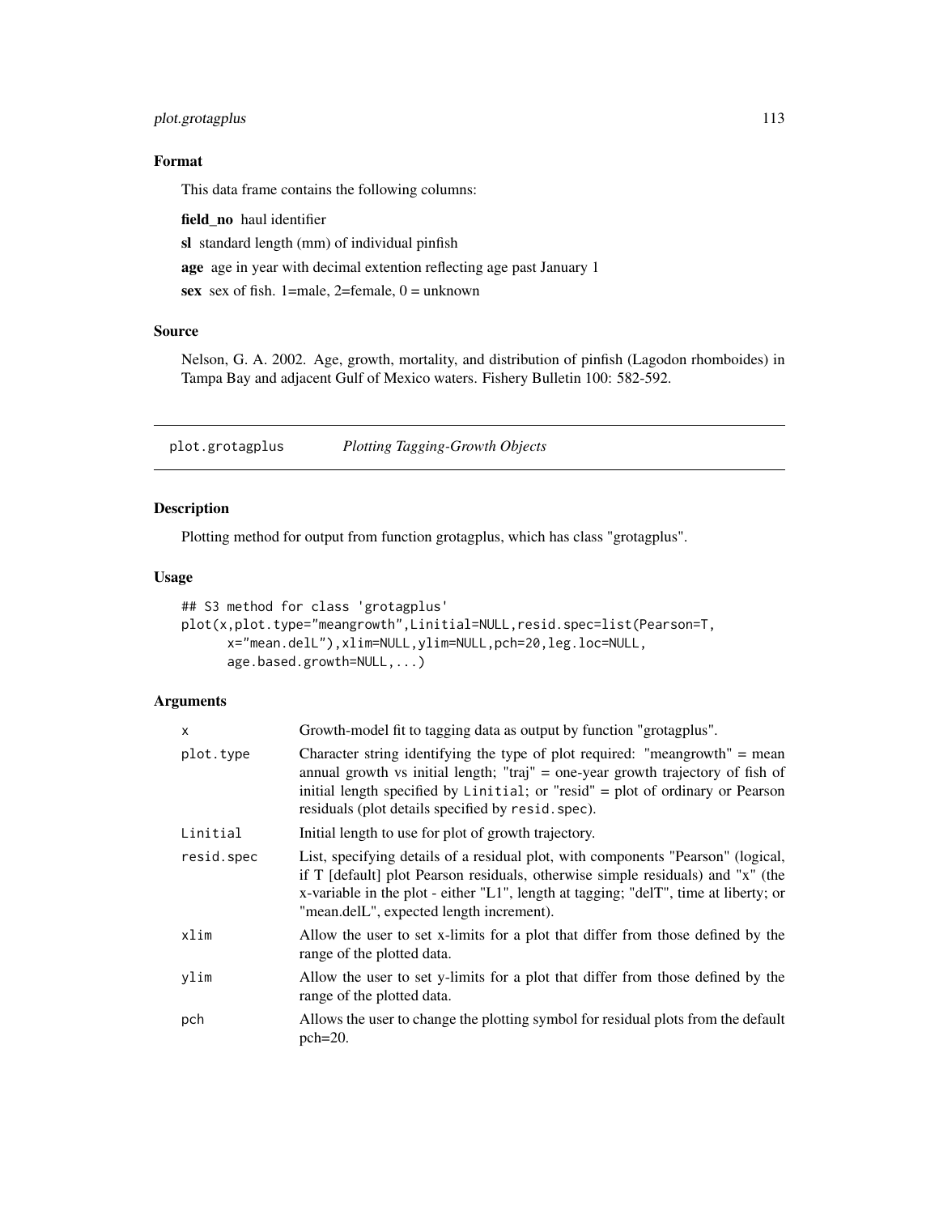### Format

This data frame contains the following columns:

**field_no** haul identifier

**sl** standard length (mm) of individual pinfish

**age** age in year with decimal extention reflecting age past January 1

**sex** sex of fish. 1=male, 2=female, 0 = unknown

### Source

Nelson, G. A. 2002. Age, growth, mortality, and distribution of pinfish (Lagodon rhomboides) in Tampa Bay and adjacent Gulf of Mexico waters. Fishery Bulletin 100: 582-592.

---

## plot.grotagplus *Plotting Tagging-Growth Objects*

### Description

Plotting method for output from function grotagplus, which has class "grotagplus".

### Usage

```
## S3 method for class 'grotagplus'
plot(x,plot.type="meangrowth",Linitial=NULL,resid.spec=list(Pearson=T,
      x="mean.delL"),xlim=NULL,ylim=NULL,pch=20,leg.loc=NULL,
      age.based.growth=NULL,...)
```

### Arguments

| | |
|---|---|
| x | Growth-model fit to tagging data as output by function "grotagplus". |
| plot.type | Character string identifying the type of plot required: "meangrowth" = mean annual growth vs initial length; "traj" = one-year growth trajectory of fish of initial length specified by `Linitial`; or "resid" = plot of ordinary or Pearson residuals (plot details specified by `resid.spec`). |
| Linitial | Initial length to use for plot of growth trajectory. |
| resid.spec | List, specifying details of a residual plot, with components "Pearson" (logical, if T [default] plot Pearson residuals, otherwise simple residuals) and "x" (the x-variable in the plot - either "L1", length at tagging; "delT", time at liberty; or "mean.delL", expected length increment). |
| xlim | Allow the user to set x-limits for a plot that differ from those defined by the range of the plotted data. |
| ylim | Allow the user to set y-limits for a plot that differ from those defined by the range of the plotted data. |
| pch | Allows the user to change the plotting symbol for residual plots from the default pch=20. |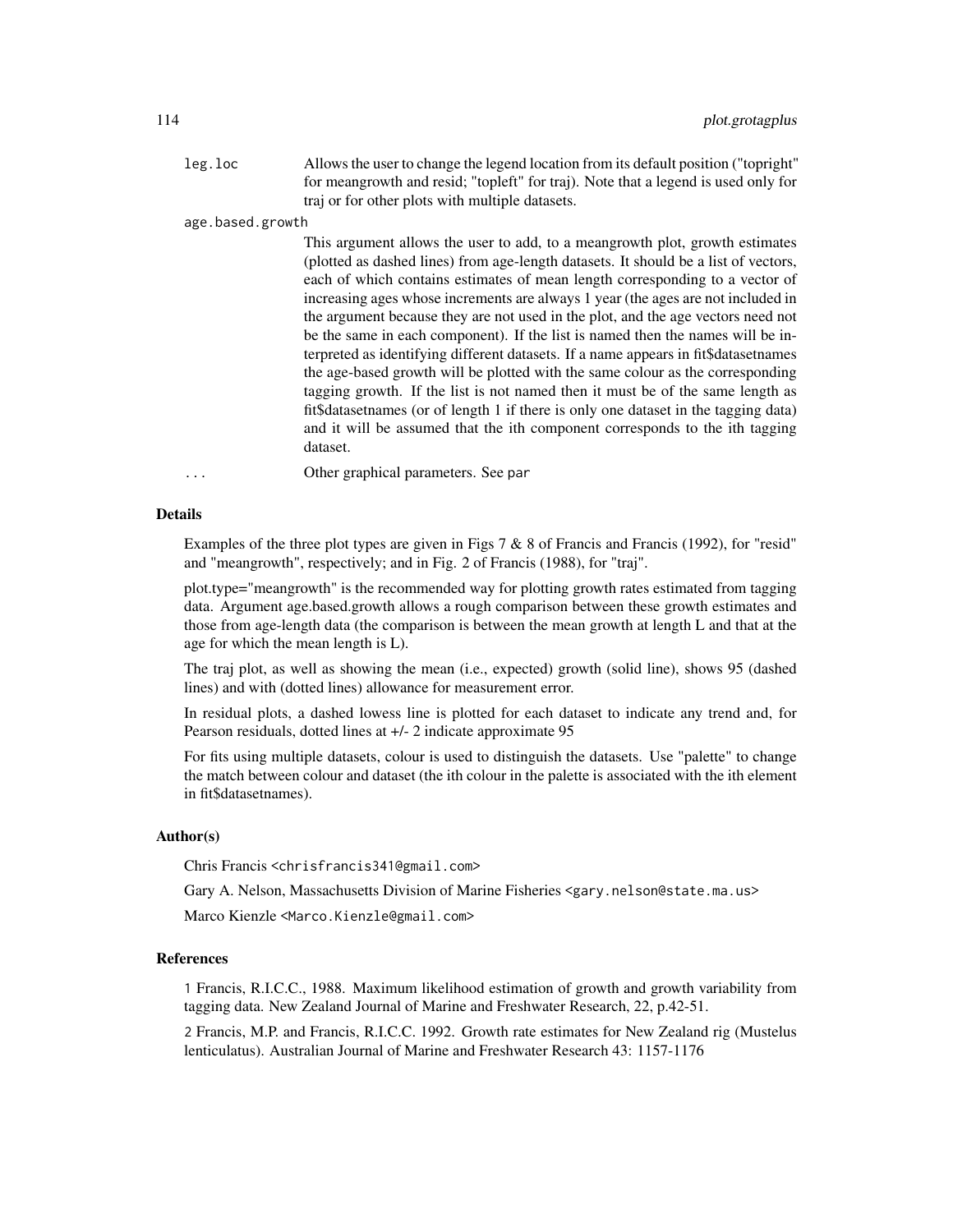`leg.loc` Allows the user to change the legend location from its default position ("topright" for meangrowth and resid; "topleft" for traj). Note that a legend is used only for traj or for other plots with multiple datasets.

`age.based.growth`
This argument allows the user to add, to a meangrowth plot, growth estimates (plotted as dashed lines) from age-length datasets. It should be a list of vectors, each of which contains estimates of mean length corresponding to a vector of increasing ages whose increments are always 1 year (the ages are not included in the argument because they are not used in the plot, and the age vectors need not be the same in each component). If the list is named then the names will be interpreted as identifying different datasets. If a name appears in fit$datasetnames the age-based growth will be plotted with the same colour as the corresponding tagging growth. If the list is not named then it must be of the same length as fit$datasetnames (or of length 1 if there is only one dataset in the tagging data) and it will be assumed that the ith component corresponds to the ith tagging dataset.

`...` Other graphical parameters. See `par`

## Details

Examples of the three plot types are given in Figs 7 & 8 of Francis and Francis (1992), for "resid" and "meangrowth", respectively; and in Fig. 2 of Francis (1988), for "traj".

plot.type="meangrowth" is the recommended way for plotting growth rates estimated from tagging data. Argument age.based.growth allows a rough comparison between these growth estimates and those from age-length data (the comparison is between the mean growth at length L and that at the age for which the mean length is L).

The traj plot, as well as showing the mean (i.e., expected) growth (solid line), shows 95 (dashed lines) and with (dotted lines) allowance for measurement error.

In residual plots, a dashed lowess line is plotted for each dataset to indicate any trend and, for Pearson residuals, dotted lines at +/- 2 indicate approximate 95

For fits using multiple datasets, colour is used to distinguish the datasets. Use "palette" to change the match between colour and dataset (the ith colour in the palette is associated with the ith element in fit$datasetnames).

## Author(s)

Chris Francis <chrisfrancis341@gmail.com>

Gary A. Nelson, Massachusetts Division of Marine Fisheries <gary.nelson@state.ma.us>

Marco Kienzle <Marco.Kienzle@gmail.com>

## References

1 Francis, R.I.C.C., 1988. Maximum likelihood estimation of growth and growth variability from tagging data. New Zealand Journal of Marine and Freshwater Research, 22, p.42-51.

2 Francis, M.P. and Francis, R.I.C.C. 1992. Growth rate estimates for New Zealand rig (Mustelus lenticulatus). Australian Journal of Marine and Freshwater Research 43: 1157-1176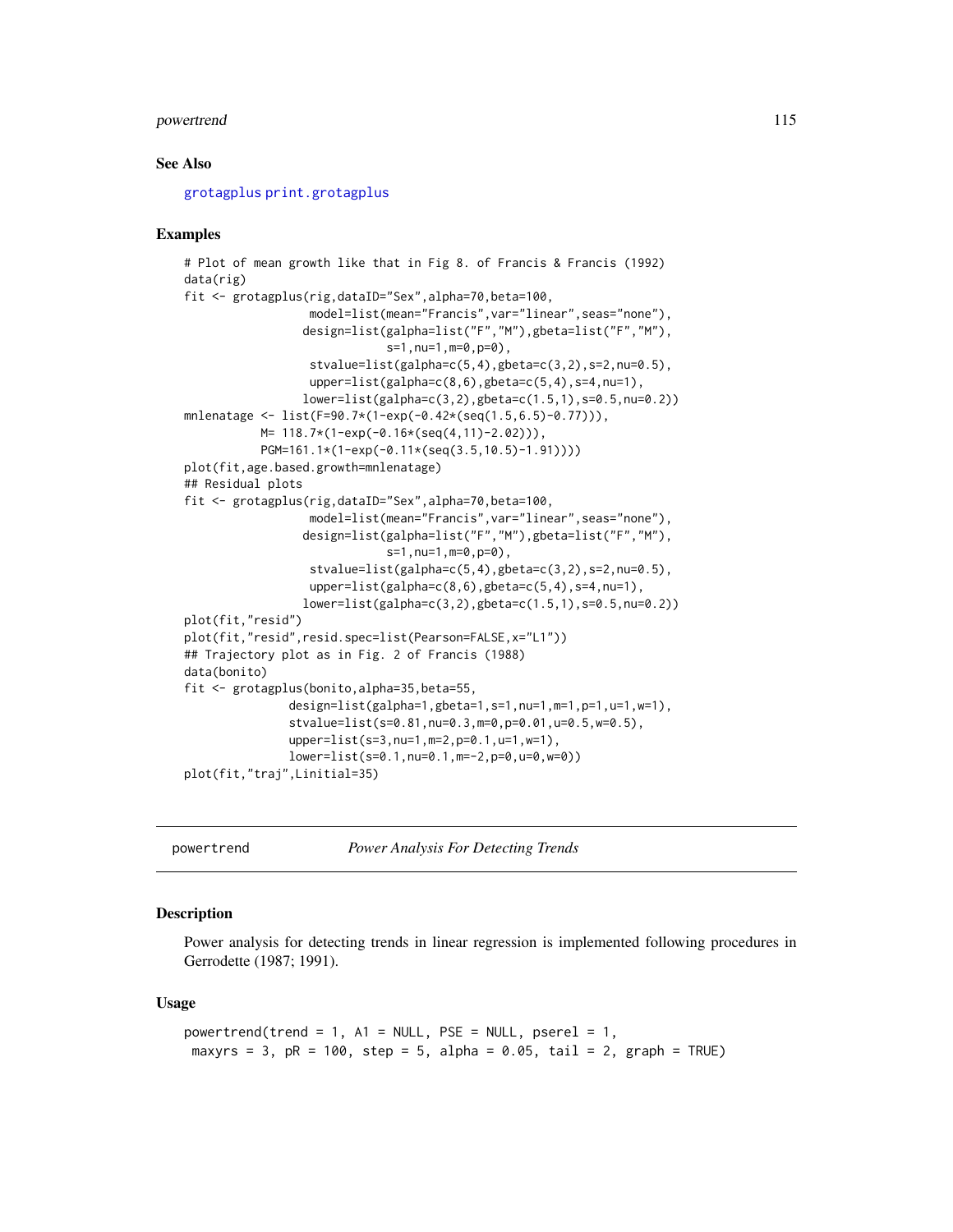## See Also

grotagplus print.grotagplus

## Examples

```
# Plot of mean growth like that in Fig 8. of Francis & Francis (1992)
data(rig)
fit <- grotagplus(rig,dataID="Sex",alpha=70,beta=100,
                  model=list(mean="Francis",var="linear",seas="none"),
                 design=list(galpha=list("F","M"),gbeta=list("F","M"),
                             s=1,nu=1,m=0,p=0),
                  stvalue=list(galpha=c(5,4),gbeta=c(3,2),s=2,nu=0.5),
                  upper=list(galpha=c(8,6),gbeta=c(5,4),s=4,nu=1),
                 lower=list(galpha=c(3,2),gbeta=c(1.5,1),s=0.5,nu=0.2))
mnlenatage <- list(F=90.7*(1-exp(-0.42*(seq(1.5,6.5)-0.77))),
            M= 118.7*(1-exp(-0.16*(seq(4,11)-2.02))),
            PGM=161.1*(1-exp(-0.11*(seq(3.5,10.5)-1.91))))
plot(fit,age.based.growth=mnlenatage)
## Residual plots
fit <- grotagplus(rig,dataID="Sex",alpha=70,beta=100,
                  model=list(mean="Francis",var="linear",seas="none"),
                 design=list(galpha=list("F","M"),gbeta=list("F","M"),
                             s=1,nu=1,m=0,p=0),
                  stvalue=list(galpha=c(5,4),gbeta=c(3,2),s=2,nu=0.5),
                  upper=list(galpha=c(8,6),gbeta=c(5,4),s=4,nu=1),
                 lower=list(galpha=c(3,2),gbeta=c(1.5,1),s=0.5,nu=0.2))
plot(fit,"resid")
plot(fit,"resid",resid.spec=list(Pearson=FALSE,x="L1"))
## Trajectory plot as in Fig. 2 of Francis (1988)
data(bonito)
fit <- grotagplus(bonito,alpha=35,beta=55,
               design=list(galpha=1,gbeta=1,s=1,nu=1,m=1,p=1,u=1,w=1),
               stvalue=list(s=0.81,nu=0.3,m=0,p=0.01,u=0.5,w=0.5),
               upper=list(s=3,nu=1,m=2,p=0.1,u=1,w=1),
               lower=list(s=0.1,nu=0.1,m=-2,p=0,u=0,w=0))
plot(fit,"traj",Linitial=35)
```

---

powertrend *Power Analysis For Detecting Trends*

---

## Description

Power analysis for detecting trends in linear regression is implemented following procedures in Gerrodette (1987; 1991).

## Usage

```
powertrend(trend = 1, A1 = NULL, PSE = NULL, pserel = 1,
 maxyrs = 3, pR = 100, step = 5, alpha = 0.05, tail = 2, graph = TRUE)
```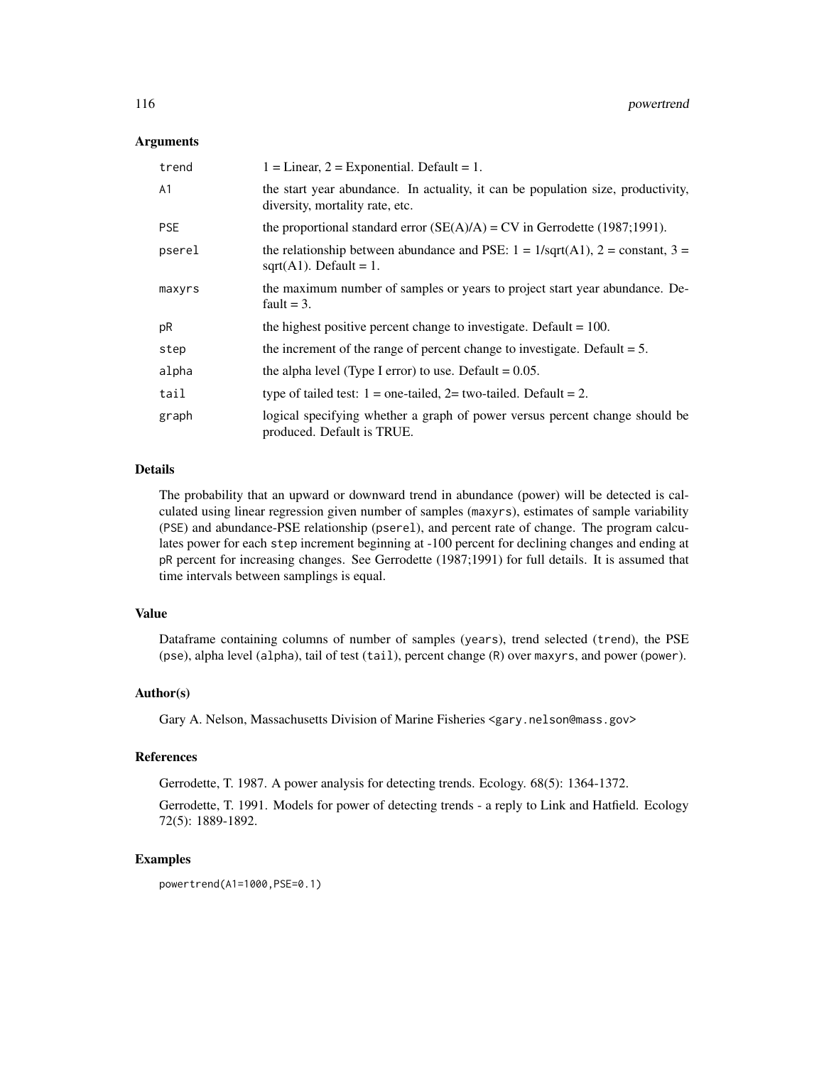## Arguments

| | |
|---|---|
| `trend` | 1 = Linear, 2 = Exponential. Default = 1. |
| `A1` | the start year abundance. In actuality, it can be population size, productivity, diversity, mortality rate, etc. |
| `PSE` | the proportional standard error (SE(A)/A) = CV in Gerrodette (1987;1991). |
| `pserel` | the relationship between abundance and PSE: 1 = 1/sqrt(A1), 2 = constant, 3 = sqrt(A1). Default = 1. |
| `maxyrs` | the maximum number of samples or years to project start year abundance. Default = 3. |
| `pR` | the highest positive percent change to investigate. Default = 100. |
| `step` | the increment of the range of percent change to investigate. Default = 5. |
| `alpha` | the alpha level (Type I error) to use. Default = 0.05. |
| `tail` | type of tailed test: 1 = one-tailed, 2= two-tailed. Default = 2. |
| `graph` | logical specifying whether a graph of power versus percent change should be produced. Default is TRUE. |

## Details

The probability that an upward or downward trend in abundance (power) will be detected is calculated using linear regression given number of samples (`maxyrs`), estimates of sample variability (`PSE`) and abundance-PSE relationship (`pserel`), and percent rate of change. The program calculates power for each `step` increment beginning at -100 percent for declining changes and ending at `pR` percent for increasing changes. See Gerrodette (1987;1991) for full details. It is assumed that time intervals between samplings is equal.

## Value

Dataframe containing columns of number of samples (`years`), trend selected (`trend`), the PSE (`pse`), alpha level (`alpha`), tail of test (`tail`), percent change (`R`) over `maxyrs`, and power (`power`).

## Author(s)

Gary A. Nelson, Massachusetts Division of Marine Fisheries <gary.nelson@mass.gov>

## References

Gerrodette, T. 1987. A power analysis for detecting trends. Ecology. 68(5): 1364-1372.

Gerrodette, T. 1991. Models for power of detecting trends - a reply to Link and Hatfield. Ecology 72(5): 1889-1892.

## Examples

```
powertrend(A1=1000,PSE=0.1)
```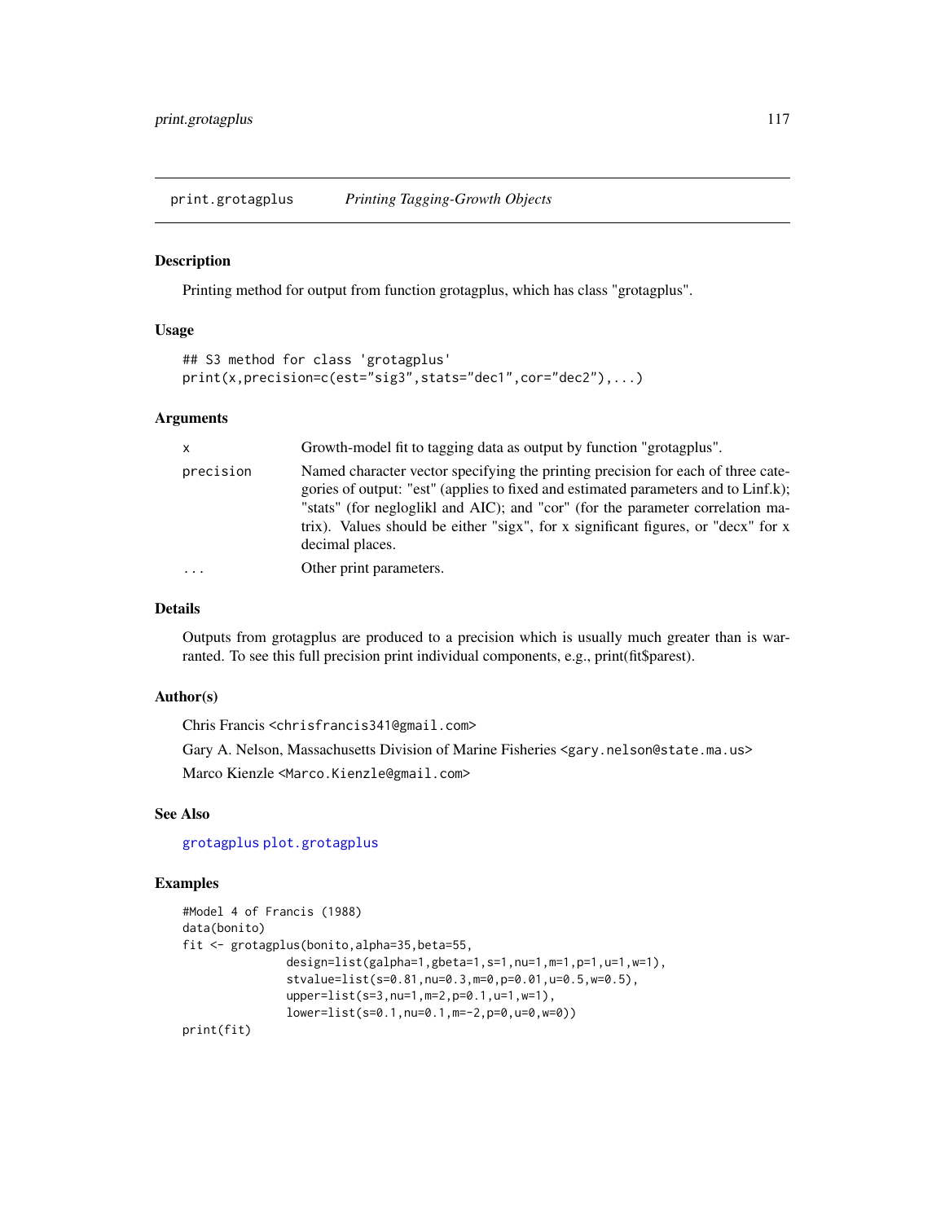print.grotagplus *Printing Tagging-Growth Objects*

### Description

Printing method for output from function grotagplus, which has class "grotagplus".

### Usage

```
## S3 method for class 'grotagplus'
print(x,precision=c(est="sig3",stats="dec1",cor="dec2"),...)
```

### Arguments

| | |
|---|---|
| x | Growth-model fit to tagging data as output by function "grotagplus". |
| precision | Named character vector specifying the printing precision for each of three categories of output: "est" (applies to fixed and estimated parameters and to Linf.k); "stats" (for neglogliklI and AIC); and "cor" (for the parameter correlation matrix). Values should be either "sigx", for x significant figures, or "decx" for x decimal places. |
| ... | Other print parameters. |

### Details

Outputs from grotagplus are produced to a precision which is usually much greater than is warranted. To see this full precision print individual components, e.g., print(fit$parest).

### Author(s)

Chris Francis <chrisfrancis341@gmail.com>

Gary A. Nelson, Massachusetts Division of Marine Fisheries <gary.nelson@state.ma.us>

Marco Kienzle <Marco.Kienzle@gmail.com>

### See Also

grotagplus plot.grotagplus

### Examples

```
#Model 4 of Francis (1988)
data(bonito)
fit <- grotagplus(bonito,alpha=35,beta=55,
              design=list(galpha=1,gbeta=1,s=1,nu=1,m=1,p=1,u=1,w=1),
              stvalue=list(s=0.81,nu=0.3,m=0,p=0.01,u=0.5,w=0.5),
              upper=list(s=3,nu=1,m=2,p=0.1,u=1,w=1),
              lower=list(s=0.1,nu=0.1,m=-2,p=0,u=0,w=0))
print(fit)
```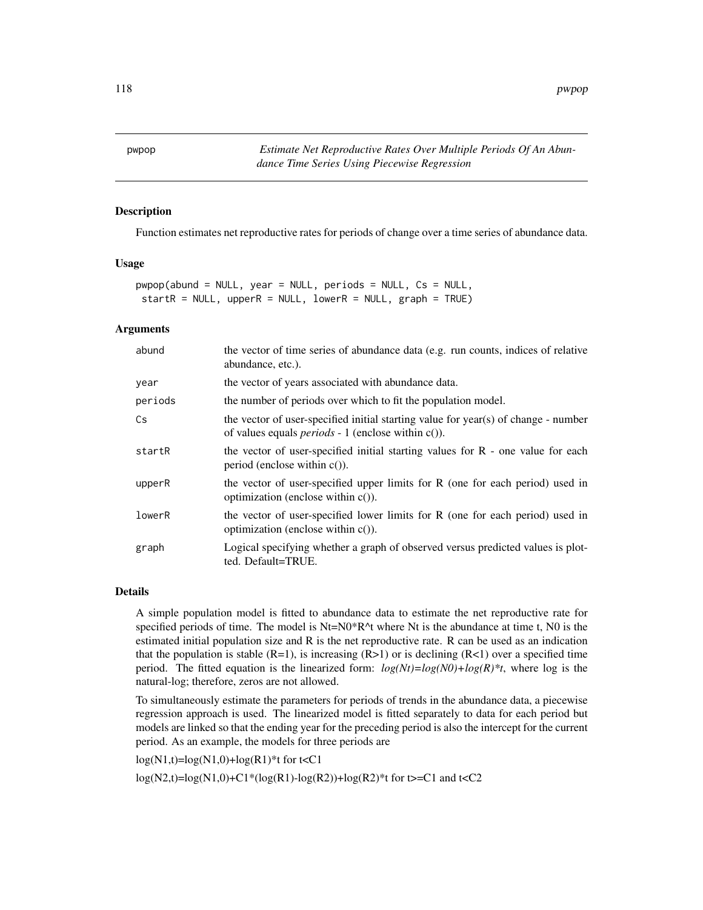pwpop *Estimate Net Reproductive Rates Over Multiple Periods Of An Abundance Time Series Using Piecewise Regression*

## Description

Function estimates net reproductive rates for periods of change over a time series of abundance data.

## Usage

```
pwpop(abund = NULL, year = NULL, periods = NULL, Cs = NULL,
 startR = NULL, upperR = NULL, lowerR = NULL, graph = TRUE)
```

## Arguments

| | |
|---|---|
| abund | the vector of time series of abundance data (e.g. run counts, indices of relative abundance, etc.). |
| year | the vector of years associated with abundance data. |
| periods | the number of periods over which to fit the population model. |
| Cs | the vector of user-specified initial starting value for year(s) of change - number of values equals *periods* - 1 (enclose within c()). |
| startR | the vector of user-specified initial starting values for R - one value for each period (enclose within c()). |
| upperR | the vector of user-specified upper limits for R (one for each period) used in optimization (enclose within c()). |
| lowerR | the vector of user-specified lower limits for R (one for each period) used in optimization (enclose within c()). |
| graph | Logical specifying whether a graph of observed versus predicted values is plotted. Default=TRUE. |

## Details

A simple population model is fitted to abundance data to estimate the net reproductive rate for specified periods of time. The model is Nt=N0*R^t where Nt is the abundance at time t, N0 is the estimated initial population size and R is the net reproductive rate. R can be used as an indication that the population is stable (R=1), is increasing (R>1) or is declining (R<1) over a specified time period. The fitted equation is the linearized form: *log(Nt)=log(N0)+log(R)*t*, where log is the natural-log; therefore, zeros are not allowed.

To simultaneously estimate the parameters for periods of trends in the abundance data, a piecewise regression approach is used. The linearized model is fitted separately to data for each period but models are linked so that the ending year for the preceding period is also the intercept for the current period. As an example, the models for three periods are

log(N1,t)=log(N1,0)+log(R1)*t for t<C1

log(N2,t)=log(N1,0)+C1*(log(R1)-log(R2))+log(R2)*t for t>=C1 and t<C2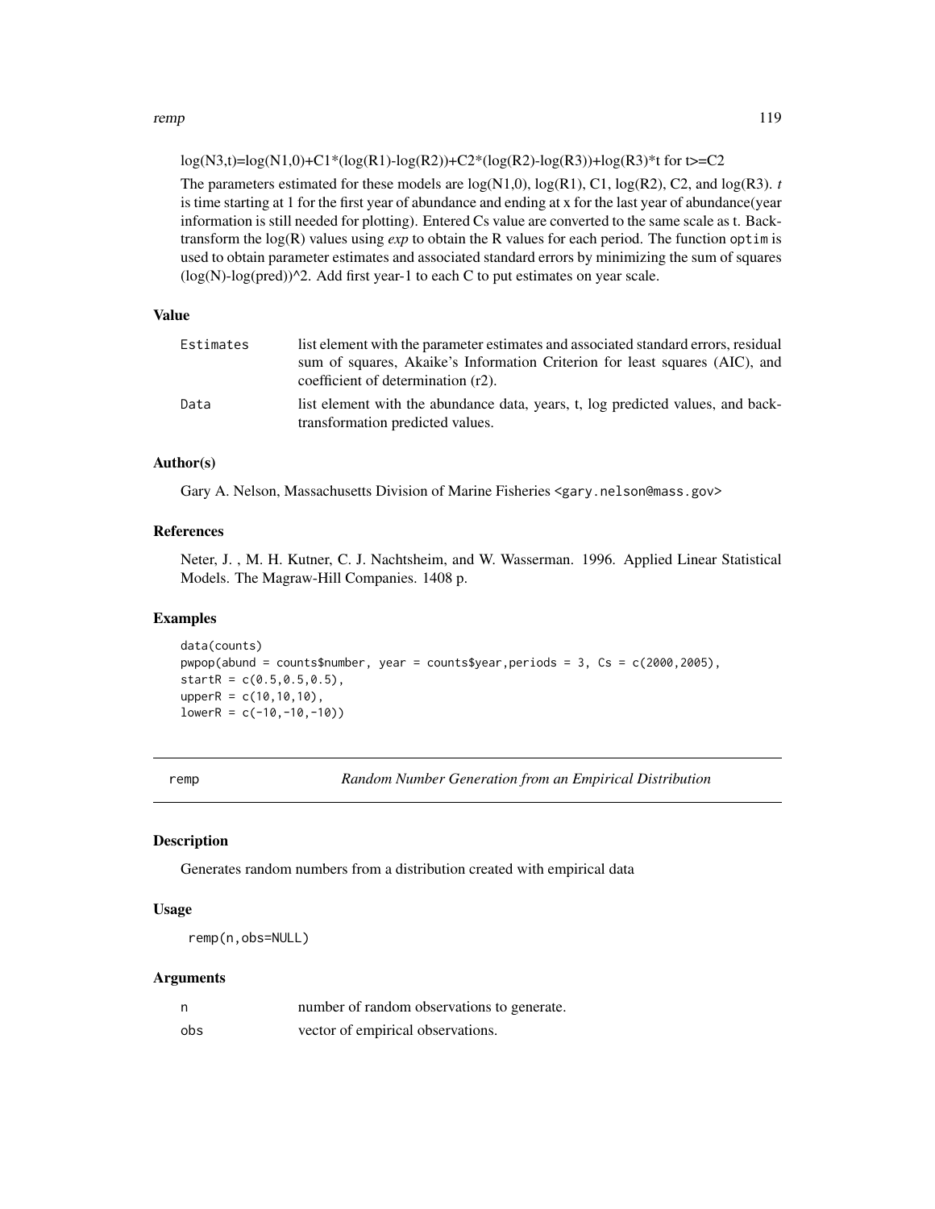$\log(N3,t) = \log(N1,0) + C1 * (\log(R1) - \log(R2)) + C2 * (\log(R2) - \log(R3)) + \log(R3) * t$ for $t >= C2$

The parameters estimated for these models are log(N1,0), log(R1), C1, log(R2), C2, and log(R3). *t* is time starting at 1 for the first year of abundance and ending at x for the last year of abundance(year information is still needed for plotting). Entered Cs value are converted to the same scale as t. Back-transform the log(R) values using *exp* to obtain the R values for each period. The function `optim` is used to obtain parameter estimates and associated standard errors by minimizing the sum of squares $(\log(N)-\log(pred))^2$. Add first year-1 to each C to put estimates on year scale.

### Value

| | |
|---|---|
| `Estimates` | list element with the parameter estimates and associated standard errors, residual sum of squares, Akaike's Information Criterion for least squares (AIC), and coefficient of determination (r2). |
| `Data` | list element with the abundance data, years, t, log predicted values, and back-transformation predicted values. |

### Author(s)

Gary A. Nelson, Massachusetts Division of Marine Fisheries <gary.nelson@mass.gov>

### References

Neter, J. , M. H. Kutner, C. J. Nachtsheim, and W. Wasserman. 1996. Applied Linear Statistical Models. The Magraw-Hill Companies. 1408 p.

### Examples

```
data(counts)
pwpop(abund = counts$number, year = counts$year,periods = 3, Cs = c(2000,2005),
startR = c(0.5,0.5,0.5),
upperR = c(10,10,10),
lowerR = c(-10,-10,-10))
```

---

## remp — *Random Number Generation from an Empirical Distribution*

### Description

Generates random numbers from a distribution created with empirical data

### Usage

```
remp(n,obs=NULL)
```

### Arguments

| | |
|---|---|
| `n` | number of random observations to generate. |
| `obs` | vector of empirical observations. |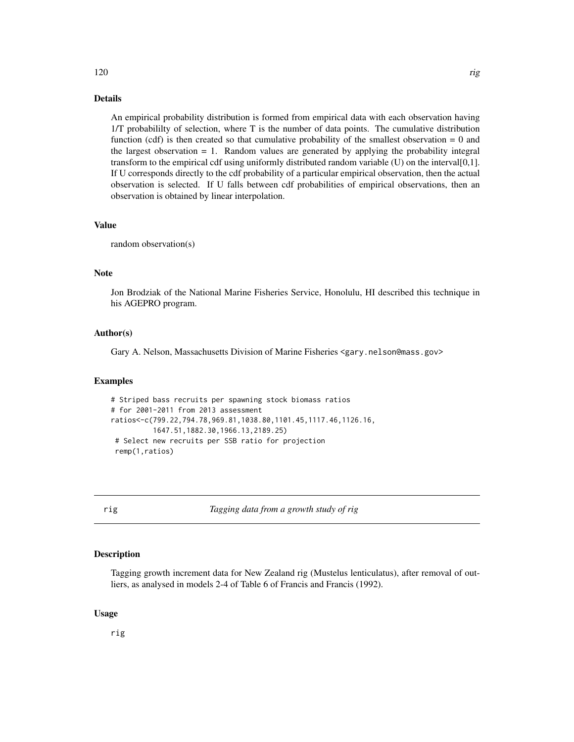## Details

An empirical probability distribution is formed from empirical data with each observation having 1/T probabililty of selection, where T is the number of data points. The cumulative distribution function (cdf) is then created so that cumulative probability of the smallest observation = 0 and the largest observation = 1. Random values are generated by applying the probability integral transform to the empirical cdf using uniformly distributed random variable (U) on the interval[0,1]. If U corresponds directly to the cdf probability of a particular empirical observation, then the actual observation is selected. If U falls between cdf probabilities of empirical observations, then an observation is obtained by linear interpolation.

## Value

random observation(s)

## Note

Jon Brodziak of the National Marine Fisheries Service, Honolulu, HI described this technique in his AGEPRO program.

## Author(s)

Gary A. Nelson, Massachusetts Division of Marine Fisheries <gary.nelson@mass.gov>

## Examples

```
# Striped bass recruits per spawning stock biomass ratios
# for 2001-2011 from 2013 assessment
ratios<-c(799.22,794.78,969.81,1038.80,1101.45,1117.46,1126.16,
          1647.51,1882.30,1966.13,2189.25)
 # Select new recruits per SSB ratio for projection
 remp(1,ratios)
```

---

# rig — *Tagging data from a growth study of rig*

## Description

Tagging growth increment data for New Zealand rig (Mustelus lenticulatus), after removal of outliers, as analysed in models 2-4 of Table 6 of Francis and Francis (1992).

## Usage

```
rig
```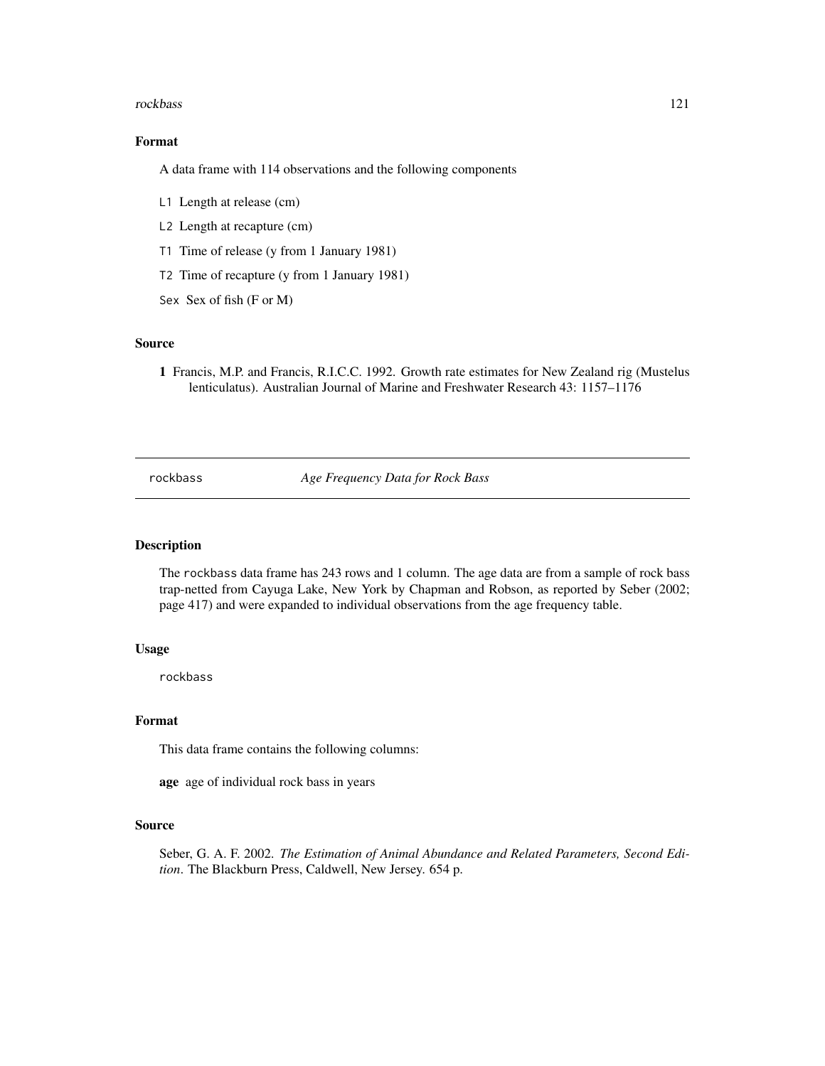### Format

A data frame with 114 observations and the following components

- L1 Length at release (cm)
- L2 Length at recapture (cm)
- T1 Time of release (y from 1 January 1981)
- T2 Time of recapture (y from 1 January 1981)
- Sex Sex of fish (F or M)

### Source

**1** Francis, M.P. and Francis, R.I.C.C. 1992. Growth rate estimates for New Zealand rig (Mustelus lenticulatus). Australian Journal of Marine and Freshwater Research 43: 1157–1176

---

## rockbass — *Age Frequency Data for Rock Bass*

### Description

The rockbass data frame has 243 rows and 1 column. The age data are from a sample of rock bass trap-netted from Cayuga Lake, New York by Chapman and Robson, as reported by Seber (2002; page 417) and were expanded to individual observations from the age frequency table.

### Usage

```
rockbass
```

### Format

This data frame contains the following columns:

**age** age of individual rock bass in years

### Source

Seber, G. A. F. 2002. *The Estimation of Animal Abundance and Related Parameters, Second Edition*. The Blackburn Press, Caldwell, New Jersey. 654 p.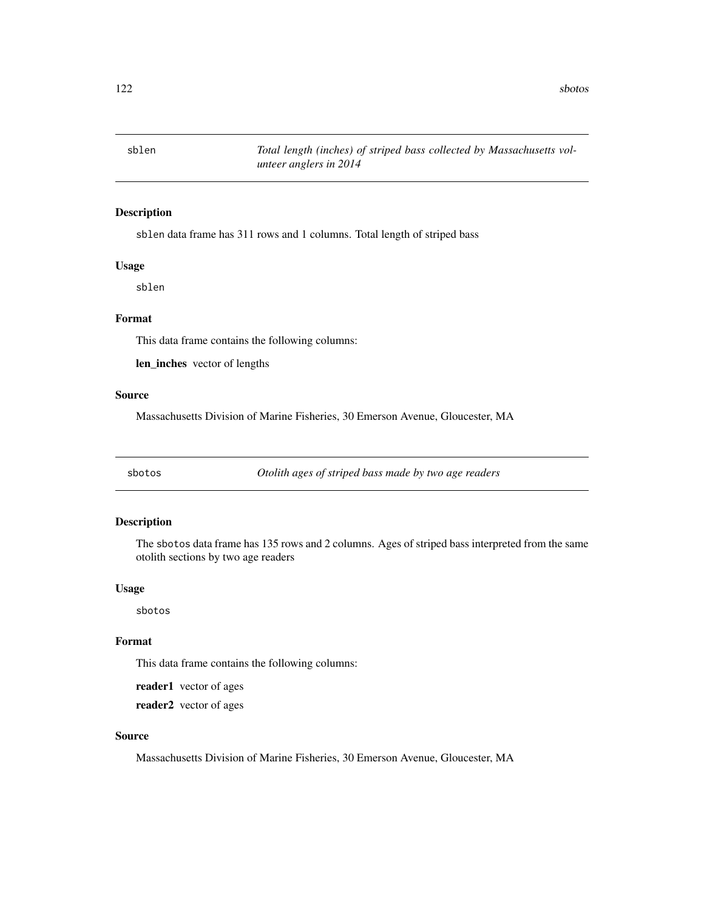## sblen — *Total length (inches) of striped bass collected by Massachusetts volunteer anglers in 2014*

### Description

sblen data frame has 311 rows and 1 columns. Total length of striped bass

### Usage

```
sblen
```

### Format

This data frame contains the following columns:

**len_inches** vector of lengths

### Source

Massachusetts Division of Marine Fisheries, 30 Emerson Avenue, Gloucester, MA

## sbotos — *Otolith ages of striped bass made by two age readers*

### Description

The sbotos data frame has 135 rows and 2 columns. Ages of striped bass interpreted from the same otolith sections by two age readers

### Usage

```
sbotos
```

### Format

This data frame contains the following columns:

**reader1** vector of ages

**reader2** vector of ages

### Source

Massachusetts Division of Marine Fisheries, 30 Emerson Avenue, Gloucester, MA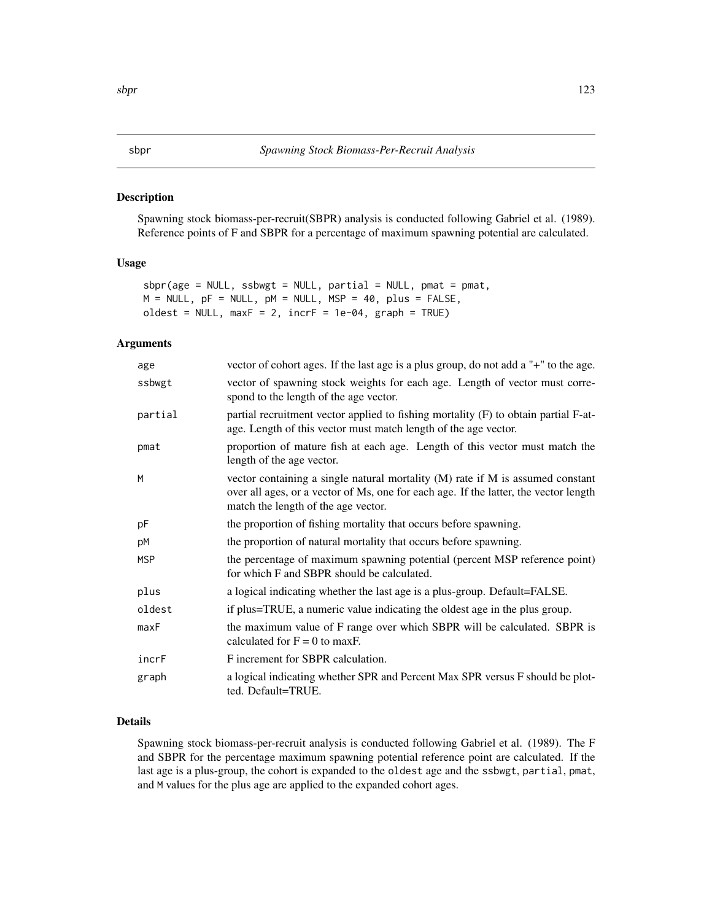sbpr — *Spawning Stock Biomass-Per-Recruit Analysis*

## Description

Spawning stock biomass-per-recruit(SBPR) analysis is conducted following Gabriel et al. (1989). Reference points of F and SBPR for a percentage of maximum spawning potential are calculated.

## Usage

```
sbpr(age = NULL, ssbwgt = NULL, partial = NULL, pmat = pmat,
M = NULL, pF = NULL, pM = NULL, MSP = 40, plus = FALSE,
oldest = NULL, maxF = 2, incrF = 1e-04, graph = TRUE)
```

## Arguments

| | |
|---|---|
| age | vector of cohort ages. If the last age is a plus group, do not add a "+" to the age. |
| ssbwgt | vector of spawning stock weights for each age. Length of vector must correspond to the length of the age vector. |
| partial | partial recruitment vector applied to fishing mortality (F) to obtain partial F-at-age. Length of this vector must match length of the age vector. |
| pmat | proportion of mature fish at each age. Length of this vector must match the length of the age vector. |
| M | vector containing a single natural mortality (M) rate if M is assumed constant over all ages, or a vector of Ms, one for each age. If the latter, the vector length match the length of the age vector. |
| pF | the proportion of fishing mortality that occurs before spawning. |
| pM | the proportion of natural mortality that occurs before spawning. |
| MSP | the percentage of maximum spawning potential (percent MSP reference point) for which F and SBPR should be calculated. |
| plus | a logical indicating whether the last age is a plus-group. Default=FALSE. |
| oldest | if plus=TRUE, a numeric value indicating the oldest age in the plus group. |
| maxF | the maximum value of F range over which SBPR will be calculated. SBPR is calculated for F = 0 to maxF. |
| incrF | F increment for SBPR calculation. |
| graph | a logical indicating whether SPR and Percent Max SPR versus F should be plotted. Default=TRUE. |

## Details

Spawning stock biomass-per-recruit analysis is conducted following Gabriel et al. (1989). The F and SBPR for the percentage maximum spawning potential reference point are calculated. If the last age is a plus-group, the cohort is expanded to the `oldest` age and the `ssbwgt`, `partial`, `pmat`, and `M` values for the plus age are applied to the expanded cohort ages.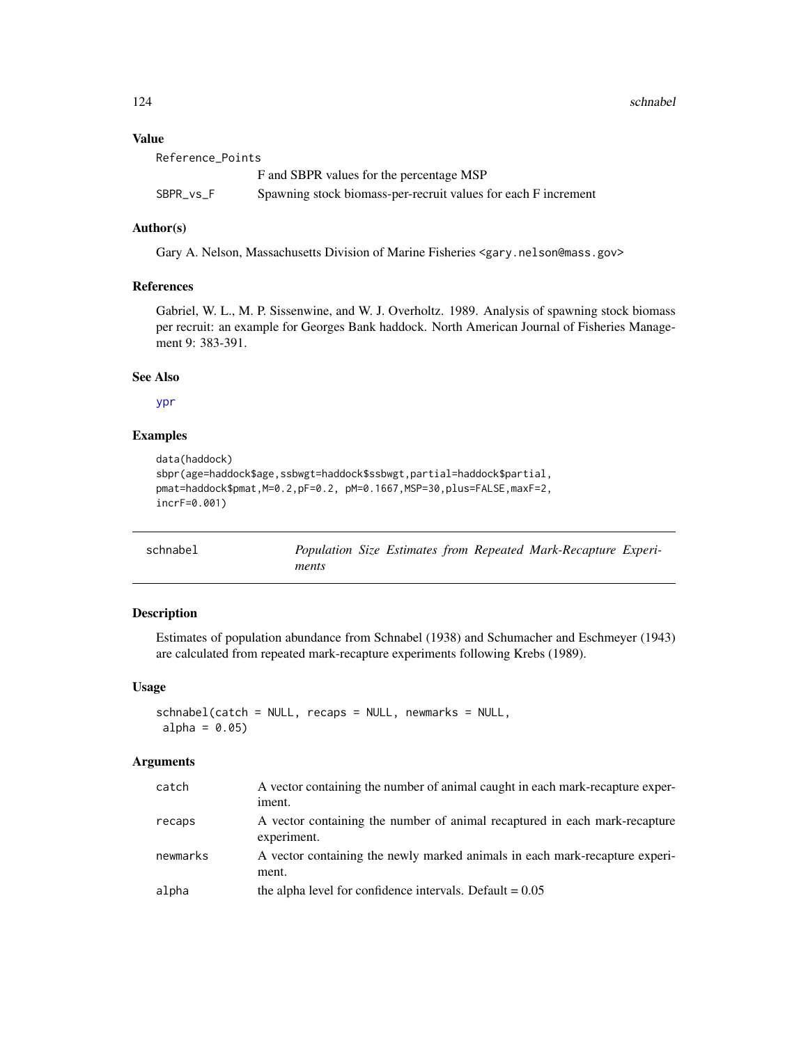### Value

| | |
|---|---|
| Reference_Points | F and SBPR values for the percentage MSP |
| SBPR_vs_F | Spawning stock biomass-per-recruit values for each F increment |

### Author(s)

Gary A. Nelson, Massachusetts Division of Marine Fisheries <gary.nelson@mass.gov>

### References

Gabriel, W. L., M. P. Sissenwine, and W. J. Overholtz. 1989. Analysis of spawning stock biomass per recruit: an example for Georges Bank haddock. North American Journal of Fisheries Management 9: 383-391.

### See Also

ypr

### Examples

```
data(haddock)
sbpr(age=haddock$age,ssbwgt=haddock$ssbwgt,partial=haddock$partial,
pmat=haddock$pmat,M=0.2,pF=0.2, pM=0.1667,MSP=30,plus=FALSE,maxF=2,
incrF=0.001)
```

---

## schnabel — *Population Size Estimates from Repeated Mark-Recapture Experiments*

### Description

Estimates of population abundance from Schnabel (1938) and Schumacher and Eschmeyer (1943) are calculated from repeated mark-recapture experiments following Krebs (1989).

### Usage

```
schnabel(catch = NULL, recaps = NULL, newmarks = NULL,
 alpha = 0.05)
```

### Arguments

| | |
|---|---|
| catch | A vector containing the number of animal caught in each mark-recapture experiment. |
| recaps | A vector containing the number of animal recaptured in each mark-recapture experiment. |
| newmarks | A vector containing the newly marked animals in each mark-recapture experiment. |
| alpha | the alpha level for confidence intervals. Default = 0.05 |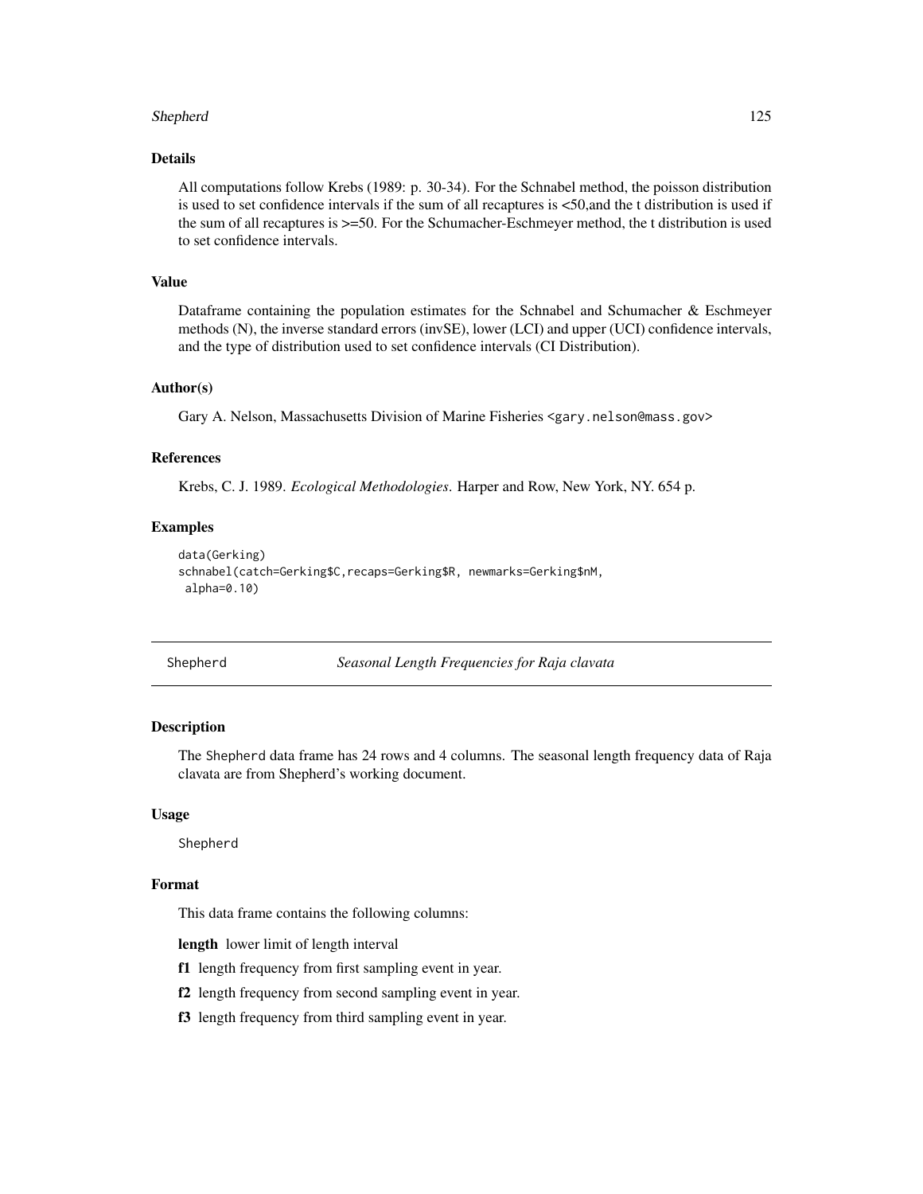### Details

All computations follow Krebs (1989: p. 30-34). For the Schnabel method, the poisson distribution is used to set confidence intervals if the sum of all recaptures is <50,and the t distribution is used if the sum of all recaptures is >=50. For the Schumacher-Eschmeyer method, the t distribution is used to set confidence intervals.

### Value

Dataframe containing the population estimates for the Schnabel and Schumacher & Eschmeyer methods (N), the inverse standard errors (invSE), lower (LCI) and upper (UCI) confidence intervals, and the type of distribution used to set confidence intervals (CI Distribution).

### Author(s)

Gary A. Nelson, Massachusetts Division of Marine Fisheries <gary.nelson@mass.gov>

### References

Krebs, C. J. 1989. *Ecological Methodologies*. Harper and Row, New York, NY. 654 p.

### Examples

```
data(Gerking)
schnabel(catch=Gerking$C,recaps=Gerking$R, newmarks=Gerking$nM,
 alpha=0.10)
```

---

## Shepherd — *Seasonal Length Frequencies for Raja clavata*

### Description

The Shepherd data frame has 24 rows and 4 columns. The seasonal length frequency data of Raja clavata are from Shepherd's working document.

### Usage

```
Shepherd
```

### Format

This data frame contains the following columns:

**length** lower limit of length interval

**f1** length frequency from first sampling event in year.

**f2** length frequency from second sampling event in year.

**f3** length frequency from third sampling event in year.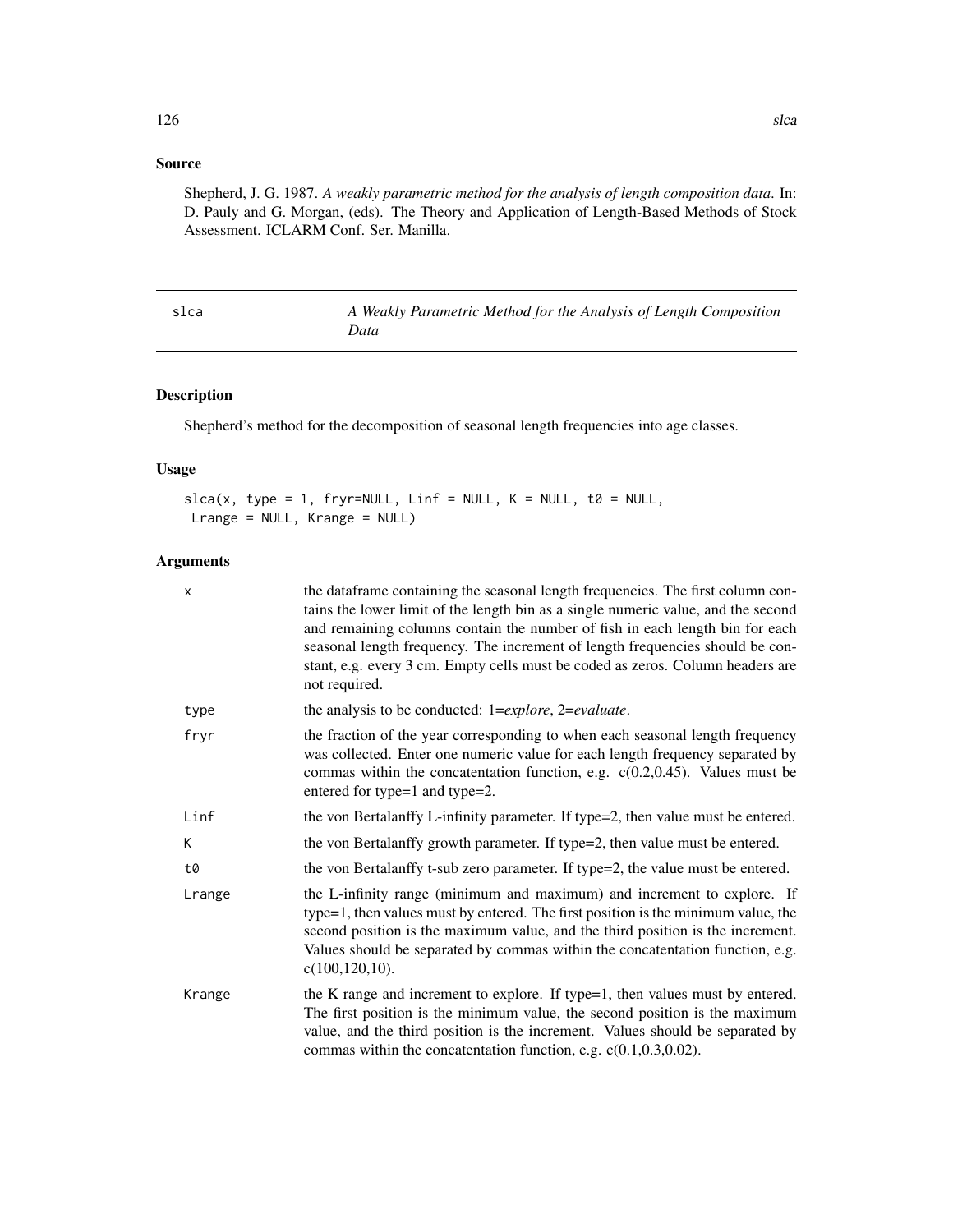## Source

Shepherd, J. G. 1987. *A weakly parametric method for the analysis of length composition data*. In: D. Pauly and G. Morgan, (eds). The Theory and Application of Length-Based Methods of Stock Assessment. ICLARM Conf. Ser. Manilla.

---

# slca — *A Weakly Parametric Method for the Analysis of Length Composition Data*

---

## Description

Shepherd's method for the decomposition of seasonal length frequencies into age classes.

## Usage

```
slca(x, type = 1, fryr=NULL, Linf = NULL, K = NULL, t0 = NULL,
 Lrange = NULL, Krange = NULL)
```

## Arguments

| | |
|---|---|
| `x` | the dataframe containing the seasonal length frequencies. The first column contains the lower limit of the length bin as a single numeric value, and the second and remaining columns contain the number of fish in each length bin for each seasonal length frequency. The increment of length frequencies should be constant, e.g. every 3 cm. Empty cells must be coded as zeros. Column headers are not required. |
| `type` | the analysis to be conducted: 1=*explore*, 2=*evaluate*. |
| `fryr` | the fraction of the year corresponding to when each seasonal length frequency was collected. Enter one numeric value for each length frequency separated by commas within the concatentation function, e.g. c(0.2,0.45). Values must be entered for type=1 and type=2. |
| `Linf` | the von Bertalanffy L-infinity parameter. If type=2, then value must be entered. |
| `K` | the von Bertalanffy growth parameter. If type=2, then value must be entered. |
| `t0` | the von Bertalanffy t-sub zero parameter. If type=2, the value must be entered. |
| `Lrange` | the L-infinity range (minimum and maximum) and increment to explore. If type=1, then values must by entered. The first position is the minimum value, the second position is the maximum value, and the third position is the increment. Values should be separated by commas within the concatentation function, e.g. c(100,120,10). |
| `Krange` | the K range and increment to explore. If type=1, then values must by entered. The first position is the minimum value, the second position is the maximum value, and the third position is the increment. Values should be separated by commas within the concatentation function, e.g. c(0.1,0.3,0.02). |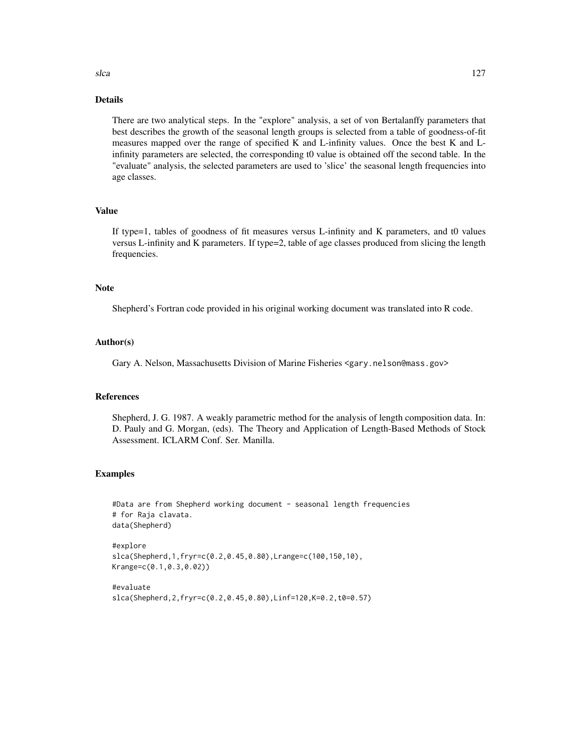## Details

There are two analytical steps. In the "explore" analysis, a set of von Bertalanffy parameters that best describes the growth of the seasonal length groups is selected from a table of goodness-of-fit measures mapped over the range of specified K and L-infinity values. Once the best K and L-infinity parameters are selected, the corresponding t0 value is obtained off the second table. In the "evaluate" analysis, the selected parameters are used to 'slice' the seasonal length frequencies into age classes.

## Value

If type=1, tables of goodness of fit measures versus L-infinity and K parameters, and t0 values versus L-infinity and K parameters. If type=2, table of age classes produced from slicing the length frequencies.

## Note

Shepherd's Fortran code provided in his original working document was translated into R code.

## Author(s)

Gary A. Nelson, Massachusetts Division of Marine Fisheries <gary.nelson@mass.gov>

## References

Shepherd, J. G. 1987. A weakly parametric method for the analysis of length composition data. In: D. Pauly and G. Morgan, (eds). The Theory and Application of Length-Based Methods of Stock Assessment. ICLARM Conf. Ser. Manilla.

## Examples

```
#Data are from Shepherd working document - seasonal length frequencies
# for Raja clavata.
data(Shepherd)

#explore
slca(Shepherd,1,fryr=c(0.2,0.45,0.80),Lrange=c(100,150,10),
Krange=c(0.1,0.3,0.02))

#evaluate
slca(Shepherd,2,fryr=c(0.2,0.45,0.80),Linf=120,K=0.2,t0=0.57)
```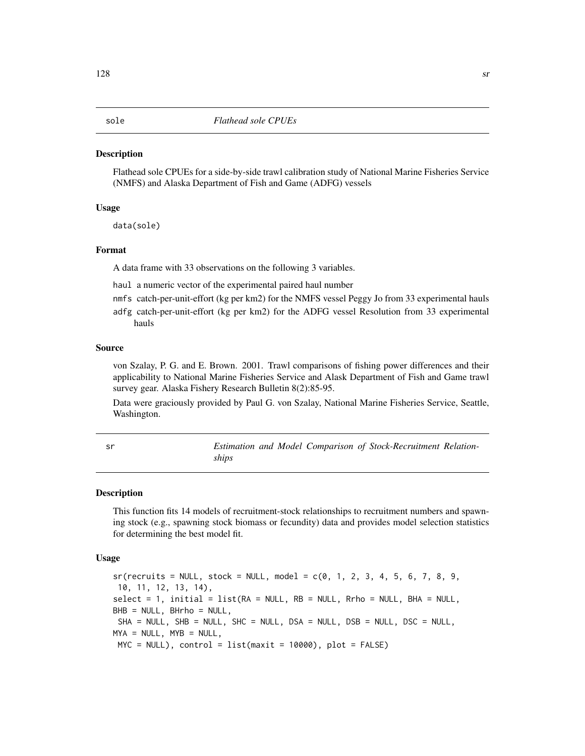## sole *Flathead sole CPUEs*

### Description

Flathead sole CPUEs for a side-by-side trawl calibration study of National Marine Fisheries Service (NMFS) and Alaska Department of Fish and Game (ADFG) vessels

### Usage

```
data(sole)
```

### Format

A data frame with 33 observations on the following 3 variables.

- `haul` a numeric vector of the experimental paired haul number
- `nmfs` catch-per-unit-effort (kg per km2) for the NMFS vessel Peggy Jo from 33 experimental hauls
- `adfg` catch-per-unit-effort (kg per km2) for the ADFG vessel Resolution from 33 experimental hauls

### Source

von Szalay, P. G. and E. Brown. 2001. Trawl comparisons of fishing power differences and their applicability to National Marine Fisheries Service and Alask Department of Fish and Game trawl survey gear. Alaska Fishery Research Bulletin 8(2):85-95.

Data were graciously provided by Paul G. von Szalay, National Marine Fisheries Service, Seattle, Washington.

## sr *Estimation and Model Comparison of Stock-Recruitment Relationships*

### Description

This function fits 14 models of recruitment-stock relationships to recruitment numbers and spawning stock (e.g., spawning stock biomass or fecundity) data and provides model selection statistics for determining the best model fit.

### Usage

```
sr(recruits = NULL, stock = NULL, model = c(0, 1, 2, 3, 4, 5, 6, 7, 8, 9,
 10, 11, 12, 13, 14),
select = 1, initial = list(RA = NULL, RB = NULL, Rrho = NULL, BHA = NULL,
BHB = NULL, BHrho = NULL,
 SHA = NULL, SHB = NULL, SHC = NULL, DSA = NULL, DSB = NULL, DSC = NULL,
MYA = NULL, MYB = NULL,
 MYC = NULL), control = list(maxit = 10000), plot = FALSE)
```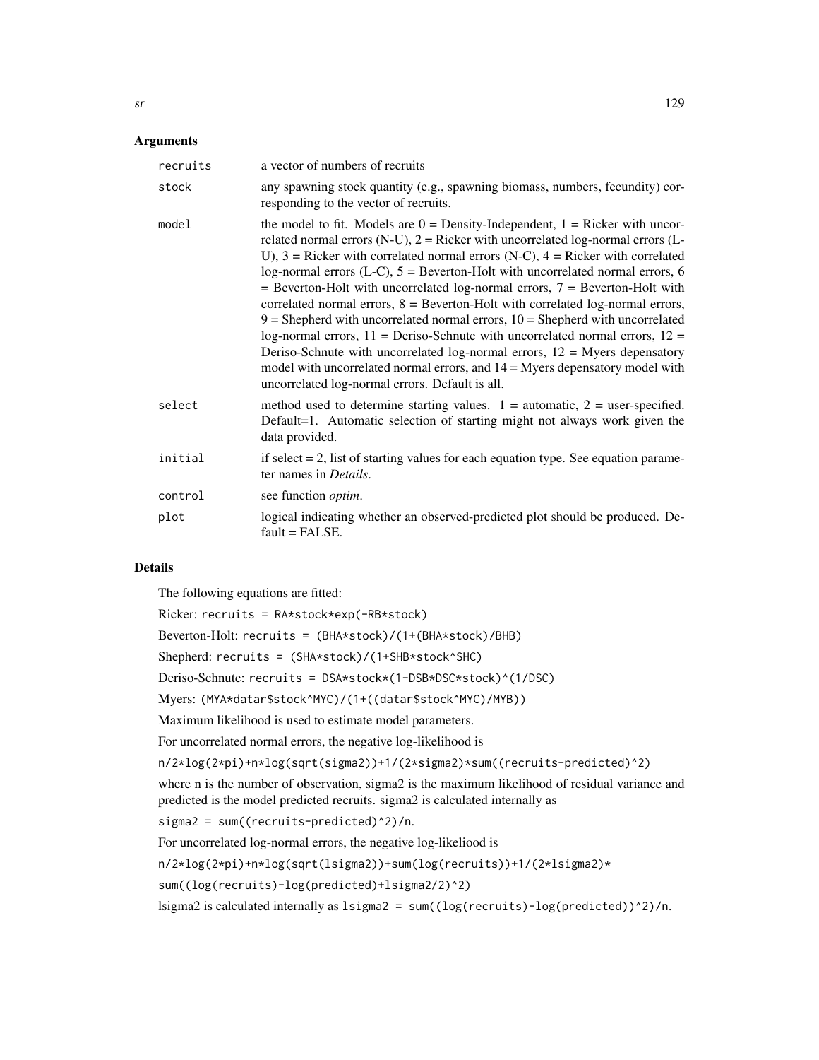## Arguments

| | |
|---|---|
| `recruits` | a vector of numbers of recruits |
| `stock` | any spawning stock quantity (e.g., spawning biomass, numbers, fecundity) corresponding to the vector of recruits. |
| `model` | the model to fit. Models are 0 = Density-Independent, 1 = Ricker with uncorrelated normal errors (N-U), 2 = Ricker with uncorrelated log-normal errors (L-U), 3 = Ricker with correlated normal errors (N-C), 4 = Ricker with correlated log-normal errors (L-C), 5 = Beverton-Holt with uncorrelated normal errors, 6 = Beverton-Holt with uncorrelated log-normal errors, 7 = Beverton-Holt with correlated normal errors, 8 = Beverton-Holt with correlated log-normal errors, 9 = Shepherd with uncorrelated normal errors, 10 = Shepherd with uncorrelated log-normal errors, 11 = Deriso-Schnute with uncorrelated normal errors, 12 = Deriso-Schnute with uncorrelated log-normal errors, 12 = Myers depensatory model with uncorrelated normal errors, and 14 = Myers depensatory model with uncorrelated log-normal errors. Default is all. |
| `select` | method used to determine starting values. 1 = automatic, 2 = user-specified. Default=1. Automatic selection of starting might not always work given the data provided. |
| `initial` | if select = 2, list of starting values for each equation type. See equation parameter names in *Details*. |
| `control` | see function *optim*. |
| `plot` | logical indicating whether an observed-predicted plot should be produced. Default = FALSE. |

## Details

The following equations are fitted:

Ricker: `recruits = RA*stock*exp(-RB*stock)`

Beverton-Holt: `recruits = (BHA*stock)/(1+(BHA*stock)/BHB)`

Shepherd: `recruits = (SHA*stock)/(1+SHB*stock^SHC)`

Deriso-Schnute: `recruits = DSA*stock*(1-DSB*DSC*stock)^(1/DSC)`

Myers: `(MYA*datar$stock^MYC)/(1+((datar$stock^MYC)/MYB))`

Maximum likelihood is used to estimate model parameters.

For uncorrelated normal errors, the negative log-likelihood is

`n/2*log(2*pi)+n*log(sqrt(sigma2))+1/(2*sigma2)*sum((recruits-predicted)^2)`

where n is the number of observation, sigma2 is the maximum likelihood of residual variance and predicted is the model predicted recruits. sigma2 is calculated internally as

`sigma2 = sum((recruits-predicted)^2)/n.`

For uncorrelated log-normal errors, the negative log-likeliood is

`n/2*log(2*pi)+n*log(sqrt(lsigma2))+sum(log(recruits))+1/(2*lsigma2)*`

`sum((log(recruits)-log(predicted)+lsigma2/2)^2)`

lsigma2 is calculated internally as `lsigma2 = sum((log(recruits)-log(predicted))^2)/n.`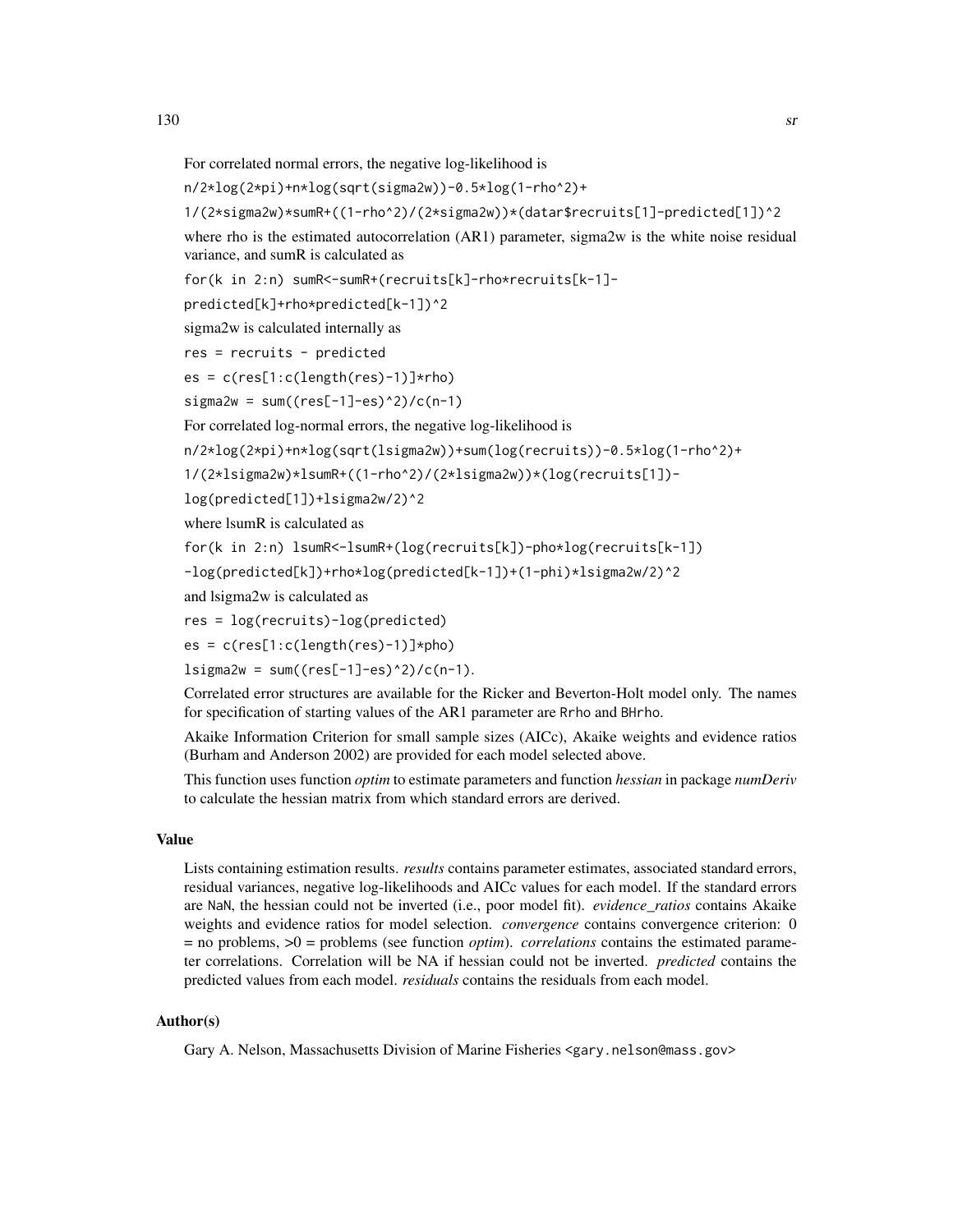For correlated normal errors, the negative log-likelihood is

```
n/2*log(2*pi)+n*log(sqrt(sigma2w))-0.5*log(1-rho^2)+
1/(2*sigma2w)*sumR+((1-rho^2)/(2*sigma2w))*(datar$recruits[1]-predicted[1])^2
```

where rho is the estimated autocorrelation (AR1) parameter, sigma2w is the white noise residual variance, and sumR is calculated as

```
for(k in 2:n) sumR<-sumR+(recruits[k]-rho*recruits[k-1]-
predicted[k]+rho*predicted[k-1])^2
```

sigma2w is calculated internally as

```
res = recruits - predicted
es = c(res[1:c(length(res)-1)]*rho)
sigma2w = sum((res[-1]-es)^2)/c(n-1)
```

For correlated log-normal errors, the negative log-likelihood is

```
n/2*log(2*pi)+n*log(sqrt(lsigma2w))+sum(log(recruits))-0.5*log(1-rho^2)+
1/(2*lsigma2w)*lsumR+((1-rho^2)/(2*lsigma2w))*(log(recruits[1])-
log(predicted[1])+lsigma2w/2)^2
```

where lsumR is calculated as

```
for(k in 2:n) lsumR<-lsumR+(log(recruits[k])-pho*log(recruits[k-1])
-log(predicted[k])+rho*log(predicted[k-1])+(1-phi)*lsigma2w/2)^2
```

and lsigma2w is calculated as

```
res = log(recruits)-log(predicted)
es = c(res[1:c(length(res)-1)]*pho)
lsigma2w = sum((res[-1]-es)^2)/c(n-1).
```

Correlated error structures are available for the Ricker and Beverton-Holt model only. The names for specification of starting values of the AR1 parameter are Rrho and BHrho.

Akaike Information Criterion for small sample sizes (AICc), Akaike weights and evidence ratios (Burham and Anderson 2002) are provided for each model selected above.

This function uses function *optim* to estimate parameters and function *hessian* in package *numDeriv* to calculate the hessian matrix from which standard errors are derived.

## Value

Lists containing estimation results. *results* contains parameter estimates, associated standard errors, residual variances, negative log-likelihoods and AICc values for each model. If the standard errors are NaN, the hessian could not be inverted (i.e., poor model fit). *evidence_ratios* contains Akaike weights and evidence ratios for model selection. *convergence* contains convergence criterion: 0 = no problems, >0 = problems (see function *optim*). *correlations* contains the estimated parameter correlations. Correlation will be NA if hessian could not be inverted. *predicted* contains the predicted values from each model. *residuals* contains the residuals from each model.

## Author(s)

Gary A. Nelson, Massachusetts Division of Marine Fisheries <gary.nelson@mass.gov>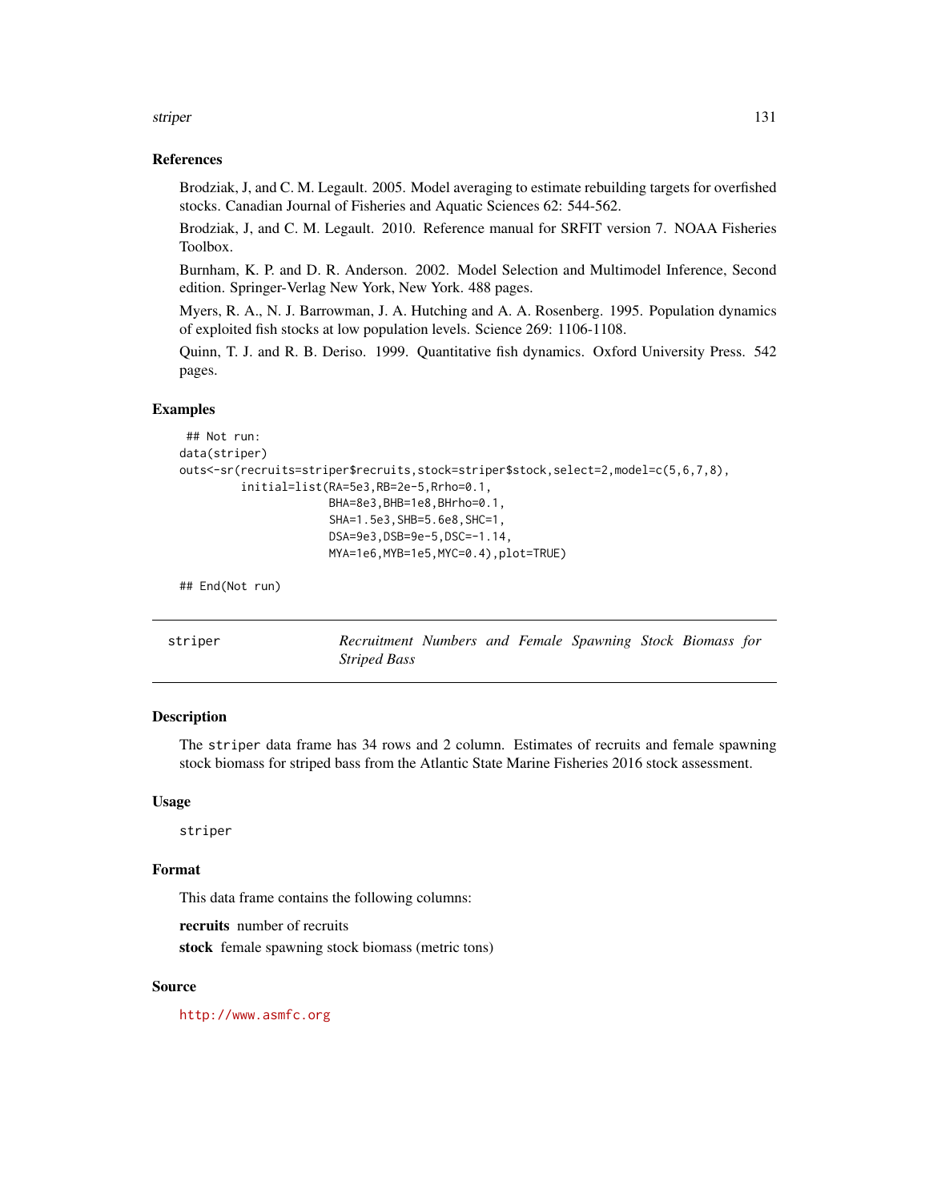## References

Brodziak, J, and C. M. Legault. 2005. Model averaging to estimate rebuilding targets for overfished stocks. Canadian Journal of Fisheries and Aquatic Sciences 62: 544-562.

Brodziak, J, and C. M. Legault. 2010. Reference manual for SRFIT version 7. NOAA Fisheries Toolbox.

Burnham, K. P. and D. R. Anderson. 2002. Model Selection and Multimodel Inference, Second edition. Springer-Verlag New York, New York. 488 pages.

Myers, R. A., N. J. Barrowman, J. A. Hutching and A. A. Rosenberg. 1995. Population dynamics of exploited fish stocks at low population levels. Science 269: 1106-1108.

Quinn, T. J. and R. B. Deriso. 1999. Quantitative fish dynamics. Oxford University Press. 542 pages.

## Examples

```
 ## Not run:
data(striper)
outs<-sr(recruits=striper$recruits,stock=striper$stock,select=2,model=c(5,6,7,8),
        initial=list(RA=5e3,RB=2e-5,Rrho=0.1,
                     BHA=8e3,BHB=1e8,BHrho=0.1,
                     SHA=1.5e3,SHB=5.6e8,SHC=1,
                     DSA=9e3,DSB=9e-5,DSC=-1.14,
                     MYA=1e6,MYB=1e5,MYC=0.4),plot=TRUE)

## End(Not run)
```

---

# striper — *Recruitment Numbers and Female Spawning Stock Biomass for Striped Bass*

## Description

The `striper` data frame has 34 rows and 2 column. Estimates of recruits and female spawning stock biomass for striped bass from the Atlantic State Marine Fisheries 2016 stock assessment.

## Usage

```
striper
```

## Format

This data frame contains the following columns:

**recruits** number of recruits

**stock** female spawning stock biomass (metric tons)

## Source

http://www.asmfc.org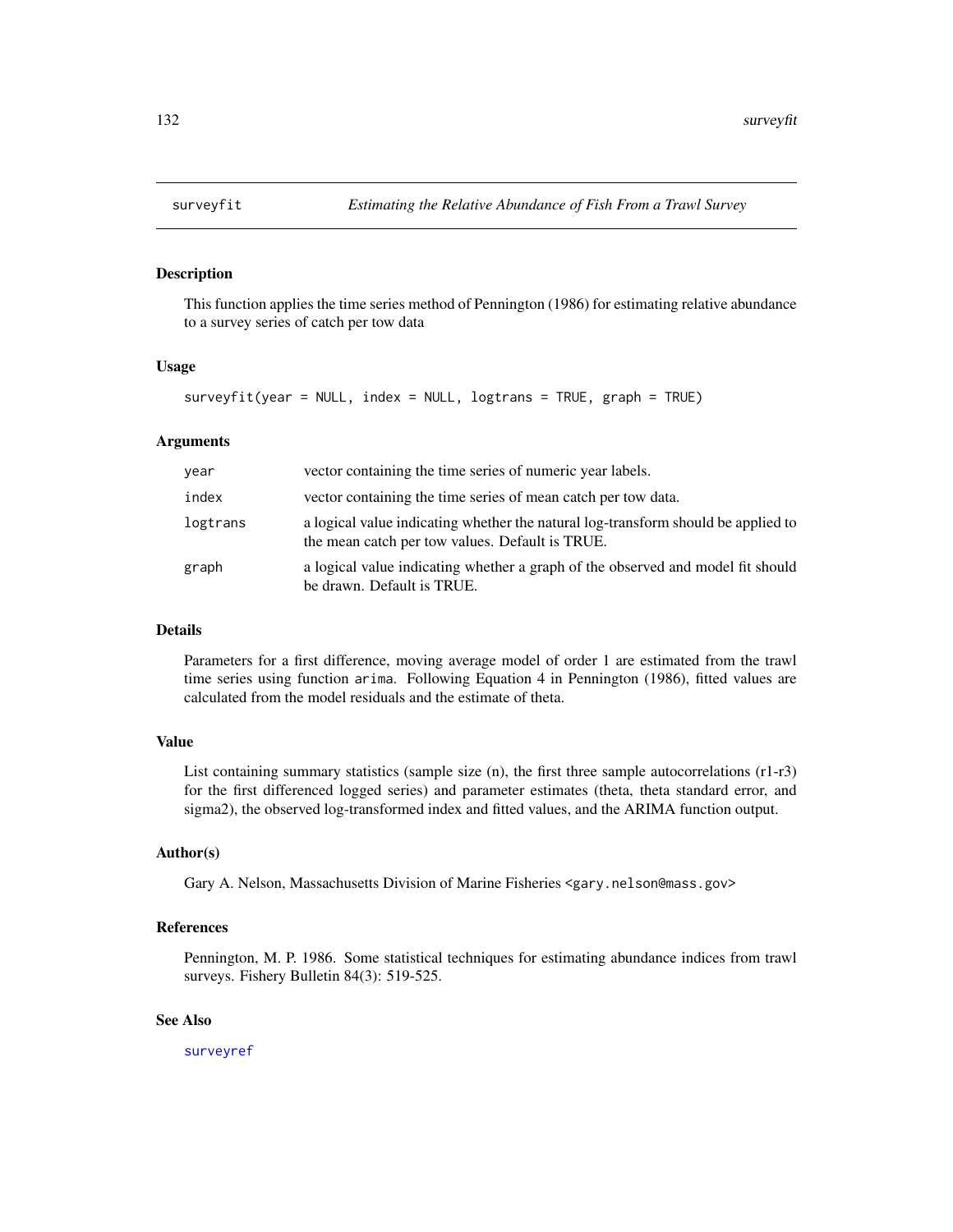# surveyfit — *Estimating the Relative Abundance of Fish From a Trawl Survey*

## Description

This function applies the time series method of Pennington (1986) for estimating relative abundance to a survey series of catch per tow data

## Usage

```
surveyfit(year = NULL, index = NULL, logtrans = TRUE, graph = TRUE)
```

## Arguments

| | |
|---|---|
| `year` | vector containing the time series of numeric year labels. |
| `index` | vector containing the time series of mean catch per tow data. |
| `logtrans` | a logical value indicating whether the natural log-transform should be applied to the mean catch per tow values. Default is TRUE. |
| `graph` | a logical value indicating whether a graph of the observed and model fit should be drawn. Default is TRUE. |

## Details

Parameters for a first difference, moving average model of order 1 are estimated from the trawl time series using function `arima`. Following Equation 4 in Pennington (1986), fitted values are calculated from the model residuals and the estimate of theta.

## Value

List containing summary statistics (sample size (n), the first three sample autocorrelations (r1-r3) for the first differenced logged series) and parameter estimates (theta, theta standard error, and sigma2), the observed log-transformed index and fitted values, and the ARIMA function output.

## Author(s)

Gary A. Nelson, Massachusetts Division of Marine Fisheries <gary.nelson@mass.gov>

## References

Pennington, M. P. 1986. Some statistical techniques for estimating abundance indices from trawl surveys. Fishery Bulletin 84(3): 519-525.

## See Also

`surveyref`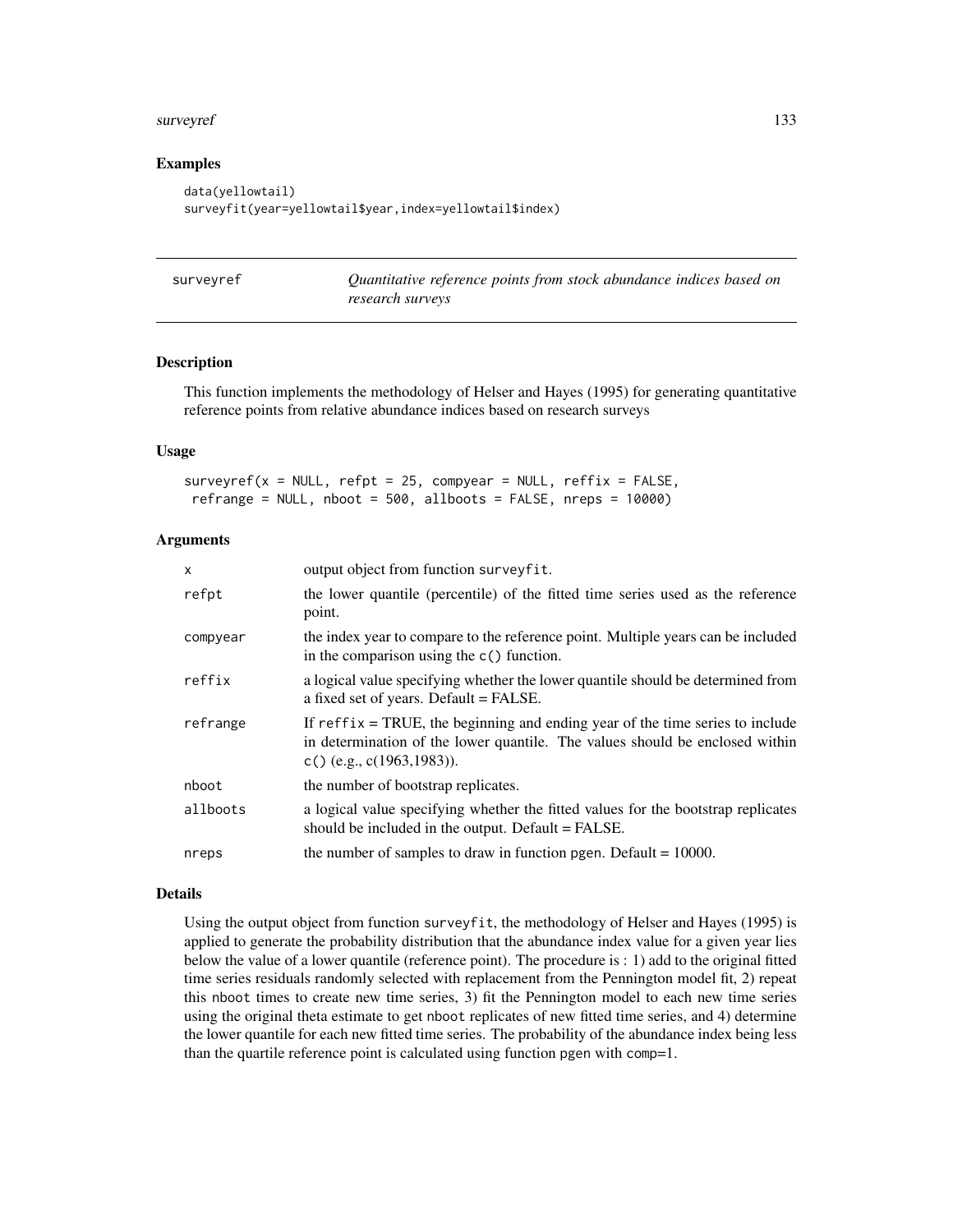### Examples

```
data(yellowtail)
surveyfit(year=yellowtail$year,index=yellowtail$index)
```

---

## surveyref — *Quantitative reference points from stock abundance indices based on research surveys*

---

### Description

This function implements the methodology of Helser and Hayes (1995) for generating quantitative reference points from relative abundance indices based on research surveys

### Usage

```
surveyref(x = NULL, refpt = 25, compyear = NULL, reffix = FALSE,
 refrange = NULL, nboot = 500, allboots = FALSE, nreps = 10000)
```

### Arguments

| | |
|---|---|
| x | output object from function surveyfit. |
| refpt | the lower quantile (percentile) of the fitted time series used as the reference point. |
| compyear | the index year to compare to the reference point. Multiple years can be included in the comparison using the c() function. |
| reffix | a logical value specifying whether the lower quantile should be determined from a fixed set of years. Default = FALSE. |
| refrange | If reffix = TRUE, the beginning and ending year of the time series to include in determination of the lower quantile. The values should be enclosed within c() (e.g., c(1963,1983)). |
| nboot | the number of bootstrap replicates. |
| allboots | a logical value specifying whether the fitted values for the bootstrap replicates should be included in the output. Default = FALSE. |
| nreps | the number of samples to draw in function pgen. Default = 10000. |

### Details

Using the output object from function surveyfit, the methodology of Helser and Hayes (1995) is applied to generate the probability distribution that the abundance index value for a given year lies below the value of a lower quantile (reference point). The procedure is : 1) add to the original fitted time series residuals randomly selected with replacement from the Pennington model fit, 2) repeat this nboot times to create new time series, 3) fit the Pennington model to each new time series using the original theta estimate to get nboot replicates of new fitted time series, and 4) determine the lower quantile for each new fitted time series. The probability of the abundance index being less than the quartile reference point is calculated using function pgen with comp=1.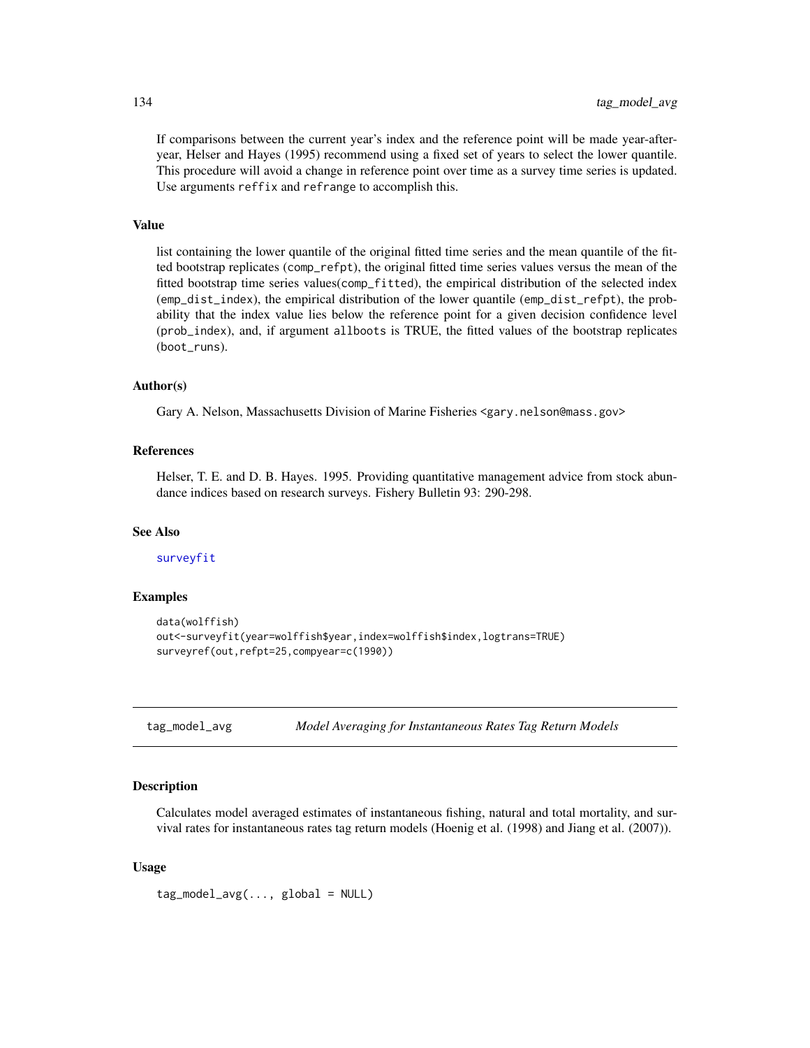If comparisons between the current year's index and the reference point will be made year-after-year, Helser and Hayes (1995) recommend using a fixed set of years to select the lower quantile. This procedure will avoid a change in reference point over time as a survey time series is updated. Use arguments reffix and refrange to accomplish this.

### Value

list containing the lower quantile of the original fitted time series and the mean quantile of the fitted bootstrap replicates (comp_refpt), the original fitted time series values versus the mean of the fitted bootstrap time series values(comp_fitted), the empirical distribution of the selected index (emp_dist_index), the empirical distribution of the lower quantile (emp_dist_refpt), the probability that the index value lies below the reference point for a given decision confidence level (prob_index), and, if argument allboots is TRUE, the fitted values of the bootstrap replicates (boot_runs).

### Author(s)

Gary A. Nelson, Massachusetts Division of Marine Fisheries <gary.nelson@mass.gov>

### References

Helser, T. E. and D. B. Hayes. 1995. Providing quantitative management advice from stock abundance indices based on research surveys. Fishery Bulletin 93: 290-298.

### See Also

surveyfit

### Examples

```
data(wolffish)
out<-surveyfit(year=wolffish$year,index=wolffish$index,logtrans=TRUE)
surveyref(out,refpt=25,compyear=c(1990))
```

---

## tag_model_avg — *Model Averaging for Instantaneous Rates Tag Return Models*

### Description

Calculates model averaged estimates of instantaneous fishing, natural and total mortality, and survival rates for instantaneous rates tag return models (Hoenig et al. (1998) and Jiang et al. (2007)).

### Usage

```
tag_model_avg(..., global = NULL)
```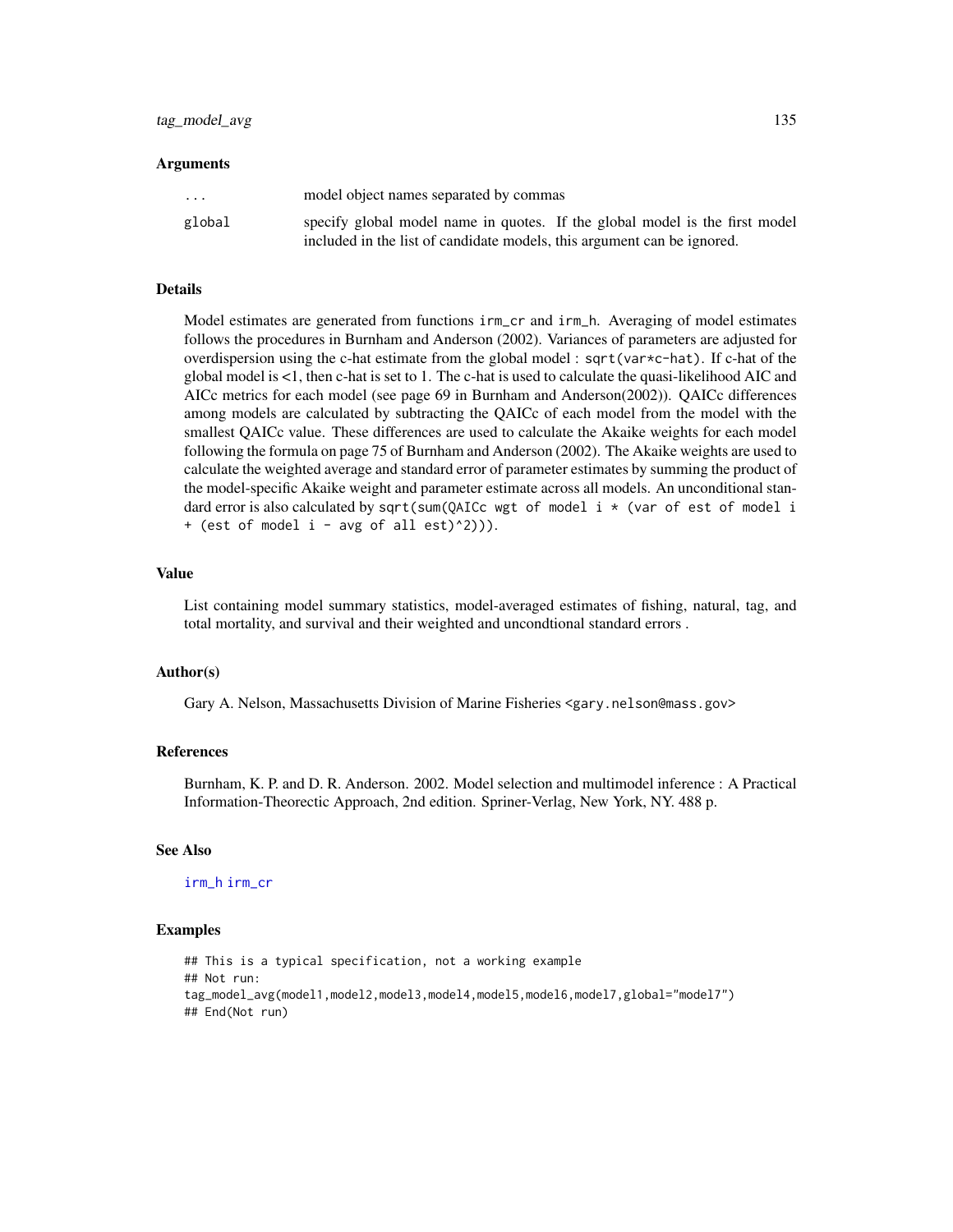### Arguments

| | |
|---|---|
| `...` | model object names separated by commas |
| `global` | specify global model name in quotes. If the global model is the first model included in the list of candidate models, this argument can be ignored. |

### Details

Model estimates are generated from functions `irm_cr` and `irm_h`. Averaging of model estimates follows the procedures in Burnham and Anderson (2002). Variances of parameters are adjusted for overdispersion using the c-hat estimate from the global model : `sqrt(var*c-hat)`. If c-hat of the global model is <1, then c-hat is set to 1. The c-hat is used to calculate the quasi-likelihood AIC and AICc metrics for each model (see page 69 in Burnham and Anderson(2002)). QAICc differences among models are calculated by subtracting the QAICc of each model from the model with the smallest QAICc value. These differences are used to calculate the Akaike weights for each model following the formula on page 75 of Burnham and Anderson (2002). The Akaike weights are used to calculate the weighted average and standard error of parameter estimates by summing the product of the model-specific Akaike weight and parameter estimate across all models. An unconditional standard error is also calculated by `sqrt(sum(QAICc wgt of model i * (var of est of model i + (est of model i - avg of all est)^2)))`.

### Value

List containing model summary statistics, model-averaged estimates of fishing, natural, tag, and total mortality, and survival and their weighted and uncondtional standard errors .

### Author(s)

Gary A. Nelson, Massachusetts Division of Marine Fisheries <gary.nelson@mass.gov>

### References

Burnham, K. P. and D. R. Anderson. 2002. Model selection and multimodel inference : A Practical Information-Theorectic Approach, 2nd edition. Spriner-Verlag, New York, NY. 488 p.

### See Also

irm_h irm_cr

### Examples

```
## This is a typical specification, not a working example
## Not run:
tag_model_avg(model1,model2,model3,model4,model5,model6,model7,global="model7")
## End(Not run)
```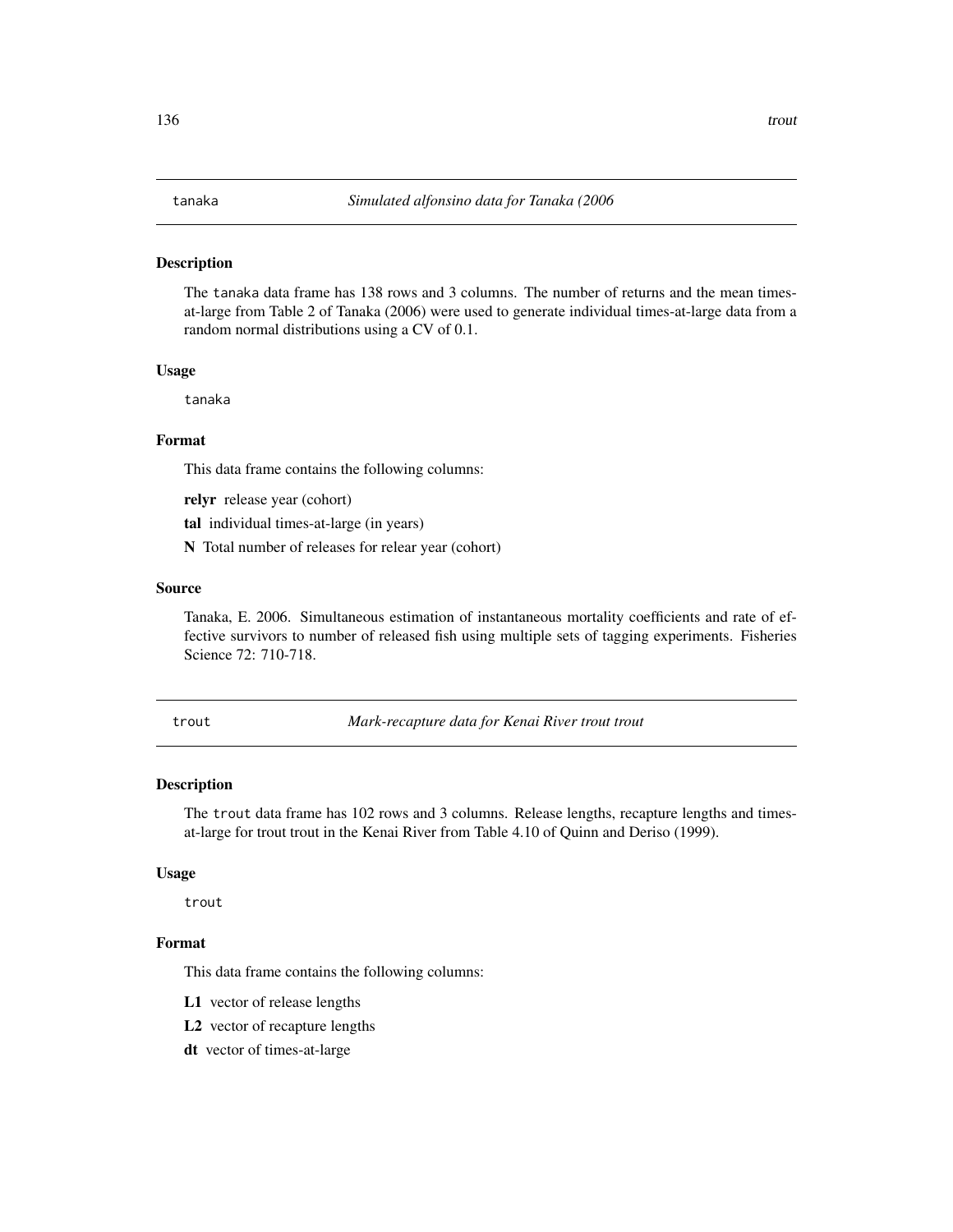## tanaka *Simulated alfonsino data for Tanaka (2006*

### Description

The `tanaka` data frame has 138 rows and 3 columns. The number of returns and the mean times-at-large from Table 2 of Tanaka (2006) were used to generate individual times-at-large data from a random normal distributions using a CV of 0.1.

### Usage

```
tanaka
```

### Format

This data frame contains the following columns:

**relyr** release year (cohort)

**tal** individual times-at-large (in years)

**N** Total number of releases for relear year (cohort)

### Source

Tanaka, E. 2006. Simultaneous estimation of instantaneous mortality coefficients and rate of effective survivors to number of released fish using multiple sets of tagging experiments. Fisheries Science 72: 710-718.

## trout *Mark-recapture data for Kenai River trout trout*

### Description

The `trout` data frame has 102 rows and 3 columns. Release lengths, recapture lengths and times-at-large for trout trout in the Kenai River from Table 4.10 of Quinn and Deriso (1999).

### Usage

```
trout
```

### Format

This data frame contains the following columns:

**L1** vector of release lengths

**L2** vector of recapture lengths

**dt** vector of times-at-large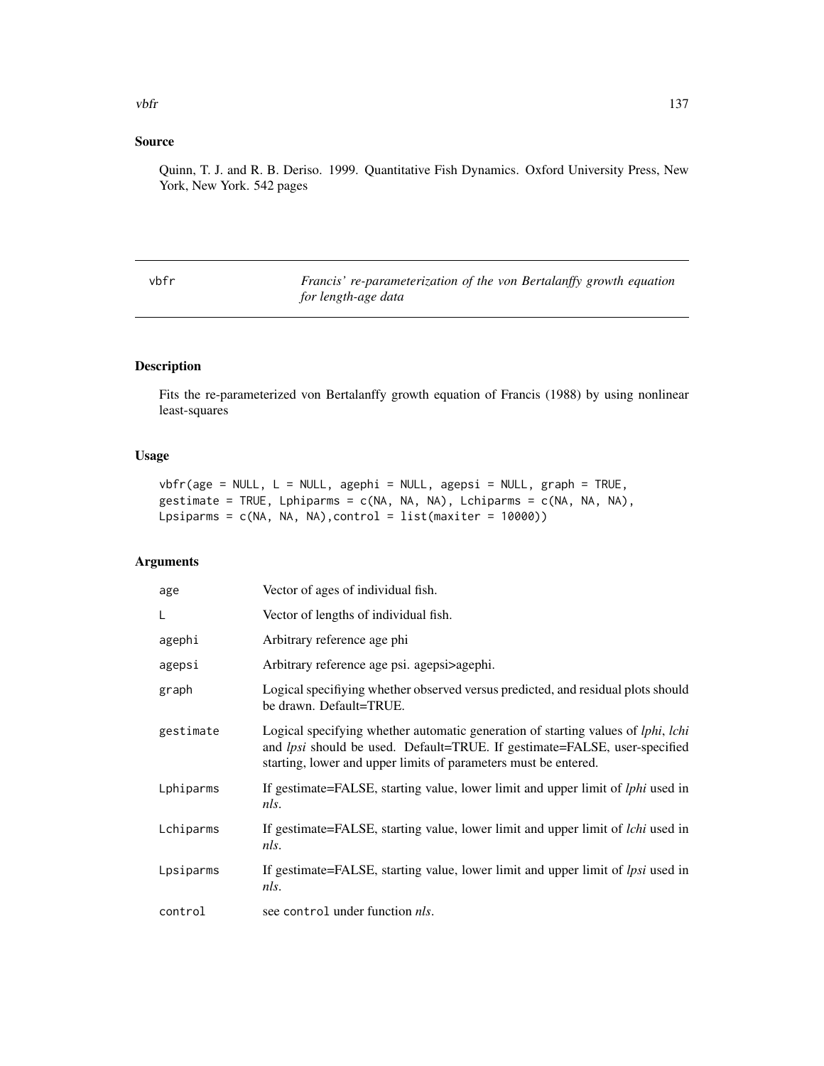## Source

Quinn, T. J. and R. B. Deriso. 1999. Quantitative Fish Dynamics. Oxford University Press, New York, New York. 542 pages

---

vbfr — *Francis' re-parameterization of the von Bertalanffy growth equation for length-age data*

---

## Description

Fits the re-parameterized von Bertalanffy growth equation of Francis (1988) by using nonlinear least-squares

## Usage

```
vbfr(age = NULL, L = NULL, agephi = NULL, agepsi = NULL, graph = TRUE,
gestimate = TRUE, Lphiparms = c(NA, NA, NA), Lchiparms = c(NA, NA, NA),
Lpsiparms = c(NA, NA, NA),control = list(maxiter = 10000))
```

## Arguments

| | |
|---|---|
| age | Vector of ages of individual fish. |
| L | Vector of lengths of individual fish. |
| agephi | Arbitrary reference age phi |
| agepsi | Arbitrary reference age psi. agepsi>agephi. |
| graph | Logical specifiying whether observed versus predicted, and residual plots should be drawn. Default=TRUE. |
| gestimate | Logical specifying whether automatic generation of starting values of *lphi*, *lchi* and *lpsi* should be used. Default=TRUE. If gestimate=FALSE, user-specified starting, lower and upper limits of parameters must be entered. |
| Lphiparms | If gestimate=FALSE, starting value, lower limit and upper limit of *lphi* used in *nls*. |
| Lchiparms | If gestimate=FALSE, starting value, lower limit and upper limit of *lchi* used in *nls*. |
| Lpsiparms | If gestimate=FALSE, starting value, lower limit and upper limit of *lpsi* used in *nls*. |
| control | see `control` under function *nls*. |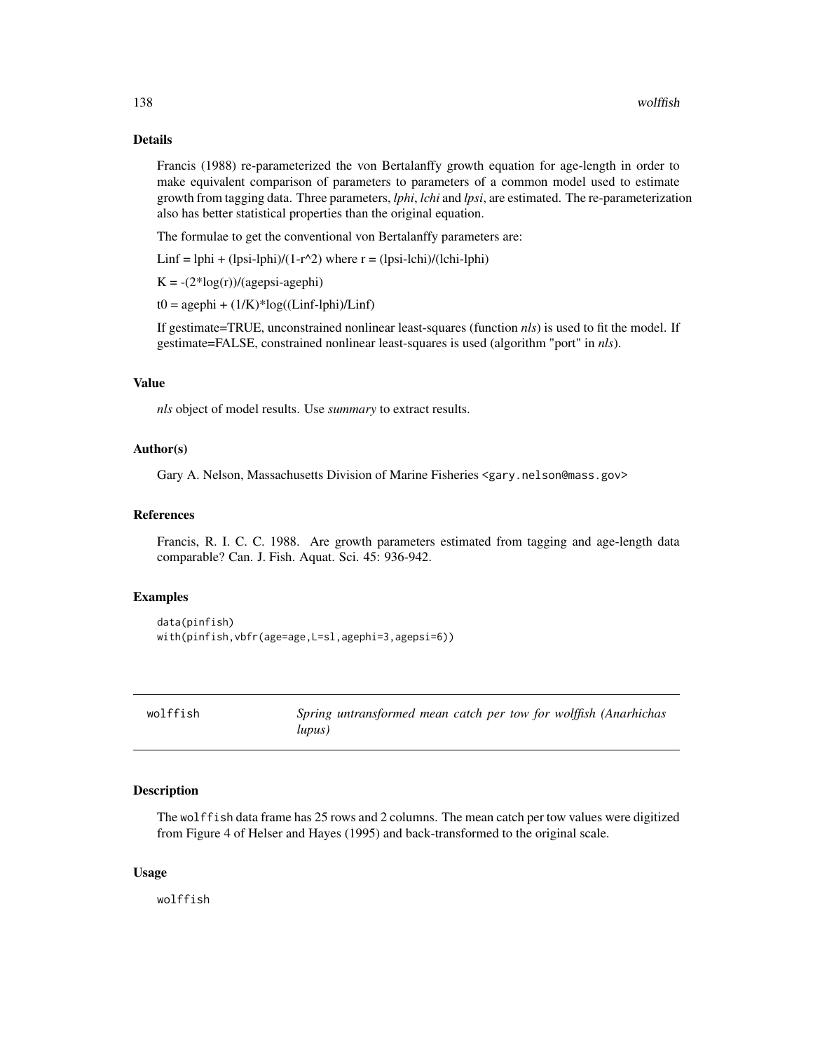## Details

Francis (1988) re-parameterized the von Bertalanffy growth equation for age-length in order to make equivalent comparison of parameters to parameters of a common model used to estimate growth from tagging data. Three parameters, *lphi*, *lchi* and *lpsi*, are estimated. The re-parameterization also has better statistical properties than the original equation.

The formulae to get the conventional von Bertalanffy parameters are:

Linf = lphi + (lpsi-lphi)/(1-r^2) where r = (lpsi-lchi)/(lchi-lphi)

K = -(2*log(r))/(agepsi-agephi)

t0 = agephi + (1/K)*log((Linf-lphi)/Linf)

If gestimate=TRUE, unconstrained nonlinear least-squares (function *nls*) is used to fit the model. If gestimate=FALSE, constrained nonlinear least-squares is used (algorithm "port" in *nls*).

## Value

*nls* object of model results. Use *summary* to extract results.

## Author(s)

Gary A. Nelson, Massachusetts Division of Marine Fisheries <gary.nelson@mass.gov>

## References

Francis, R. I. C. C. 1988. Are growth parameters estimated from tagging and age-length data comparable? Can. J. Fish. Aquat. Sci. 45: 936-942.

## Examples

```
data(pinfish)
with(pinfish,vbfr(age=age,L=sl,agephi=3,agepsi=6))
```

---

# wolffish — *Spring untransformed mean catch per tow for wolffish (Anarhichas lupus)*

## Description

The wolffish data frame has 25 rows and 2 columns. The mean catch per tow values were digitized from Figure 4 of Helser and Hayes (1995) and back-transformed to the original scale.

## Usage

```
wolffish
```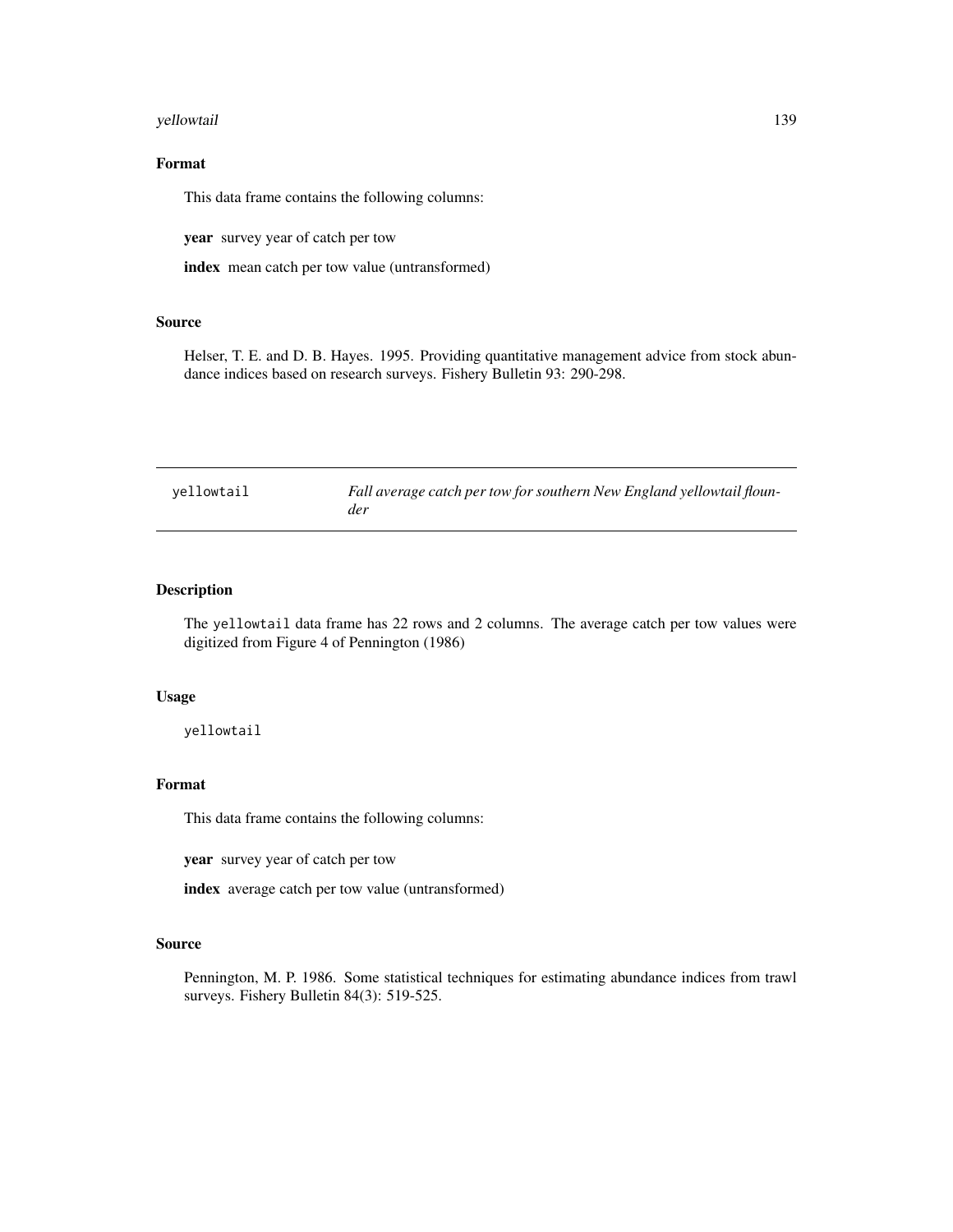### Format

This data frame contains the following columns:

**year** survey year of catch per tow

**index** mean catch per tow value (untransformed)

### Source

Helser, T. E. and D. B. Hayes. 1995. Providing quantitative management advice from stock abundance indices based on research surveys. Fishery Bulletin 93: 290-298.

---

## yellowtail — *Fall average catch per tow for southern New England yellowtail flounder*

---

### Description

The yellowtail data frame has 22 rows and 2 columns. The average catch per tow values were digitized from Figure 4 of Pennington (1986)

### Usage

```
yellowtail
```

### Format

This data frame contains the following columns:

**year** survey year of catch per tow

**index** average catch per tow value (untransformed)

### Source

Pennington, M. P. 1986. Some statistical techniques for estimating abundance indices from trawl surveys. Fishery Bulletin 84(3): 519-525.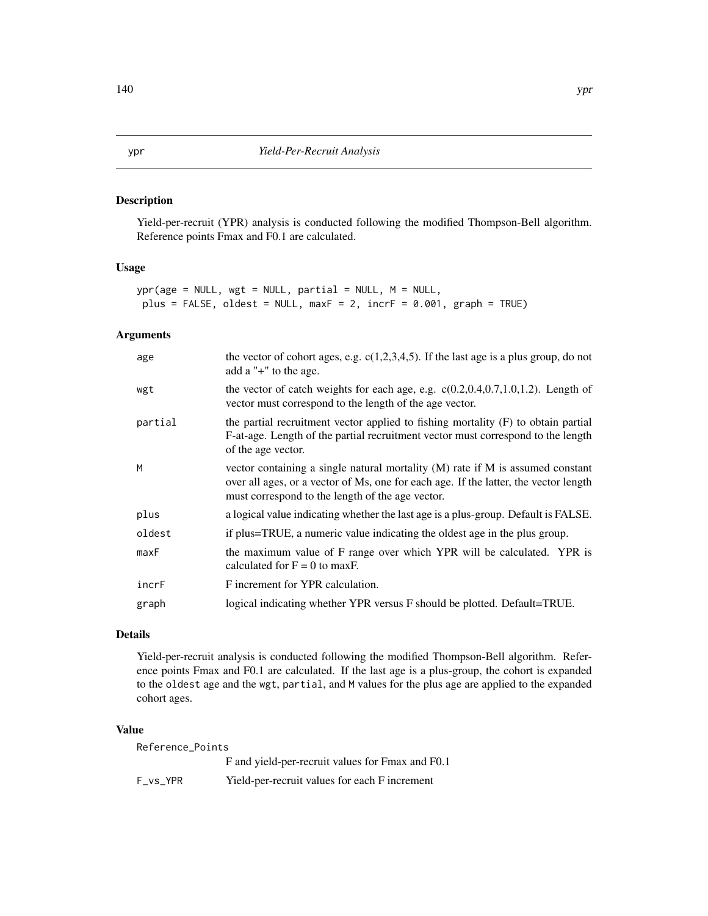ypr *Yield-Per-Recruit Analysis*

## Description

Yield-per-recruit (YPR) analysis is conducted following the modified Thompson-Bell algorithm. Reference points Fmax and F0.1 are calculated.

## Usage

```
ypr(age = NULL, wgt = NULL, partial = NULL, M = NULL,
 plus = FALSE, oldest = NULL, maxF = 2, incrF = 0.001, graph = TRUE)
```

## Arguments

| | |
|---|---|
| age | the vector of cohort ages, e.g. c(1,2,3,4,5). If the last age is a plus group, do not add a "+" to the age. |
| wgt | the vector of catch weights for each age, e.g. c(0.2,0.4,0.7,1.0,1.2). Length of vector must correspond to the length of the age vector. |
| partial | the partial recruitment vector applied to fishing mortality (F) to obtain partial F-at-age. Length of the partial recruitment vector must correspond to the length of the age vector. |
| M | vector containing a single natural mortality (M) rate if M is assumed constant over all ages, or a vector of Ms, one for each age. If the latter, the vector length must correspond to the length of the age vector. |
| plus | a logical value indicating whether the last age is a plus-group. Default is FALSE. |
| oldest | if plus=TRUE, a numeric value indicating the oldest age in the plus group. |
| maxF | the maximum value of F range over which YPR will be calculated. YPR is calculated for F = 0 to maxF. |
| incrF | F increment for YPR calculation. |
| graph | logical indicating whether YPR versus F should be plotted. Default=TRUE. |

## Details

Yield-per-recruit analysis is conducted following the modified Thompson-Bell algorithm. Reference points Fmax and F0.1 are calculated. If the last age is a plus-group, the cohort is expanded to the `oldest` age and the `wgt`, `partial`, and `M` values for the plus age are applied to the expanded cohort ages.

## Value

| | |
|---|---|
| Reference_Points | F and yield-per-recruit values for Fmax and F0.1 |
| F_vs_YPR | Yield-per-recruit values for each F increment |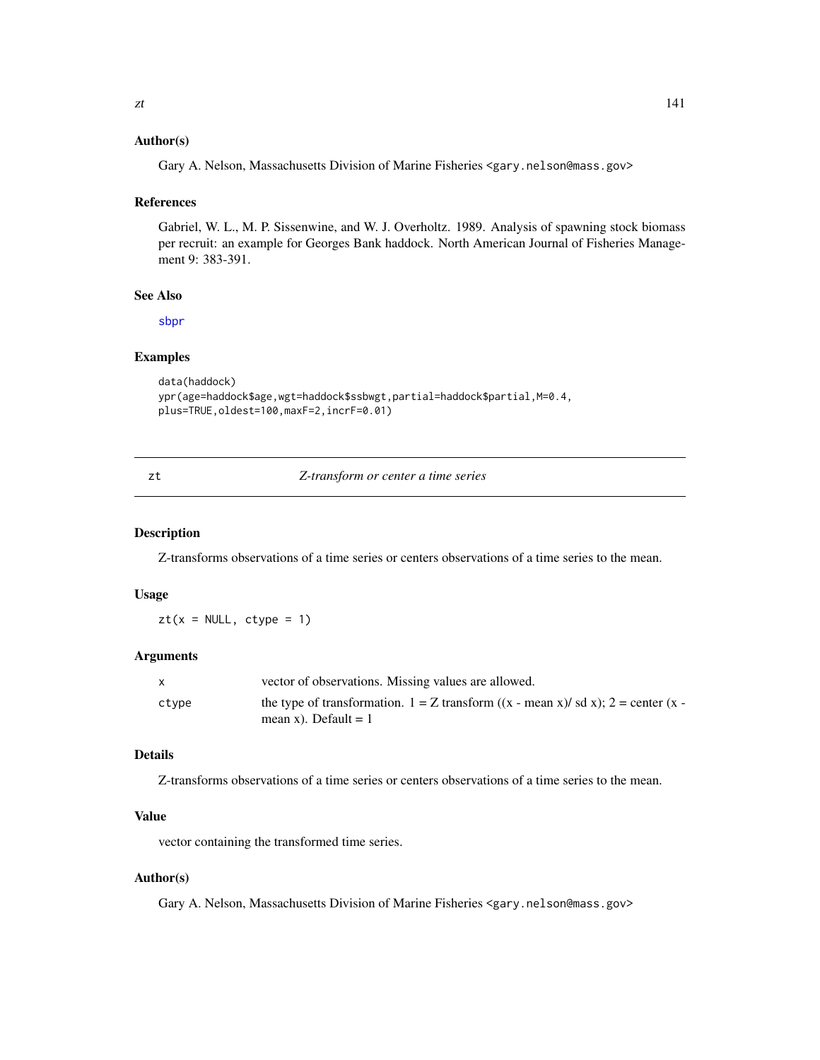## Author(s)

Gary A. Nelson, Massachusetts Division of Marine Fisheries <gary.nelson@mass.gov>

## References

Gabriel, W. L., M. P. Sissenwine, and W. J. Overholtz. 1989. Analysis of spawning stock biomass per recruit: an example for Georges Bank haddock. North American Journal of Fisheries Management 9: 383-391.

## See Also

sbpr

## Examples

```
data(haddock)
ypr(age=haddock$age,wgt=haddock$ssbwgt,partial=haddock$partial,M=0.4,
plus=TRUE,oldest=100,maxF=2,incrF=0.01)
```

---

# zt — *Z-transform or center a time series*

## Description

Z-transforms observations of a time series or centers observations of a time series to the mean.

## Usage

```
zt(x = NULL, ctype = 1)
```

## Arguments

| | |
|---|---|
| x | vector of observations. Missing values are allowed. |
| ctype | the type of transformation. 1 = Z transform ((x - mean x)/ sd x); 2 = center (x - mean x). Default = 1 |

## Details

Z-transforms observations of a time series or centers observations of a time series to the mean.

## Value

vector containing the transformed time series.

## Author(s)

Gary A. Nelson, Massachusetts Division of Marine Fisheries <gary.nelson@mass.gov>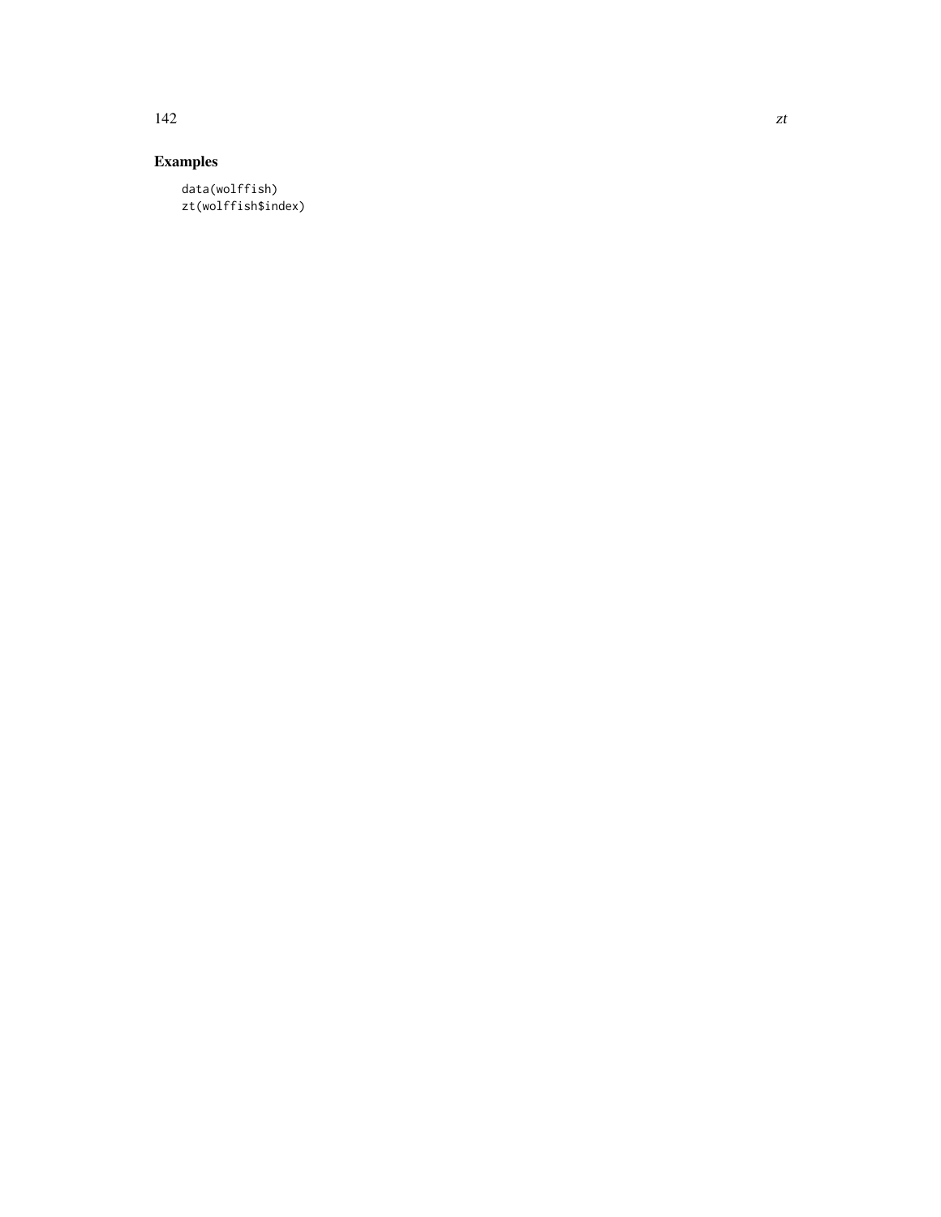## Examples

```
data(wolffish)
zt(wolffish$index)
```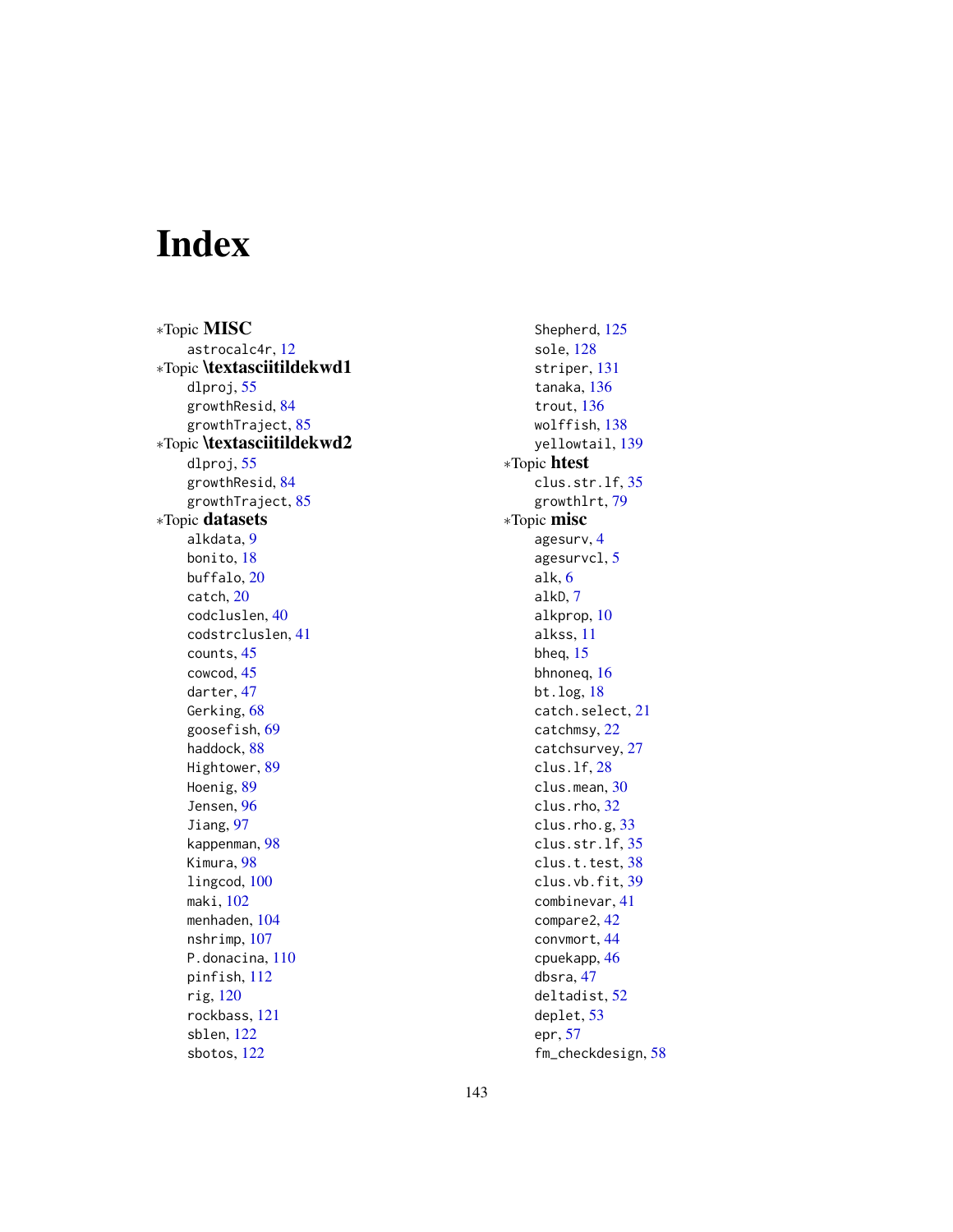# Index

*Topic **MISC**
    astrocalc4r, 12
*Topic **\textasciitildekwd1**
    dlproj, 55
    growthResid, 84
    growthTraject, 85
*Topic **\textasciitildekwd2**
    dlproj, 55
    growthResid, 84
    growthTraject, 85
*Topic **datasets**
    alkdata, 9
    bonito, 18
    buffalo, 20
    catch, 20
    codcluslen, 40
    codstrcluslen, 41
    counts, 45
    cowcod, 45
    darter, 47
    Gerking, 68
    goosefish, 69
    haddock, 88
    Hightower, 89
    Hoenig, 89
    Jensen, 96
    Jiang, 97
    kappenman, 98
    Kimura, 98
    lingcod, 100
    maki, 102
    menhaden, 104
    nshrimp, 107
    P.donacina, 110
    pinfish, 112
    rig, 120
    rockbass, 121
    sblen, 122
    sbotos, 122
    Shepherd, 125
    sole, 128
    striper, 131
    tanaka, 136
    trout, 136
    wolffish, 138
    yellowtail, 139
*Topic **htest**
    clus.str.lf, 35
    growthlrt, 79
*Topic **misc**
    agesurv, 4
    agesurvcl, 5
    alk, 6
    alkD, 7
    alkprop, 10
    alkss, 11
    bheq, 15
    bhnoneq, 16
    bt.log, 18
    catch.select, 21
    catchmsy, 22
    catchsurvey, 27
    clus.lf, 28
    clus.mean, 30
    clus.rho, 32
    clus.rho.g, 33
    clus.str.lf, 35
    clus.t.test, 38
    clus.vb.fit, 39
    combinevar, 41
    compare2, 42
    convmort, 44
    cpuekapp, 46
    dbsra, 47
    deltadist, 52
    deplet, 53
    epr, 57
    fm_checkdesign, 58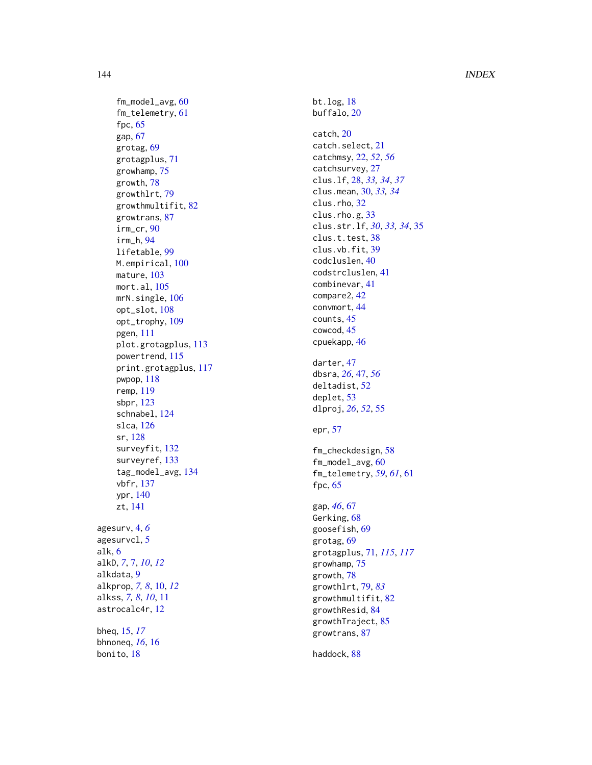fm_model_avg, 60
fm_telemetry, 61
fpc, 65
gap, 67
grotag, 69
grotagplus, 71
growhamp, 75
growth, 78
growthlrt, 79
growthmultifit, 82
growtrans, 87
irm_cr, 90
irm_h, 94
lifetable, 99
M.empirical, 100
mature, 103
mort.al, 105
mrN.single, 106
opt_slot, 108
opt_trophy, 109
pgen, 111
plot.grotagplus, 113
powertrend, 115
print.grotagplus, 117
pwpop, 118
remp, 119
sbpr, 123
schnabel, 124
slca, 126
sr, 128
surveyfit, 132
surveyref, 133
tag_model_avg, 134
vbfr, 137
ypr, 140
zt, 141

agesurv, 4, *6*
agesurvcl, 5
alk, 6
alkD, *7*, 7, *10*, *12*
alkdata, 9
alkprop, *7, 8*, 10, *12*
alkss, *7, 8*, *10*, 11
astrocalc4r, 12

bheq, 15, *17*
bhnoneq, *16*, 16
bonito, 18
bt.log, 18
buffalo, 20

catch, 20
catch.select, 21
catchmsy, 22, *52*, *56*
catchsurvey, 27
clus.lf, 28, *33, 34*, *37*
clus.mean, 30, *33, 34*
clus.rho, 32
clus.rho.g, 33
clus.str.lf, *30*, *33*, *34*, 35
clus.t.test, 38
clus.vb.fit, 39
codclusIen, 40
codstrcluslen, 41
combinevar, 41
compare2, 42
convmort, 44
counts, 45
cowcod, 45
cpuekapp, 46

darter, 47
dbsra, *26*, 47, *56*
deltadist, 52
deplet, 53
dlproj, *26*, *52*, 55

epr, 57

fm_checkdesign, 58
fm_model_avg, 60
fm_telemetry, *59*, *61*, 61
fpc, 65

gap, *46*, 67
Gerking, 68
goosefish, 69
grotag, 69
grotagplus, 71, *115*, *117*
growhamp, 75
growth, 78
growthlrt, 79, *83*
growthmultifit, 82
growthResid, 84
growthTraject, 85
growtrans, 87

haddock, 88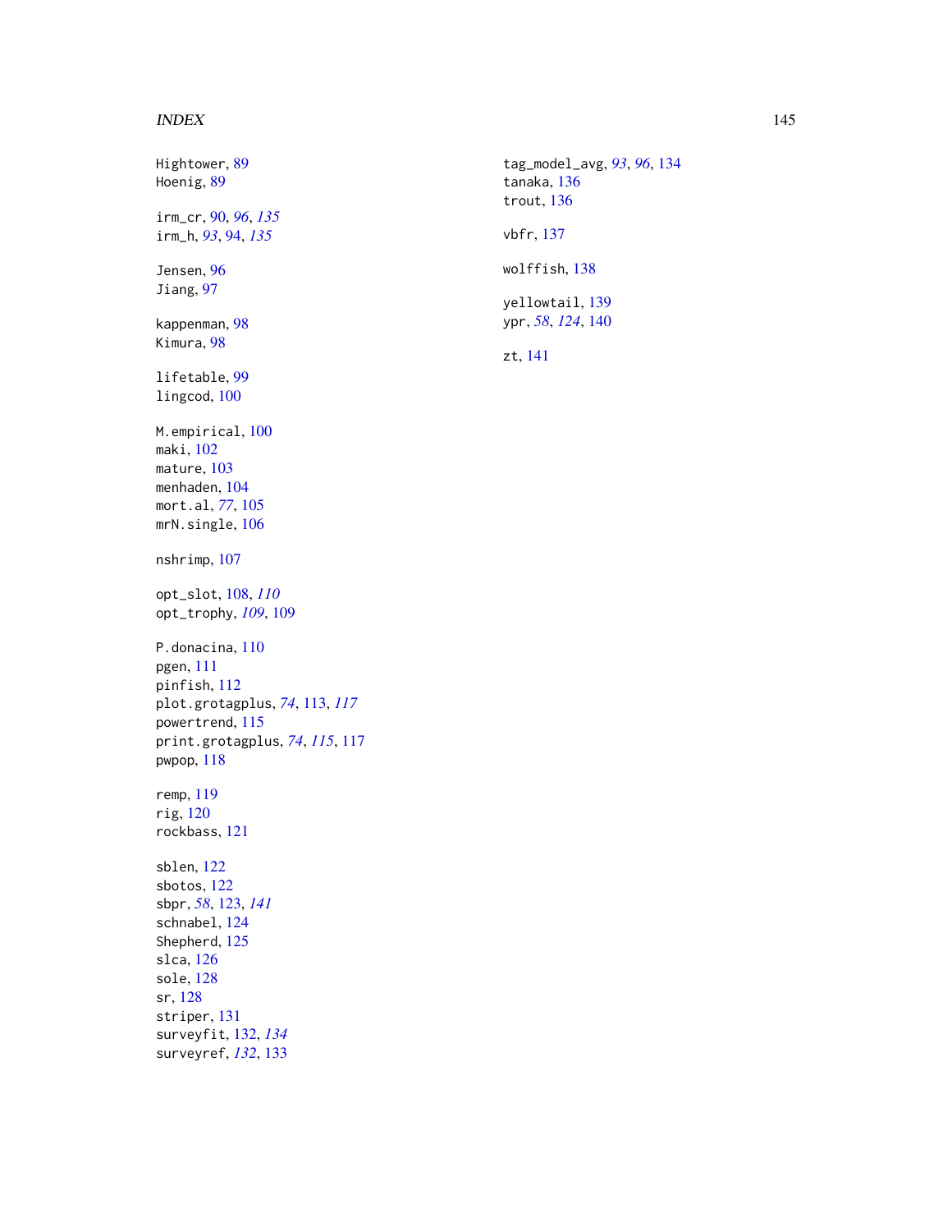Hightower, 89
Hoenig, 89

irm_cr, 90, *96*, *135*
irm_h, *93*, 94, *135*

Jensen, 96
Jiang, 97

kappenman, 98
Kimura, 98

lifetable, 99
lingcod, 100

M.empirical, 100
maki, 102
mature, 103
menhaden, 104
mort.al, *77*, 105
mrN.single, 106

nshrimp, 107

opt_slot, 108, *110*
opt_trophy, *109*, 109

P.donacina, 110
pgen, 111
pinfish, 112
plot.grotagplus, *74*, 113, *117*
powertrend, 115
print.grotagplus, *74*, *115*, 117
pwpop, 118

remp, 119
rig, 120
rockbass, 121

sblen, 122
sbotos, 122
sbpr, *58*, 123, *141*
schnabel, 124
Shepherd, 125
slca, 126
sole, 128
sr, 128
striper, 131
surveyfit, 132, *134*
surveyref, *132*, 133

tag_model_avg, *93*, *96*, 134
tanaka, 136
trout, 136

vbfr, 137

wolffish, 138

yellowtail, 139
ypr, *58*, *124*, 140

zt, 141